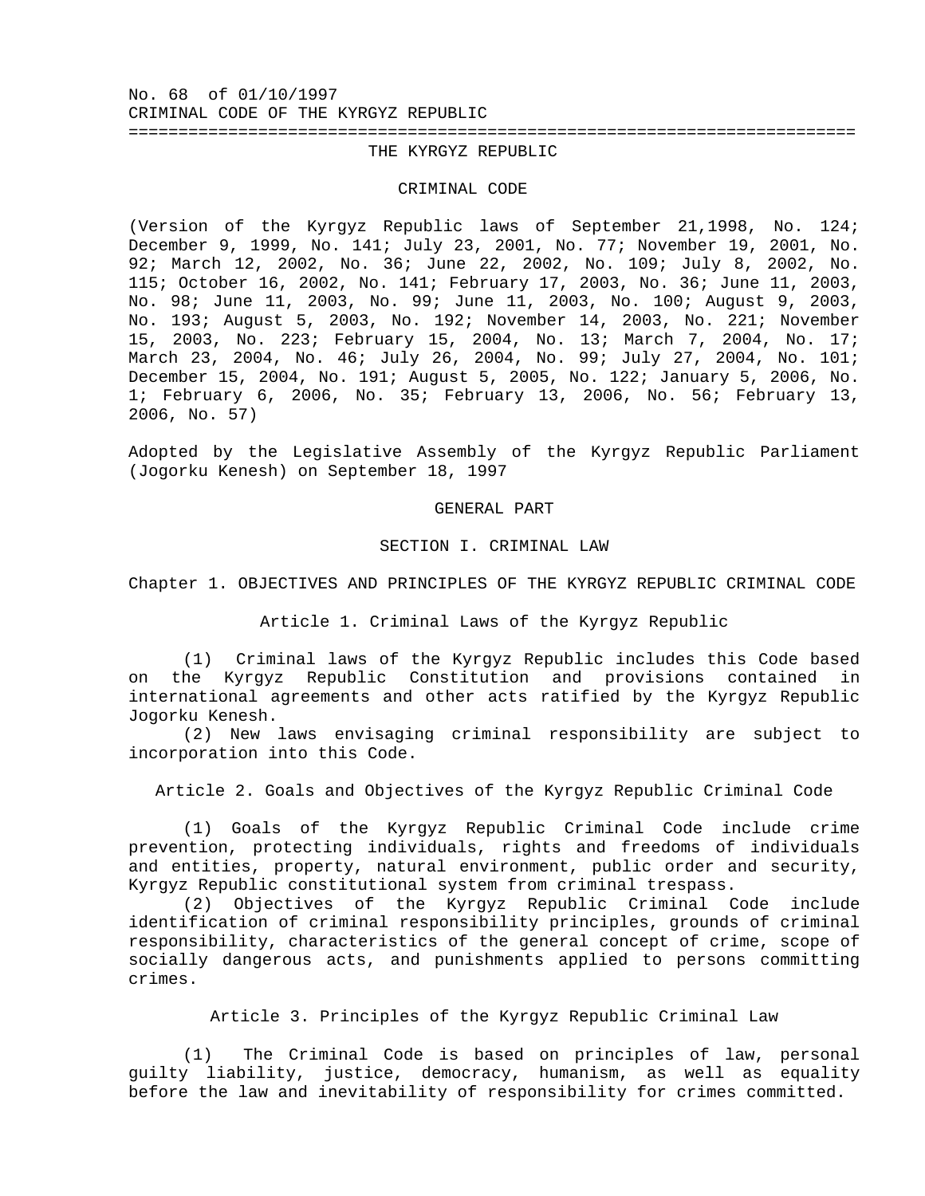No. 68 of 01/10/1997
CRIMINAL CODE OF THE KYRGYZ REPUBLIC

---

# THE KYRGYZ REPUBLIC

# CRIMINAL CODE

(Version of the Kyrgyz Republic laws of September 21,1998, No. 124; December 9, 1999, No. 141; July 23, 2001, No. 77; November 19, 2001, No. 92; March 12, 2002, No. 36; June 22, 2002, No. 109; July 8, 2002, No. 115; October 16, 2002, No. 141; February 17, 2003, No. 36; June 11, 2003, No. 98; June 11, 2003, No. 99; June 11, 2003, No. 100; August 9, 2003, No. 193; August 5, 2003, No. 192; November 14, 2003, No. 221; November 15, 2003, No. 223; February 15, 2004, No. 13; March 7, 2004, No. 17; March 23, 2004, No. 46; July 26, 2004, No. 99; July 27, 2004, No. 101; December 15, 2004, No. 191; August 5, 2005, No. 122; January 5, 2006, No. 1; February 6, 2006, No. 35; February 13, 2006, No. 56; February 13, 2006, No. 57)

Adopted by the Legislative Assembly of the Kyrgyz Republic Parliament (Jogorku Kenesh) on September 18, 1997

## GENERAL PART

## SECTION I. CRIMINAL LAW

### Chapter 1. OBJECTIVES AND PRINCIPLES OF THE KYRGYZ REPUBLIC CRIMINAL CODE

#### Article 1. Criminal Laws of the Kyrgyz Republic

(1) Criminal laws of the Kyrgyz Republic includes this Code based on the Kyrgyz Republic Constitution and provisions contained in international agreements and other acts ratified by the Kyrgyz Republic Jogorku Kenesh.

(2) New laws envisaging criminal responsibility are subject to incorporation into this Code.

#### Article 2. Goals and Objectives of the Kyrgyz Republic Criminal Code

(1) Goals of the Kyrgyz Republic Criminal Code include crime prevention, protecting individuals, rights and freedoms of individuals and entities, property, natural environment, public order and security, Kyrgyz Republic constitutional system from criminal trespass.

(2) Objectives of the Kyrgyz Republic Criminal Code include identification of criminal responsibility principles, grounds of criminal responsibility, characteristics of the general concept of crime, scope of socially dangerous acts, and punishments applied to persons committing crimes.

#### Article 3. Principles of the Kyrgyz Republic Criminal Law

(1) The Criminal Code is based on principles of law, personal guilty liability, justice, democracy, humanism, as well as equality before the law and inevitability of responsibility for crimes committed.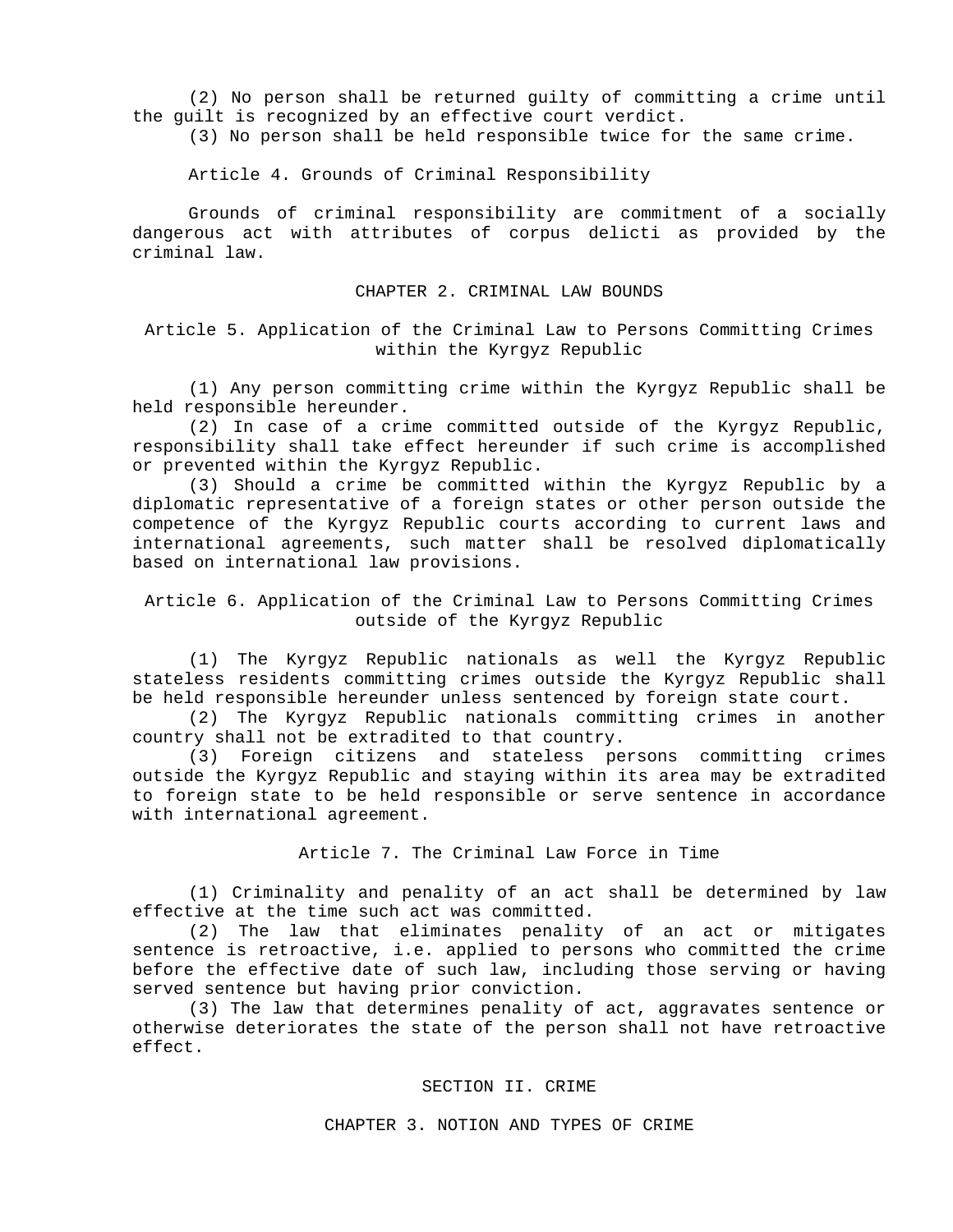(2) No person shall be returned guilty of committing a crime until the guilt is recognized by an effective court verdict.

(3) No person shall be held responsible twice for the same crime.

### Article 4. Grounds of Criminal Responsibility

Grounds of criminal responsibility are commitment of a socially dangerous act with attributes of corpus delicti as provided by the criminal law.

## CHAPTER 2. CRIMINAL LAW BOUNDS

### Article 5. Application of the Criminal Law to Persons Committing Crimes within the Kyrgyz Republic

(1) Any person committing crime within the Kyrgyz Republic shall be held responsible hereunder.

(2) In case of a crime committed outside of the Kyrgyz Republic, responsibility shall take effect hereunder if such crime is accomplished or prevented within the Kyrgyz Republic.

(3) Should a crime be committed within the Kyrgyz Republic by a diplomatic representative of a foreign states or other person outside the competence of the Kyrgyz Republic courts according to current laws and international agreements, such matter shall be resolved diplomatically based on international law provisions.

### Article 6. Application of the Criminal Law to Persons Committing Crimes outside of the Kyrgyz Republic

(1) The Kyrgyz Republic nationals as well the Kyrgyz Republic stateless residents committing crimes outside the Kyrgyz Republic shall be held responsible hereunder unless sentenced by foreign state court.

(2) The Kyrgyz Republic nationals committing crimes in another country shall not be extradited to that country.

(3) Foreign citizens and stateless persons committing crimes outside the Kyrgyz Republic and staying within its area may be extradited to foreign state to be held responsible or serve sentence in accordance with international agreement.

### Article 7. The Criminal Law Force in Time

(1) Criminality and penality of an act shall be determined by law effective at the time such act was committed.

(2) The law that eliminates penality of an act or mitigates sentence is retroactive, i.e. applied to persons who committed the crime before the effective date of such law, including those serving or having served sentence but having prior conviction.

(3) The law that determines penality of act, aggravates sentence or otherwise deteriorates the state of the person shall not have retroactive effect.

# SECTION II. CRIME

## CHAPTER 3. NOTION AND TYPES OF CRIME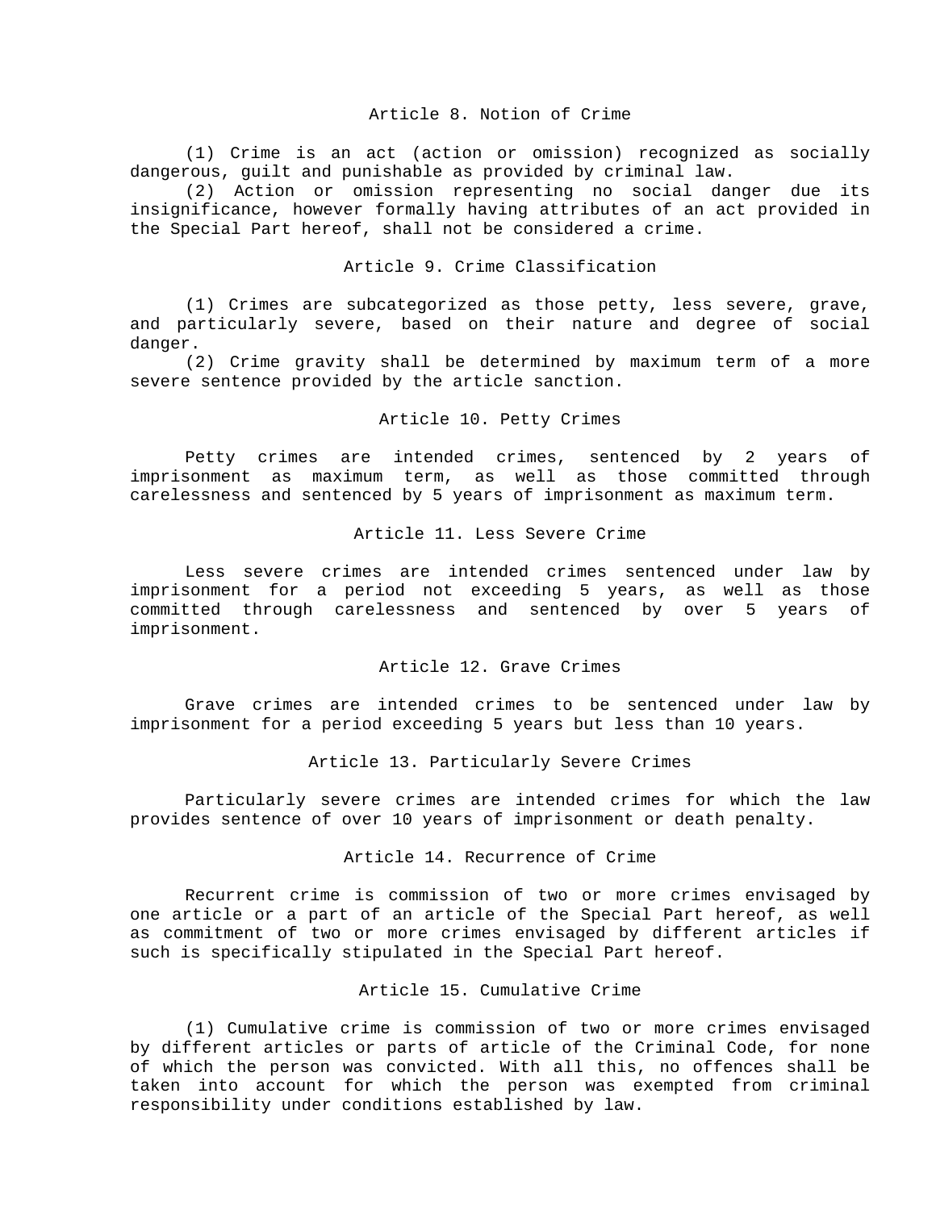## Article 8. Notion of Crime

(1) Crime is an act (action or omission) recognized as socially dangerous, guilt and punishable as provided by criminal law.
(2) Action or omission representing no social danger due its insignificance, however formally having attributes of an act provided in the Special Part hereof, shall not be considered a crime.

## Article 9. Crime Classification

(1) Crimes are subcategorized as those petty, less severe, grave, and particularly severe, based on their nature and degree of social danger.
(2) Crime gravity shall be determined by maximum term of a more severe sentence provided by the article sanction.

## Article 10. Petty Crimes

Petty crimes are intended crimes, sentenced by 2 years of imprisonment as maximum term, as well as those committed through carelessness and sentenced by 5 years of imprisonment as maximum term.

## Article 11. Less Severe Crime

Less severe crimes are intended crimes sentenced under law by imprisonment for a period not exceeding 5 years, as well as those committed through carelessness and sentenced by over 5 years of imprisonment.

## Article 12. Grave Crimes

Grave crimes are intended crimes to be sentenced under law by imprisonment for a period exceeding 5 years but less than 10 years.

## Article 13. Particularly Severe Crimes

Particularly severe crimes are intended crimes for which the law provides sentence of over 10 years of imprisonment or death penalty.

## Article 14. Recurrence of Crime

Recurrent crime is commission of two or more crimes envisaged by one article or a part of an article of the Special Part hereof, as well as commitment of two or more crimes envisaged by different articles if such is specifically stipulated in the Special Part hereof.

## Article 15. Cumulative Crime

(1) Cumulative crime is commission of two or more crimes envisaged by different articles or parts of article of the Criminal Code, for none of which the person was convicted. With all this, no offences shall be taken into account for which the person was exempted from criminal responsibility under conditions established by law.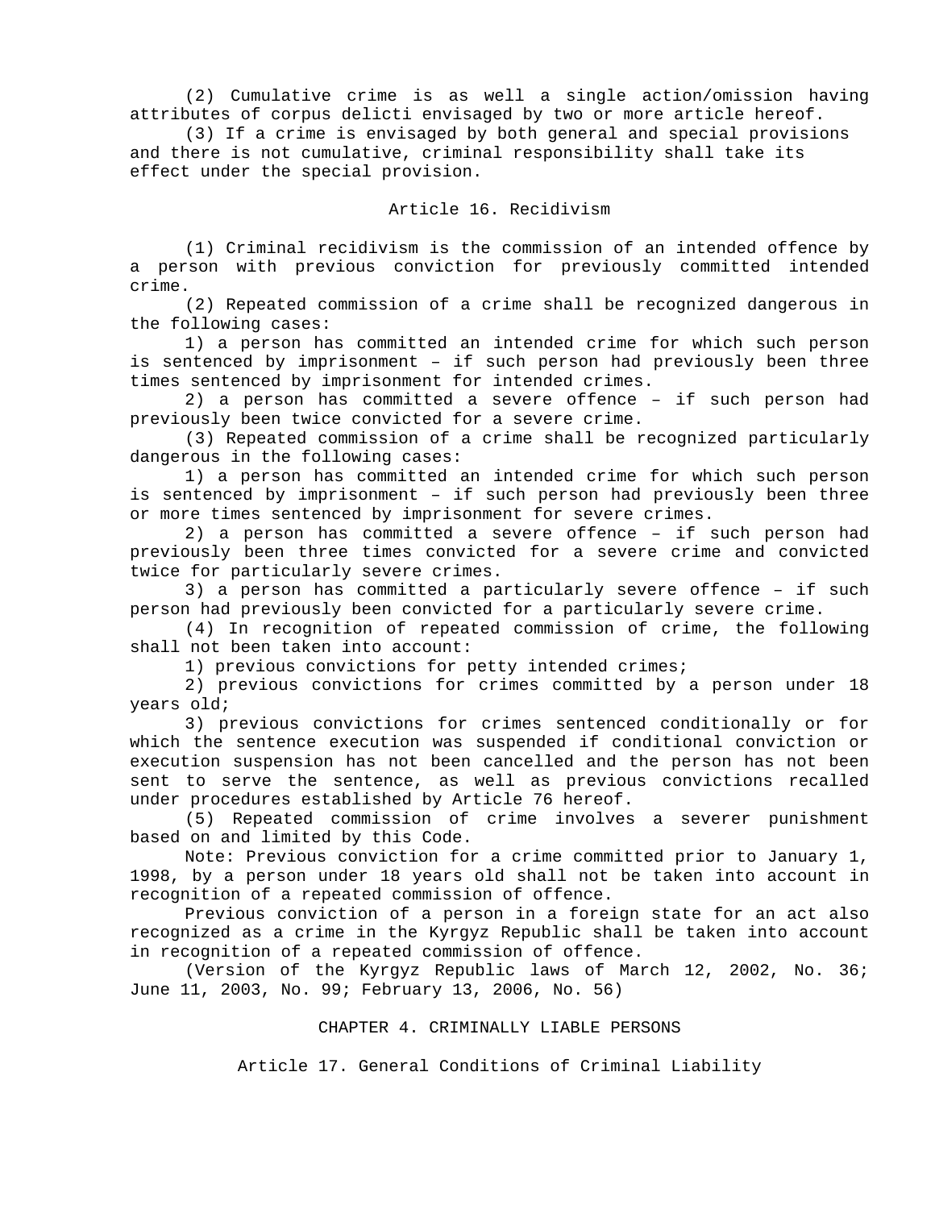(2) Cumulative crime is as well a single action/omission having attributes of corpus delicti envisaged by two or more article hereof.

(3) If a crime is envisaged by both general and special provisions and there is not cumulative, criminal responsibility shall take its effect under the special provision.

### Article 16. Recidivism

(1) Criminal recidivism is the commission of an intended offence by a person with previous conviction for previously committed intended crime.

(2) Repeated commission of a crime shall be recognized dangerous in the following cases:

1) a person has committed an intended crime for which such person is sentenced by imprisonment – if such person had previously been three times sentenced by imprisonment for intended crimes.

2) a person has committed a severe offence – if such person had previously been twice convicted for a severe crime.

(3) Repeated commission of a crime shall be recognized particularly dangerous in the following cases:

1) a person has committed an intended crime for which such person is sentenced by imprisonment – if such person had previously been three or more times sentenced by imprisonment for severe crimes.

2) a person has committed a severe offence – if such person had previously been three times convicted for a severe crime and convicted twice for particularly severe crimes.

3) a person has committed a particularly severe offence – if such person had previously been convicted for a particularly severe crime.

(4) In recognition of repeated commission of crime, the following shall not been taken into account:

1) previous convictions for petty intended crimes;

2) previous convictions for crimes committed by a person under 18 years old;

3) previous convictions for crimes sentenced conditionally or for which the sentence execution was suspended if conditional conviction or execution suspension has not been cancelled and the person has not been sent to serve the sentence, as well as previous convictions recalled under procedures established by Article 76 hereof.

(5) Repeated commission of crime involves a severer punishment based on and limited by this Code.

Note: Previous conviction for a crime committed prior to January 1, 1998, by a person under 18 years old shall not be taken into account in recognition of a repeated commission of offence.

Previous conviction of a person in a foreign state for an act also recognized as a crime in the Kyrgyz Republic shall be taken into account in recognition of a repeated commission of offence.

(Version of the Kyrgyz Republic laws of March 12, 2002, No. 36; June 11, 2003, No. 99; February 13, 2006, No. 56)

## CHAPTER 4. CRIMINALLY LIABLE PERSONS

### Article 17. General Conditions of Criminal Liability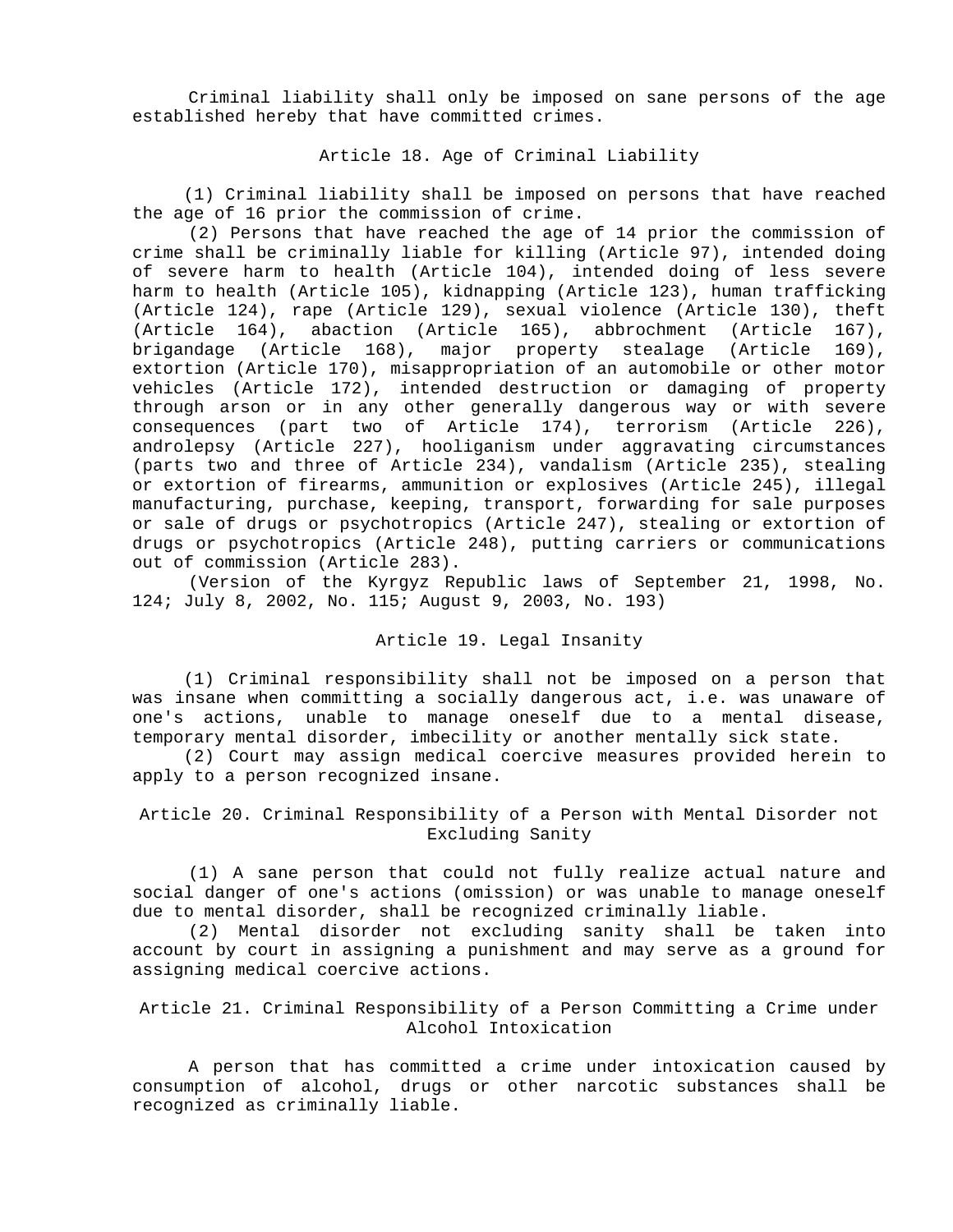Criminal liability shall only be imposed on sane persons of the age established hereby that have committed crimes.

## Article 18. Age of Criminal Liability

(1) Criminal liability shall be imposed on persons that have reached the age of 16 prior the commission of crime.

(2) Persons that have reached the age of 14 prior the commission of crime shall be criminally liable for killing (Article 97), intended doing of severe harm to health (Article 104), intended doing of less severe harm to health (Article 105), kidnapping (Article 123), human trafficking (Article 124), rape (Article 129), sexual violence (Article 130), theft (Article 164), abaction (Article 165), abbrochment (Article 167), brigandage (Article 168), major property stealage (Article 169), extortion (Article 170), misappropriation of an automobile or other motor vehicles (Article 172), intended destruction or damaging of property through arson or in any other generally dangerous way or with severe consequences (part two of Article 174), terrorism (Article 226), androlepsy (Article 227), hooliganism under aggravating circumstances (parts two and three of Article 234), vandalism (Article 235), stealing or extortion of firearms, ammunition or explosives (Article 245), illegal manufacturing, purchase, keeping, transport, forwarding for sale purposes or sale of drugs or psychotropics (Article 247), stealing or extortion of drugs or psychotropics (Article 248), putting carriers or communications out of commission (Article 283).

(Version of the Kyrgyz Republic laws of September 21, 1998, No. 124; July 8, 2002, No. 115; August 9, 2003, No. 193)

## Article 19. Legal Insanity

(1) Criminal responsibility shall not be imposed on a person that was insane when committing a socially dangerous act, i.e. was unaware of one's actions, unable to manage oneself due to a mental disease, temporary mental disorder, imbecility or another mentally sick state.

(2) Court may assign medical coercive measures provided herein to apply to a person recognized insane.

## Article 20. Criminal Responsibility of a Person with Mental Disorder not Excluding Sanity

(1) A sane person that could not fully realize actual nature and social danger of one's actions (omission) or was unable to manage oneself due to mental disorder, shall be recognized criminally liable.

(2) Mental disorder not excluding sanity shall be taken into account by court in assigning a punishment and may serve as a ground for assigning medical coercive actions.

## Article 21. Criminal Responsibility of a Person Committing a Crime under Alcohol Intoxication

A person that has committed a crime under intoxication caused by consumption of alcohol, drugs or other narcotic substances shall be recognized as criminally liable.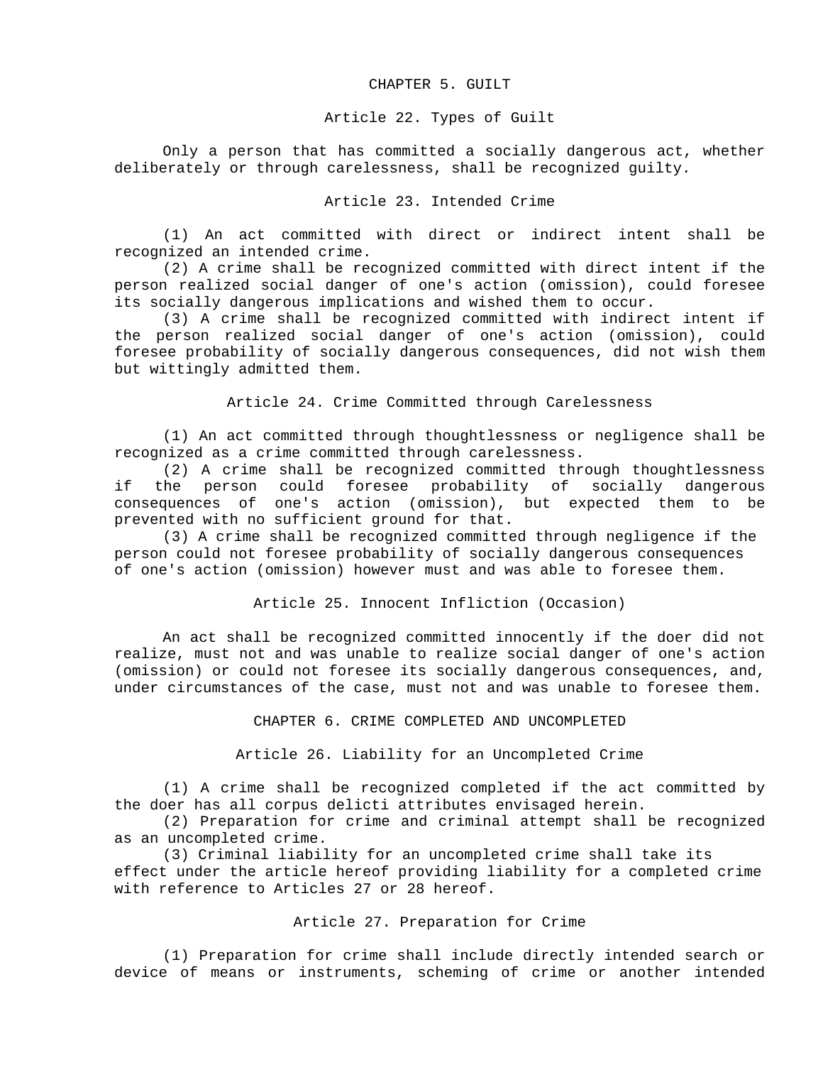## CHAPTER 5. GUILT

### Article 22. Types of Guilt

Only a person that has committed a socially dangerous act, whether deliberately or through carelessness, shall be recognized guilty.

### Article 23. Intended Crime

(1) An act committed with direct or indirect intent shall be recognized an intended crime.

(2) A crime shall be recognized committed with direct intent if the person realized social danger of one's action (omission), could foresee its socially dangerous implications and wished them to occur.

(3) A crime shall be recognized committed with indirect intent if the person realized social danger of one's action (omission), could foresee probability of socially dangerous consequences, did not wish them but wittingly admitted them.

### Article 24. Crime Committed through Carelessness

(1) An act committed through thoughtlessness or negligence shall be recognized as a crime committed through carelessness.

(2) A crime shall be recognized committed through thoughtlessness if the person could foresee probability of socially dangerous consequences of one's action (omission), but expected them to be prevented with no sufficient ground for that.

(3) A crime shall be recognized committed through negligence if the person could not foresee probability of socially dangerous consequences of one's action (omission) however must and was able to foresee them.

### Article 25. Innocent Infliction (Occasion)

An act shall be recognized committed innocently if the doer did not realize, must not and was unable to realize social danger of one's action (omission) or could not foresee its socially dangerous consequences, and, under circumstances of the case, must not and was unable to foresee them.

## CHAPTER 6. CRIME COMPLETED AND UNCOMPLETED

### Article 26. Liability for an Uncompleted Crime

(1) A crime shall be recognized completed if the act committed by the doer has all corpus delicti attributes envisaged herein.

(2) Preparation for crime and criminal attempt shall be recognized as an uncompleted crime.

(3) Criminal liability for an uncompleted crime shall take its effect under the article hereof providing liability for a completed crime with reference to Articles 27 or 28 hereof.

### Article 27. Preparation for Crime

(1) Preparation for crime shall include directly intended search or device of means or instruments, scheming of crime or another intended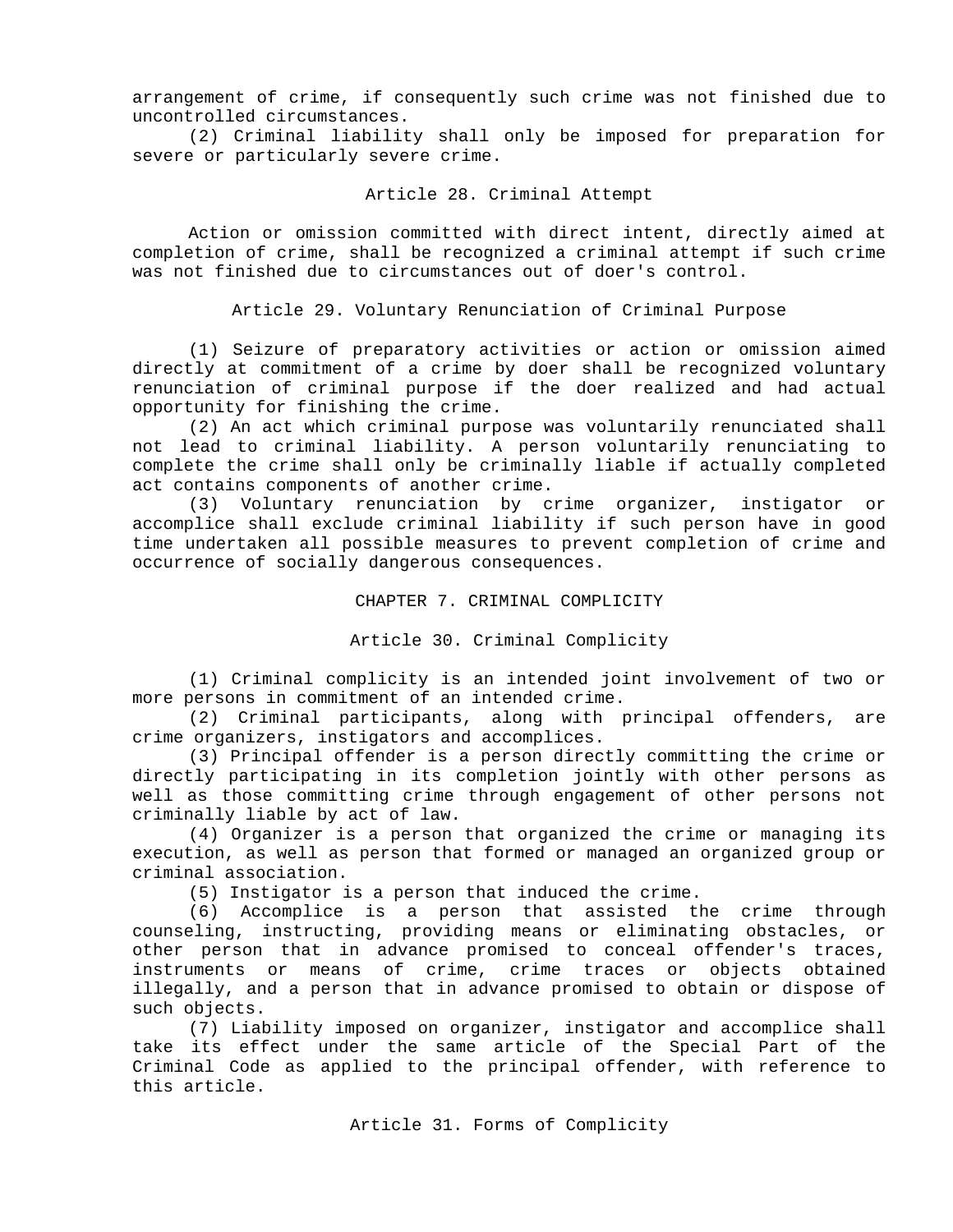arrangement of crime, if consequently such crime was not finished due to uncontrolled circumstances.

(2) Criminal liability shall only be imposed for preparation for severe or particularly severe crime.

### Article 28. Criminal Attempt

Action or omission committed with direct intent, directly aimed at completion of crime, shall be recognized a criminal attempt if such crime was not finished due to circumstances out of doer's control.

### Article 29. Voluntary Renunciation of Criminal Purpose

(1) Seizure of preparatory activities or action or omission aimed directly at commitment of a crime by doer shall be recognized voluntary renunciation of criminal purpose if the doer realized and had actual opportunity for finishing the crime.

(2) An act which criminal purpose was voluntarily renunciated shall not lead to criminal liability. A person voluntarily renunciating to complete the crime shall only be criminally liable if actually completed act contains components of another crime.

(3) Voluntary renunciation by crime organizer, instigator or accomplice shall exclude criminal liability if such person have in good time undertaken all possible measures to prevent completion of crime and occurrence of socially dangerous consequences.

## CHAPTER 7. CRIMINAL COMPLICITY

### Article 30. Criminal Complicity

(1) Criminal complicity is an intended joint involvement of two or more persons in commitment of an intended crime.

(2) Criminal participants, along with principal offenders, are crime organizers, instigators and accomplices.

(3) Principal offender is a person directly committing the crime or directly participating in its completion jointly with other persons as well as those committing crime through engagement of other persons not criminally liable by act of law.

(4) Organizer is a person that organized the crime or managing its execution, as well as person that formed or managed an organized group or criminal association.

(5) Instigator is a person that induced the crime.

(6) Accomplice is a person that assisted the crime through counseling, instructing, providing means or eliminating obstacles, or other person that in advance promised to conceal offender's traces, instruments or means of crime, crime traces or objects obtained illegally, and a person that in advance promised to obtain or dispose of such objects.

(7) Liability imposed on organizer, instigator and accomplice shall take its effect under the same article of the Special Part of the Criminal Code as applied to the principal offender, with reference to this article.

### Article 31. Forms of Complicity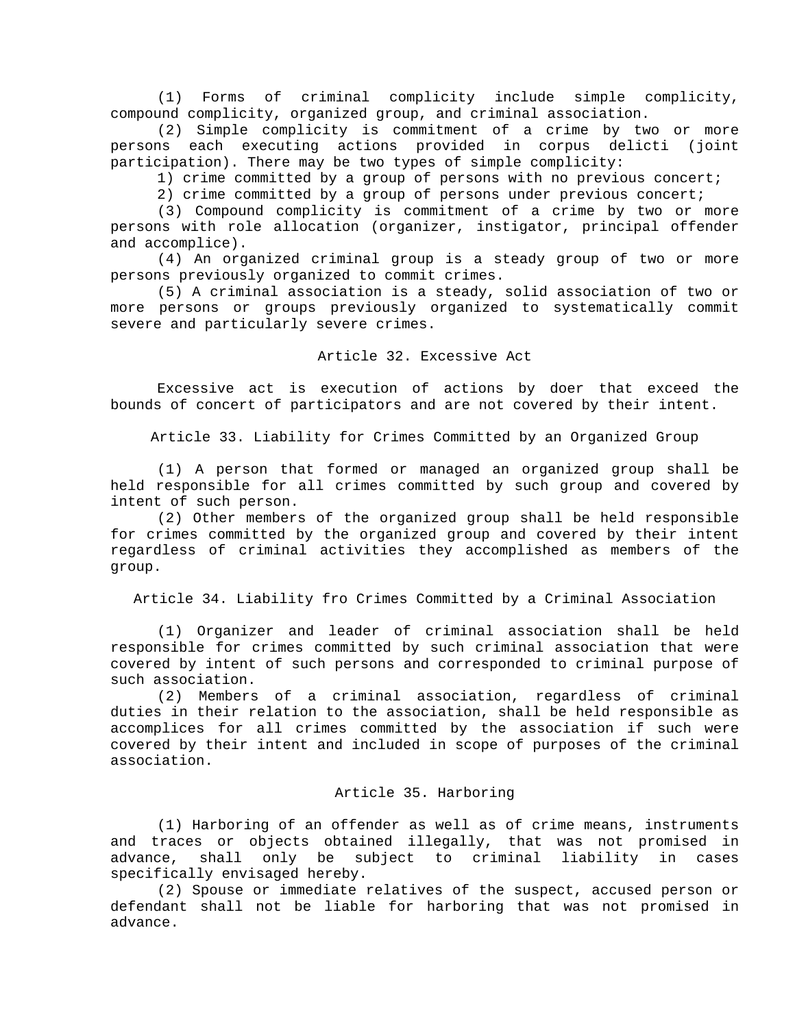(1) Forms of criminal complicity include simple complicity, compound complicity, organized group, and criminal association.

(2) Simple complicity is commitment of a crime by two or more persons each executing actions provided in corpus delicti (joint participation). There may be two types of simple complicity:

1) crime committed by a group of persons with no previous concert;

2) crime committed by a group of persons under previous concert;

(3) Compound complicity is commitment of a crime by two or more persons with role allocation (organizer, instigator, principal offender and accomplice).

(4) An organized criminal group is a steady group of two or more persons previously organized to commit crimes.

(5) A criminal association is a steady, solid association of two or more persons or groups previously organized to systematically commit severe and particularly severe crimes.

## Article 32. Excessive Act

Excessive act is execution of actions by doer that exceed the bounds of concert of participators and are not covered by their intent.

## Article 33. Liability for Crimes Committed by an Organized Group

(1) A person that formed or managed an organized group shall be held responsible for all crimes committed by such group and covered by intent of such person.

(2) Other members of the organized group shall be held responsible for crimes committed by the organized group and covered by their intent regardless of criminal activities they accomplished as members of the group.

## Article 34. Liability fro Crimes Committed by a Criminal Association

(1) Organizer and leader of criminal association shall be held responsible for crimes committed by such criminal association that were covered by intent of such persons and corresponded to criminal purpose of such association.

(2) Members of a criminal association, regardless of criminal duties in their relation to the association, shall be held responsible as accomplices for all crimes committed by the association if such were covered by their intent and included in scope of purposes of the criminal association.

## Article 35. Harboring

(1) Harboring of an offender as well as of crime means, instruments and traces or objects obtained illegally, that was not promised in advance, shall only be subject to criminal liability in cases specifically envisaged hereby.

(2) Spouse or immediate relatives of the suspect, accused person or defendant shall not be liable for harboring that was not promised in advance.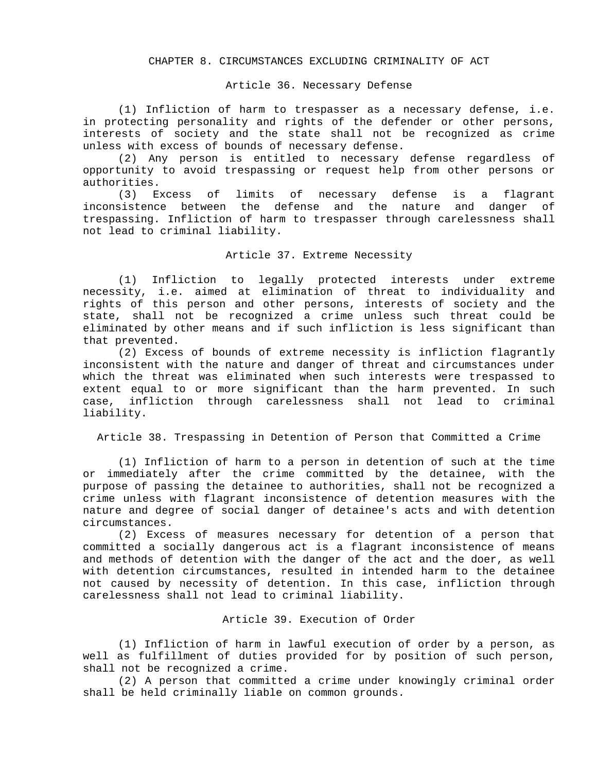## CHAPTER 8. CIRCUMSTANCES EXCLUDING CRIMINALITY OF ACT

### Article 36. Necessary Defense

(1) Infliction of harm to trespasser as a necessary defense, i.e. in protecting personality and rights of the defender or other persons, interests of society and the state shall not be recognized as crime unless with excess of bounds of necessary defense.

(2) Any person is entitled to necessary defense regardless of opportunity to avoid trespassing or request help from other persons or authorities.

(3) Excess of limits of necessary defense is a flagrant inconsistence between the defense and the nature and danger of trespassing. Infliction of harm to trespasser through carelessness shall not lead to criminal liability.

### Article 37. Extreme Necessity

(1) Infliction to legally protected interests under extreme necessity, i.e. aimed at elimination of threat to individuality and rights of this person and other persons, interests of society and the state, shall not be recognized a crime unless such threat could be eliminated by other means and if such infliction is less significant than that prevented.

(2) Excess of bounds of extreme necessity is infliction flagrantly inconsistent with the nature and danger of threat and circumstances under which the threat was eliminated when such interests were trespassed to extent equal to or more significant than the harm prevented. In such case, infliction through carelessness shall not lead to criminal liability.

### Article 38. Trespassing in Detention of Person that Committed a Crime

(1) Infliction of harm to a person in detention of such at the time or immediately after the crime committed by the detainee, with the purpose of passing the detainee to authorities, shall not be recognized a crime unless with flagrant inconsistence of detention measures with the nature and degree of social danger of detainee's acts and with detention circumstances.

(2) Excess of measures necessary for detention of a person that committed a socially dangerous act is a flagrant inconsistence of means and methods of detention with the danger of the act and the doer, as well with detention circumstances, resulted in intended harm to the detainee not caused by necessity of detention. In this case, infliction through carelessness shall not lead to criminal liability.

### Article 39. Execution of Order

(1) Infliction of harm in lawful execution of order by a person, as well as fulfillment of duties provided for by position of such person, shall not be recognized a crime.

(2) A person that committed a crime under knowingly criminal order shall be held criminally liable on common grounds.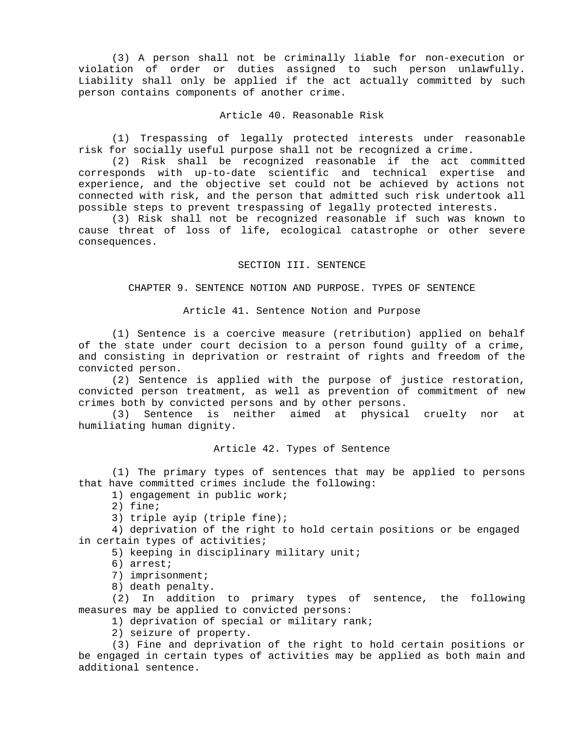(3) A person shall not be criminally liable for non-execution or violation of order or duties assigned to such person unlawfully. Liability shall only be applied if the act actually committed by such person contains components of another crime.

### Article 40. Reasonable Risk

(1) Trespassing of legally protected interests under reasonable risk for socially useful purpose shall not be recognized a crime.

(2) Risk shall be recognized reasonable if the act committed corresponds with up-to-date scientific and technical expertise and experience, and the objective set could not be achieved by actions not connected with risk, and the person that admitted such risk undertook all possible steps to prevent trespassing of legally protected interests.

(3) Risk shall not be recognized reasonable if such was known to cause threat of loss of life, ecological catastrophe or other severe consequences.

# SECTION III. SENTENCE

## CHAPTER 9. SENTENCE NOTION AND PURPOSE. TYPES OF SENTENCE

### Article 41. Sentence Notion and Purpose

(1) Sentence is a coercive measure (retribution) applied on behalf of the state under court decision to a person found guilty of a crime, and consisting in deprivation or restraint of rights and freedom of the convicted person.

(2) Sentence is applied with the purpose of justice restoration, convicted person treatment, as well as prevention of commitment of new crimes both by convicted persons and by other persons.

(3) Sentence is neither aimed at physical cruelty nor at humiliating human dignity.

### Article 42. Types of Sentence

(1) The primary types of sentences that may be applied to persons that have committed crimes include the following:

1) engagement in public work;
2) fine;
3) triple ayip (triple fine);
4) deprivation of the right to hold certain positions or be engaged in certain types of activities;
5) keeping in disciplinary military unit;
6) arrest;
7) imprisonment;
8) death penalty.

(2) In addition to primary types of sentence, the following measures may be applied to convicted persons:

1) deprivation of special or military rank;
2) seizure of property.

(3) Fine and deprivation of the right to hold certain positions or be engaged in certain types of activities may be applied as both main and additional sentence.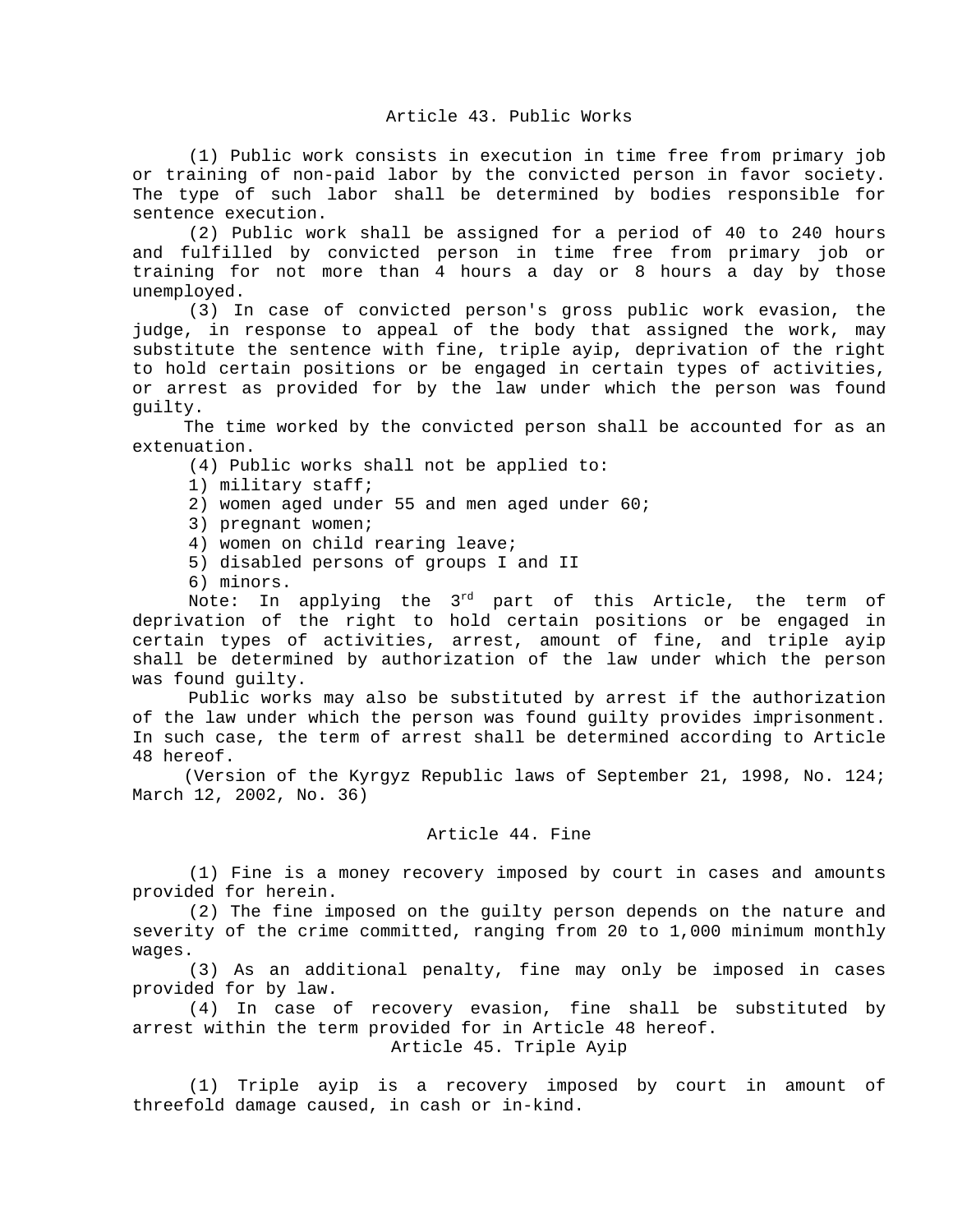## Article 43. Public Works

(1) Public work consists in execution in time free from primary job or training of non-paid labor by the convicted person in favor society. The type of such labor shall be determined by bodies responsible for sentence execution.

(2) Public work shall be assigned for a period of 40 to 240 hours and fulfilled by convicted person in time free from primary job or training for not more than 4 hours a day or 8 hours a day by those unemployed.

(3) In case of convicted person's gross public work evasion, the judge, in response to appeal of the body that assigned the work, may substitute the sentence with fine, triple ayip, deprivation of the right to hold certain positions or be engaged in certain types of activities, or arrest as provided for by the law under which the person was found guilty.

The time worked by the convicted person shall be accounted for as an extenuation.

(4) Public works shall not be applied to:

1) military staff;
2) women aged under 55 and men aged under 60;
3) pregnant women;
4) women on child rearing leave;
5) disabled persons of groups I and II
6) minors.

Note: In applying the 3rd part of this Article, the term of deprivation of the right to hold certain positions or be engaged in certain types of activities, arrest, amount of fine, and triple ayip shall be determined by authorization of the law under which the person was found guilty.

Public works may also be substituted by arrest if the authorization of the law under which the person was found guilty provides imprisonment. In such case, the term of arrest shall be determined according to Article 48 hereof.

(Version of the Kyrgyz Republic laws of September 21, 1998, No. 124; March 12, 2002, No. 36)

## Article 44. Fine

(1) Fine is a money recovery imposed by court in cases and amounts provided for herein.

(2) The fine imposed on the guilty person depends on the nature and severity of the crime committed, ranging from 20 to 1,000 minimum monthly wages.

(3) As an additional penalty, fine may only be imposed in cases provided for by law.

(4) In case of recovery evasion, fine shall be substituted by arrest within the term provided for in Article 48 hereof.

## Article 45. Triple Ayip

(1) Triple ayip is a recovery imposed by court in amount of threefold damage caused, in cash or in-kind.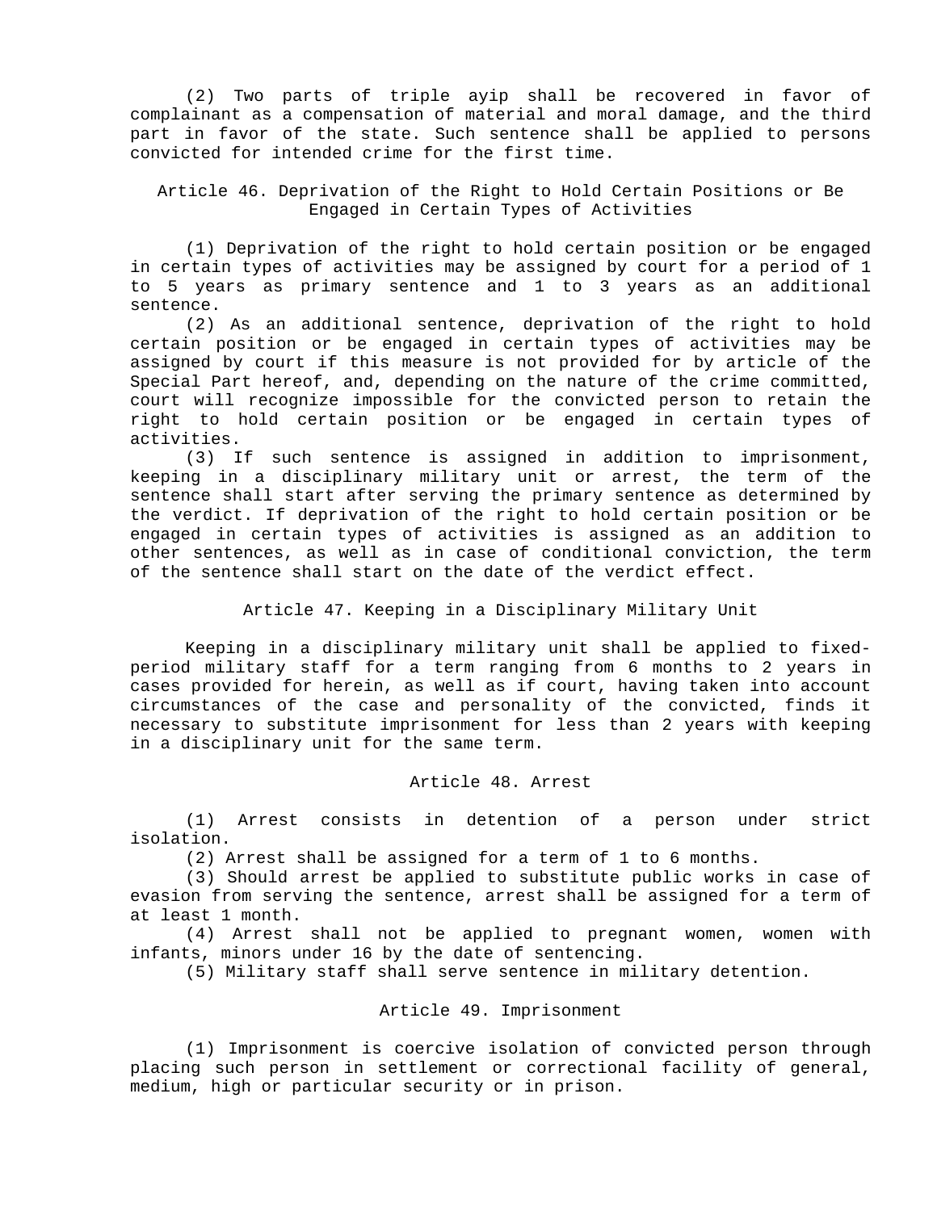(2) Two parts of triple ayip shall be recovered in favor of complainant as a compensation of material and moral damage, and the third part in favor of the state. Such sentence shall be applied to persons convicted for intended crime for the first time.

### Article 46. Deprivation of the Right to Hold Certain Positions or Be Engaged in Certain Types of Activities

(1) Deprivation of the right to hold certain position or be engaged in certain types of activities may be assigned by court for a period of 1 to 5 years as primary sentence and 1 to 3 years as an additional sentence.

(2) As an additional sentence, deprivation of the right to hold certain position or be engaged in certain types of activities may be assigned by court if this measure is not provided for by article of the Special Part hereof, and, depending on the nature of the crime committed, court will recognize impossible for the convicted person to retain the right to hold certain position or be engaged in certain types of activities.

(3) If such sentence is assigned in addition to imprisonment, keeping in a disciplinary military unit or arrest, the term of the sentence shall start after serving the primary sentence as determined by the verdict. If deprivation of the right to hold certain position or be engaged in certain types of activities is assigned as an addition to other sentences, as well as in case of conditional conviction, the term of the sentence shall start on the date of the verdict effect.

### Article 47. Keeping in a Disciplinary Military Unit

Keeping in a disciplinary military unit shall be applied to fixed-period military staff for a term ranging from 6 months to 2 years in cases provided for herein, as well as if court, having taken into account circumstances of the case and personality of the convicted, finds it necessary to substitute imprisonment for less than 2 years with keeping in a disciplinary unit for the same term.

### Article 48. Arrest

(1) Arrest consists in detention of a person under strict isolation.

(2) Arrest shall be assigned for a term of 1 to 6 months.

(3) Should arrest be applied to substitute public works in case of evasion from serving the sentence, arrest shall be assigned for a term of at least 1 month.

(4) Arrest shall not be applied to pregnant women, women with infants, minors under 16 by the date of sentencing.

(5) Military staff shall serve sentence in military detention.

### Article 49. Imprisonment

(1) Imprisonment is coercive isolation of convicted person through placing such person in settlement or correctional facility of general, medium, high or particular security or in prison.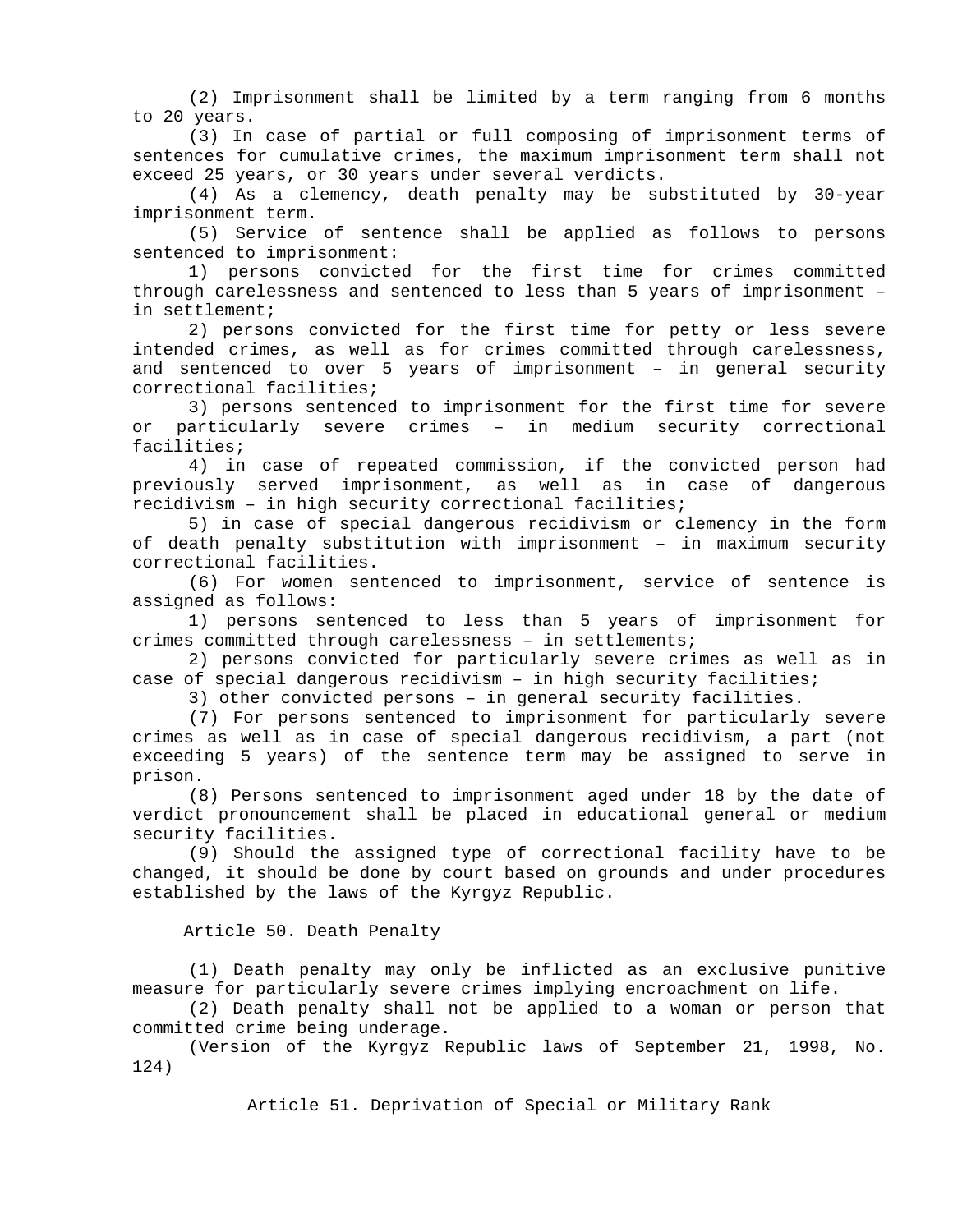(2) Imprisonment shall be limited by a term ranging from 6 months to 20 years.

(3) In case of partial or full composing of imprisonment terms of sentences for cumulative crimes, the maximum imprisonment term shall not exceed 25 years, or 30 years under several verdicts.

(4) As a clemency, death penalty may be substituted by 30-year imprisonment term.

(5) Service of sentence shall be applied as follows to persons sentenced to imprisonment:

1) persons convicted for the first time for crimes committed through carelessness and sentenced to less than 5 years of imprisonment – in settlement;

2) persons convicted for the first time for petty or less severe intended crimes, as well as for crimes committed through carelessness, and sentenced to over 5 years of imprisonment – in general security correctional facilities;

3) persons sentenced to imprisonment for the first time for severe or particularly severe crimes – in medium security correctional facilities;

4) in case of repeated commission, if the convicted person had previously served imprisonment, as well as in case of dangerous recidivism – in high security correctional facilities;

5) in case of special dangerous recidivism or clemency in the form of death penalty substitution with imprisonment – in maximum security correctional facilities.

(6) For women sentenced to imprisonment, service of sentence is assigned as follows:

1) persons sentenced to less than 5 years of imprisonment for crimes committed through carelessness – in settlements;

2) persons convicted for particularly severe crimes as well as in case of special dangerous recidivism – in high security facilities;

3) other convicted persons – in general security facilities.

(7) For persons sentenced to imprisonment for particularly severe crimes as well as in case of special dangerous recidivism, a part (not exceeding 5 years) of the sentence term may be assigned to serve in prison.

(8) Persons sentenced to imprisonment aged under 18 by the date of verdict pronouncement shall be placed in educational general or medium security facilities.

(9) Should the assigned type of correctional facility have to be changed, it should be done by court based on grounds and under procedures established by the laws of the Kyrgyz Republic.

### Article 50. Death Penalty

(1) Death penalty may only be inflicted as an exclusive punitive measure for particularly severe crimes implying encroachment on life.

(2) Death penalty shall not be applied to a woman or person that committed crime being underage.

(Version of the Kyrgyz Republic laws of September 21, 1998, No. 124)

### Article 51. Deprivation of Special or Military Rank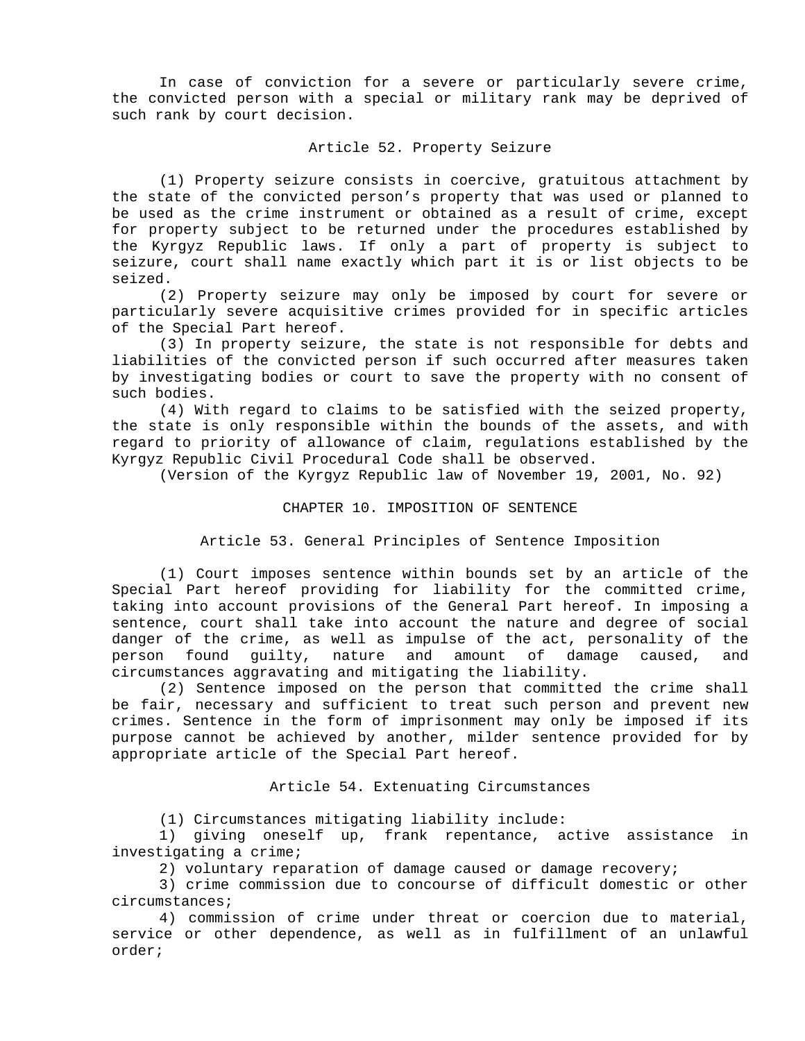In case of conviction for a severe or particularly severe crime, the convicted person with a special or military rank may be deprived of such rank by court decision.

### Article 52. Property Seizure

(1) Property seizure consists in coercive, gratuitous attachment by the state of the convicted person’s property that was used or planned to be used as the crime instrument or obtained as a result of crime, except for property subject to be returned under the procedures established by the Kyrgyz Republic laws. If only a part of property is subject to seizure, court shall name exactly which part it is or list objects to be seized.

(2) Property seizure may only be imposed by court for severe or particularly severe acquisitive crimes provided for in specific articles of the Special Part hereof.

(3) In property seizure, the state is not responsible for debts and liabilities of the convicted person if such occurred after measures taken by investigating bodies or court to save the property with no consent of such bodies.

(4) With regard to claims to be satisfied with the seized property, the state is only responsible within the bounds of the assets, and with regard to priority of allowance of claim, regulations established by the Kyrgyz Republic Civil Procedural Code shall be observed.

(Version of the Kyrgyz Republic law of November 19, 2001, No. 92)

## CHAPTER 10. IMPOSITION OF SENTENCE

### Article 53. General Principles of Sentence Imposition

(1) Court imposes sentence within bounds set by an article of the Special Part hereof providing for liability for the committed crime, taking into account provisions of the General Part hereof. In imposing a sentence, court shall take into account the nature and degree of social danger of the crime, as well as impulse of the act, personality of the person found guilty, nature and amount of damage caused, and circumstances aggravating and mitigating the liability.

(2) Sentence imposed on the person that committed the crime shall be fair, necessary and sufficient to treat such person and prevent new crimes. Sentence in the form of imprisonment may only be imposed if its purpose cannot be achieved by another, milder sentence provided for by appropriate article of the Special Part hereof.

### Article 54. Extenuating Circumstances

(1) Circumstances mitigating liability include:

1) giving oneself up, frank repentance, active assistance in investigating a crime;

2) voluntary reparation of damage caused or damage recovery;

3) crime commission due to concourse of difficult domestic or other circumstances;

4) commission of crime under threat or coercion due to material, service or other dependence, as well as in fulfillment of an unlawful order;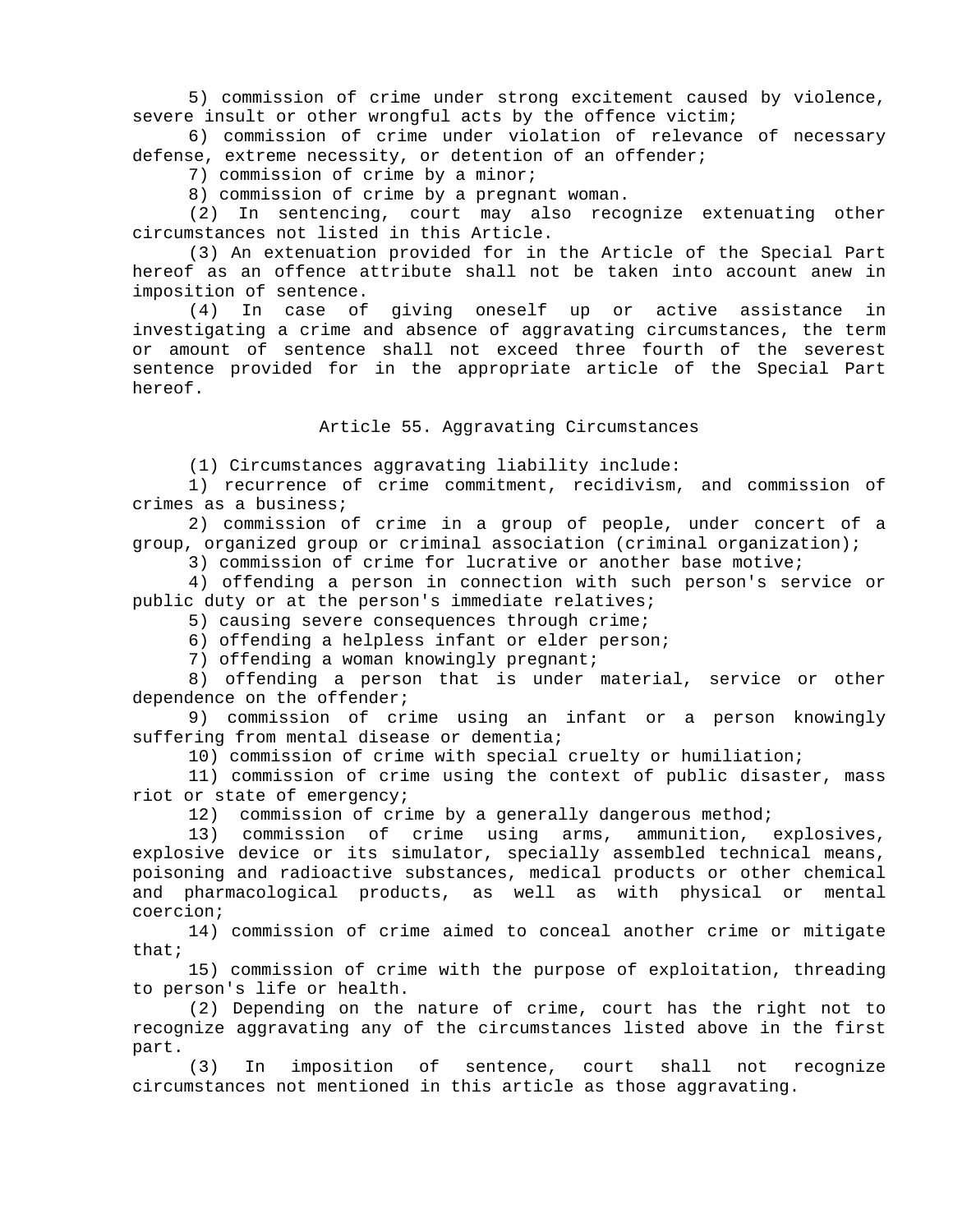5) commission of crime under strong excitement caused by violence, severe insult or other wrongful acts by the offence victim;

6) commission of crime under violation of relevance of necessary defense, extreme necessity, or detention of an offender;

7) commission of crime by a minor;

8) commission of crime by a pregnant woman.

(2) In sentencing, court may also recognize extenuating other circumstances not listed in this Article.

(3) An extenuation provided for in the Article of the Special Part hereof as an offence attribute shall not be taken into account anew in imposition of sentence.

(4) In case of giving oneself up or active assistance in investigating a crime and absence of aggravating circumstances, the term or amount of sentence shall not exceed three fourth of the severest sentence provided for in the appropriate article of the Special Part hereof.

## Article 55. Aggravating Circumstances

(1) Circumstances aggravating liability include:

1) recurrence of crime commitment, recidivism, and commission of crimes as a business;

2) commission of crime in a group of people, under concert of a group, organized group or criminal association (criminal organization);

3) commission of crime for lucrative or another base motive;

4) offending a person in connection with such person's service or public duty or at the person's immediate relatives;

5) causing severe consequences through crime;

6) offending a helpless infant or elder person;

7) offending a woman knowingly pregnant;

8) offending a person that is under material, service or other dependence on the offender;

9) commission of crime using an infant or a person knowingly suffering from mental disease or dementia;

10) commission of crime with special cruelty or humiliation;

11) commission of crime using the context of public disaster, mass riot or state of emergency;

12) commission of crime by a generally dangerous method;

13) commission of crime using arms, ammunition, explosives, explosive device or its simulator, specially assembled technical means, poisoning and radioactive substances, medical products or other chemical and pharmacological products, as well as with physical or mental coercion;

14) commission of crime aimed to conceal another crime or mitigate that;

15) commission of crime with the purpose of exploitation, threading to person's life or health.

(2) Depending on the nature of crime, court has the right not to recognize aggravating any of the circumstances listed above in the first part.

(3) In imposition of sentence, court shall not recognize circumstances not mentioned in this article as those aggravating.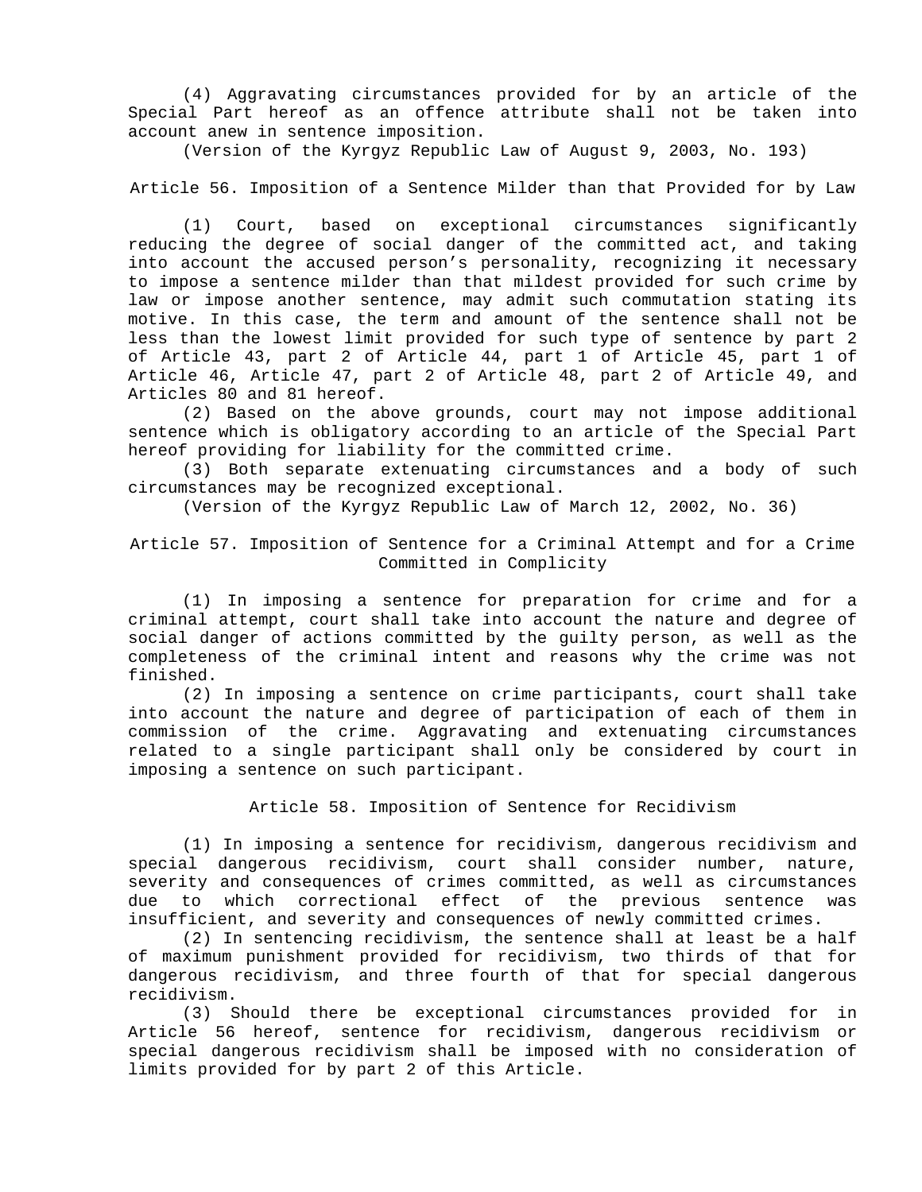(4) Aggravating circumstances provided for by an article of the Special Part hereof as an offence attribute shall not be taken into account anew in sentence imposition.

(Version of the Kyrgyz Republic Law of August 9, 2003, No. 193)

## Article 56. Imposition of a Sentence Milder than that Provided for by Law

(1) Court, based on exceptional circumstances significantly reducing the degree of social danger of the committed act, and taking into account the accused person’s personality, recognizing it necessary to impose a sentence milder than that mildest provided for such crime by law or impose another sentence, may admit such commutation stating its motive. In this case, the term and amount of the sentence shall not be less than the lowest limit provided for such type of sentence by part 2 of Article 43, part 2 of Article 44, part 1 of Article 45, part 1 of Article 46, Article 47, part 2 of Article 48, part 2 of Article 49, and Articles 80 and 81 hereof.

(2) Based on the above grounds, court may not impose additional sentence which is obligatory according to an article of the Special Part hereof providing for liability for the committed crime.

(3) Both separate extenuating circumstances and a body of such circumstances may be recognized exceptional.

(Version of the Kyrgyz Republic Law of March 12, 2002, No. 36)

## Article 57. Imposition of Sentence for a Criminal Attempt and for a Crime Committed in Complicity

(1) In imposing a sentence for preparation for crime and for a criminal attempt, court shall take into account the nature and degree of social danger of actions committed by the guilty person, as well as the completeness of the criminal intent and reasons why the crime was not finished.

(2) In imposing a sentence on crime participants, court shall take into account the nature and degree of participation of each of them in commission of the crime. Aggravating and extenuating circumstances related to a single participant shall only be considered by court in imposing a sentence on such participant.

## Article 58. Imposition of Sentence for Recidivism

(1) In imposing a sentence for recidivism, dangerous recidivism and special dangerous recidivism, court shall consider number, nature, severity and consequences of crimes committed, as well as circumstances due to which correctional effect of the previous sentence was insufficient, and severity and consequences of newly committed crimes.

(2) In sentencing recidivism, the sentence shall at least be a half of maximum punishment provided for recidivism, two thirds of that for dangerous recidivism, and three fourth of that for special dangerous recidivism.

(3) Should there be exceptional circumstances provided for in Article 56 hereof, sentence for recidivism, dangerous recidivism or special dangerous recidivism shall be imposed with no consideration of limits provided for by part 2 of this Article.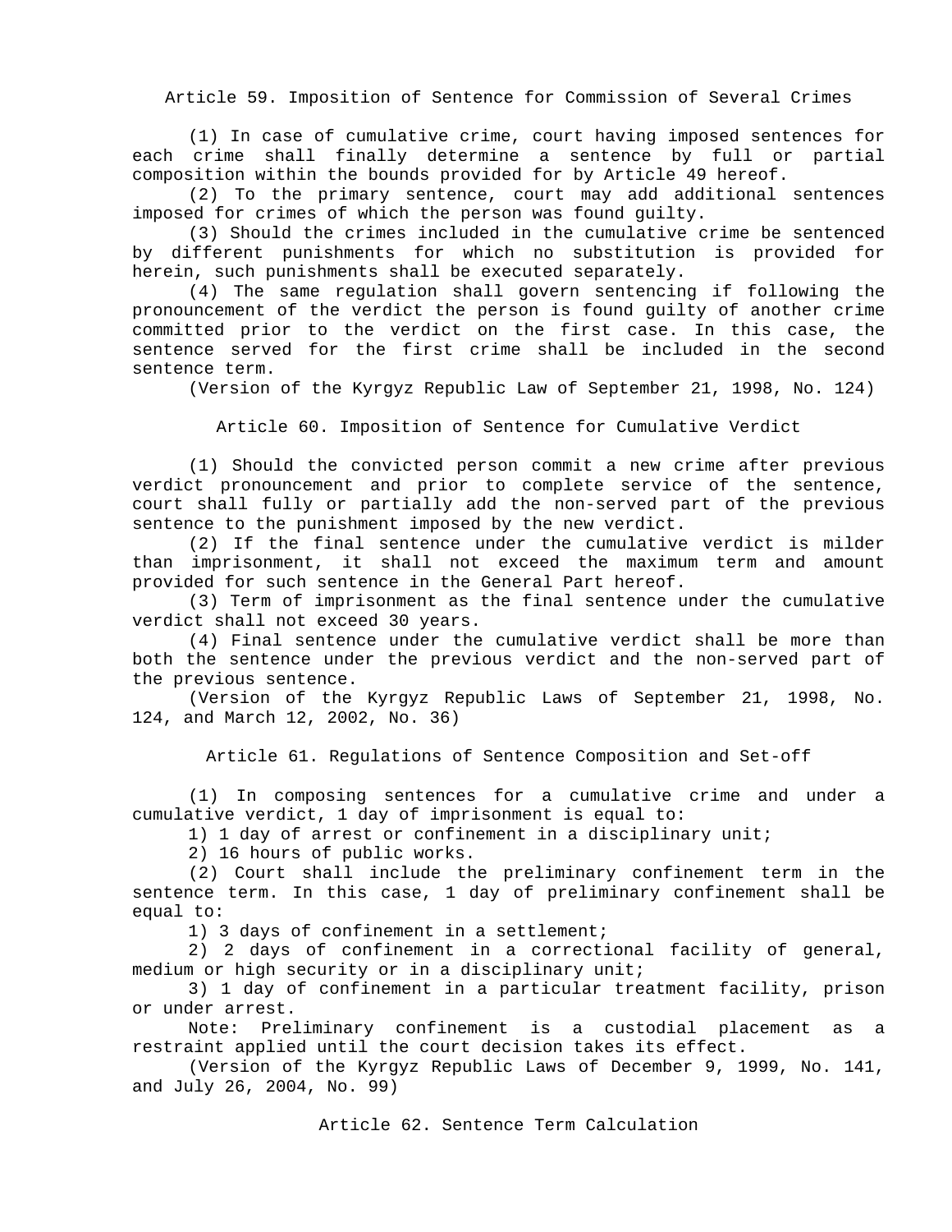### Article 59. Imposition of Sentence for Commission of Several Crimes

(1) In case of cumulative crime, court having imposed sentences for each crime shall finally determine a sentence by full or partial composition within the bounds provided for by Article 49 hereof.

(2) To the primary sentence, court may add additional sentences imposed for crimes of which the person was found guilty.

(3) Should the crimes included in the cumulative crime be sentenced by different punishments for which no substitution is provided for herein, such punishments shall be executed separately.

(4) The same regulation shall govern sentencing if following the pronouncement of the verdict the person is found guilty of another crime committed prior to the verdict on the first case. In this case, the sentence served for the first crime shall be included in the second sentence term.

(Version of the Kyrgyz Republic Law of September 21, 1998, No. 124)

### Article 60. Imposition of Sentence for Cumulative Verdict

(1) Should the convicted person commit a new crime after previous verdict pronouncement and prior to complete service of the sentence, court shall fully or partially add the non-served part of the previous sentence to the punishment imposed by the new verdict.

(2) If the final sentence under the cumulative verdict is milder than imprisonment, it shall not exceed the maximum term and amount provided for such sentence in the General Part hereof.

(3) Term of imprisonment as the final sentence under the cumulative verdict shall not exceed 30 years.

(4) Final sentence under the cumulative verdict shall be more than both the sentence under the previous verdict and the non-served part of the previous sentence.

(Version of the Kyrgyz Republic Laws of September 21, 1998, No. 124, and March 12, 2002, No. 36)

### Article 61. Regulations of Sentence Composition and Set-off

(1) In composing sentences for a cumulative crime and under a cumulative verdict, 1 day of imprisonment is equal to:

1) 1 day of arrest or confinement in a disciplinary unit;

2) 16 hours of public works.

(2) Court shall include the preliminary confinement term in the sentence term. In this case, 1 day of preliminary confinement shall be equal to:

1) 3 days of confinement in a settlement;

2) 2 days of confinement in a correctional facility of general, medium or high security or in a disciplinary unit;

3) 1 day of confinement in a particular treatment facility, prison or under arrest.

Note: Preliminary confinement is a custodial placement as a restraint applied until the court decision takes its effect.

(Version of the Kyrgyz Republic Laws of December 9, 1999, No. 141, and July 26, 2004, No. 99)

### Article 62. Sentence Term Calculation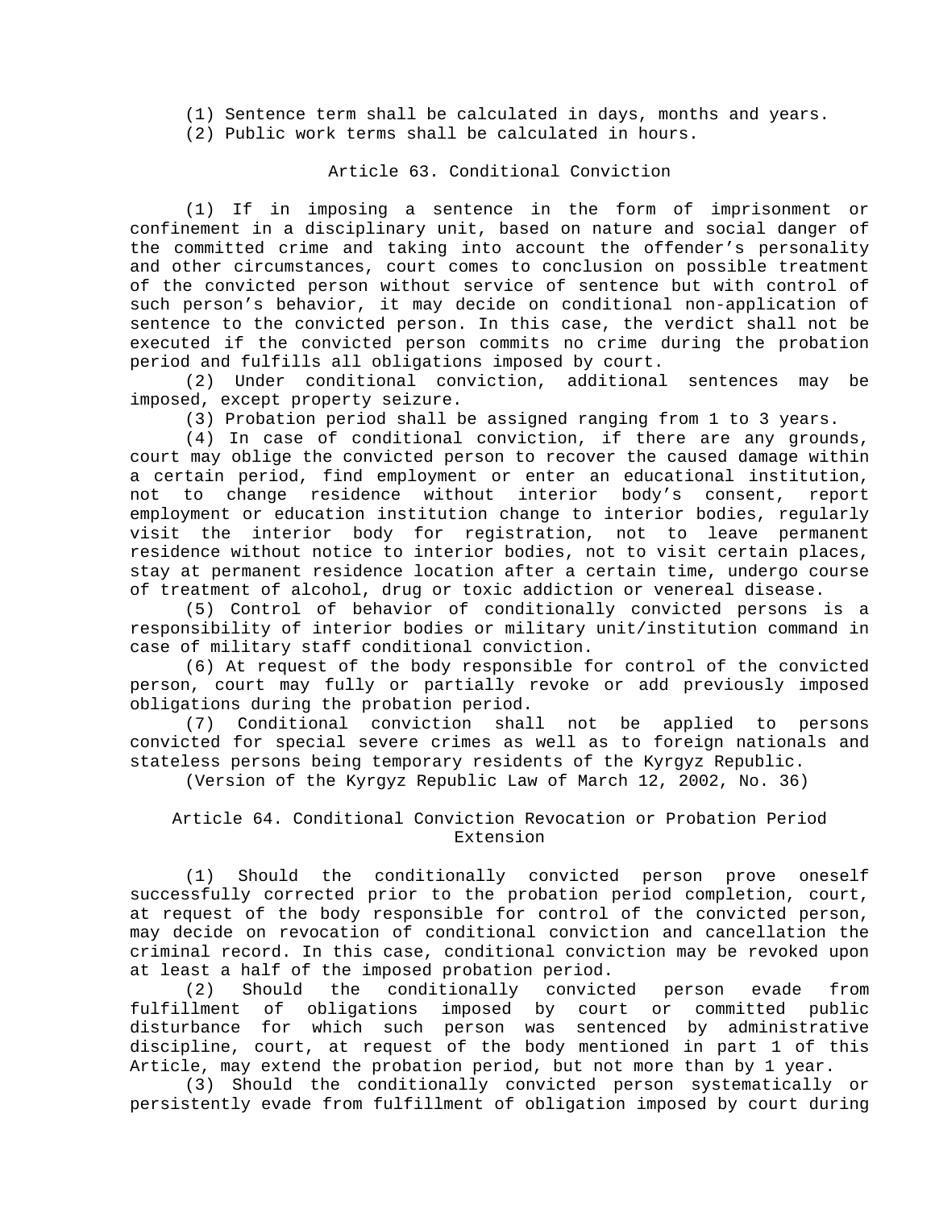(1) Sentence term shall be calculated in days, months and years.

(2) Public work terms shall be calculated in hours.

## Article 63. Conditional Conviction

(1) If in imposing a sentence in the form of imprisonment or confinement in a disciplinary unit, based on nature and social danger of the committed crime and taking into account the offender's personality and other circumstances, court comes to conclusion on possible treatment of the convicted person without service of sentence but with control of such person's behavior, it may decide on conditional non-application of sentence to the convicted person. In this case, the verdict shall not be executed if the convicted person commits no crime during the probation period and fulfills all obligations imposed by court.

(2) Under conditional conviction, additional sentences may be imposed, except property seizure.

(3) Probation period shall be assigned ranging from 1 to 3 years.

(4) In case of conditional conviction, if there are any grounds, court may oblige the convicted person to recover the caused damage within a certain period, find employment or enter an educational institution, not to change residence without interior body's consent, report employment or education institution change to interior bodies, regularly visit the interior body for registration, not to leave permanent residence without notice to interior bodies, not to visit certain places, stay at permanent residence location after a certain time, undergo course of treatment of alcohol, drug or toxic addiction or venereal disease.

(5) Control of behavior of conditionally convicted persons is a responsibility of interior bodies or military unit/institution command in case of military staff conditional conviction.

(6) At request of the body responsible for control of the convicted person, court may fully or partially revoke or add previously imposed obligations during the probation period.

(7) Conditional conviction shall not be applied to persons convicted for special severe crimes as well as to foreign nationals and stateless persons being temporary residents of the Kyrgyz Republic.

(Version of the Kyrgyz Republic Law of March 12, 2002, No. 36)

## Article 64. Conditional Conviction Revocation or Probation Period Extension

(1) Should the conditionally convicted person prove oneself successfully corrected prior to the probation period completion, court, at request of the body responsible for control of the convicted person, may decide on revocation of conditional conviction and cancellation the criminal record. In this case, conditional conviction may be revoked upon at least a half of the imposed probation period.

(2) Should the conditionally convicted person evade from fulfillment of obligations imposed by court or committed public disturbance for which such person was sentenced by administrative discipline, court, at request of the body mentioned in part 1 of this Article, may extend the probation period, but not more than by 1 year.

(3) Should the conditionally convicted person systematically or persistently evade from fulfillment of obligation imposed by court during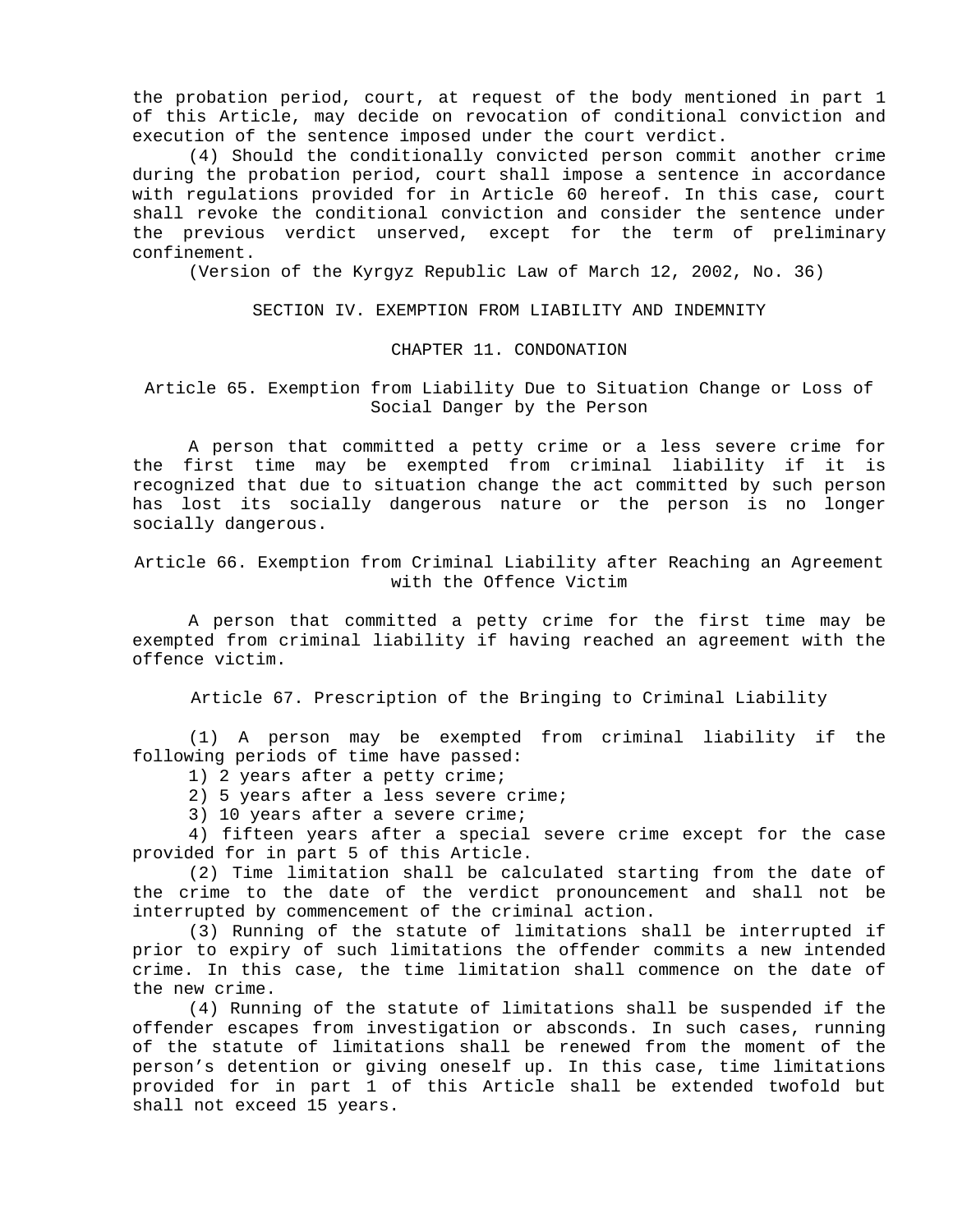the probation period, court, at request of the body mentioned in part 1 of this Article, may decide on revocation of conditional conviction and execution of the sentence imposed under the court verdict.

(4) Should the conditionally convicted person commit another crime during the probation period, court shall impose a sentence in accordance with regulations provided for in Article 60 hereof. In this case, court shall revoke the conditional conviction and consider the sentence under the previous verdict unserved, except for the term of preliminary confinement.

(Version of the Kyrgyz Republic Law of March 12, 2002, No. 36)

## SECTION IV. EXEMPTION FROM LIABILITY AND INDEMNITY

### CHAPTER 11. CONDONATION

#### Article 65. Exemption from Liability Due to Situation Change or Loss of Social Danger by the Person

A person that committed a petty crime or a less severe crime for the first time may be exempted from criminal liability if it is recognized that due to situation change the act committed by such person has lost its socially dangerous nature or the person is no longer socially dangerous.

#### Article 66. Exemption from Criminal Liability after Reaching an Agreement with the Offence Victim

A person that committed a petty crime for the first time may be exempted from criminal liability if having reached an agreement with the offence victim.

#### Article 67. Prescription of the Bringing to Criminal Liability

(1) A person may be exempted from criminal liability if the following periods of time have passed:

1) 2 years after a petty crime;

2) 5 years after a less severe crime;

3) 10 years after a severe crime;

4) fifteen years after a special severe crime except for the case provided for in part 5 of this Article.

(2) Time limitation shall be calculated starting from the date of the crime to the date of the verdict pronouncement and shall not be interrupted by commencement of the criminal action.

(3) Running of the statute of limitations shall be interrupted if prior to expiry of such limitations the offender commits a new intended crime. In this case, the time limitation shall commence on the date of the new crime.

(4) Running of the statute of limitations shall be suspended if the offender escapes from investigation or absconds. In such cases, running of the statute of limitations shall be renewed from the moment of the person's detention or giving oneself up. In this case, time limitations provided for in part 1 of this Article shall be extended twofold but shall not exceed 15 years.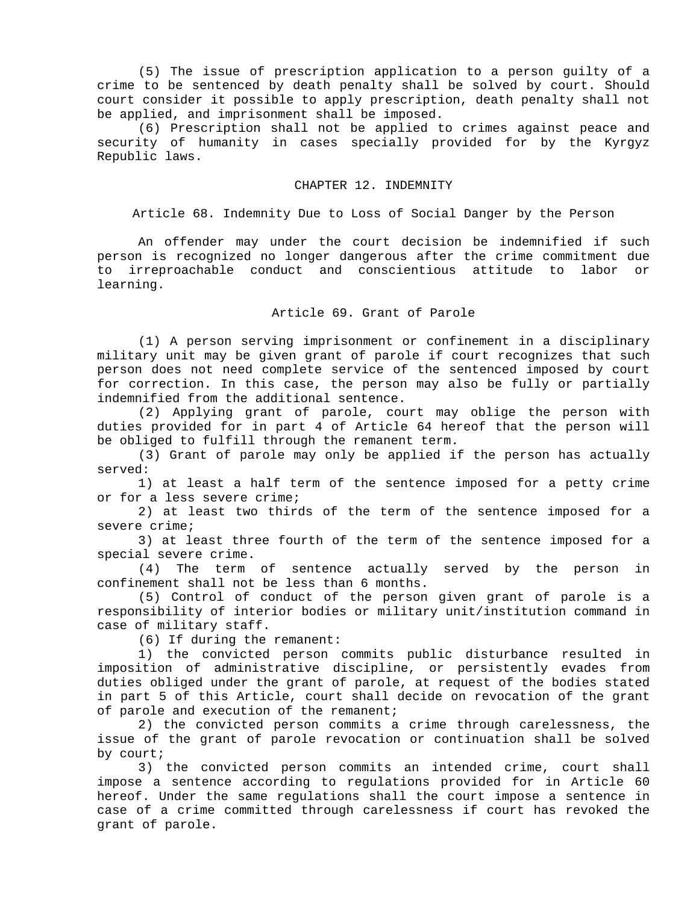(5) The issue of prescription application to a person guilty of a crime to be sentenced by death penalty shall be solved by court. Should court consider it possible to apply prescription, death penalty shall not be applied, and imprisonment shall be imposed.

(6) Prescription shall not be applied to crimes against peace and security of humanity in cases specially provided for by the Kyrgyz Republic laws.

## CHAPTER 12. INDEMNITY

### Article 68. Indemnity Due to Loss of Social Danger by the Person

An offender may under the court decision be indemnified if such person is recognized no longer dangerous after the crime commitment due to irreproachable conduct and conscientious attitude to labor or learning.

### Article 69. Grant of Parole

(1) A person serving imprisonment or confinement in a disciplinary military unit may be given grant of parole if court recognizes that such person does not need complete service of the sentenced imposed by court for correction. In this case, the person may also be fully or partially indemnified from the additional sentence.

(2) Applying grant of parole, court may oblige the person with duties provided for in part 4 of Article 64 hereof that the person will be obliged to fulfill through the remanent term.

(3) Grant of parole may only be applied if the person has actually served:

1) at least a half term of the sentence imposed for a petty crime or for a less severe crime;

2) at least two thirds of the term of the sentence imposed for a severe crime;

3) at least three fourth of the term of the sentence imposed for a special severe crime.

(4) The term of sentence actually served by the person in confinement shall not be less than 6 months.

(5) Control of conduct of the person given grant of parole is a responsibility of interior bodies or military unit/institution command in case of military staff.

(6) If during the remanent:

1) the convicted person commits public disturbance resulted in imposition of administrative discipline, or persistently evades from duties obliged under the grant of parole, at request of the bodies stated in part 5 of this Article, court shall decide on revocation of the grant of parole and execution of the remanent;

2) the convicted person commits a crime through carelessness, the issue of the grant of parole revocation or continuation shall be solved by court;

3) the convicted person commits an intended crime, court shall impose a sentence according to regulations provided for in Article 60 hereof. Under the same regulations shall the court impose a sentence in case of a crime committed through carelessness if court has revoked the grant of parole.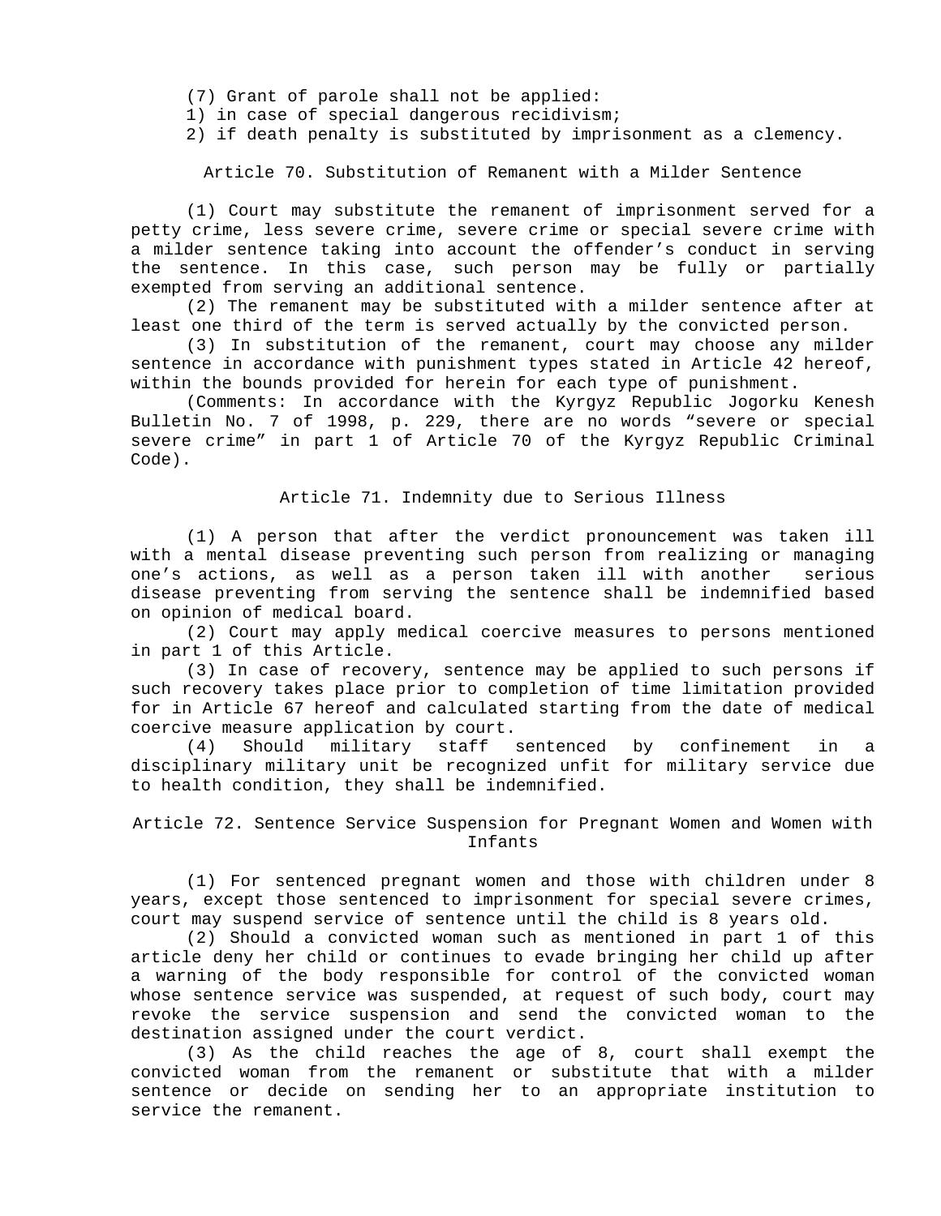(7) Grant of parole shall not be applied:

1) in case of special dangerous recidivism;

2) if death penalty is substituted by imprisonment as a clemency.

## Article 70. Substitution of Remanent with a Milder Sentence

(1) Court may substitute the remanent of imprisonment served for a petty crime, less severe crime, severe crime or special severe crime with a milder sentence taking into account the offender's conduct in serving the sentence. In this case, such person may be fully or partially exempted from serving an additional sentence.

(2) The remanent may be substituted with a milder sentence after at least one third of the term is served actually by the convicted person.

(3) In substitution of the remanent, court may choose any milder sentence in accordance with punishment types stated in Article 42 hereof, within the bounds provided for herein for each type of punishment.

(Comments: In accordance with the Kyrgyz Republic Jogorku Kenesh Bulletin No. 7 of 1998, p. 229, there are no words "severe or special severe crime" in part 1 of Article 70 of the Kyrgyz Republic Criminal Code).

## Article 71. Indemnity due to Serious Illness

(1) A person that after the verdict pronouncement was taken ill with a mental disease preventing such person from realizing or managing one's actions, as well as a person taken ill with another serious disease preventing from serving the sentence shall be indemnified based on opinion of medical board.

(2) Court may apply medical coercive measures to persons mentioned in part 1 of this Article.

(3) In case of recovery, sentence may be applied to such persons if such recovery takes place prior to completion of time limitation provided for in Article 67 hereof and calculated starting from the date of medical coercive measure application by court.

(4) Should military staff sentenced by confinement in a disciplinary military unit be recognized unfit for military service due to health condition, they shall be indemnified.

## Article 72. Sentence Service Suspension for Pregnant Women and Women with Infants

(1) For sentenced pregnant women and those with children under 8 years, except those sentenced to imprisonment for special severe crimes, court may suspend service of sentence until the child is 8 years old.

(2) Should a convicted woman such as mentioned in part 1 of this article deny her child or continues to evade bringing her child up after a warning of the body responsible for control of the convicted woman whose sentence service was suspended, at request of such body, court may revoke the service suspension and send the convicted woman to the destination assigned under the court verdict.

(3) As the child reaches the age of 8, court shall exempt the convicted woman from the remanent or substitute that with a milder sentence or decide on sending her to an appropriate institution to service the remanent.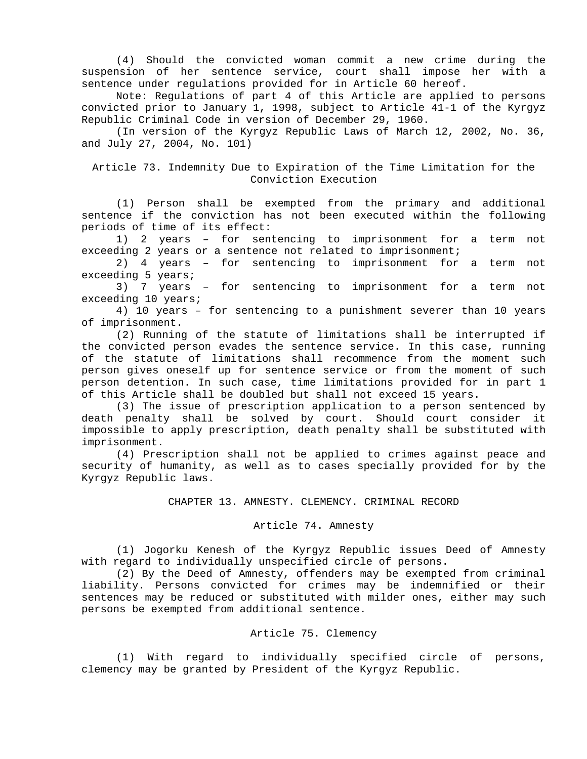(4) Should the convicted woman commit a new crime during the suspension of her sentence service, court shall impose her with a sentence under regulations provided for in Article 60 hereof.

Note: Regulations of part 4 of this Article are applied to persons convicted prior to January 1, 1998, subject to Article 41-1 of the Kyrgyz Republic Criminal Code in version of December 29, 1960.

(In version of the Kyrgyz Republic Laws of March 12, 2002, No. 36, and July 27, 2004, No. 101)

### Article 73. Indemnity Due to Expiration of the Time Limitation for the Conviction Execution

(1) Person shall be exempted from the primary and additional sentence if the conviction has not been executed within the following periods of time of its effect:

1) 2 years – for sentencing to imprisonment for a term not exceeding 2 years or a sentence not related to imprisonment;

2) 4 years – for sentencing to imprisonment for a term not exceeding 5 years;

3) 7 years – for sentencing to imprisonment for a term not exceeding 10 years;

4) 10 years – for sentencing to a punishment severer than 10 years of imprisonment.

(2) Running of the statute of limitations shall be interrupted if the convicted person evades the sentence service. In this case, running of the statute of limitations shall recommence from the moment such person gives oneself up for sentence service or from the moment of such person detention. In such case, time limitations provided for in part 1 of this Article shall be doubled but shall not exceed 15 years.

(3) The issue of prescription application to a person sentenced by death penalty shall be solved by court. Should court consider it impossible to apply prescription, death penalty shall be substituted with imprisonment.

(4) Prescription shall not be applied to crimes against peace and security of humanity, as well as to cases specially provided for by the Kyrgyz Republic laws.

## CHAPTER 13. AMNESTY. CLEMENCY. CRIMINAL RECORD

### Article 74. Amnesty

(1) Jogorku Kenesh of the Kyrgyz Republic issues Deed of Amnesty with regard to individually unspecified circle of persons.

(2) By the Deed of Amnesty, offenders may be exempted from criminal liability. Persons convicted for crimes may be indemnified or their sentences may be reduced or substituted with milder ones, either may such persons be exempted from additional sentence.

### Article 75. Clemency

(1) With regard to individually specified circle of persons, clemency may be granted by President of the Kyrgyz Republic.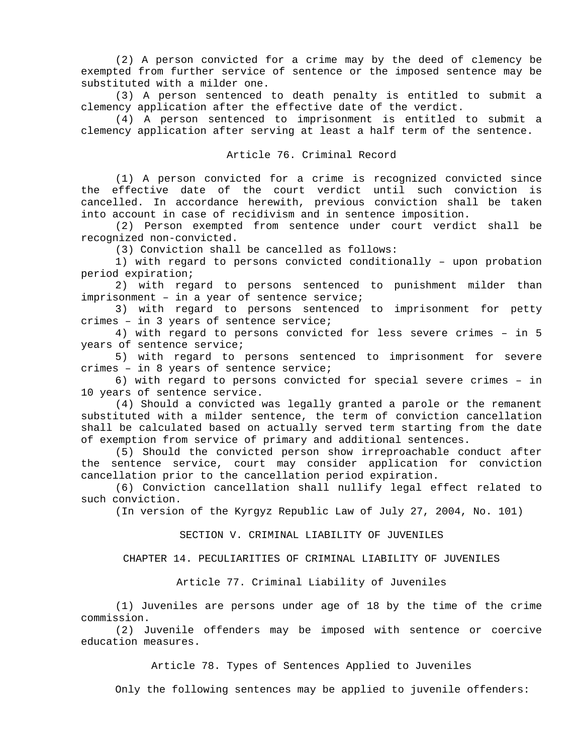(2) A person convicted for a crime may by the deed of clemency be exempted from further service of sentence or the imposed sentence may be substituted with a milder one.

(3) A person sentenced to death penalty is entitled to submit a clemency application after the effective date of the verdict.

(4) A person sentenced to imprisonment is entitled to submit a clemency application after serving at least a half term of the sentence.

### Article 76. Criminal Record

(1) A person convicted for a crime is recognized convicted since the effective date of the court verdict until such conviction is cancelled. In accordance herewith, previous conviction shall be taken into account in case of recidivism and in sentence imposition.

(2) Person exempted from sentence under court verdict shall be recognized non-convicted.

(3) Conviction shall be cancelled as follows:

1) with regard to persons convicted conditionally – upon probation period expiration;

2) with regard to persons sentenced to punishment milder than imprisonment – in a year of sentence service;

3) with regard to persons sentenced to imprisonment for petty crimes – in 3 years of sentence service;

4) with regard to persons convicted for less severe crimes – in 5 years of sentence service;

5) with regard to persons sentenced to imprisonment for severe crimes – in 8 years of sentence service;

6) with regard to persons convicted for special severe crimes – in 10 years of sentence service.

(4) Should a convicted was legally granted a parole or the remanent substituted with a milder sentence, the term of conviction cancellation shall be calculated based on actually served term starting from the date of exemption from service of primary and additional sentences.

(5) Should the convicted person show irreproachable conduct after the sentence service, court may consider application for conviction cancellation prior to the cancellation period expiration.

(6) Conviction cancellation shall nullify legal effect related to such conviction.

(In version of the Kyrgyz Republic Law of July 27, 2004, No. 101)

# SECTION V. CRIMINAL LIABILITY OF JUVENILES

## CHAPTER 14. PECULIARITIES OF CRIMINAL LIABILITY OF JUVENILES

### Article 77. Criminal Liability of Juveniles

(1) Juveniles are persons under age of 18 by the time of the crime commission.

(2) Juvenile offenders may be imposed with sentence or coercive education measures.

### Article 78. Types of Sentences Applied to Juveniles

Only the following sentences may be applied to juvenile offenders: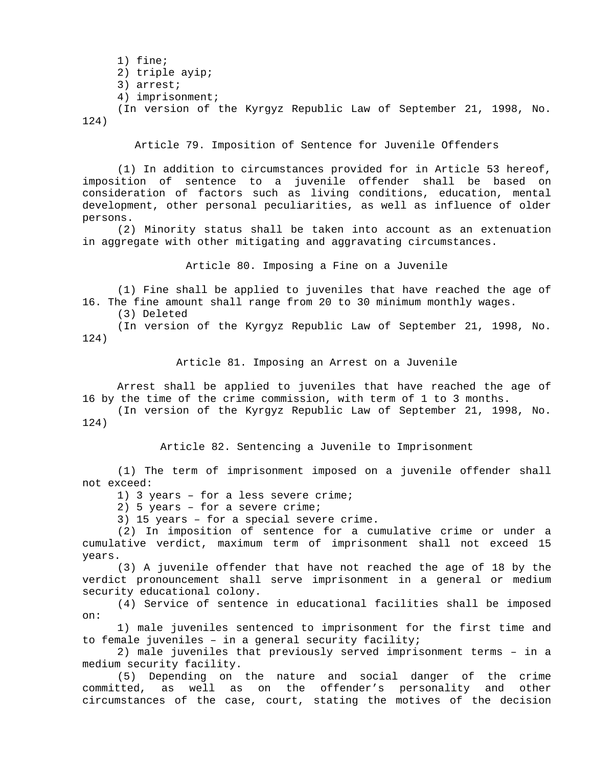1) fine;
2) triple ayip;
3) arrest;
4) imprisonment;
(In version of the Kyrgyz Republic Law of September 21, 1998, No. 124)

### Article 79. Imposition of Sentence for Juvenile Offenders

(1) In addition to circumstances provided for in Article 53 hereof, imposition of sentence to a juvenile offender shall be based on consideration of factors such as living conditions, education, mental development, other personal peculiarities, as well as influence of older persons.
(2) Minority status shall be taken into account as an extenuation in aggregate with other mitigating and aggravating circumstances.

### Article 80. Imposing a Fine on a Juvenile

(1) Fine shall be applied to juveniles that have reached the age of 16. The fine amount shall range from 20 to 30 minimum monthly wages.
(3) Deleted
(In version of the Kyrgyz Republic Law of September 21, 1998, No. 124)

### Article 81. Imposing an Arrest on a Juvenile

Arrest shall be applied to juveniles that have reached the age of 16 by the time of the crime commission, with term of 1 to 3 months.
(In version of the Kyrgyz Republic Law of September 21, 1998, No. 124)

### Article 82. Sentencing a Juvenile to Imprisonment

(1) The term of imprisonment imposed on a juvenile offender shall not exceed:
1) 3 years – for a less severe crime;
2) 5 years – for a severe crime;
3) 15 years – for a special severe crime.
(2) In imposition of sentence for a cumulative crime or under a cumulative verdict, maximum term of imprisonment shall not exceed 15 years.
(3) A juvenile offender that have not reached the age of 18 by the verdict pronouncement shall serve imprisonment in a general or medium security educational colony.
(4) Service of sentence in educational facilities shall be imposed on:
1) male juveniles sentenced to imprisonment for the first time and to female juveniles – in a general security facility;
2) male juveniles that previously served imprisonment terms – in a medium security facility.
(5) Depending on the nature and social danger of the crime committed, as well as on the offender's personality and other circumstances of the case, court, stating the motives of the decision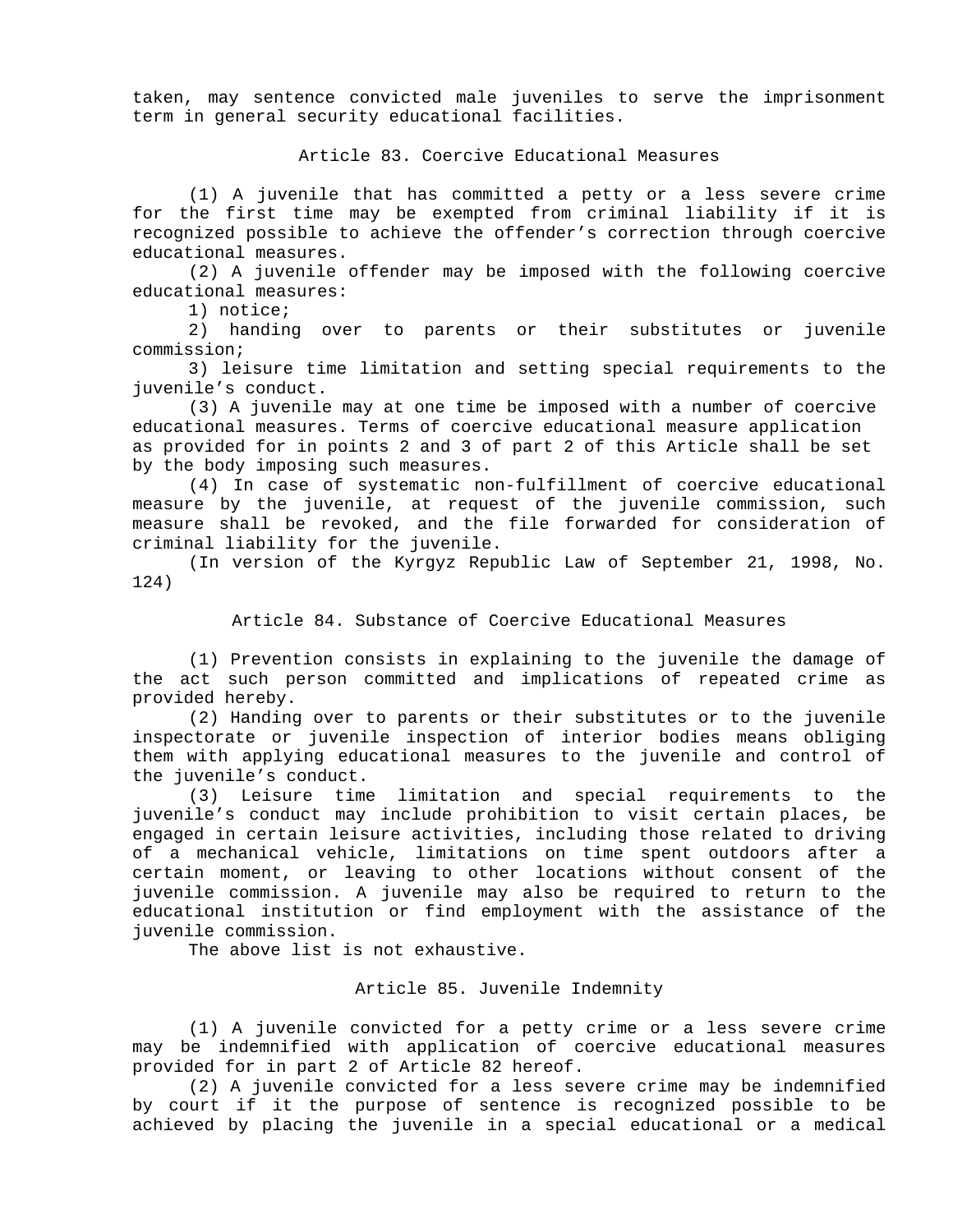taken, may sentence convicted male juveniles to serve the imprisonment term in general security educational facilities.

## Article 83. Coercive Educational Measures

(1) A juvenile that has committed a petty or a less severe crime for the first time may be exempted from criminal liability if it is recognized possible to achieve the offender's correction through coercive educational measures.

(2) A juvenile offender may be imposed with the following coercive educational measures:

1) notice;

2) handing over to parents or their substitutes or juvenile commission;

3) leisure time limitation and setting special requirements to the juvenile's conduct.

(3) A juvenile may at one time be imposed with a number of coercive educational measures. Terms of coercive educational measure application as provided for in points 2 and 3 of part 2 of this Article shall be set by the body imposing such measures.

(4) In case of systematic non-fulfillment of coercive educational measure by the juvenile, at request of the juvenile commission, such measure shall be revoked, and the file forwarded for consideration of criminal liability for the juvenile.

(In version of the Kyrgyz Republic Law of September 21, 1998, No. 124)

## Article 84. Substance of Coercive Educational Measures

(1) Prevention consists in explaining to the juvenile the damage of the act such person committed and implications of repeated crime as provided hereby.

(2) Handing over to parents or their substitutes or to the juvenile inspectorate or juvenile inspection of interior bodies means obliging them with applying educational measures to the juvenile and control of the juvenile's conduct.

(3) Leisure time limitation and special requirements to the juvenile's conduct may include prohibition to visit certain places, be engaged in certain leisure activities, including those related to driving of a mechanical vehicle, limitations on time spent outdoors after a certain moment, or leaving to other locations without consent of the juvenile commission. A juvenile may also be required to return to the educational institution or find employment with the assistance of the juvenile commission.

The above list is not exhaustive.

## Article 85. Juvenile Indemnity

(1) A juvenile convicted for a petty crime or a less severe crime may be indemnified with application of coercive educational measures provided for in part 2 of Article 82 hereof.

(2) A juvenile convicted for a less severe crime may be indemnified by court if it the purpose of sentence is recognized possible to be achieved by placing the juvenile in a special educational or a medical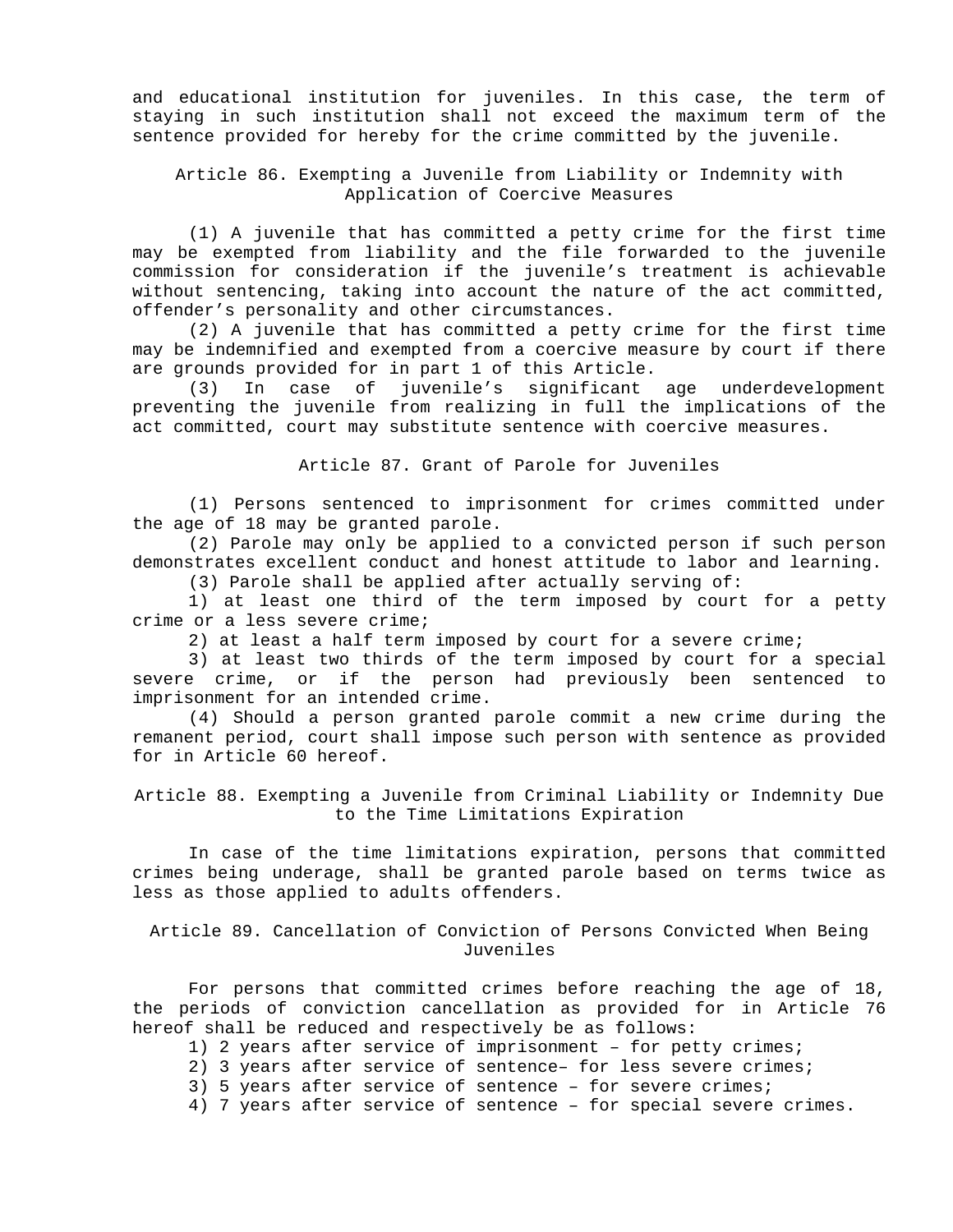and educational institution for juveniles. In this case, the term of staying in such institution shall not exceed the maximum term of the sentence provided for hereby for the crime committed by the juvenile.

### Article 86. Exempting a Juvenile from Liability or Indemnity with Application of Coercive Measures

(1) A juvenile that has committed a petty crime for the first time may be exempted from liability and the file forwarded to the juvenile commission for consideration if the juvenile's treatment is achievable without sentencing, taking into account the nature of the act committed, offender's personality and other circumstances.

(2) A juvenile that has committed a petty crime for the first time may be indemnified and exempted from a coercive measure by court if there are grounds provided for in part 1 of this Article.

(3) In case of juvenile's significant age underdevelopment preventing the juvenile from realizing in full the implications of the act committed, court may substitute sentence with coercive measures.

### Article 87. Grant of Parole for Juveniles

(1) Persons sentenced to imprisonment for crimes committed under the age of 18 may be granted parole.

(2) Parole may only be applied to a convicted person if such person demonstrates excellent conduct and honest attitude to labor and learning.

(3) Parole shall be applied after actually serving of:

1) at least one third of the term imposed by court for a petty crime or a less severe crime;

2) at least a half term imposed by court for a severe crime;

3) at least two thirds of the term imposed by court for a special severe crime, or if the person had previously been sentenced to imprisonment for an intended crime.

(4) Should a person granted parole commit a new crime during the remanent period, court shall impose such person with sentence as provided for in Article 60 hereof.

### Article 88. Exempting a Juvenile from Criminal Liability or Indemnity Due to the Time Limitations Expiration

In case of the time limitations expiration, persons that committed crimes being underage, shall be granted parole based on terms twice as less as those applied to adults offenders.

### Article 89. Cancellation of Conviction of Persons Convicted When Being Juveniles

For persons that committed crimes before reaching the age of 18, the periods of conviction cancellation as provided for in Article 76 hereof shall be reduced and respectively be as follows:

1) 2 years after service of imprisonment – for petty crimes;

2) 3 years after service of sentence– for less severe crimes;

3) 5 years after service of sentence – for severe crimes;

4) 7 years after service of sentence – for special severe crimes.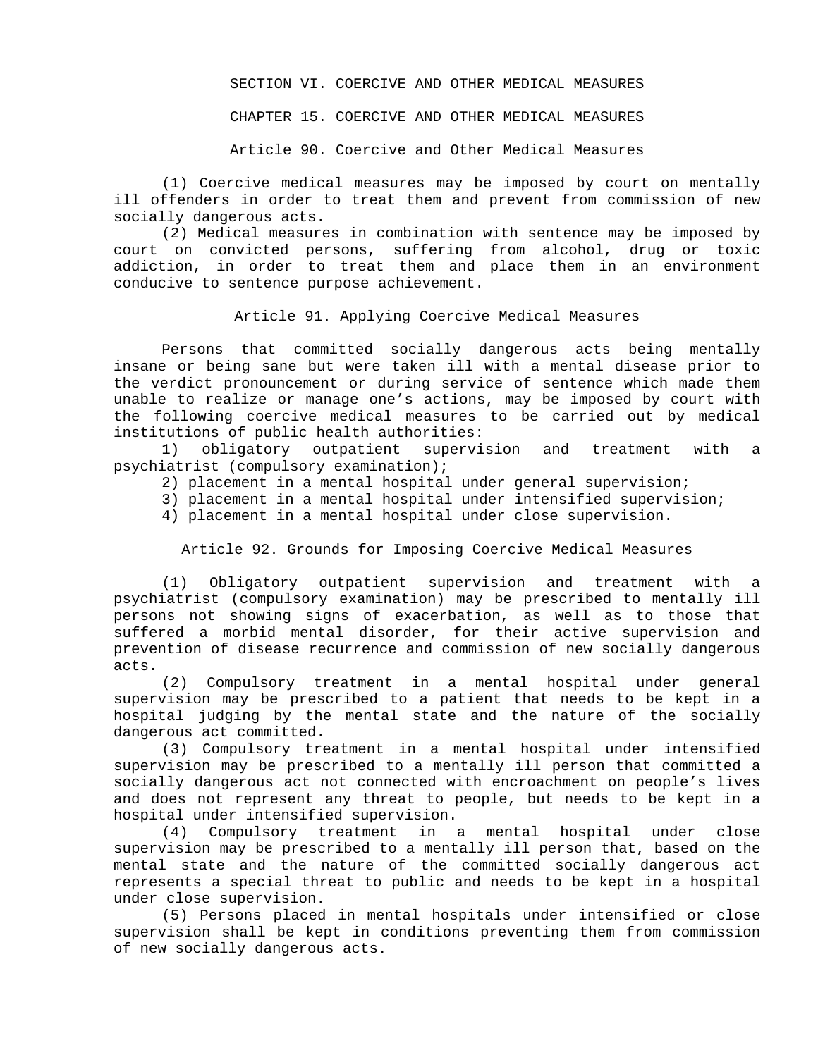# SECTION VI. COERCIVE AND OTHER MEDICAL MEASURES

## CHAPTER 15. COERCIVE AND OTHER MEDICAL MEASURES

### Article 90. Coercive and Other Medical Measures

(1) Coercive medical measures may be imposed by court on mentally ill offenders in order to treat them and prevent from commission of new socially dangerous acts.

(2) Medical measures in combination with sentence may be imposed by court on convicted persons, suffering from alcohol, drug or toxic addiction, in order to treat them and place them in an environment conducive to sentence purpose achievement.

### Article 91. Applying Coercive Medical Measures

Persons that committed socially dangerous acts being mentally insane or being sane but were taken ill with a mental disease prior to the verdict pronouncement or during service of sentence which made them unable to realize or manage one's actions, may be imposed by court with the following coercive medical measures to be carried out by medical institutions of public health authorities:

1) obligatory outpatient supervision and treatment with a psychiatrist (compulsory examination);
2) placement in a mental hospital under general supervision;
3) placement in a mental hospital under intensified supervision;
4) placement in a mental hospital under close supervision.

### Article 92. Grounds for Imposing Coercive Medical Measures

(1) Obligatory outpatient supervision and treatment with a psychiatrist (compulsory examination) may be prescribed to mentally ill persons not showing signs of exacerbation, as well as to those that suffered a morbid mental disorder, for their active supervision and prevention of disease recurrence and commission of new socially dangerous acts.

(2) Compulsory treatment in a mental hospital under general supervision may be prescribed to a patient that needs to be kept in a hospital judging by the mental state and the nature of the socially dangerous act committed.

(3) Compulsory treatment in a mental hospital under intensified supervision may be prescribed to a mentally ill person that committed a socially dangerous act not connected with encroachment on people's lives and does not represent any threat to people, but needs to be kept in a hospital under intensified supervision.

(4) Compulsory treatment in a mental hospital under close supervision may be prescribed to a mentally ill person that, based on the mental state and the nature of the committed socially dangerous act represents a special threat to public and needs to be kept in a hospital under close supervision.

(5) Persons placed in mental hospitals under intensified or close supervision shall be kept in conditions preventing them from commission of new socially dangerous acts.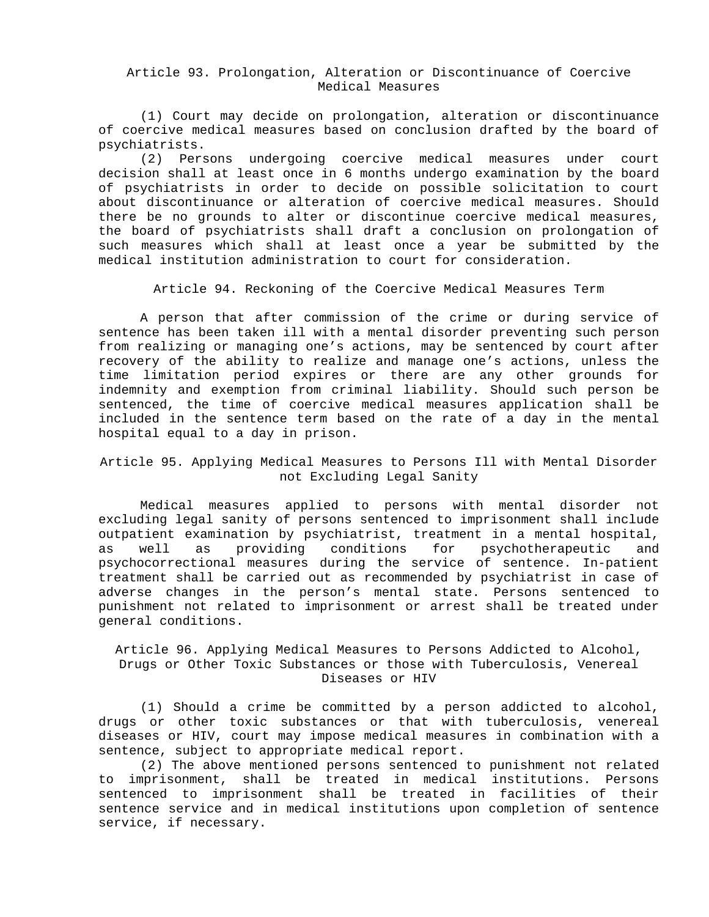### Article 93. Prolongation, Alteration or Discontinuance of Coercive Medical Measures

(1) Court may decide on prolongation, alteration or discontinuance of coercive medical measures based on conclusion drafted by the board of psychiatrists.

(2) Persons undergoing coercive medical measures under court decision shall at least once in 6 months undergo examination by the board of psychiatrists in order to decide on possible solicitation to court about discontinuance or alteration of coercive medical measures. Should there be no grounds to alter or discontinue coercive medical measures, the board of psychiatrists shall draft a conclusion on prolongation of such measures which shall at least once a year be submitted by the medical institution administration to court for consideration.

### Article 94. Reckoning of the Coercive Medical Measures Term

A person that after commission of the crime or during service of sentence has been taken ill with a mental disorder preventing such person from realizing or managing one's actions, may be sentenced by court after recovery of the ability to realize and manage one's actions, unless the time limitation period expires or there are any other grounds for indemnity and exemption from criminal liability. Should such person be sentenced, the time of coercive medical measures application shall be included in the sentence term based on the rate of a day in the mental hospital equal to a day in prison.

### Article 95. Applying Medical Measures to Persons Ill with Mental Disorder not Excluding Legal Sanity

Medical measures applied to persons with mental disorder not excluding legal sanity of persons sentenced to imprisonment shall include outpatient examination by psychiatrist, treatment in a mental hospital, as well as providing conditions for psychotherapeutic and psychocorrectional measures during the service of sentence. In-patient treatment shall be carried out as recommended by psychiatrist in case of adverse changes in the person's mental state. Persons sentenced to punishment not related to imprisonment or arrest shall be treated under general conditions.

### Article 96. Applying Medical Measures to Persons Addicted to Alcohol, Drugs or Other Toxic Substances or those with Tuberculosis, Venereal Diseases or HIV

(1) Should a crime be committed by a person addicted to alcohol, drugs or other toxic substances or that with tuberculosis, venereal diseases or HIV, court may impose medical measures in combination with a sentence, subject to appropriate medical report.

(2) The above mentioned persons sentenced to punishment not related to imprisonment, shall be treated in medical institutions. Persons sentenced to imprisonment shall be treated in facilities of their sentence service and in medical institutions upon completion of sentence service, if necessary.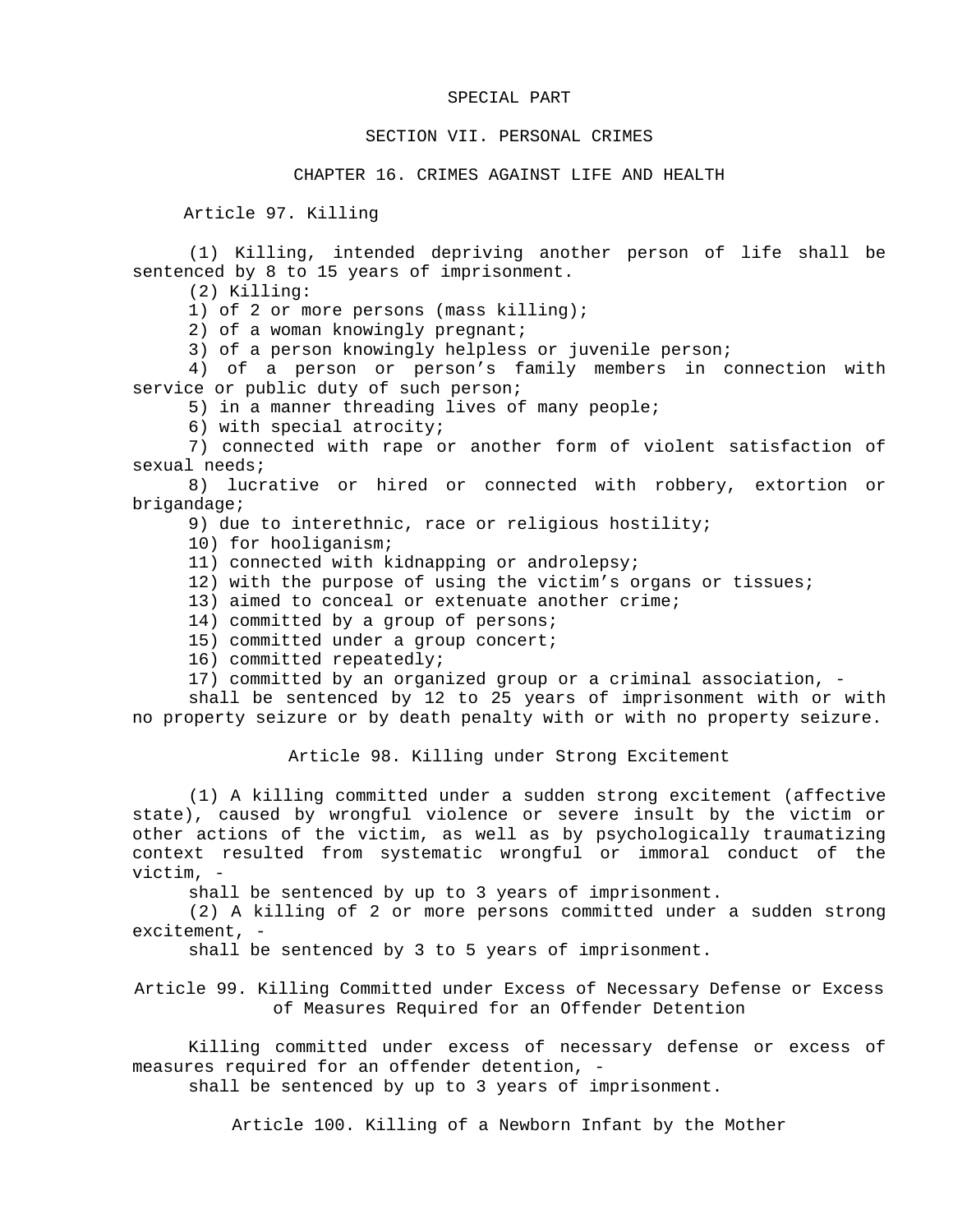# SPECIAL PART

## SECTION VII. PERSONAL CRIMES

### CHAPTER 16. CRIMES AGAINST LIFE AND HEALTH

#### Article 97. Killing

(1) Killing, intended depriving another person of life shall be sentenced by 8 to 15 years of imprisonment.

(2) Killing:

1) of 2 or more persons (mass killing);

2) of a woman knowingly pregnant;

3) of a person knowingly helpless or juvenile person;

4) of a person or person's family members in connection with service or public duty of such person;

5) in a manner threading lives of many people;

6) with special atrocity;

7) connected with rape or another form of violent satisfaction of sexual needs;

8) lucrative or hired or connected with robbery, extortion or brigandage;

9) due to interethnic, race or religious hostility;

10) for hooliganism;

11) connected with kidnapping or androlepsy;

12) with the purpose of using the victim's organs or tissues;

13) aimed to conceal or extenuate another crime;

14) committed by a group of persons;

15) committed under a group concert;

16) committed repeatedly;

17) committed by an organized group or a criminal association, -

shall be sentenced by 12 to 25 years of imprisonment with or with no property seizure or by death penalty with or with no property seizure.

#### Article 98. Killing under Strong Excitement

(1) A killing committed under a sudden strong excitement (affective state), caused by wrongful violence or severe insult by the victim or other actions of the victim, as well as by psychologically traumatizing context resulted from systematic wrongful or immoral conduct of the victim, -

shall be sentenced by up to 3 years of imprisonment.

(2) A killing of 2 or more persons committed under a sudden strong excitement, -

shall be sentenced by 3 to 5 years of imprisonment.

#### Article 99. Killing Committed under Excess of Necessary Defense or Excess of Measures Required for an Offender Detention

Killing committed under excess of necessary defense or excess of measures required for an offender detention, -

shall be sentenced by up to 3 years of imprisonment.

#### Article 100. Killing of a Newborn Infant by the Mother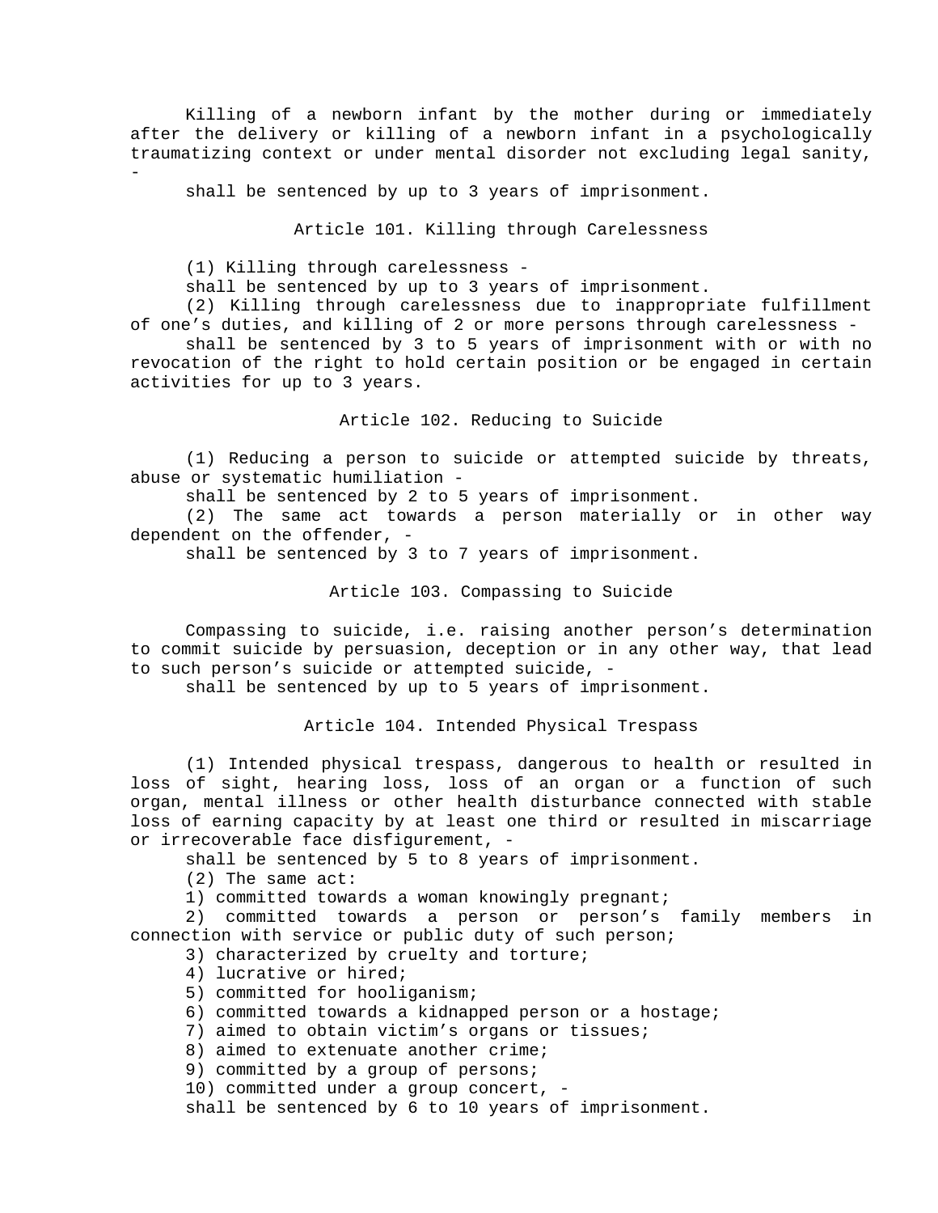Killing of a newborn infant by the mother during or immediately after the delivery or killing of a newborn infant in a psychologically traumatizing context or under mental disorder not excluding legal sanity, -

shall be sentenced by up to 3 years of imprisonment.

### Article 101. Killing through Carelessness

(1) Killing through carelessness -

shall be sentenced by up to 3 years of imprisonment.

(2) Killing through carelessness due to inappropriate fulfillment of one's duties, and killing of 2 or more persons through carelessness -

shall be sentenced by 3 to 5 years of imprisonment with or with no revocation of the right to hold certain position or be engaged in certain activities for up to 3 years.

### Article 102. Reducing to Suicide

(1) Reducing a person to suicide or attempted suicide by threats, abuse or systematic humiliation -

shall be sentenced by 2 to 5 years of imprisonment.

(2) The same act towards a person materially or in other way dependent on the offender, -

shall be sentenced by 3 to 7 years of imprisonment.

### Article 103. Compassing to Suicide

Compassing to suicide, i.e. raising another person's determination to commit suicide by persuasion, deception or in any other way, that lead to such person's suicide or attempted suicide, -

shall be sentenced by up to 5 years of imprisonment.

### Article 104. Intended Physical Trespass

(1) Intended physical trespass, dangerous to health or resulted in loss of sight, hearing loss, loss of an organ or a function of such organ, mental illness or other health disturbance connected with stable loss of earning capacity by at least one third or resulted in miscarriage or irrecoverable face disfigurement, -

shall be sentenced by 5 to 8 years of imprisonment.

(2) The same act:

1) committed towards a woman knowingly pregnant;

2) committed towards a person or person's family members in connection with service or public duty of such person;

3) characterized by cruelty and torture;

4) lucrative or hired;

5) committed for hooliganism;

6) committed towards a kidnapped person or a hostage;

7) aimed to obtain victim's organs or tissues;

8) aimed to extenuate another crime;

9) committed by a group of persons;

10) committed under a group concert, -

shall be sentenced by 6 to 10 years of imprisonment.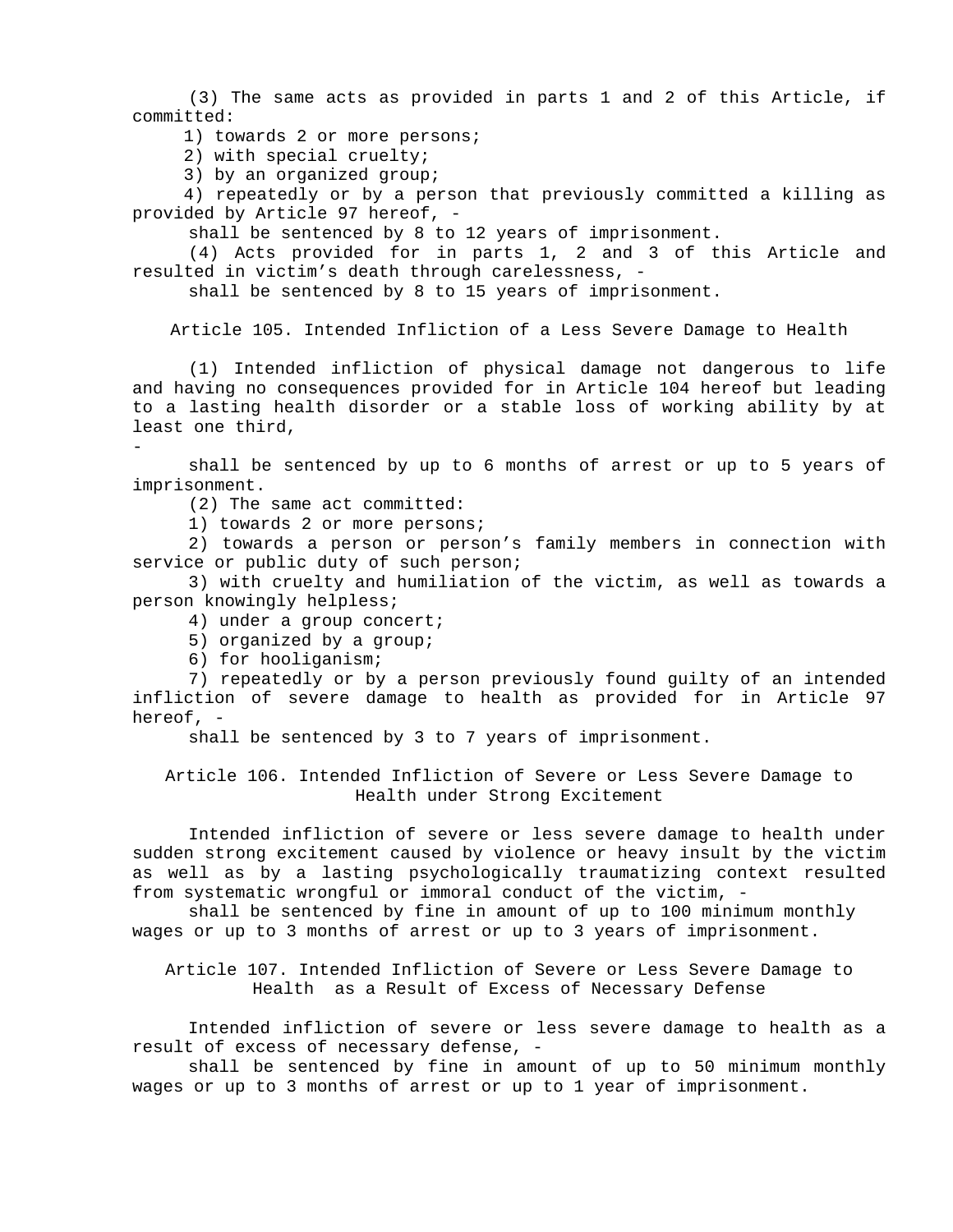(3) The same acts as provided in parts 1 and 2 of this Article, if committed:

1) towards 2 or more persons;

2) with special cruelty;

3) by an organized group;

4) repeatedly or by a person that previously committed a killing as provided by Article 97 hereof, -

shall be sentenced by 8 to 12 years of imprisonment.

(4) Acts provided for in parts 1, 2 and 3 of this Article and resulted in victim's death through carelessness, -

shall be sentenced by 8 to 15 years of imprisonment.

## Article 105. Intended Infliction of a Less Severe Damage to Health

(1) Intended infliction of physical damage not dangerous to life and having no consequences provided for in Article 104 hereof but leading to a lasting health disorder or a stable loss of working ability by at least one third,

-

shall be sentenced by up to 6 months of arrest or up to 5 years of imprisonment.

(2) The same act committed:

1) towards 2 or more persons;

2) towards a person or person's family members in connection with service or public duty of such person;

3) with cruelty and humiliation of the victim, as well as towards a person knowingly helpless;

4) under a group concert;

5) organized by a group;

6) for hooliganism;

7) repeatedly or by a person previously found guilty of an intended infliction of severe damage to health as provided for in Article 97 hereof, -

shall be sentenced by 3 to 7 years of imprisonment.

## Article 106. Intended Infliction of Severe or Less Severe Damage to Health under Strong Excitement

Intended infliction of severe or less severe damage to health under sudden strong excitement caused by violence or heavy insult by the victim as well as by a lasting psychologically traumatizing context resulted from systematic wrongful or immoral conduct of the victim, -

shall be sentenced by fine in amount of up to 100 minimum monthly wages or up to 3 months of arrest or up to 3 years of imprisonment.

## Article 107. Intended Infliction of Severe or Less Severe Damage to Health as a Result of Excess of Necessary Defense

Intended infliction of severe or less severe damage to health as a result of excess of necessary defense, -

shall be sentenced by fine in amount of up to 50 minimum monthly wages or up to 3 months of arrest or up to 1 year of imprisonment.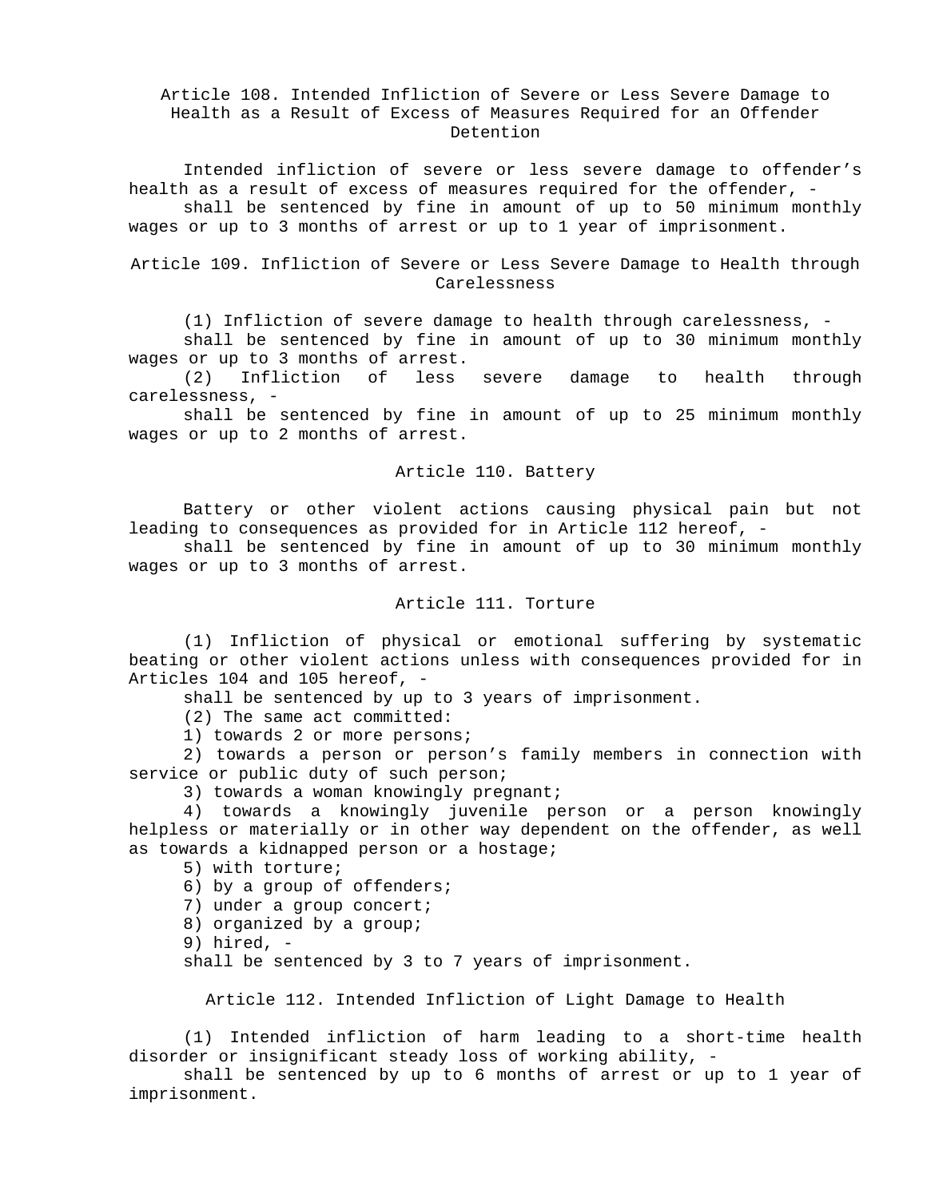### Article 108. Intended Infliction of Severe or Less Severe Damage to Health as a Result of Excess of Measures Required for an Offender Detention

Intended infliction of severe or less severe damage to offender's health as a result of excess of measures required for the offender, -

shall be sentenced by fine in amount of up to 50 minimum monthly wages or up to 3 months of arrest or up to 1 year of imprisonment.

### Article 109. Infliction of Severe or Less Severe Damage to Health through Carelessness

(1) Infliction of severe damage to health through carelessness, -

shall be sentenced by fine in amount of up to 30 minimum monthly wages or up to 3 months of arrest.

(2) Infliction of less severe damage to health through carelessness, -

shall be sentenced by fine in amount of up to 25 minimum monthly wages or up to 2 months of arrest.

### Article 110. Battery

Battery or other violent actions causing physical pain but not leading to consequences as provided for in Article 112 hereof, -

shall be sentenced by fine in amount of up to 30 minimum monthly wages or up to 3 months of arrest.

### Article 111. Torture

(1) Infliction of physical or emotional suffering by systematic beating or other violent actions unless with consequences provided for in Articles 104 and 105 hereof, -

shall be sentenced by up to 3 years of imprisonment.

(2) The same act committed:

1) towards 2 or more persons;

2) towards a person or person's family members in connection with service or public duty of such person;

3) towards a woman knowingly pregnant;

4) towards a knowingly juvenile person or a person knowingly helpless or materially or in other way dependent on the offender, as well as towards a kidnapped person or a hostage;

5) with torture;

6) by a group of offenders;

7) under a group concert;

8) organized by a group;

9) hired, -

shall be sentenced by 3 to 7 years of imprisonment.

### Article 112. Intended Infliction of Light Damage to Health

(1) Intended infliction of harm leading to a short-time health disorder or insignificant steady loss of working ability, -

shall be sentenced by up to 6 months of arrest or up to 1 year of imprisonment.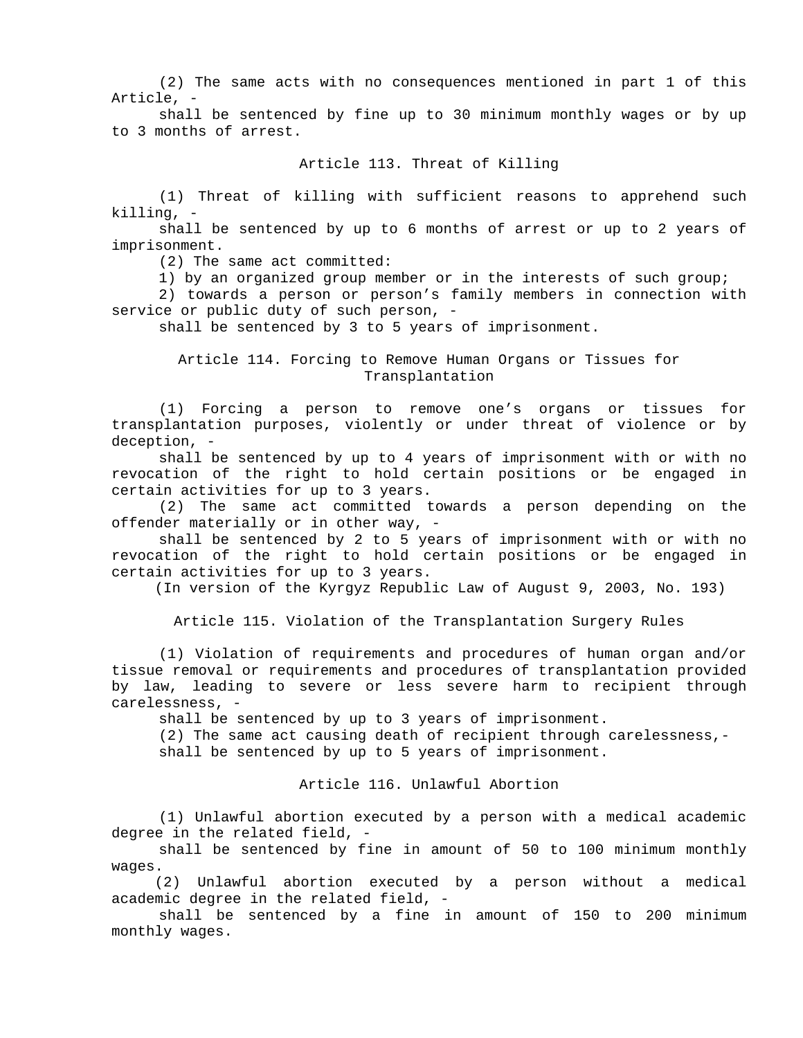(2) The same acts with no consequences mentioned in part 1 of this Article, -

shall be sentenced by fine up to 30 minimum monthly wages or by up to 3 months of arrest.

## Article 113. Threat of Killing

(1) Threat of killing with sufficient reasons to apprehend such killing, -

shall be sentenced by up to 6 months of arrest or up to 2 years of imprisonment.

(2) The same act committed:

1) by an organized group member or in the interests of such group;

2) towards a person or person’s family members in connection with service or public duty of such person, -

shall be sentenced by 3 to 5 years of imprisonment.

## Article 114. Forcing to Remove Human Organs or Tissues for Transplantation

(1) Forcing a person to remove one’s organs or tissues for transplantation purposes, violently or under threat of violence or by deception, -

shall be sentenced by up to 4 years of imprisonment with or with no revocation of the right to hold certain positions or be engaged in certain activities for up to 3 years.

(2) The same act committed towards a person depending on the offender materially or in other way, -

shall be sentenced by 2 to 5 years of imprisonment with or with no revocation of the right to hold certain positions or be engaged in certain activities for up to 3 years.

(In version of the Kyrgyz Republic Law of August 9, 2003, No. 193)

## Article 115. Violation of the Transplantation Surgery Rules

(1) Violation of requirements and procedures of human organ and/or tissue removal or requirements and procedures of transplantation provided by law, leading to severe or less severe harm to recipient through carelessness, -

shall be sentenced by up to 3 years of imprisonment.

(2) The same act causing death of recipient through carelessness,-

shall be sentenced by up to 5 years of imprisonment.

## Article 116. Unlawful Abortion

(1) Unlawful abortion executed by a person with a medical academic degree in the related field, -

shall be sentenced by fine in amount of 50 to 100 minimum monthly wages.

(2) Unlawful abortion executed by a person without a medical academic degree in the related field, -

shall be sentenced by a fine in amount of 150 to 200 minimum monthly wages.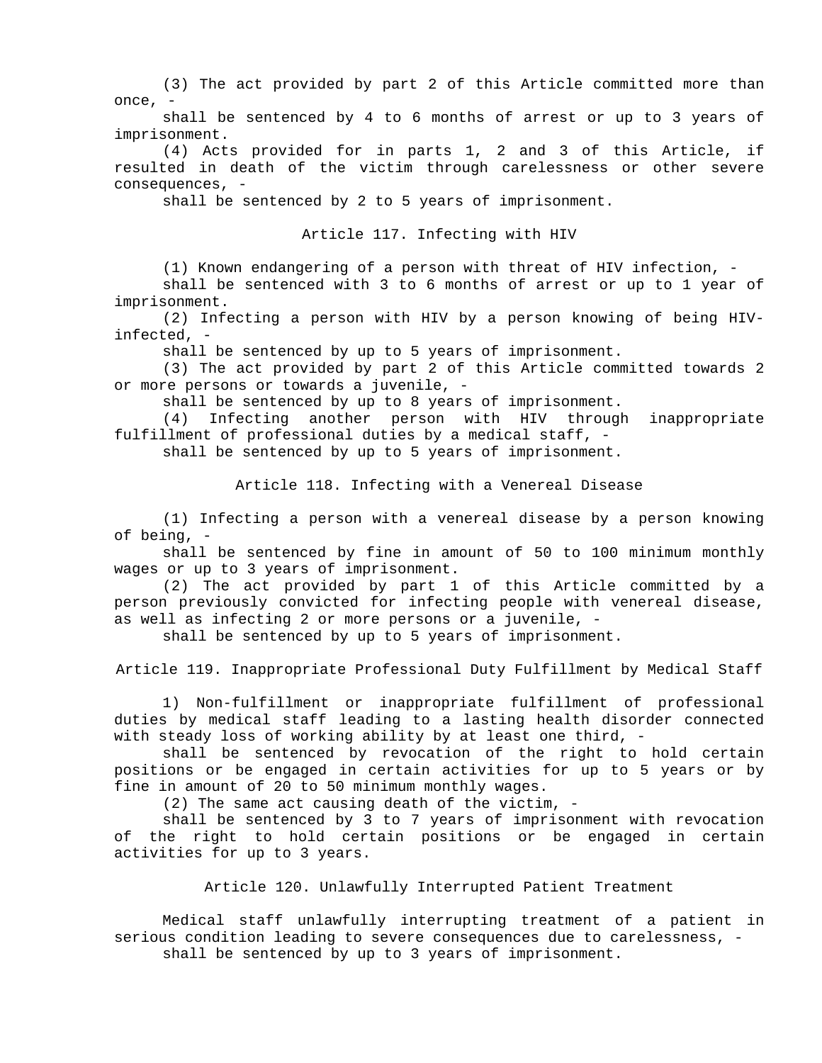(3) The act provided by part 2 of this Article committed more than once, -

shall be sentenced by 4 to 6 months of arrest or up to 3 years of imprisonment.

(4) Acts provided for in parts 1, 2 and 3 of this Article, if resulted in death of the victim through carelessness or other severe consequences, -

shall be sentenced by 2 to 5 years of imprisonment.

### Article 117. Infecting with HIV

(1) Known endangering of a person with threat of HIV infection, -

shall be sentenced with 3 to 6 months of arrest or up to 1 year of imprisonment.

(2) Infecting a person with HIV by a person knowing of being HIV-infected, -

shall be sentenced by up to 5 years of imprisonment.

(3) The act provided by part 2 of this Article committed towards 2 or more persons or towards a juvenile, -

shall be sentenced by up to 8 years of imprisonment.

(4) Infecting another person with HIV through inappropriate fulfillment of professional duties by a medical staff, -

shall be sentenced by up to 5 years of imprisonment.

### Article 118. Infecting with a Venereal Disease

(1) Infecting a person with a venereal disease by a person knowing of being, -

shall be sentenced by fine in amount of 50 to 100 minimum monthly wages or up to 3 years of imprisonment.

(2) The act provided by part 1 of this Article committed by a person previously convicted for infecting people with venereal disease, as well as infecting 2 or more persons or a juvenile, -

shall be sentenced by up to 5 years of imprisonment.

### Article 119. Inappropriate Professional Duty Fulfillment by Medical Staff

1) Non-fulfillment or inappropriate fulfillment of professional duties by medical staff leading to a lasting health disorder connected with steady loss of working ability by at least one third, -

shall be sentenced by revocation of the right to hold certain positions or be engaged in certain activities for up to 5 years or by fine in amount of 20 to 50 minimum monthly wages.

(2) The same act causing death of the victim, -

shall be sentenced by 3 to 7 years of imprisonment with revocation of the right to hold certain positions or be engaged in certain activities for up to 3 years.

### Article 120. Unlawfully Interrupted Patient Treatment

Medical staff unlawfully interrupting treatment of a patient in serious condition leading to severe consequences due to carelessness, -

shall be sentenced by up to 3 years of imprisonment.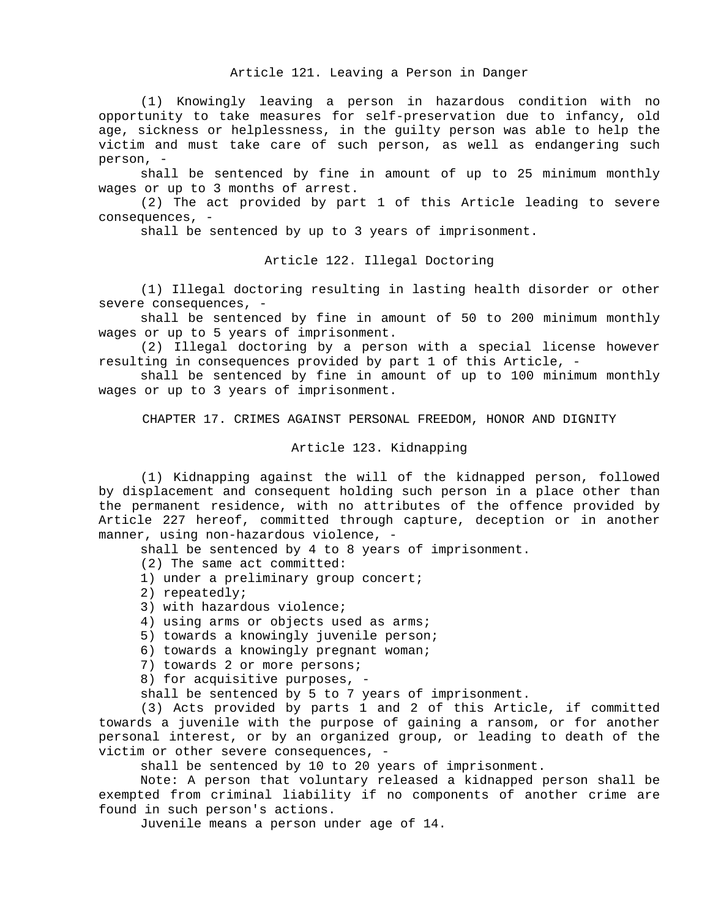### Article 121. Leaving a Person in Danger

(1) Knowingly leaving a person in hazardous condition with no opportunity to take measures for self-preservation due to infancy, old age, sickness or helplessness, in the guilty person was able to help the victim and must take care of such person, as well as endangering such person, -

shall be sentenced by fine in amount of up to 25 minimum monthly wages or up to 3 months of arrest.

(2) The act provided by part 1 of this Article leading to severe consequences, -

shall be sentenced by up to 3 years of imprisonment.

### Article 122. Illegal Doctoring

(1) Illegal doctoring resulting in lasting health disorder or other severe consequences, -

shall be sentenced by fine in amount of 50 to 200 minimum monthly wages or up to 5 years of imprisonment.

(2) Illegal doctoring by a person with a special license however resulting in consequences provided by part 1 of this Article, -

shall be sentenced by fine in amount of up to 100 minimum monthly wages or up to 3 years of imprisonment.

## CHAPTER 17. CRIMES AGAINST PERSONAL FREEDOM, HONOR AND DIGNITY

### Article 123. Kidnapping

(1) Kidnapping against the will of the kidnapped person, followed by displacement and consequent holding such person in a place other than the permanent residence, with no attributes of the offence provided by Article 227 hereof, committed through capture, deception or in another manner, using non-hazardous violence, -

shall be sentenced by 4 to 8 years of imprisonment.

(2) The same act committed:

1) under a preliminary group concert;
2) repeatedly;
3) with hazardous violence;
4) using arms or objects used as arms;
5) towards a knowingly juvenile person;
6) towards a knowingly pregnant woman;
7) towards 2 or more persons;
8) for acquisitive purposes, -

shall be sentenced by 5 to 7 years of imprisonment.

(3) Acts provided by parts 1 and 2 of this Article, if committed towards a juvenile with the purpose of gaining a ransom, or for another personal interest, or by an organized group, or leading to death of the victim or other severe consequences, -

shall be sentenced by 10 to 20 years of imprisonment.

Note: A person that voluntary released a kidnapped person shall be exempted from criminal liability if no components of another crime are found in such person's actions.

Juvenile means a person under age of 14.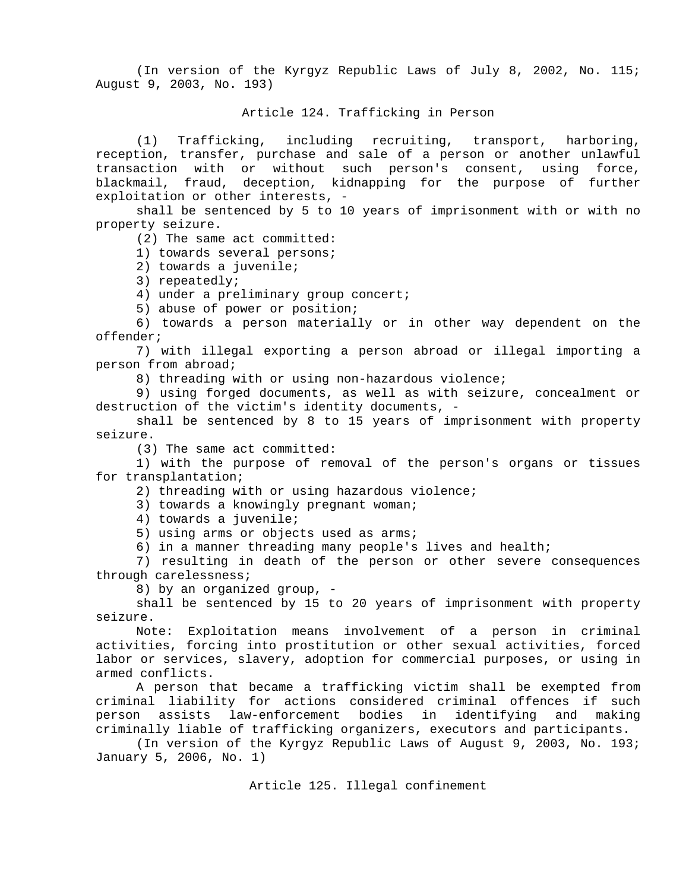(In version of the Kyrgyz Republic Laws of July 8, 2002, No. 115; August 9, 2003, No. 193)

### Article 124. Trafficking in Person

(1) Trafficking, including recruiting, transport, harboring, reception, transfer, purchase and sale of a person or another unlawful transaction with or without such person's consent, using force, blackmail, fraud, deception, kidnapping for the purpose of further exploitation or other interests, -

shall be sentenced by 5 to 10 years of imprisonment with or with no property seizure.

(2) The same act committed:

1) towards several persons;

2) towards a juvenile;

3) repeatedly;

4) under a preliminary group concert;

5) abuse of power or position;

6) towards a person materially or in other way dependent on the offender;

7) with illegal exporting a person abroad or illegal importing a person from abroad;

8) threading with or using non-hazardous violence;

9) using forged documents, as well as with seizure, concealment or destruction of the victim's identity documents, -

shall be sentenced by 8 to 15 years of imprisonment with property seizure.

(3) The same act committed:

1) with the purpose of removal of the person's organs or tissues for transplantation;

2) threading with or using hazardous violence;

3) towards a knowingly pregnant woman;

4) towards a juvenile;

5) using arms or objects used as arms;

6) in a manner threading many people's lives and health;

7) resulting in death of the person or other severe consequences through carelessness;

8) by an organized group, -

shall be sentenced by 15 to 20 years of imprisonment with property seizure.

Note: Exploitation means involvement of a person in criminal activities, forcing into prostitution or other sexual activities, forced labor or services, slavery, adoption for commercial purposes, or using in armed conflicts.

A person that became a trafficking victim shall be exempted from criminal liability for actions considered criminal offences if such person assists law-enforcement bodies in identifying and making criminally liable of trafficking organizers, executors and participants.

(In version of the Kyrgyz Republic Laws of August 9, 2003, No. 193; January 5, 2006, No. 1)

### Article 125. Illegal confinement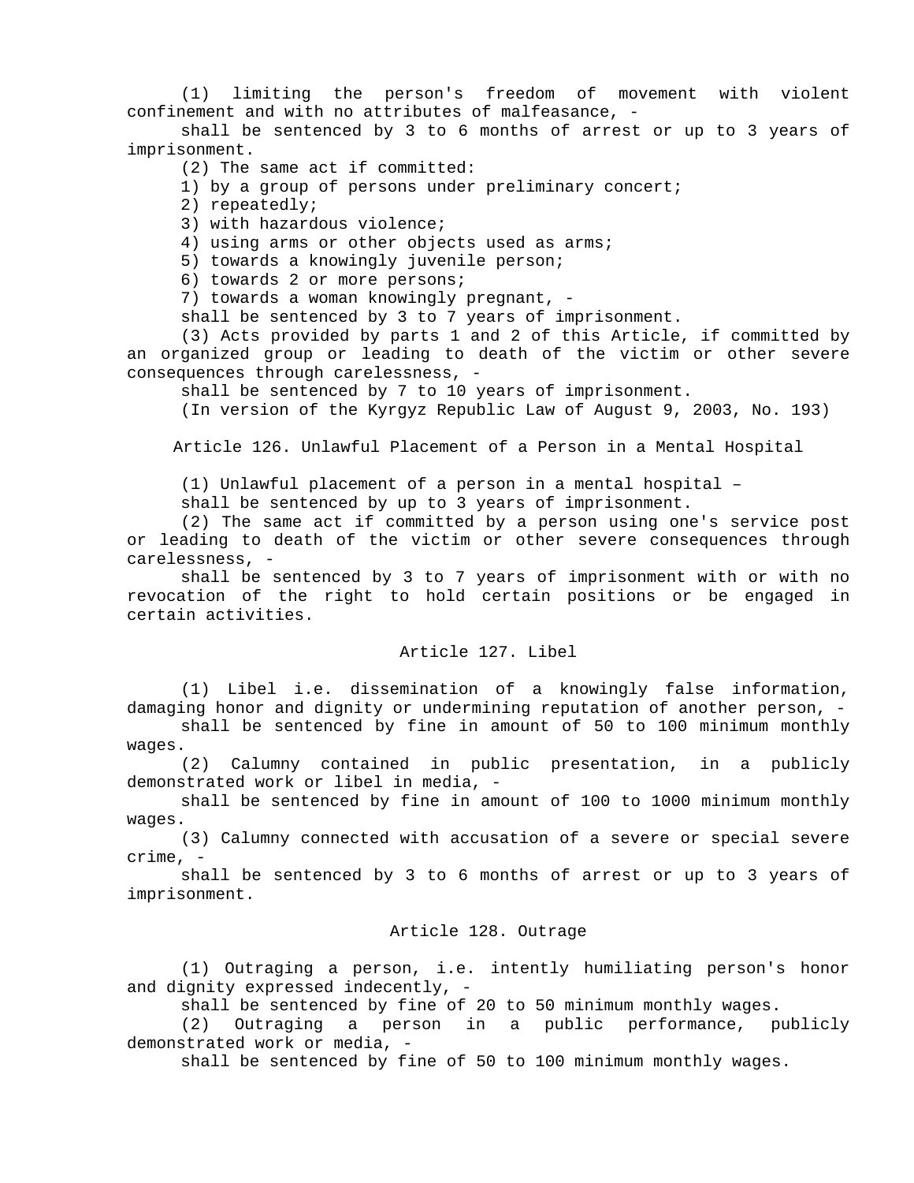(1) limiting the person's freedom of movement with violent confinement and with no attributes of malfeasance, -

shall be sentenced by 3 to 6 months of arrest or up to 3 years of imprisonment.

(2) The same act if committed:

1) by a group of persons under preliminary concert;

2) repeatedly;

3) with hazardous violence;

4) using arms or other objects used as arms;

5) towards a knowingly juvenile person;

6) towards 2 or more persons;

7) towards a woman knowingly pregnant, -

shall be sentenced by 3 to 7 years of imprisonment.

(3) Acts provided by parts 1 and 2 of this Article, if committed by an organized group or leading to death of the victim or other severe consequences through carelessness, -

shall be sentenced by 7 to 10 years of imprisonment.

(In version of the Kyrgyz Republic Law of August 9, 2003, No. 193)

## Article 126. Unlawful Placement of a Person in a Mental Hospital

(1) Unlawful placement of a person in a mental hospital –

shall be sentenced by up to 3 years of imprisonment.

(2) The same act if committed by a person using one's service post or leading to death of the victim or other severe consequences through carelessness, -

shall be sentenced by 3 to 7 years of imprisonment with or with no revocation of the right to hold certain positions or be engaged in certain activities.

## Article 127. Libel

(1) Libel i.e. dissemination of a knowingly false information, damaging honor and dignity or undermining reputation of another person, -

shall be sentenced by fine in amount of 50 to 100 minimum monthly wages.

(2) Calumny contained in public presentation, in a publicly demonstrated work or libel in media, -

shall be sentenced by fine in amount of 100 to 1000 minimum monthly wages.

(3) Calumny connected with accusation of a severe or special severe crime, -

shall be sentenced by 3 to 6 months of arrest or up to 3 years of imprisonment.

## Article 128. Outrage

(1) Outraging a person, i.e. intently humiliating person's honor and dignity expressed indecently, -

shall be sentenced by fine of 20 to 50 minimum monthly wages.

(2) Outraging a person in a public performance, publicly demonstrated work or media, -

shall be sentenced by fine of 50 to 100 minimum monthly wages.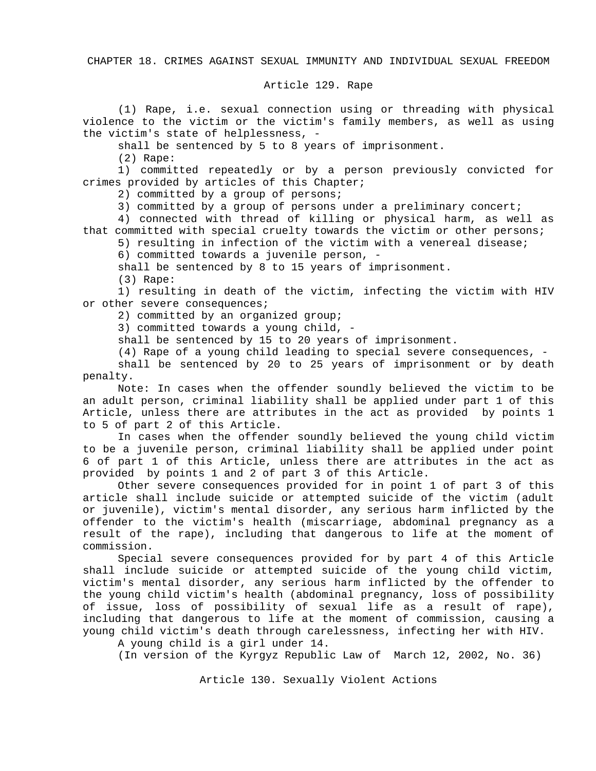## CHAPTER 18. CRIMES AGAINST SEXUAL IMMUNITY AND INDIVIDUAL SEXUAL FREEDOM

### Article 129. Rape

(1) Rape, i.e. sexual connection using or threading with physical violence to the victim or the victim's family members, as well as using the victim's state of helplessness, -

shall be sentenced by 5 to 8 years of imprisonment.

(2) Rape:

1) committed repeatedly or by a person previously convicted for crimes provided by articles of this Chapter;

2) committed by a group of persons;

3) committed by a group of persons under a preliminary concert;

4) connected with thread of killing or physical harm, as well as that committed with special cruelty towards the victim or other persons;

5) resulting in infection of the victim with a venereal disease;

6) committed towards a juvenile person, -

shall be sentenced by 8 to 15 years of imprisonment.

(3) Rape:

1) resulting in death of the victim, infecting the victim with HIV or other severe consequences;

2) committed by an organized group;

3) committed towards a young child, -

shall be sentenced by 15 to 20 years of imprisonment.

(4) Rape of a young child leading to special severe consequences, -

shall be sentenced by 20 to 25 years of imprisonment or by death penalty.

Note: In cases when the offender soundly believed the victim to be an adult person, criminal liability shall be applied under part 1 of this Article, unless there are attributes in the act as provided by points 1 to 5 of part 2 of this Article.

In cases when the offender soundly believed the young child victim to be a juvenile person, criminal liability shall be applied under point 6 of part 1 of this Article, unless there are attributes in the act as provided by points 1 and 2 of part 3 of this Article.

Other severe consequences provided for in point 1 of part 3 of this article shall include suicide or attempted suicide of the victim (adult or juvenile), victim's mental disorder, any serious harm inflicted by the offender to the victim's health (miscarriage, abdominal pregnancy as a result of the rape), including that dangerous to life at the moment of commission.

Special severe consequences provided for by part 4 of this Article shall include suicide or attempted suicide of the young child victim, victim's mental disorder, any serious harm inflicted by the offender to the young child victim's health (abdominal pregnancy, loss of possibility of issue, loss of possibility of sexual life as a result of rape), including that dangerous to life at the moment of commission, causing a young child victim's death through carelessness, infecting her with HIV.

A young child is a girl under 14.

(In version of the Kyrgyz Republic Law of March 12, 2002, No. 36)

### Article 130. Sexually Violent Actions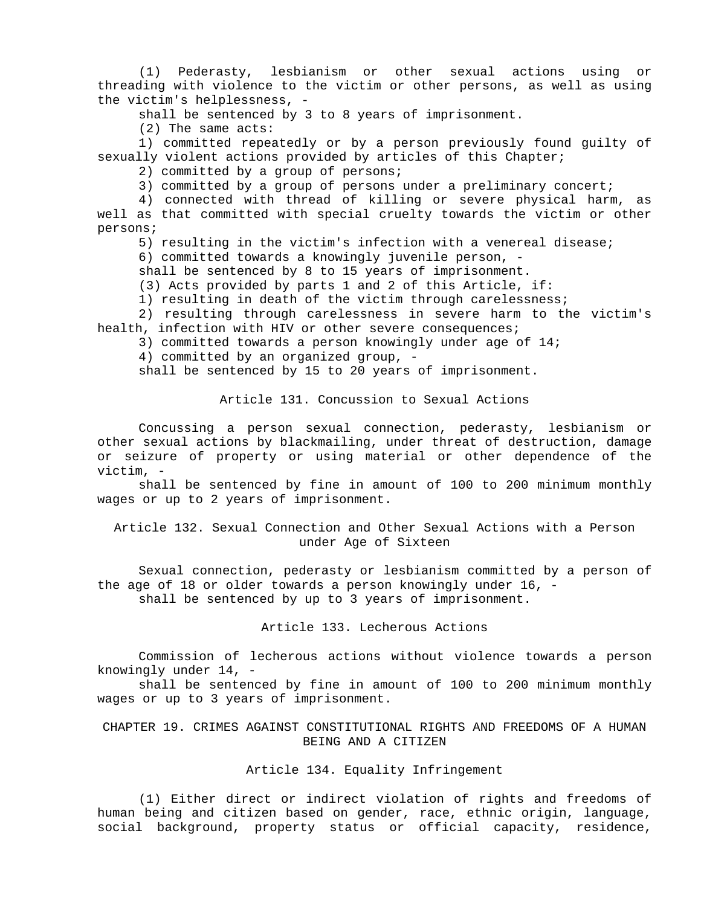(1) Pederasty, lesbianism or other sexual actions using or threading with violence to the victim or other persons, as well as using the victim's helplessness, -

shall be sentenced by 3 to 8 years of imprisonment.

(2) The same acts:

1) committed repeatedly or by a person previously found guilty of sexually violent actions provided by articles of this Chapter;

2) committed by a group of persons;

3) committed by a group of persons under a preliminary concert;

4) connected with thread of killing or severe physical harm, as well as that committed with special cruelty towards the victim or other persons;

5) resulting in the victim's infection with a venereal disease;

6) committed towards a knowingly juvenile person, -

shall be sentenced by 8 to 15 years of imprisonment.

(3) Acts provided by parts 1 and 2 of this Article, if:

1) resulting in death of the victim through carelessness;

2) resulting through carelessness in severe harm to the victim's health, infection with HIV or other severe consequences;

3) committed towards a person knowingly under age of 14;

4) committed by an organized group, -

shall be sentenced by 15 to 20 years of imprisonment.

### Article 131. Concussion to Sexual Actions

Concussing a person sexual connection, pederasty, lesbianism or other sexual actions by blackmailing, under threat of destruction, damage or seizure of property or using material or other dependence of the victim, -

shall be sentenced by fine in amount of 100 to 200 minimum monthly wages or up to 2 years of imprisonment.

### Article 132. Sexual Connection and Other Sexual Actions with a Person under Age of Sixteen

Sexual connection, pederasty or lesbianism committed by a person of the age of 18 or older towards a person knowingly under 16, -

shall be sentenced by up to 3 years of imprisonment.

### Article 133. Lecherous Actions

Commission of lecherous actions without violence towards a person knowingly under 14, -

shall be sentenced by fine in amount of 100 to 200 minimum monthly wages or up to 3 years of imprisonment.

## CHAPTER 19. CRIMES AGAINST CONSTITUTIONAL RIGHTS AND FREEDOMS OF A HUMAN BEING AND A CITIZEN

### Article 134. Equality Infringement

(1) Either direct or indirect violation of rights and freedoms of human being and citizen based on gender, race, ethnic origin, language, social background, property status or official capacity, residence,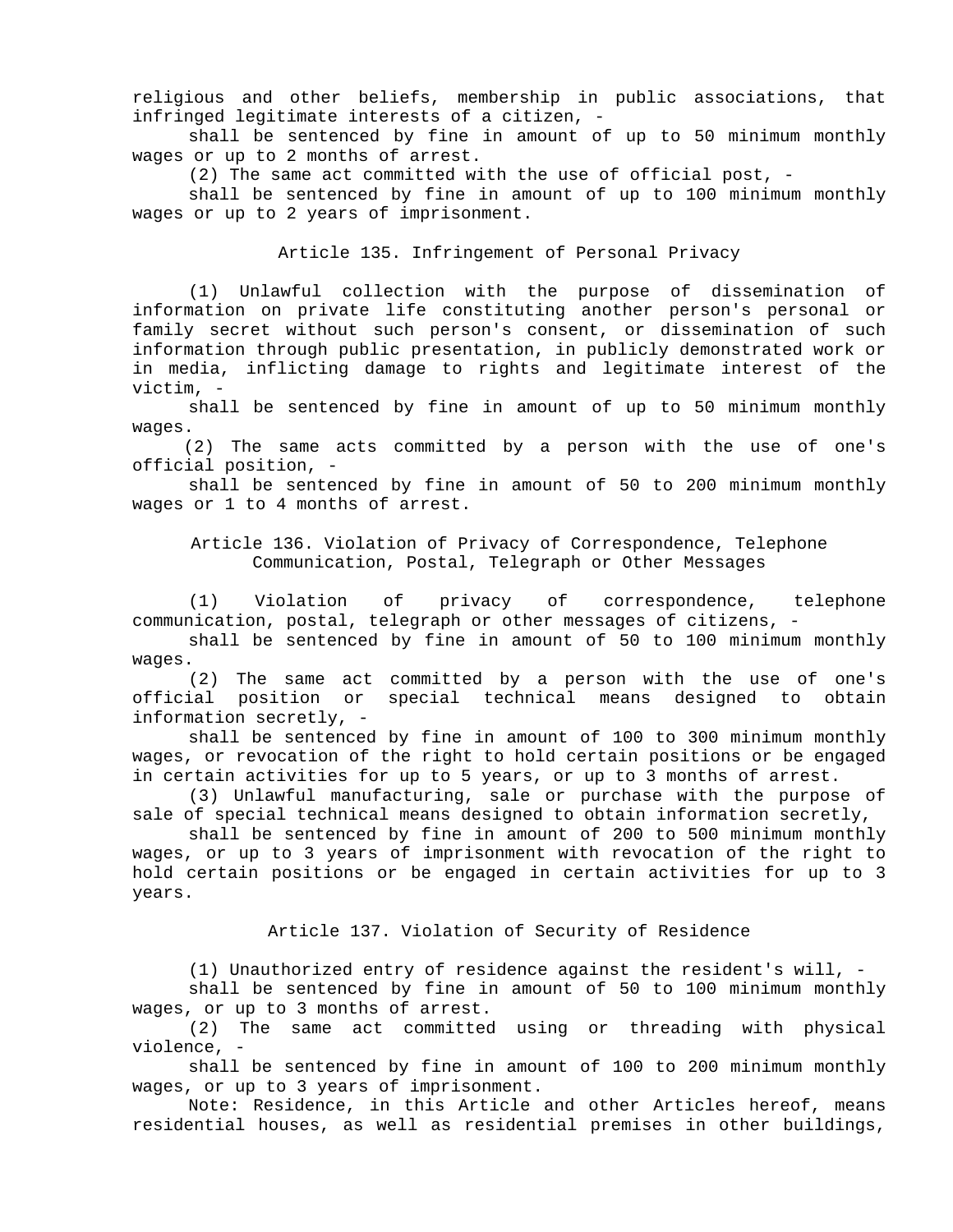religious and other beliefs, membership in public associations, that infringed legitimate interests of a citizen, -

shall be sentenced by fine in amount of up to 50 minimum monthly wages or up to 2 months of arrest.

(2) The same act committed with the use of official post, -

shall be sentenced by fine in amount of up to 100 minimum monthly wages or up to 2 years of imprisonment.

### Article 135. Infringement of Personal Privacy

(1) Unlawful collection with the purpose of dissemination of information on private life constituting another person's personal or family secret without such person's consent, or dissemination of such information through public presentation, in publicly demonstrated work or in media, inflicting damage to rights and legitimate interest of the victim, -

shall be sentenced by fine in amount of up to 50 minimum monthly wages.

(2) The same acts committed by a person with the use of one's official position, -

shall be sentenced by fine in amount of 50 to 200 minimum monthly wages or 1 to 4 months of arrest.

### Article 136. Violation of Privacy of Correspondence, Telephone Communication, Postal, Telegraph or Other Messages

(1) Violation of privacy of correspondence, telephone communication, postal, telegraph or other messages of citizens, -

shall be sentenced by fine in amount of 50 to 100 minimum monthly wages.

(2) The same act committed by a person with the use of one's official position or special technical means designed to obtain information secretly, -

shall be sentenced by fine in amount of 100 to 300 minimum monthly wages, or revocation of the right to hold certain positions or be engaged in certain activities for up to 5 years, or up to 3 months of arrest.

(3) Unlawful manufacturing, sale or purchase with the purpose of sale of special technical means designed to obtain information secretly,

shall be sentenced by fine in amount of 200 to 500 minimum monthly wages, or up to 3 years of imprisonment with revocation of the right to hold certain positions or be engaged in certain activities for up to 3 years.

### Article 137. Violation of Security of Residence

(1) Unauthorized entry of residence against the resident's will, -

shall be sentenced by fine in amount of 50 to 100 minimum monthly wages, or up to 3 months of arrest.

(2) The same act committed using or threading with physical violence, -

shall be sentenced by fine in amount of 100 to 200 minimum monthly wages, or up to 3 years of imprisonment.

Note: Residence, in this Article and other Articles hereof, means residential houses, as well as residential premises in other buildings,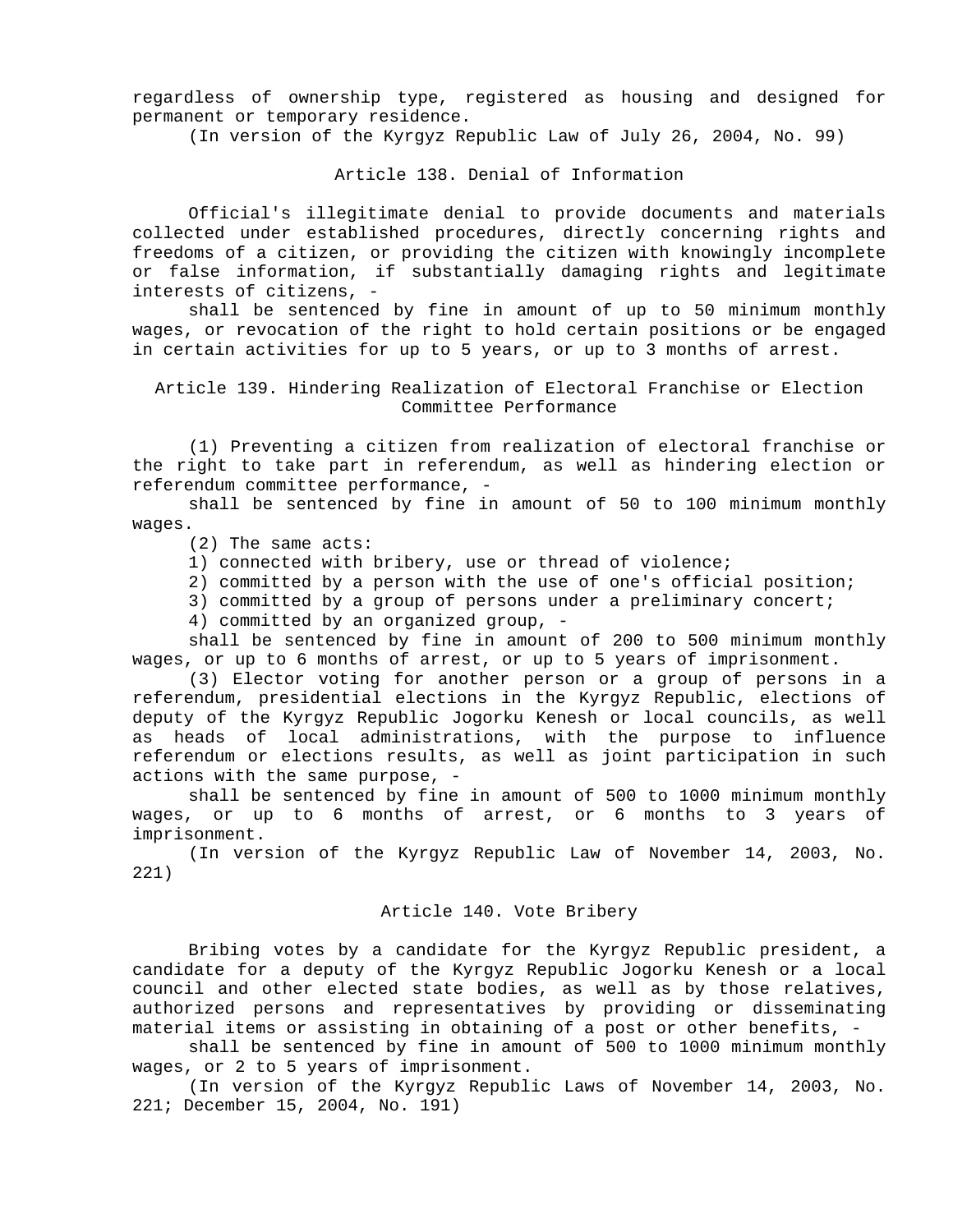regardless of ownership type, registered as housing and designed for permanent or temporary residence.

(In version of the Kyrgyz Republic Law of July 26, 2004, No. 99)

### Article 138. Denial of Information

Official's illegitimate denial to provide documents and materials collected under established procedures, directly concerning rights and freedoms of a citizen, or providing the citizen with knowingly incomplete or false information, if substantially damaging rights and legitimate interests of citizens, -

shall be sentenced by fine in amount of up to 50 minimum monthly wages, or revocation of the right to hold certain positions or be engaged in certain activities for up to 5 years, or up to 3 months of arrest.

### Article 139. Hindering Realization of Electoral Franchise or Election Committee Performance

(1) Preventing a citizen from realization of electoral franchise or the right to take part in referendum, as well as hindering election or referendum committee performance, -

shall be sentenced by fine in amount of 50 to 100 minimum monthly wages.

(2) The same acts:

1) connected with bribery, use or thread of violence;

2) committed by a person with the use of one's official position;

3) committed by a group of persons under a preliminary concert;

4) committed by an organized group, -

shall be sentenced by fine in amount of 200 to 500 minimum monthly wages, or up to 6 months of arrest, or up to 5 years of imprisonment.

(3) Elector voting for another person or a group of persons in a referendum, presidential elections in the Kyrgyz Republic, elections of deputy of the Kyrgyz Republic Jogorku Kenesh or local councils, as well as heads of local administrations, with the purpose to influence referendum or elections results, as well as joint participation in such actions with the same purpose, -

shall be sentenced by fine in amount of 500 to 1000 minimum monthly wages, or up to 6 months of arrest, or 6 months to 3 years of imprisonment.

(In version of the Kyrgyz Republic Law of November 14, 2003, No. 221)

### Article 140. Vote Bribery

Bribing votes by a candidate for the Kyrgyz Republic president, a candidate for a deputy of the Kyrgyz Republic Jogorku Kenesh or a local council and other elected state bodies, as well as by those relatives, authorized persons and representatives by providing or disseminating material items or assisting in obtaining of a post or other benefits, -

shall be sentenced by fine in amount of 500 to 1000 minimum monthly wages, or 2 to 5 years of imprisonment.

(In version of the Kyrgyz Republic Laws of November 14, 2003, No. 221; December 15, 2004, No. 191)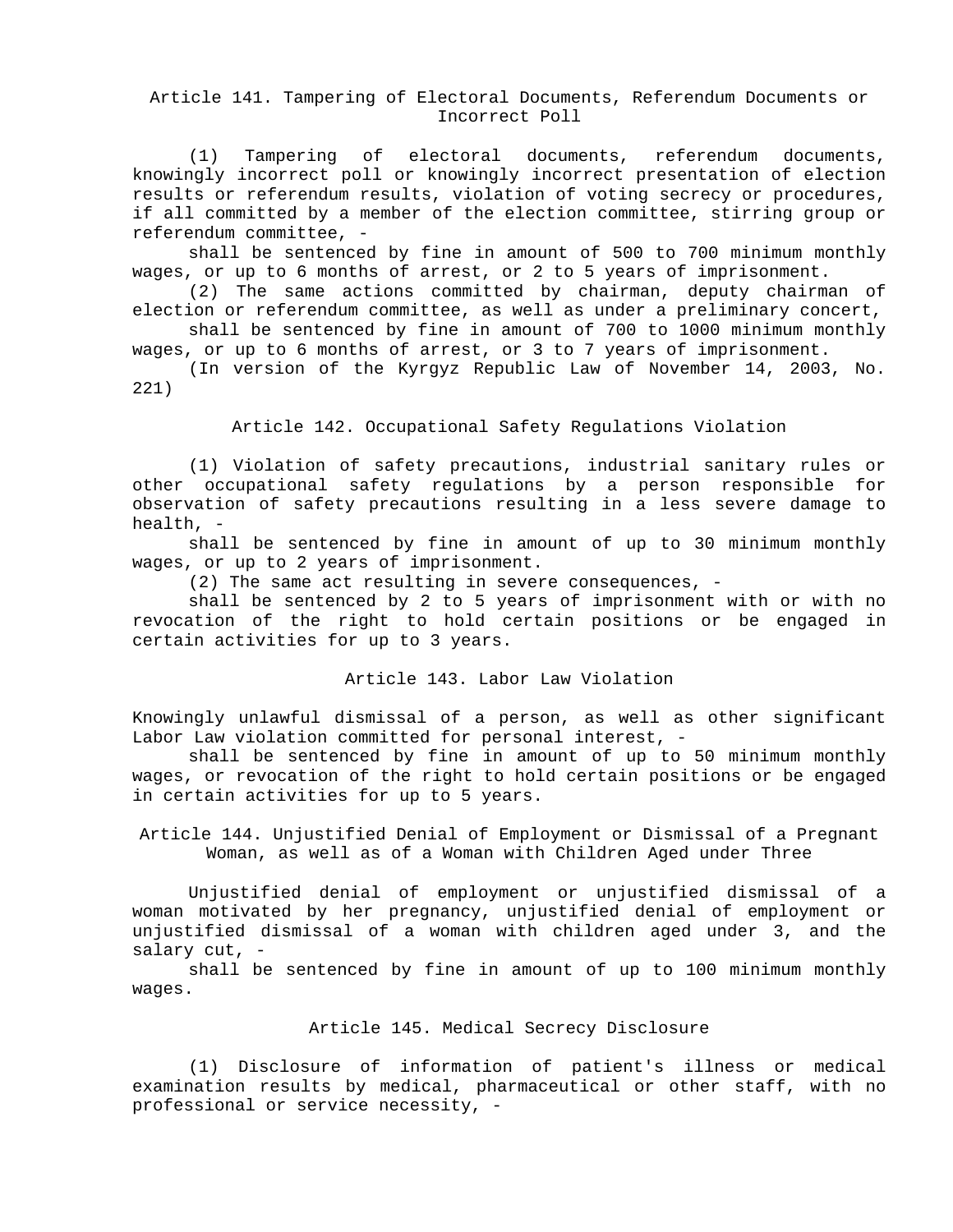### Article 141. Tampering of Electoral Documents, Referendum Documents or Incorrect Poll

(1) Tampering of electoral documents, referendum documents, knowingly incorrect poll or knowingly incorrect presentation of election results or referendum results, violation of voting secrecy or procedures, if all committed by a member of the election committee, stirring group or referendum committee, -

shall be sentenced by fine in amount of 500 to 700 minimum monthly wages, or up to 6 months of arrest, or 2 to 5 years of imprisonment.

(2) The same actions committed by chairman, deputy chairman of election or referendum committee, as well as under a preliminary concert,

shall be sentenced by fine in amount of 700 to 1000 minimum monthly wages, or up to 6 months of arrest, or 3 to 7 years of imprisonment.

(In version of the Kyrgyz Republic Law of November 14, 2003, No. 221)

### Article 142. Occupational Safety Regulations Violation

(1) Violation of safety precautions, industrial sanitary rules or other occupational safety regulations by a person responsible for observation of safety precautions resulting in a less severe damage to health, -

shall be sentenced by fine in amount of up to 30 minimum monthly wages, or up to 2 years of imprisonment.

(2) The same act resulting in severe consequences, -

shall be sentenced by 2 to 5 years of imprisonment with or with no revocation of the right to hold certain positions or be engaged in certain activities for up to 3 years.

### Article 143. Labor Law Violation

Knowingly unlawful dismissal of a person, as well as other significant Labor Law violation committed for personal interest, -

shall be sentenced by fine in amount of up to 50 minimum monthly wages, or revocation of the right to hold certain positions or be engaged in certain activities for up to 5 years.

### Article 144. Unjustified Denial of Employment or Dismissal of a Pregnant Woman, as well as of a Woman with Children Aged under Three

Unjustified denial of employment or unjustified dismissal of a woman motivated by her pregnancy, unjustified denial of employment or unjustified dismissal of a woman with children aged under 3, and the salary cut, -

shall be sentenced by fine in amount of up to 100 minimum monthly wages.

### Article 145. Medical Secrecy Disclosure

(1) Disclosure of information of patient's illness or medical examination results by medical, pharmaceutical or other staff, with no professional or service necessity, -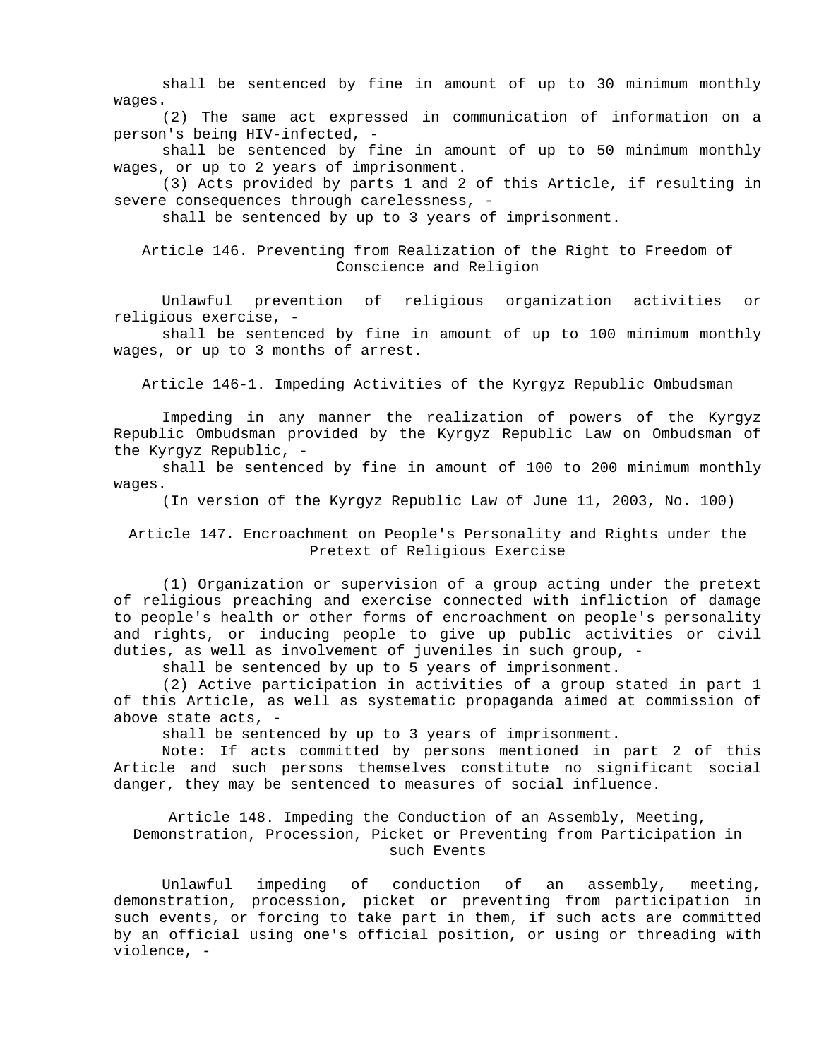shall be sentenced by fine in amount of up to 30 minimum monthly wages.

(2) The same act expressed in communication of information on a person's being HIV-infected, -

shall be sentenced by fine in amount of up to 50 minimum monthly wages, or up to 2 years of imprisonment.

(3) Acts provided by parts 1 and 2 of this Article, if resulting in severe consequences through carelessness, -

shall be sentenced by up to 3 years of imprisonment.

### Article 146. Preventing from Realization of the Right to Freedom of Conscience and Religion

Unlawful prevention of religious organization activities or religious exercise, -

shall be sentenced by fine in amount of up to 100 minimum monthly wages, or up to 3 months of arrest.

### Article 146-1. Impeding Activities of the Kyrgyz Republic Ombudsman

Impeding in any manner the realization of powers of the Kyrgyz Republic Ombudsman provided by the Kyrgyz Republic Law on Ombudsman of the Kyrgyz Republic, -

shall be sentenced by fine in amount of 100 to 200 minimum monthly wages.

(In version of the Kyrgyz Republic Law of June 11, 2003, No. 100)

### Article 147. Encroachment on People's Personality and Rights under the Pretext of Religious Exercise

(1) Organization or supervision of a group acting under the pretext of religious preaching and exercise connected with infliction of damage to people's health or other forms of encroachment on people's personality and rights, or inducing people to give up public activities or civil duties, as well as involvement of juveniles in such group, -

shall be sentenced by up to 5 years of imprisonment.

(2) Active participation in activities of a group stated in part 1 of this Article, as well as systematic propaganda aimed at commission of above state acts, -

shall be sentenced by up to 3 years of imprisonment.

Note: If acts committed by persons mentioned in part 2 of this Article and such persons themselves constitute no significant social danger, they may be sentenced to measures of social influence.

### Article 148. Impeding the Conduction of an Assembly, Meeting, Demonstration, Procession, Picket or Preventing from Participation in such Events

Unlawful impeding of conduction of an assembly, meeting, demonstration, procession, picket or preventing from participation in such events, or forcing to take part in them, if such acts are committed by an official using one's official position, or using or threading with violence, -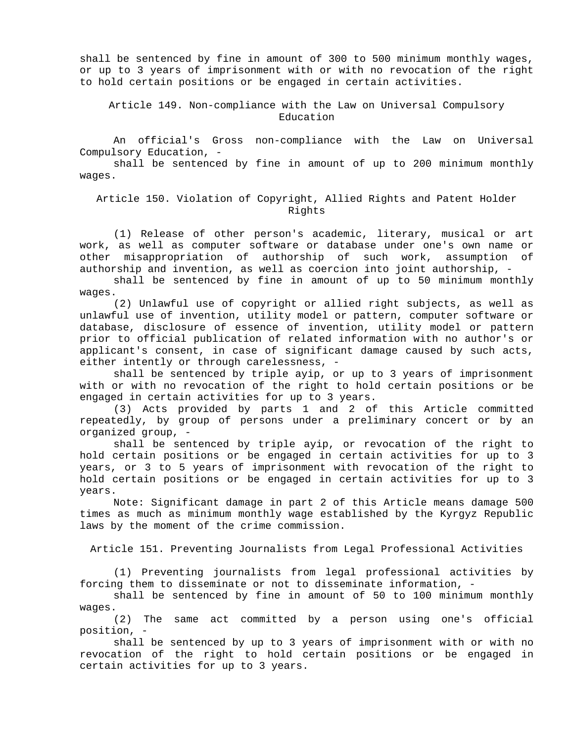shall be sentenced by fine in amount of 300 to 500 minimum monthly wages, or up to 3 years of imprisonment with or with no revocation of the right to hold certain positions or be engaged in certain activities.

### Article 149. Non-compliance with the Law on Universal Compulsory Education

An official's Gross non-compliance with the Law on Universal Compulsory Education, -

shall be sentenced by fine in amount of up to 200 minimum monthly wages.

### Article 150. Violation of Copyright, Allied Rights and Patent Holder Rights

(1) Release of other person's academic, literary, musical or art work, as well as computer software or database under one's own name or other misappropriation of authorship of such work, assumption of authorship and invention, as well as coercion into joint authorship, -

shall be sentenced by fine in amount of up to 50 minimum monthly wages.

(2) Unlawful use of copyright or allied right subjects, as well as unlawful use of invention, utility model or pattern, computer software or database, disclosure of essence of invention, utility model or pattern prior to official publication of related information with no author's or applicant's consent, in case of significant damage caused by such acts, either intently or through carelessness, -

shall be sentenced by triple ayip, or up to 3 years of imprisonment with or with no revocation of the right to hold certain positions or be engaged in certain activities for up to 3 years.

(3) Acts provided by parts 1 and 2 of this Article committed repeatedly, by group of persons under a preliminary concert or by an organized group, -

shall be sentenced by triple ayip, or revocation of the right to hold certain positions or be engaged in certain activities for up to 3 years, or 3 to 5 years of imprisonment with revocation of the right to hold certain positions or be engaged in certain activities for up to 3 years.

Note: Significant damage in part 2 of this Article means damage 500 times as much as minimum monthly wage established by the Kyrgyz Republic laws by the moment of the crime commission.

### Article 151. Preventing Journalists from Legal Professional Activities

(1) Preventing journalists from legal professional activities by forcing them to disseminate or not to disseminate information, -

shall be sentenced by fine in amount of 50 to 100 minimum monthly wages.

(2) The same act committed by a person using one's official position, -

shall be sentenced by up to 3 years of imprisonment with or with no revocation of the right to hold certain positions or be engaged in certain activities for up to 3 years.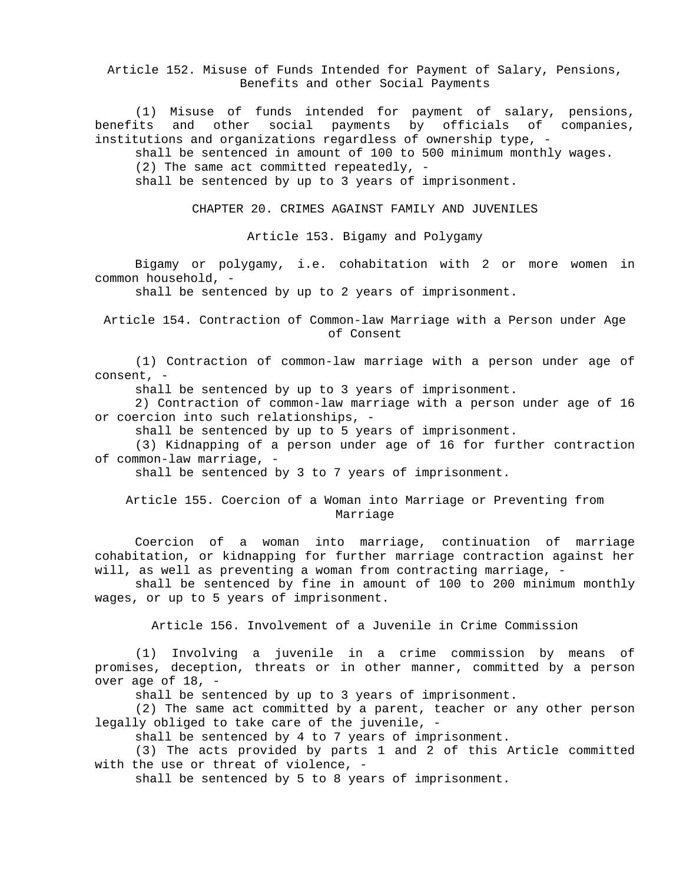### Article 152. Misuse of Funds Intended for Payment of Salary, Pensions, Benefits and other Social Payments

(1) Misuse of funds intended for payment of salary, pensions, benefits and other social payments by officials of companies, institutions and organizations regardless of ownership type, -

shall be sentenced in amount of 100 to 500 minimum monthly wages.

(2) The same act committed repeatedly, -

shall be sentenced by up to 3 years of imprisonment.

## CHAPTER 20. CRIMES AGAINST FAMILY AND JUVENILES

### Article 153. Bigamy and Polygamy

Bigamy or polygamy, i.e. cohabitation with 2 or more women in common household, -

shall be sentenced by up to 2 years of imprisonment.

### Article 154. Contraction of Common-law Marriage with a Person under Age of Consent

(1) Contraction of common-law marriage with a person under age of consent, -

shall be sentenced by up to 3 years of imprisonment.

2) Contraction of common-law marriage with a person under age of 16 or coercion into such relationships, -

shall be sentenced by up to 5 years of imprisonment.

(3) Kidnapping of a person under age of 16 for further contraction of common-law marriage, -

shall be sentenced by 3 to 7 years of imprisonment.

### Article 155. Coercion of a Woman into Marriage or Preventing from Marriage

Coercion of a woman into marriage, continuation of marriage cohabitation, or kidnapping for further marriage contraction against her will, as well as preventing a woman from contracting marriage, -

shall be sentenced by fine in amount of 100 to 200 minimum monthly wages, or up to 5 years of imprisonment.

### Article 156. Involvement of a Juvenile in Crime Commission

(1) Involving a juvenile in a crime commission by means of promises, deception, threats or in other manner, committed by a person over age of 18, -

shall be sentenced by up to 3 years of imprisonment.

(2) The same act committed by a parent, teacher or any other person legally obliged to take care of the juvenile, -

shall be sentenced by 4 to 7 years of imprisonment.

(3) The acts provided by parts 1 and 2 of this Article committed with the use or threat of violence, -

shall be sentenced by 5 to 8 years of imprisonment.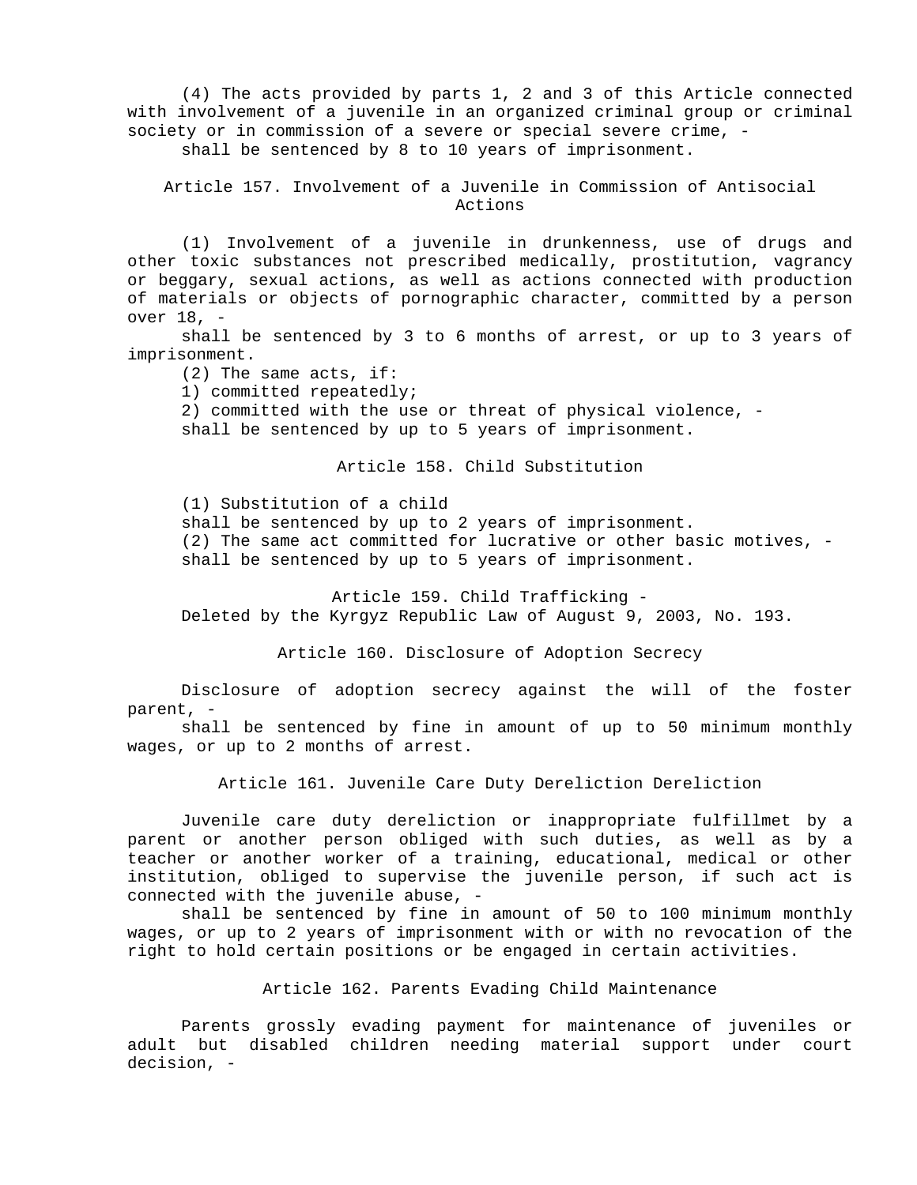(4) The acts provided by parts 1, 2 and 3 of this Article connected with involvement of a juvenile in an organized criminal group or criminal society or in commission of a severe or special severe crime, -

shall be sentenced by 8 to 10 years of imprisonment.

### Article 157. Involvement of a Juvenile in Commission of Antisocial Actions

(1) Involvement of a juvenile in drunkenness, use of drugs and other toxic substances not prescribed medically, prostitution, vagrancy or beggary, sexual actions, as well as actions connected with production of materials or objects of pornographic character, committed by a person over 18, -

shall be sentenced by 3 to 6 months of arrest, or up to 3 years of imprisonment.

(2) The same acts, if:

1) committed repeatedly;

2) committed with the use or threat of physical violence, -

shall be sentenced by up to 5 years of imprisonment.

### Article 158. Child Substitution

(1) Substitution of a child

shall be sentenced by up to 2 years of imprisonment.

(2) The same act committed for lucrative or other basic motives, -

shall be sentenced by up to 5 years of imprisonment.

### Article 159. Child Trafficking -

Deleted by the Kyrgyz Republic Law of August 9, 2003, No. 193.

### Article 160. Disclosure of Adoption Secrecy

Disclosure of adoption secrecy against the will of the foster parent, -

shall be sentenced by fine in amount of up to 50 minimum monthly wages, or up to 2 months of arrest.

### Article 161. Juvenile Care Duty Dereliction Dereliction

Juvenile care duty dereliction or inappropriate fulfillmet by a parent or another person obliged with such duties, as well as by a teacher or another worker of a training, educational, medical or other institution, obliged to supervise the juvenile person, if such act is connected with the juvenile abuse, -

shall be sentenced by fine in amount of 50 to 100 minimum monthly wages, or up to 2 years of imprisonment with or with no revocation of the right to hold certain positions or be engaged in certain activities.

### Article 162. Parents Evading Child Maintenance

Parents grossly evading payment for maintenance of juveniles or adult but disabled children needing material support under court decision, -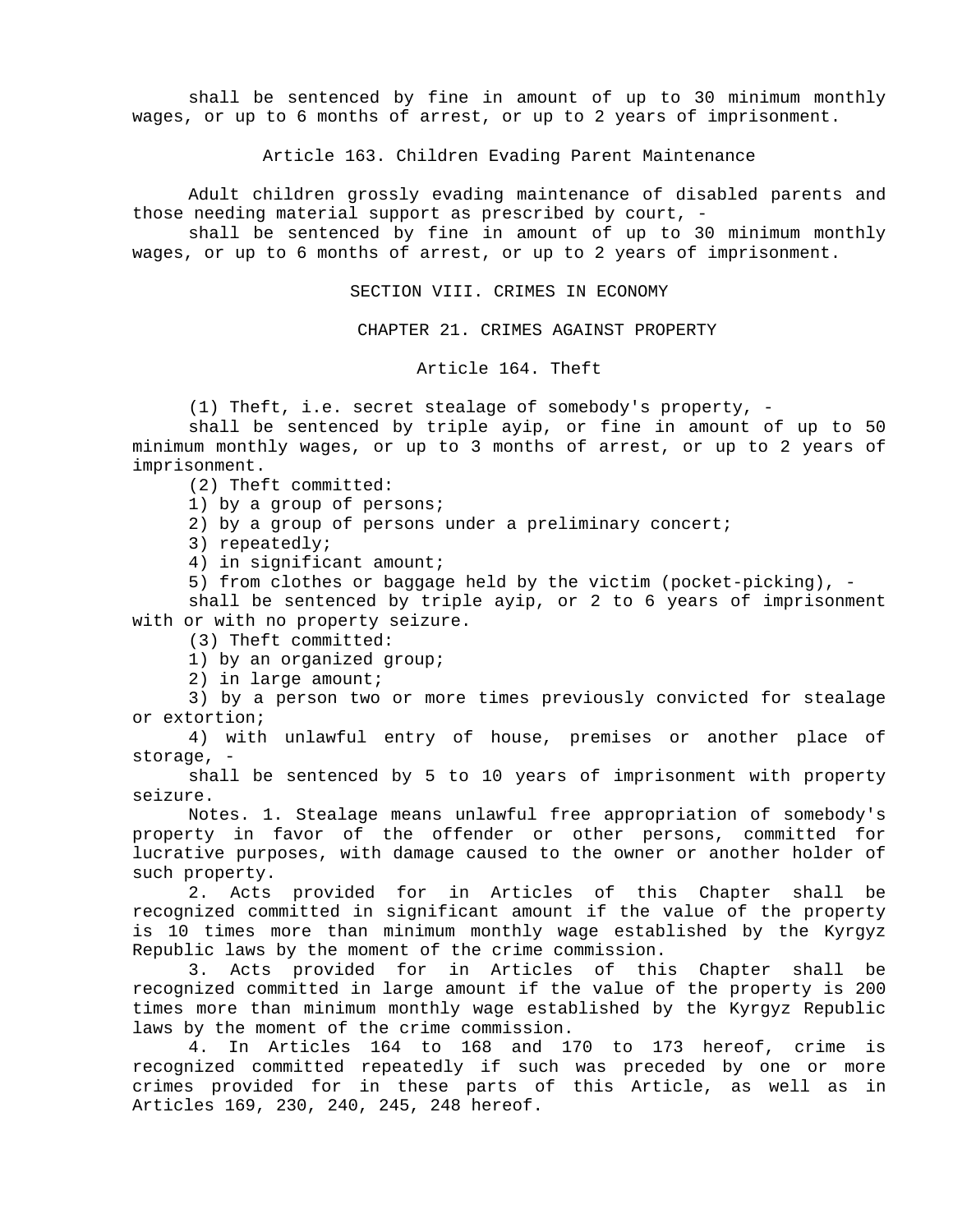shall be sentenced by fine in amount of up to 30 minimum monthly wages, or up to 6 months of arrest, or up to 2 years of imprisonment.

### Article 163. Children Evading Parent Maintenance

Adult children grossly evading maintenance of disabled parents and those needing material support as prescribed by court, -

shall be sentenced by fine in amount of up to 30 minimum monthly wages, or up to 6 months of arrest, or up to 2 years of imprisonment.

# SECTION VIII. CRIMES IN ECONOMY

## CHAPTER 21. CRIMES AGAINST PROPERTY

### Article 164. Theft

(1) Theft, i.e. secret stealage of somebody's property, -

shall be sentenced by triple ayip, or fine in amount of up to 50 minimum monthly wages, or up to 3 months of arrest, or up to 2 years of imprisonment.

(2) Theft committed:

1) by a group of persons;

2) by a group of persons under a preliminary concert;

3) repeatedly;

4) in significant amount;

5) from clothes or baggage held by the victim (pocket-picking), -

shall be sentenced by triple ayip, or 2 to 6 years of imprisonment with or with no property seizure.

(3) Theft committed:

1) by an organized group;

2) in large amount;

3) by a person two or more times previously convicted for stealage or extortion;

4) with unlawful entry of house, premises or another place of storage, -

shall be sentenced by 5 to 10 years of imprisonment with property seizure.

Notes. 1. Stealage means unlawful free appropriation of somebody's property in favor of the offender or other persons, committed for lucrative purposes, with damage caused to the owner or another holder of such property.

2. Acts provided for in Articles of this Chapter shall be recognized committed in significant amount if the value of the property is 10 times more than minimum monthly wage established by the Kyrgyz Republic laws by the moment of the crime commission.

3. Acts provided for in Articles of this Chapter shall be recognized committed in large amount if the value of the property is 200 times more than minimum monthly wage established by the Kyrgyz Republic laws by the moment of the crime commission.

4. In Articles 164 to 168 and 170 to 173 hereof, crime is recognized committed repeatedly if such was preceded by one or more crimes provided for in these parts of this Article, as well as in Articles 169, 230, 240, 245, 248 hereof.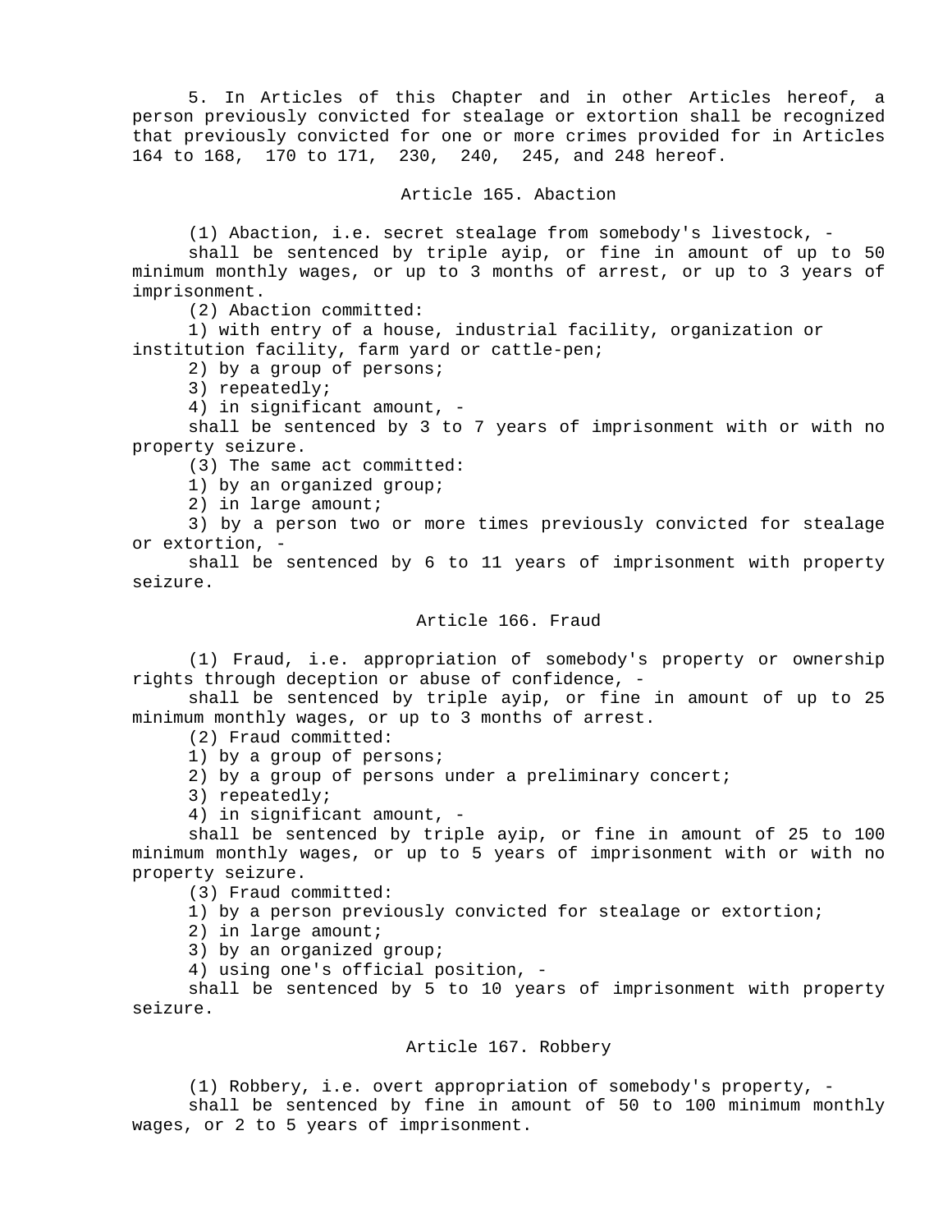5. In Articles of this Chapter and in other Articles hereof, a person previously convicted for stealage or extortion shall be recognized that previously convicted for one or more crimes provided for in Articles 164 to 168, 170 to 171, 230, 240, 245, and 248 hereof.

### Article 165. Abaction

(1) Abaction, i.e. secret stealage from somebody's livestock, -

shall be sentenced by triple ayip, or fine in amount of up to 50 minimum monthly wages, or up to 3 months of arrest, or up to 3 years of imprisonment.

(2) Abaction committed:

1) with entry of a house, industrial facility, organization or institution facility, farm yard or cattle-pen;

2) by a group of persons;

3) repeatedly;

4) in significant amount, -

shall be sentenced by 3 to 7 years of imprisonment with or with no property seizure.

(3) The same act committed:

1) by an organized group;

2) in large amount;

3) by a person two or more times previously convicted for stealage or extortion, -

shall be sentenced by 6 to 11 years of imprisonment with property seizure.

### Article 166. Fraud

(1) Fraud, i.e. appropriation of somebody's property or ownership rights through deception or abuse of confidence, -

shall be sentenced by triple ayip, or fine in amount of up to 25 minimum monthly wages, or up to 3 months of arrest.

(2) Fraud committed:

1) by a group of persons;

2) by a group of persons under a preliminary concert;

3) repeatedly;

4) in significant amount, -

shall be sentenced by triple ayip, or fine in amount of 25 to 100 minimum monthly wages, or up to 5 years of imprisonment with or with no property seizure.

(3) Fraud committed:

1) by a person previously convicted for stealage or extortion;

2) in large amount;

3) by an organized group;

4) using one's official position, -

shall be sentenced by 5 to 10 years of imprisonment with property seizure.

### Article 167. Robbery

(1) Robbery, i.e. overt appropriation of somebody's property, -

shall be sentenced by fine in amount of 50 to 100 minimum monthly wages, or 2 to 5 years of imprisonment.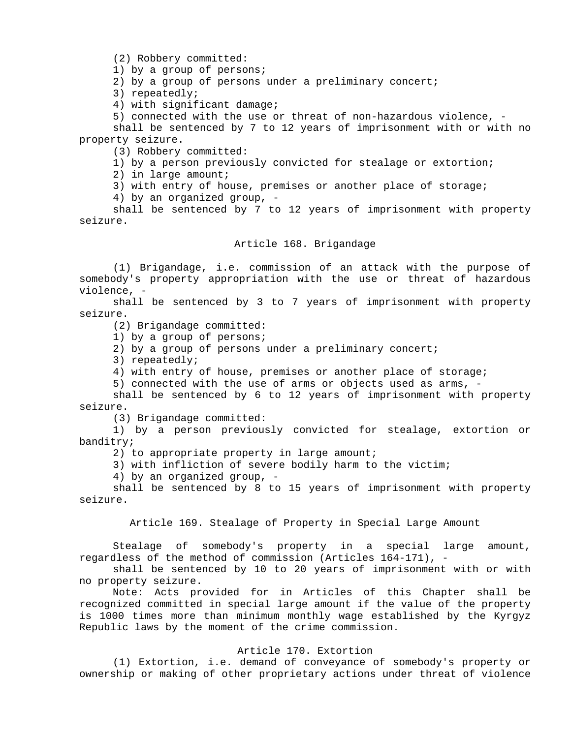(2) Robbery committed:

1) by a group of persons;

2) by a group of persons under a preliminary concert;

3) repeatedly;

4) with significant damage;

5) connected with the use or threat of non-hazardous violence, -

shall be sentenced by 7 to 12 years of imprisonment with or with no property seizure.

(3) Robbery committed:

1) by a person previously convicted for stealage or extortion;

2) in large amount;

3) with entry of house, premises or another place of storage;

4) by an organized group, -

shall be sentenced by 7 to 12 years of imprisonment with property seizure.

## Article 168. Brigandage

(1) Brigandage, i.e. commission of an attack with the purpose of somebody's property appropriation with the use or threat of hazardous violence, -

shall be sentenced by 3 to 7 years of imprisonment with property seizure.

(2) Brigandage committed:

1) by a group of persons;

2) by a group of persons under a preliminary concert;

3) repeatedly;

4) with entry of house, premises or another place of storage;

5) connected with the use of arms or objects used as arms, -

shall be sentenced by 6 to 12 years of imprisonment with property seizure.

(3) Brigandage committed:

1) by a person previously convicted for stealage, extortion or banditry;

2) to appropriate property in large amount;

3) with infliction of severe bodily harm to the victim;

4) by an organized group, -

shall be sentenced by 8 to 15 years of imprisonment with property seizure.

## Article 169. Stealage of Property in Special Large Amount

Stealage of somebody's property in a special large amount, regardless of the method of commission (Articles 164-171), -

shall be sentenced by 10 to 20 years of imprisonment with or with no property seizure.

Note: Acts provided for in Articles of this Chapter shall be recognized committed in special large amount if the value of the property is 1000 times more than minimum monthly wage established by the Kyrgyz Republic laws by the moment of the crime commission.

## Article 170. Extortion

(1) Extortion, i.e. demand of conveyance of somebody's property or ownership or making of other proprietary actions under threat of violence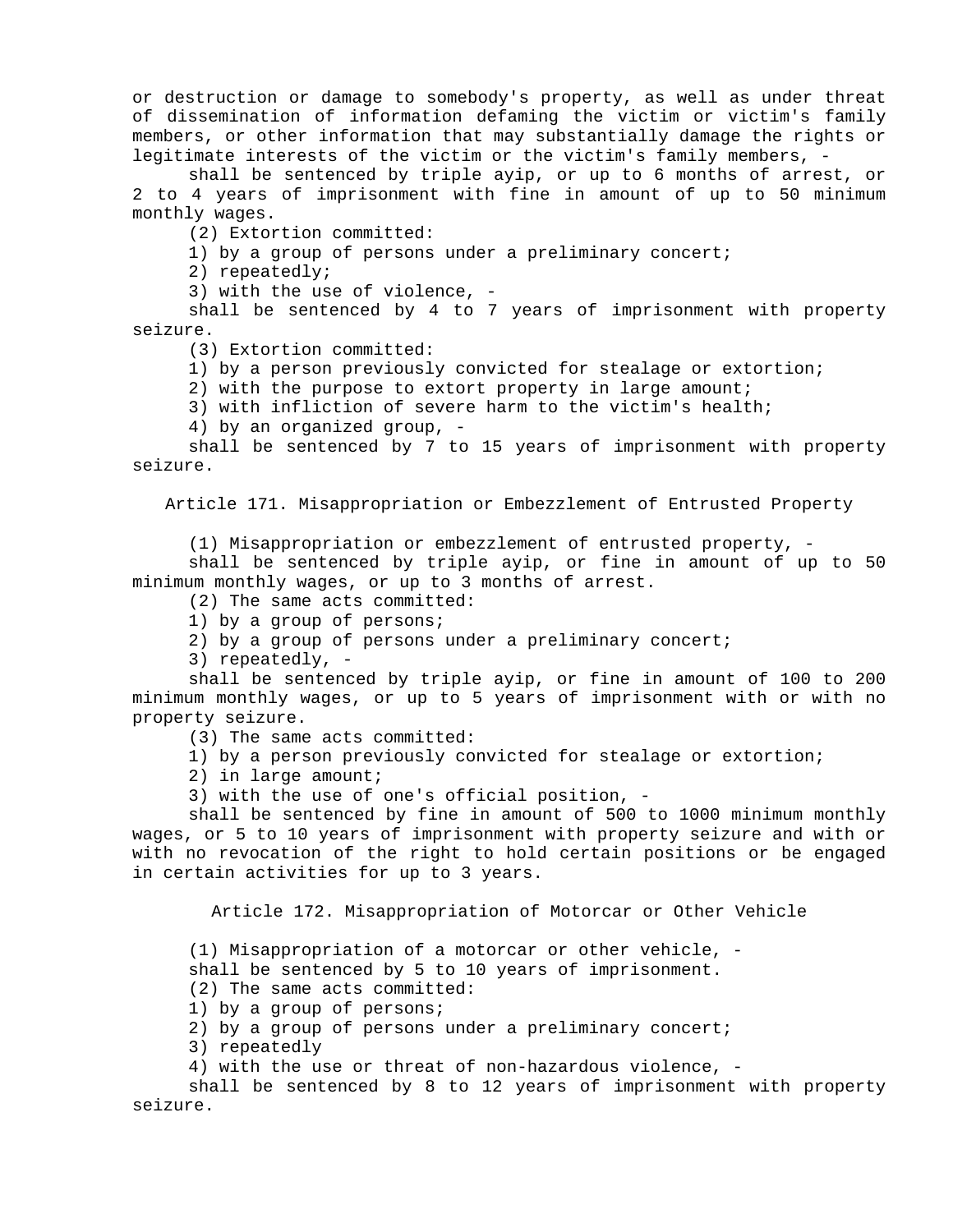or destruction or damage to somebody's property, as well as under threat of dissemination of information defaming the victim or victim's family members, or other information that may substantially damage the rights or legitimate interests of the victim or the victim's family members, -

shall be sentenced by triple ayip, or up to 6 months of arrest, or 2 to 4 years of imprisonment with fine in amount of up to 50 minimum monthly wages.

(2) Extortion committed:

1) by a group of persons under a preliminary concert;

2) repeatedly;

3) with the use of violence, -

shall be sentenced by 4 to 7 years of imprisonment with property seizure.

(3) Extortion committed:

1) by a person previously convicted for stealage or extortion;

2) with the purpose to extort property in large amount;

3) with infliction of severe harm to the victim's health;

4) by an organized group, -

shall be sentenced by 7 to 15 years of imprisonment with property seizure.

## Article 171. Misappropriation or Embezzlement of Entrusted Property

(1) Misappropriation or embezzlement of entrusted property, -

shall be sentenced by triple ayip, or fine in amount of up to 50 minimum monthly wages, or up to 3 months of arrest.

(2) The same acts committed:

1) by a group of persons;

2) by a group of persons under a preliminary concert;

3) repeatedly, -

shall be sentenced by triple ayip, or fine in amount of 100 to 200 minimum monthly wages, or up to 5 years of imprisonment with or with no property seizure.

(3) The same acts committed:

1) by a person previously convicted for stealage or extortion;

2) in large amount;

3) with the use of one's official position, -

shall be sentenced by fine in amount of 500 to 1000 minimum monthly wages, or 5 to 10 years of imprisonment with property seizure and with or with no revocation of the right to hold certain positions or be engaged in certain activities for up to 3 years.

## Article 172. Misappropriation of Motorcar or Other Vehicle

(1) Misappropriation of a motorcar or other vehicle, -

shall be sentenced by 5 to 10 years of imprisonment.

(2) The same acts committed:

1) by a group of persons;

2) by a group of persons under a preliminary concert;

3) repeatedly

4) with the use or threat of non-hazardous violence, -

shall be sentenced by 8 to 12 years of imprisonment with property seizure.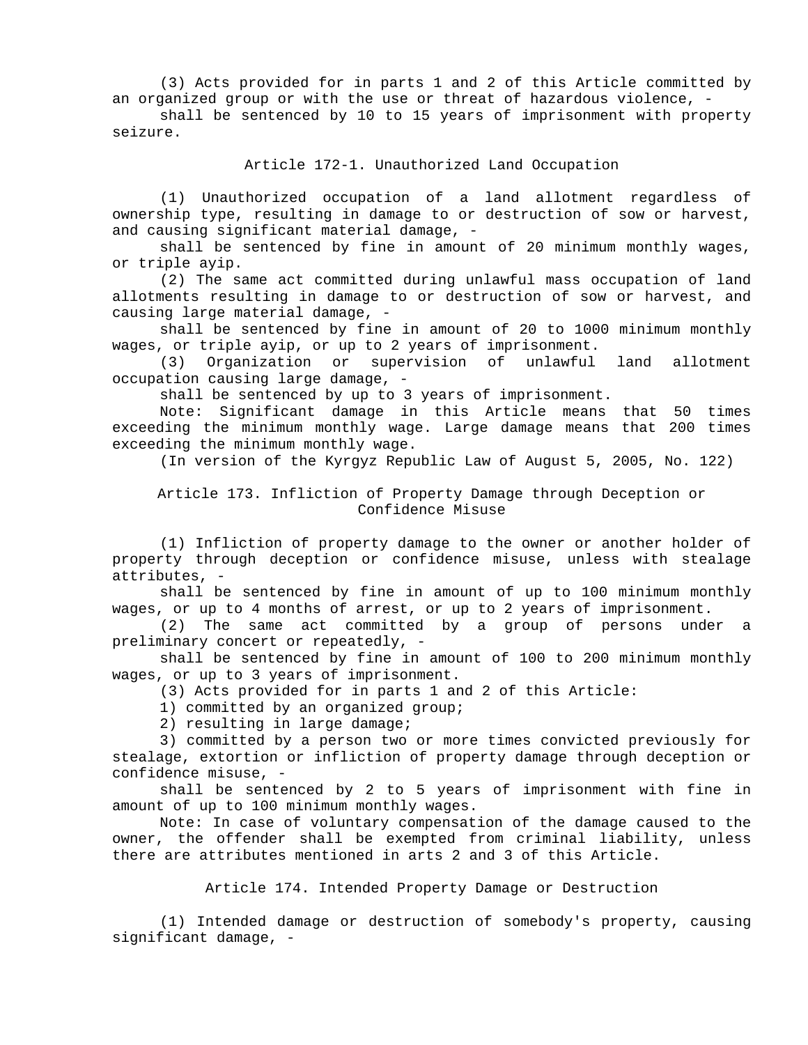(3) Acts provided for in parts 1 and 2 of this Article committed by an organized group or with the use or threat of hazardous violence, -

shall be sentenced by 10 to 15 years of imprisonment with property seizure.

### Article 172-1. Unauthorized Land Occupation

(1) Unauthorized occupation of a land allotment regardless of ownership type, resulting in damage to or destruction of sow or harvest, and causing significant material damage, -

shall be sentenced by fine in amount of 20 minimum monthly wages, or triple ayip.

(2) The same act committed during unlawful mass occupation of land allotments resulting in damage to or destruction of sow or harvest, and causing large material damage, -

shall be sentenced by fine in amount of 20 to 1000 minimum monthly wages, or triple ayip, or up to 2 years of imprisonment.

(3) Organization or supervision of unlawful land allotment occupation causing large damage, -

shall be sentenced by up to 3 years of imprisonment.

Note: Significant damage in this Article means that 50 times exceeding the minimum monthly wage. Large damage means that 200 times exceeding the minimum monthly wage.

(In version of the Kyrgyz Republic Law of August 5, 2005, No. 122)

### Article 173. Infliction of Property Damage through Deception or Confidence Misuse

(1) Infliction of property damage to the owner or another holder of property through deception or confidence misuse, unless with stealage attributes, -

shall be sentenced by fine in amount of up to 100 minimum monthly wages, or up to 4 months of arrest, or up to 2 years of imprisonment.

(2) The same act committed by a group of persons under a preliminary concert or repeatedly, -

shall be sentenced by fine in amount of 100 to 200 minimum monthly wages, or up to 3 years of imprisonment.

(3) Acts provided for in parts 1 and 2 of this Article:

1) committed by an organized group;

2) resulting in large damage;

3) committed by a person two or more times convicted previously for stealage, extortion or infliction of property damage through deception or confidence misuse, -

shall be sentenced by 2 to 5 years of imprisonment with fine in amount of up to 100 minimum monthly wages.

Note: In case of voluntary compensation of the damage caused to the owner, the offender shall be exempted from criminal liability, unless there are attributes mentioned in arts 2 and 3 of this Article.

### Article 174. Intended Property Damage or Destruction

(1) Intended damage or destruction of somebody's property, causing significant damage, -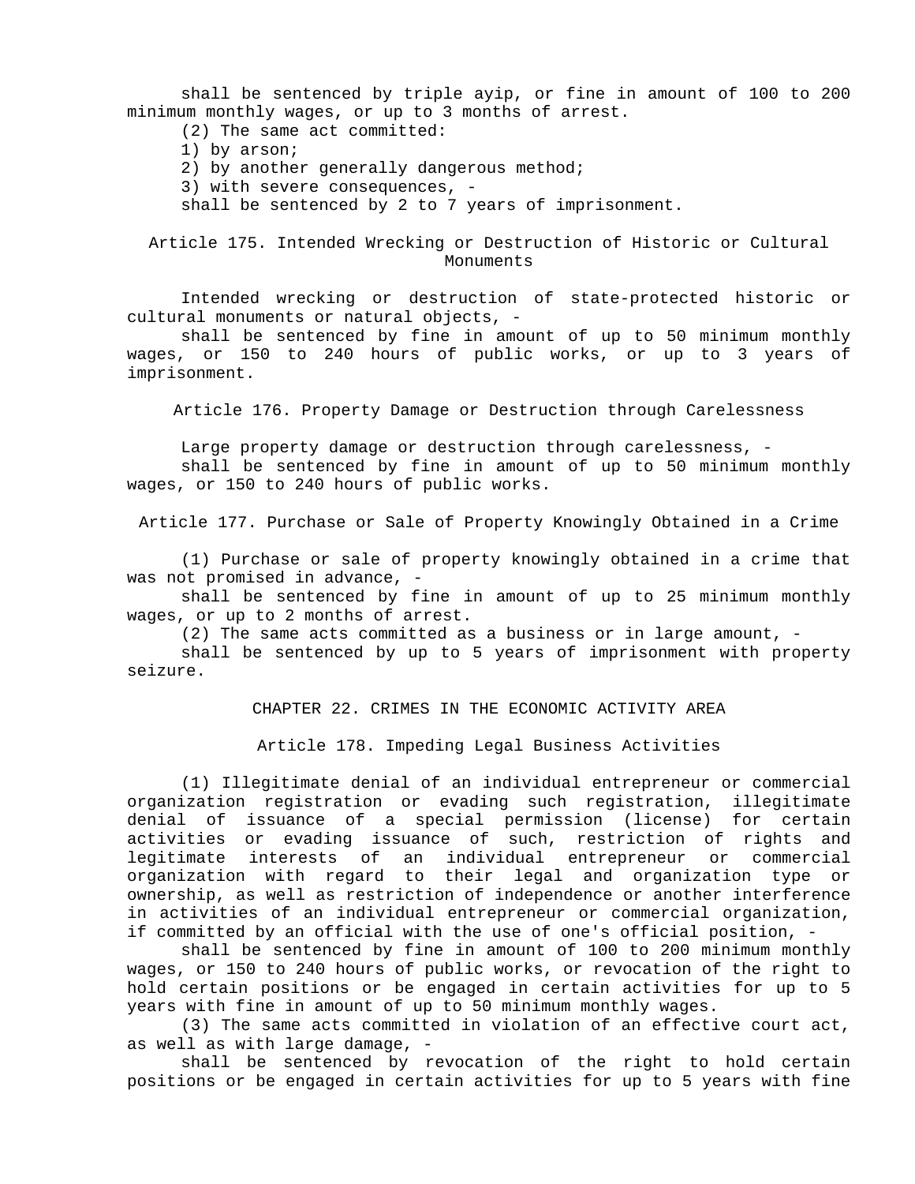shall be sentenced by triple ayip, or fine in amount of 100 to 200 minimum monthly wages, or up to 3 months of arrest.

(2) The same act committed:

1) by arson;

2) by another generally dangerous method;

3) with severe consequences, -

shall be sentenced by 2 to 7 years of imprisonment.

### Article 175. Intended Wrecking or Destruction of Historic or Cultural Monuments

Intended wrecking or destruction of state-protected historic or cultural monuments or natural objects, -

shall be sentenced by fine in amount of up to 50 minimum monthly wages, or 150 to 240 hours of public works, or up to 3 years of imprisonment.

### Article 176. Property Damage or Destruction through Carelessness

Large property damage or destruction through carelessness, -

shall be sentenced by fine in amount of up to 50 minimum monthly wages, or 150 to 240 hours of public works.

### Article 177. Purchase or Sale of Property Knowingly Obtained in a Crime

(1) Purchase or sale of property knowingly obtained in a crime that was not promised in advance, -

shall be sentenced by fine in amount of up to 25 minimum monthly wages, or up to 2 months of arrest.

(2) The same acts committed as a business or in large amount, -

shall be sentenced by up to 5 years of imprisonment with property seizure.

## CHAPTER 22. CRIMES IN THE ECONOMIC ACTIVITY AREA

### Article 178. Impeding Legal Business Activities

(1) Illegitimate denial of an individual entrepreneur or commercial organization registration or evading such registration, illegitimate denial of issuance of a special permission (license) for certain activities or evading issuance of such, restriction of rights and legitimate interests of an individual entrepreneur or commercial organization with regard to their legal and organization type or ownership, as well as restriction of independence or another interference in activities of an individual entrepreneur or commercial organization, if committed by an official with the use of one's official position, -

shall be sentenced by fine in amount of 100 to 200 minimum monthly wages, or 150 to 240 hours of public works, or revocation of the right to hold certain positions or be engaged in certain activities for up to 5 years with fine in amount of up to 50 minimum monthly wages.

(3) The same acts committed in violation of an effective court act, as well as with large damage, -

shall be sentenced by revocation of the right to hold certain positions or be engaged in certain activities for up to 5 years with fine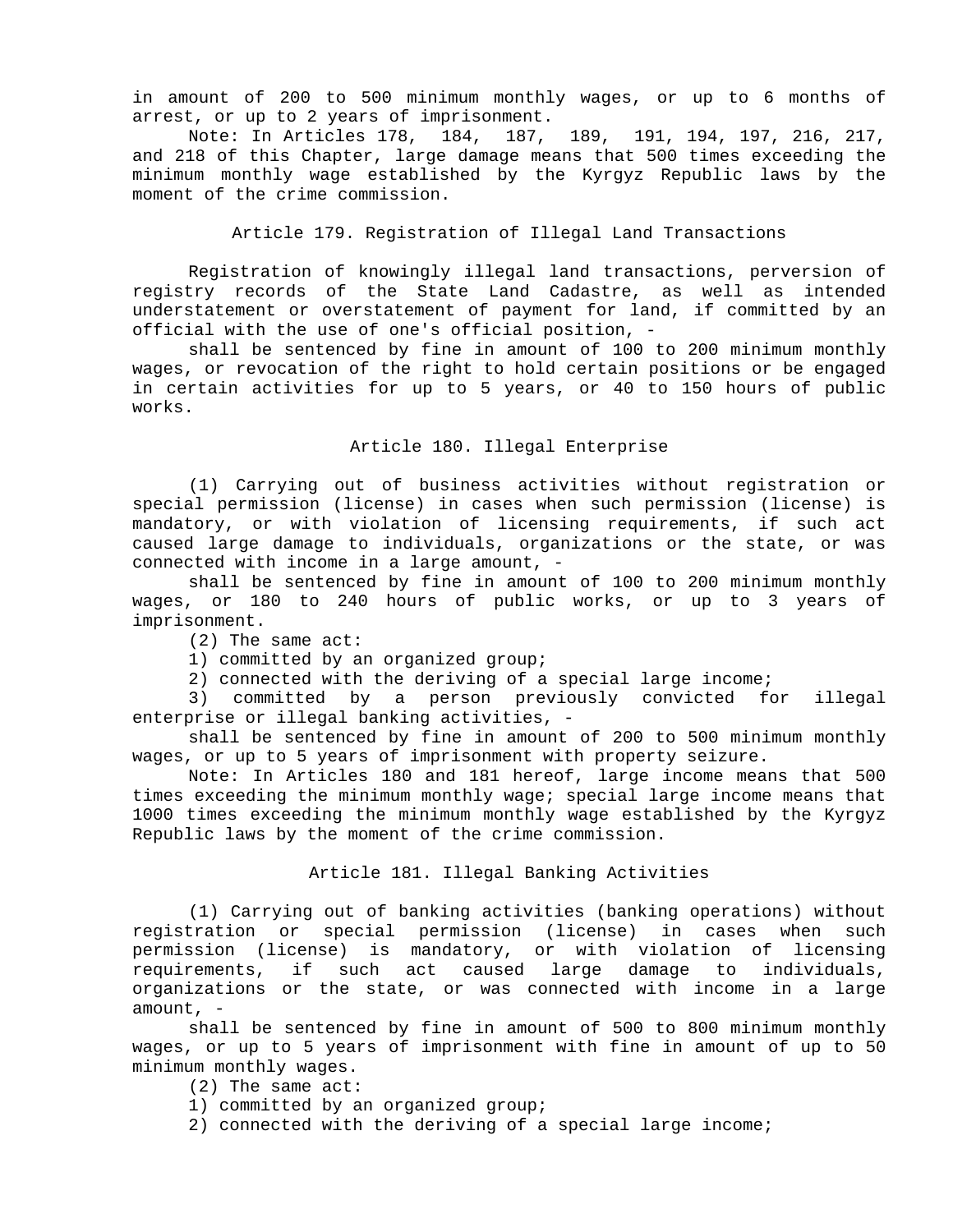in amount of 200 to 500 minimum monthly wages, or up to 6 months of arrest, or up to 2 years of imprisonment.

Note: In Articles 178, 184, 187, 189, 191, 194, 197, 216, 217, and 218 of this Chapter, large damage means that 500 times exceeding the minimum monthly wage established by the Kyrgyz Republic laws by the moment of the crime commission.

### Article 179. Registration of Illegal Land Transactions

Registration of knowingly illegal land transactions, perversion of registry records of the State Land Cadastre, as well as intended understatement or overstatement of payment for land, if committed by an official with the use of one's official position, -

shall be sentenced by fine in amount of 100 to 200 minimum monthly wages, or revocation of the right to hold certain positions or be engaged in certain activities for up to 5 years, or 40 to 150 hours of public works.

### Article 180. Illegal Enterprise

(1) Carrying out of business activities without registration or special permission (license) in cases when such permission (license) is mandatory, or with violation of licensing requirements, if such act caused large damage to individuals, organizations or the state, or was connected with income in a large amount, -

shall be sentenced by fine in amount of 100 to 200 minimum monthly wages, or 180 to 240 hours of public works, or up to 3 years of imprisonment.

(2) The same act:

1) committed by an organized group;

2) connected with the deriving of a special large income;

3) committed by a person previously convicted for illegal enterprise or illegal banking activities, -

shall be sentenced by fine in amount of 200 to 500 minimum monthly wages, or up to 5 years of imprisonment with property seizure.

Note: In Articles 180 and 181 hereof, large income means that 500 times exceeding the minimum monthly wage; special large income means that 1000 times exceeding the minimum monthly wage established by the Kyrgyz Republic laws by the moment of the crime commission.

### Article 181. Illegal Banking Activities

(1) Carrying out of banking activities (banking operations) without registration or special permission (license) in cases when such permission (license) is mandatory, or with violation of licensing requirements, if such act caused large damage to individuals, organizations or the state, or was connected with income in a large amount, -

shall be sentenced by fine in amount of 500 to 800 minimum monthly wages, or up to 5 years of imprisonment with fine in amount of up to 50 minimum monthly wages.

(2) The same act:

1) committed by an organized group;

2) connected with the deriving of a special large income;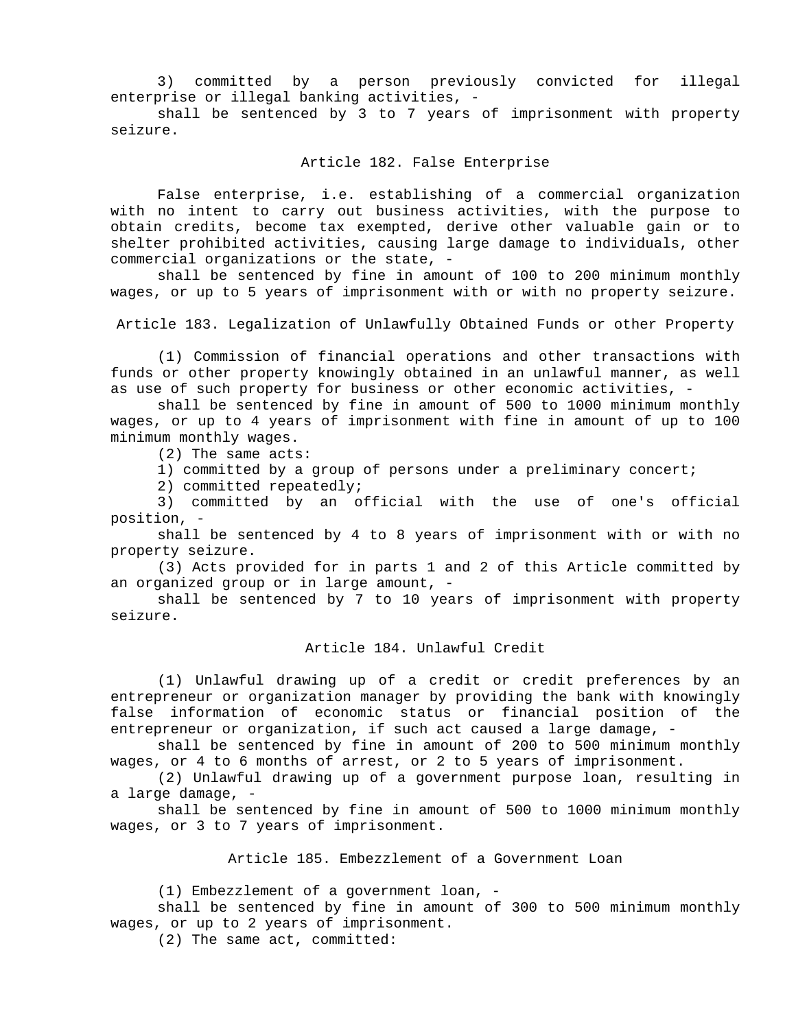3) committed by a person previously convicted for illegal enterprise or illegal banking activities, -

shall be sentenced by 3 to 7 years of imprisonment with property seizure.

## Article 182. False Enterprise

False enterprise, i.e. establishing of a commercial organization with no intent to carry out business activities, with the purpose to obtain credits, become tax exempted, derive other valuable gain or to shelter prohibited activities, causing large damage to individuals, other commercial organizations or the state, -

shall be sentenced by fine in amount of 100 to 200 minimum monthly wages, or up to 5 years of imprisonment with or with no property seizure.

## Article 183. Legalization of Unlawfully Obtained Funds or other Property

(1) Commission of financial operations and other transactions with funds or other property knowingly obtained in an unlawful manner, as well as use of such property for business or other economic activities, -

shall be sentenced by fine in amount of 500 to 1000 minimum monthly wages, or up to 4 years of imprisonment with fine in amount of up to 100 minimum monthly wages.

(2) The same acts:

1) committed by a group of persons under a preliminary concert;

2) committed repeatedly;

3) committed by an official with the use of one's official position, -

shall be sentenced by 4 to 8 years of imprisonment with or with no property seizure.

(3) Acts provided for in parts 1 and 2 of this Article committed by an organized group or in large amount, -

shall be sentenced by 7 to 10 years of imprisonment with property seizure.

## Article 184. Unlawful Credit

(1) Unlawful drawing up of a credit or credit preferences by an entrepreneur or organization manager by providing the bank with knowingly false information of economic status or financial position of the entrepreneur or organization, if such act caused a large damage, -

shall be sentenced by fine in amount of 200 to 500 minimum monthly wages, or 4 to 6 months of arrest, or 2 to 5 years of imprisonment.

(2) Unlawful drawing up of a government purpose loan, resulting in a large damage, -

shall be sentenced by fine in amount of 500 to 1000 minimum monthly wages, or 3 to 7 years of imprisonment.

## Article 185. Embezzlement of a Government Loan

(1) Embezzlement of a government loan, -

shall be sentenced by fine in amount of 300 to 500 minimum monthly wages, or up to 2 years of imprisonment.

(2) The same act, committed: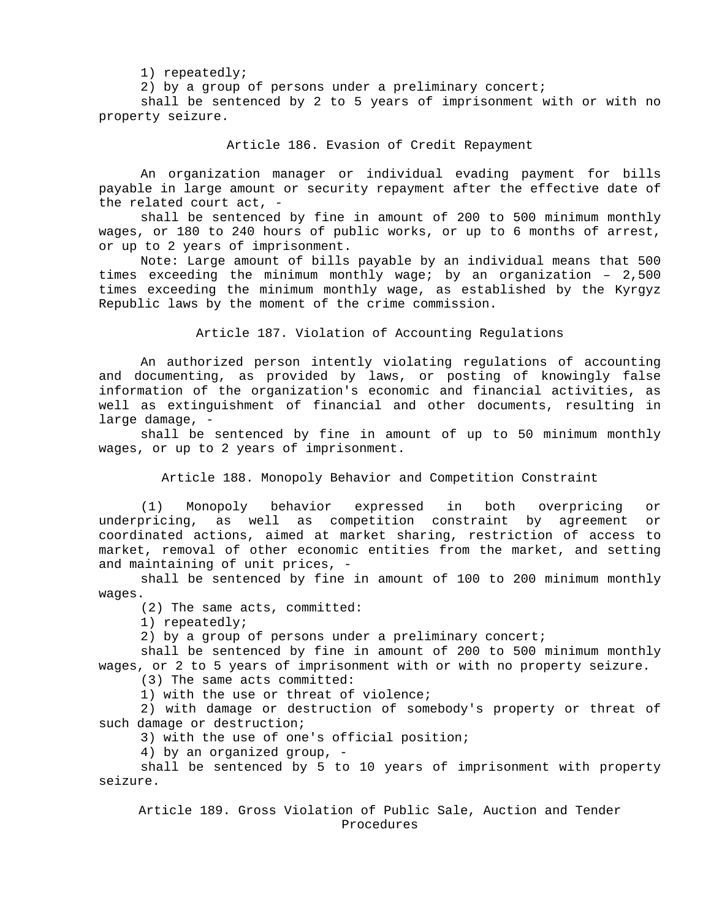1) repeatedly;

2) by a group of persons under a preliminary concert;

shall be sentenced by 2 to 5 years of imprisonment with or with no property seizure.

### Article 186. Evasion of Credit Repayment

An organization manager or individual evading payment for bills payable in large amount or security repayment after the effective date of the related court act, -

shall be sentenced by fine in amount of 200 to 500 minimum monthly wages, or 180 to 240 hours of public works, or up to 6 months of arrest, or up to 2 years of imprisonment.

Note: Large amount of bills payable by an individual means that 500 times exceeding the minimum monthly wage; by an organization – 2,500 times exceeding the minimum monthly wage, as established by the Kyrgyz Republic laws by the moment of the crime commission.

### Article 187. Violation of Accounting Regulations

An authorized person intently violating regulations of accounting and documenting, as provided by laws, or posting of knowingly false information of the organization's economic and financial activities, as well as extinguishment of financial and other documents, resulting in large damage, -

shall be sentenced by fine in amount of up to 50 minimum monthly wages, or up to 2 years of imprisonment.

### Article 188. Monopoly Behavior and Competition Constraint

(1) Monopoly behavior expressed in both overpricing or underpricing, as well as competition constraint by agreement or coordinated actions, aimed at market sharing, restriction of access to market, removal of other economic entities from the market, and setting and maintaining of unit prices, -

shall be sentenced by fine in amount of 100 to 200 minimum monthly wages.

(2) The same acts, committed:

1) repeatedly;

2) by a group of persons under a preliminary concert;

shall be sentenced by fine in amount of 200 to 500 minimum monthly wages, or 2 to 5 years of imprisonment with or with no property seizure.

(3) The same acts committed:

1) with the use or threat of violence;

2) with damage or destruction of somebody's property or threat of such damage or destruction;

3) with the use of one's official position;

4) by an organized group, -

shall be sentenced by 5 to 10 years of imprisonment with property seizure.

### Article 189. Gross Violation of Public Sale, Auction and Tender Procedures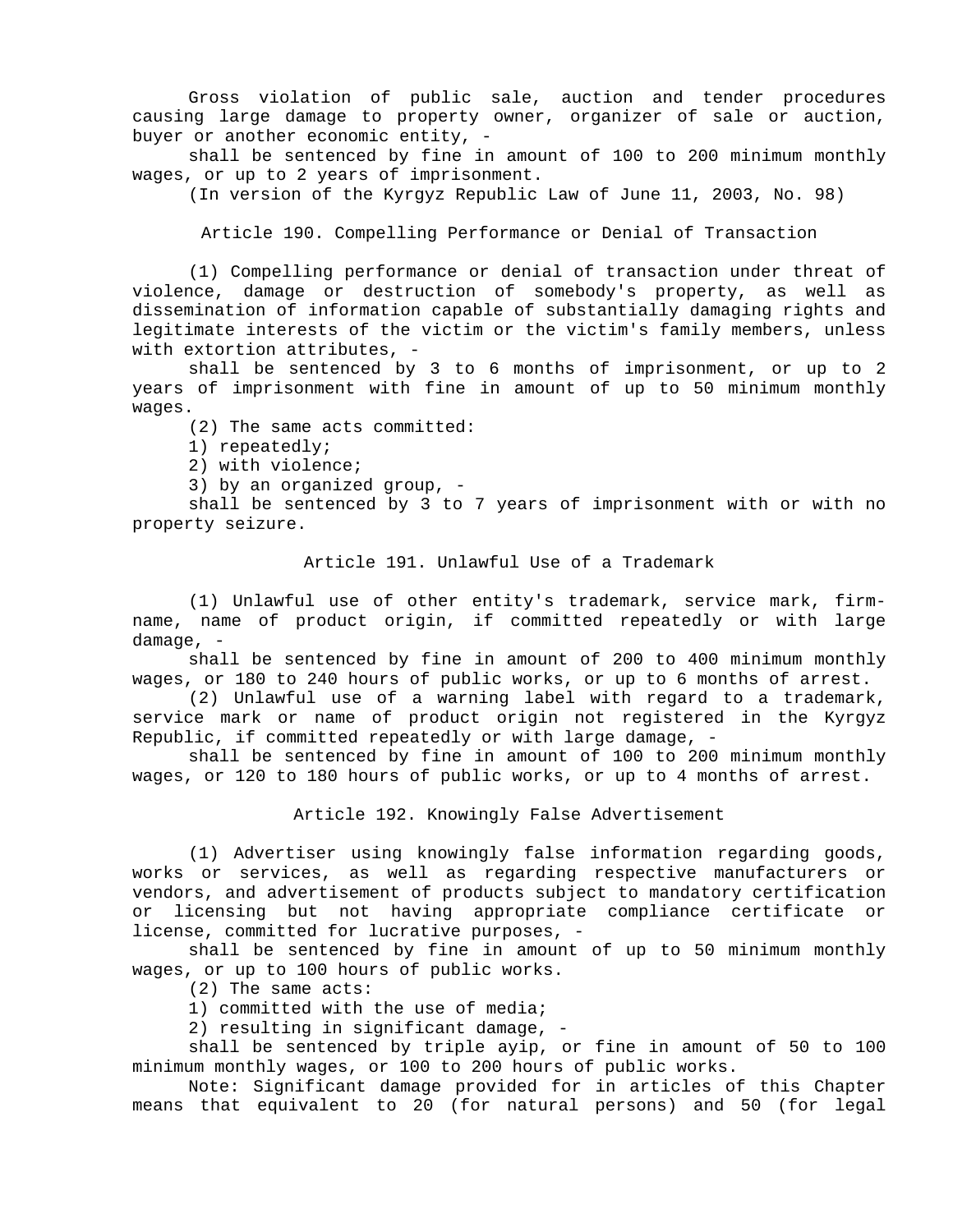Gross violation of public sale, auction and tender procedures causing large damage to property owner, organizer of sale or auction, buyer or another economic entity, -

shall be sentenced by fine in amount of 100 to 200 minimum monthly wages, or up to 2 years of imprisonment.

(In version of the Kyrgyz Republic Law of June 11, 2003, No. 98)

### Article 190. Compelling Performance or Denial of Transaction

(1) Compelling performance or denial of transaction under threat of violence, damage or destruction of somebody's property, as well as dissemination of information capable of substantially damaging rights and legitimate interests of the victim or the victim's family members, unless with extortion attributes, -

shall be sentenced by 3 to 6 months of imprisonment, or up to 2 years of imprisonment with fine in amount of up to 50 minimum monthly wages.

(2) The same acts committed:

1) repeatedly;

2) with violence;

3) by an organized group, -

shall be sentenced by 3 to 7 years of imprisonment with or with no property seizure.

### Article 191. Unlawful Use of a Trademark

(1) Unlawful use of other entity's trademark, service mark, firm-name, name of product origin, if committed repeatedly or with large damage, -

shall be sentenced by fine in amount of 200 to 400 minimum monthly wages, or 180 to 240 hours of public works, or up to 6 months of arrest.

(2) Unlawful use of a warning label with regard to a trademark, service mark or name of product origin not registered in the Kyrgyz Republic, if committed repeatedly or with large damage, -

shall be sentenced by fine in amount of 100 to 200 minimum monthly wages, or 120 to 180 hours of public works, or up to 4 months of arrest.

### Article 192. Knowingly False Advertisement

(1) Advertiser using knowingly false information regarding goods, works or services, as well as regarding respective manufacturers or vendors, and advertisement of products subject to mandatory certification or licensing but not having appropriate compliance certificate or license, committed for lucrative purposes, -

shall be sentenced by fine in amount of up to 50 minimum monthly wages, or up to 100 hours of public works.

(2) The same acts:

1) committed with the use of media;

2) resulting in significant damage, -

shall be sentenced by triple ayip, or fine in amount of 50 to 100 minimum monthly wages, or 100 to 200 hours of public works.

Note: Significant damage provided for in articles of this Chapter means that equivalent to 20 (for natural persons) and 50 (for legal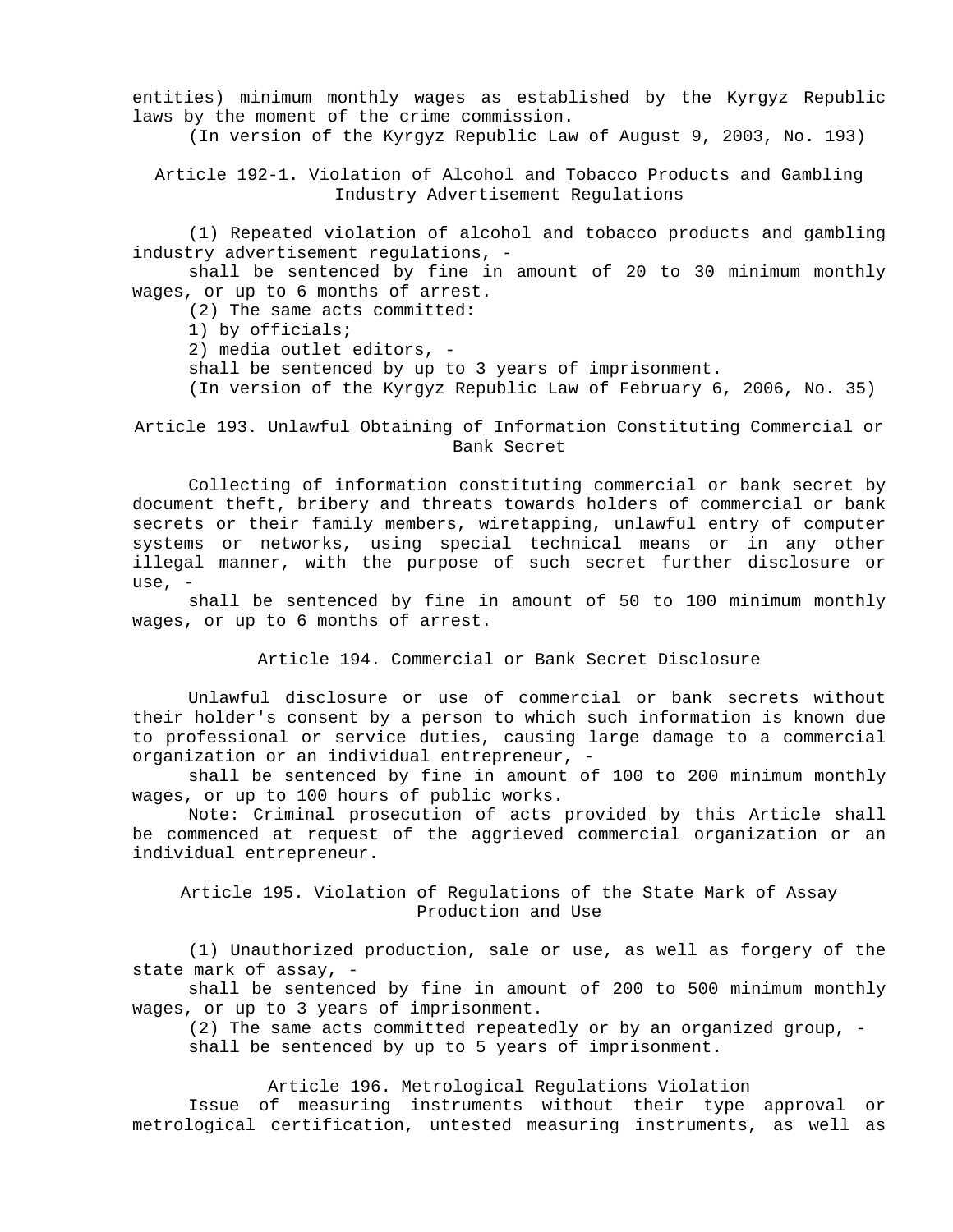entities) minimum monthly wages as established by the Kyrgyz Republic laws by the moment of the crime commission.

(In version of the Kyrgyz Republic Law of August 9, 2003, No. 193)

### Article 192-1. Violation of Alcohol and Tobacco Products and Gambling Industry Advertisement Regulations

(1) Repeated violation of alcohol and tobacco products and gambling industry advertisement regulations, -

shall be sentenced by fine in amount of 20 to 30 minimum monthly wages, or up to 6 months of arrest.

(2) The same acts committed:

1) by officials;

2) media outlet editors, -

shall be sentenced by up to 3 years of imprisonment.

(In version of the Kyrgyz Republic Law of February 6, 2006, No. 35)

### Article 193. Unlawful Obtaining of Information Constituting Commercial or Bank Secret

Collecting of information constituting commercial or bank secret by document theft, bribery and threats towards holders of commercial or bank secrets or their family members, wiretapping, unlawful entry of computer systems or networks, using special technical means or in any other illegal manner, with the purpose of such secret further disclosure or use, -

shall be sentenced by fine in amount of 50 to 100 minimum monthly wages, or up to 6 months of arrest.

### Article 194. Commercial or Bank Secret Disclosure

Unlawful disclosure or use of commercial or bank secrets without their holder's consent by a person to which such information is known due to professional or service duties, causing large damage to a commercial organization or an individual entrepreneur, -

shall be sentenced by fine in amount of 100 to 200 minimum monthly wages, or up to 100 hours of public works.

Note: Criminal prosecution of acts provided by this Article shall be commenced at request of the aggrieved commercial organization or an individual entrepreneur.

### Article 195. Violation of Regulations of the State Mark of Assay Production and Use

(1) Unauthorized production, sale or use, as well as forgery of the state mark of assay, -

shall be sentenced by fine in amount of 200 to 500 minimum monthly wages, or up to 3 years of imprisonment.

(2) The same acts committed repeatedly or by an organized group, -

shall be sentenced by up to 5 years of imprisonment.

### Article 196. Metrological Regulations Violation

Issue of measuring instruments without their type approval or metrological certification, untested measuring instruments, as well as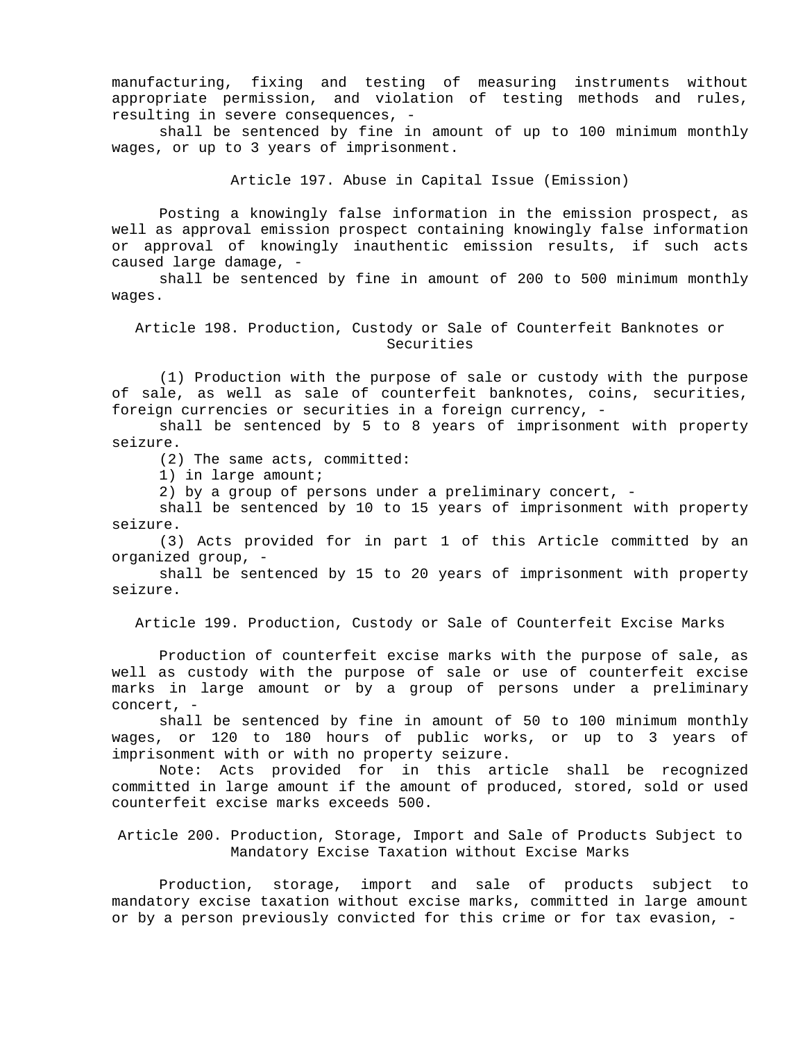manufacturing, fixing and testing of measuring instruments without appropriate permission, and violation of testing methods and rules, resulting in severe consequences, -

shall be sentenced by fine in amount of up to 100 minimum monthly wages, or up to 3 years of imprisonment.

### Article 197. Abuse in Capital Issue (Emission)

Posting a knowingly false information in the emission prospect, as well as approval emission prospect containing knowingly false information or approval of knowingly inauthentic emission results, if such acts caused large damage, -

shall be sentenced by fine in amount of 200 to 500 minimum monthly wages.

### Article 198. Production, Custody or Sale of Counterfeit Banknotes or Securities

(1) Production with the purpose of sale or custody with the purpose of sale, as well as sale of counterfeit banknotes, coins, securities, foreign currencies or securities in a foreign currency, -

shall be sentenced by 5 to 8 years of imprisonment with property seizure.

(2) The same acts, committed:

1) in large amount;

2) by a group of persons under a preliminary concert, -

shall be sentenced by 10 to 15 years of imprisonment with property seizure.

(3) Acts provided for in part 1 of this Article committed by an organized group, -

shall be sentenced by 15 to 20 years of imprisonment with property seizure.

### Article 199. Production, Custody or Sale of Counterfeit Excise Marks

Production of counterfeit excise marks with the purpose of sale, as well as custody with the purpose of sale or use of counterfeit excise marks in large amount or by a group of persons under a preliminary concert, -

shall be sentenced by fine in amount of 50 to 100 minimum monthly wages, or 120 to 180 hours of public works, or up to 3 years of imprisonment with or with no property seizure.

Note: Acts provided for in this article shall be recognized committed in large amount if the amount of produced, stored, sold or used counterfeit excise marks exceeds 500.

### Article 200. Production, Storage, Import and Sale of Products Subject to Mandatory Excise Taxation without Excise Marks

Production, storage, import and sale of products subject to mandatory excise taxation without excise marks, committed in large amount or by a person previously convicted for this crime or for tax evasion, -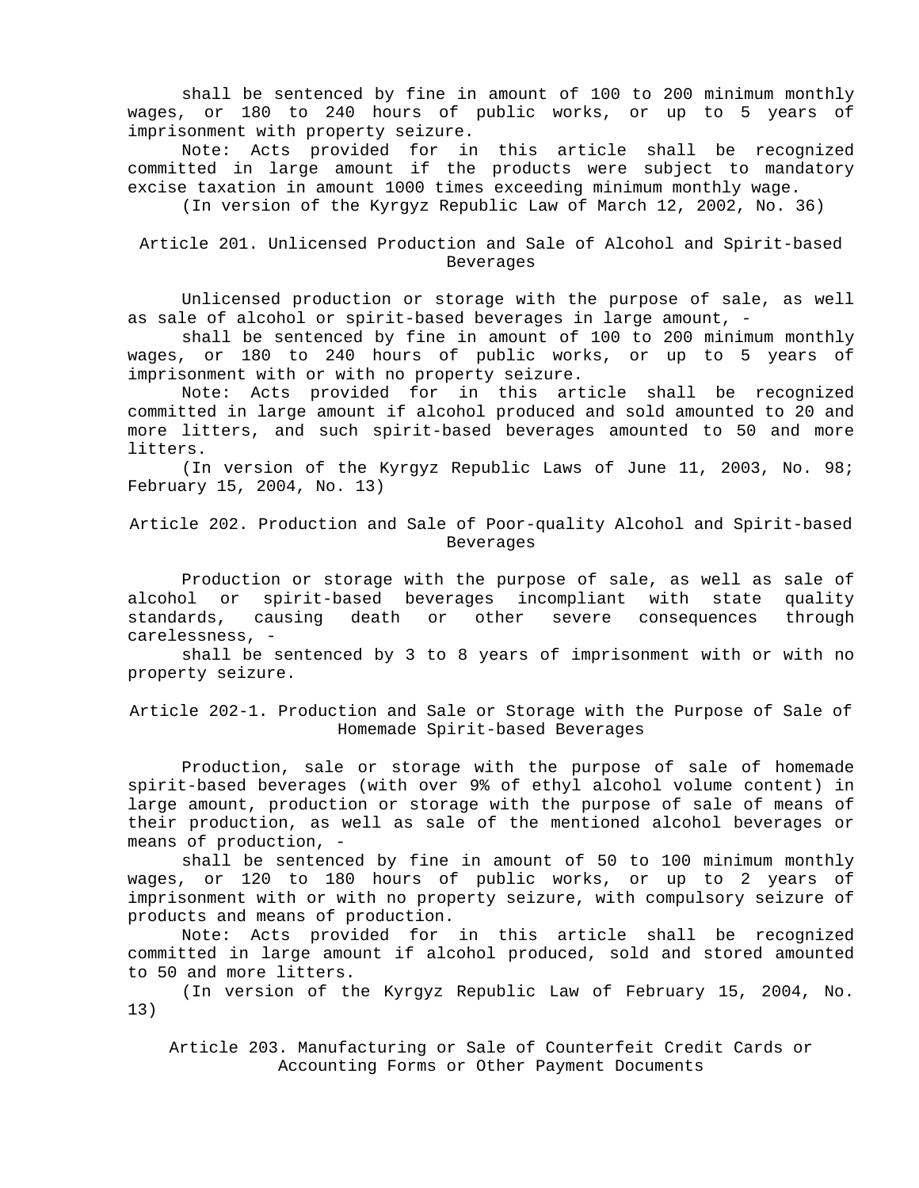shall be sentenced by fine in amount of 100 to 200 minimum monthly wages, or 180 to 240 hours of public works, or up to 5 years of imprisonment with property seizure.

Note: Acts provided for in this article shall be recognized committed in large amount if the products were subject to mandatory excise taxation in amount 1000 times exceeding minimum monthly wage.

(In version of the Kyrgyz Republic Law of March 12, 2002, No. 36)

### Article 201. Unlicensed Production and Sale of Alcohol and Spirit-based Beverages

Unlicensed production or storage with the purpose of sale, as well as sale of alcohol or spirit-based beverages in large amount, -

shall be sentenced by fine in amount of 100 to 200 minimum monthly wages, or 180 to 240 hours of public works, or up to 5 years of imprisonment with or with no property seizure.

Note: Acts provided for in this article shall be recognized committed in large amount if alcohol produced and sold amounted to 20 and more litters, and such spirit-based beverages amounted to 50 and more litters.

(In version of the Kyrgyz Republic Laws of June 11, 2003, No. 98; February 15, 2004, No. 13)

### Article 202. Production and Sale of Poor-quality Alcohol and Spirit-based Beverages

Production or storage with the purpose of sale, as well as sale of alcohol or spirit-based beverages incompliant with state quality standards, causing death or other severe consequences through carelessness, -

shall be sentenced by 3 to 8 years of imprisonment with or with no property seizure.

### Article 202-1. Production and Sale or Storage with the Purpose of Sale of Homemade Spirit-based Beverages

Production, sale or storage with the purpose of sale of homemade spirit-based beverages (with over 9% of ethyl alcohol volume content) in large amount, production or storage with the purpose of sale of means of their production, as well as sale of the mentioned alcohol beverages or means of production, -

shall be sentenced by fine in amount of 50 to 100 minimum monthly wages, or 120 to 180 hours of public works, or up to 2 years of imprisonment with or with no property seizure, with compulsory seizure of products and means of production.

Note: Acts provided for in this article shall be recognized committed in large amount if alcohol produced, sold and stored amounted to 50 and more litters.

(In version of the Kyrgyz Republic Law of February 15, 2004, No. 13)

### Article 203. Manufacturing or Sale of Counterfeit Credit Cards or Accounting Forms or Other Payment Documents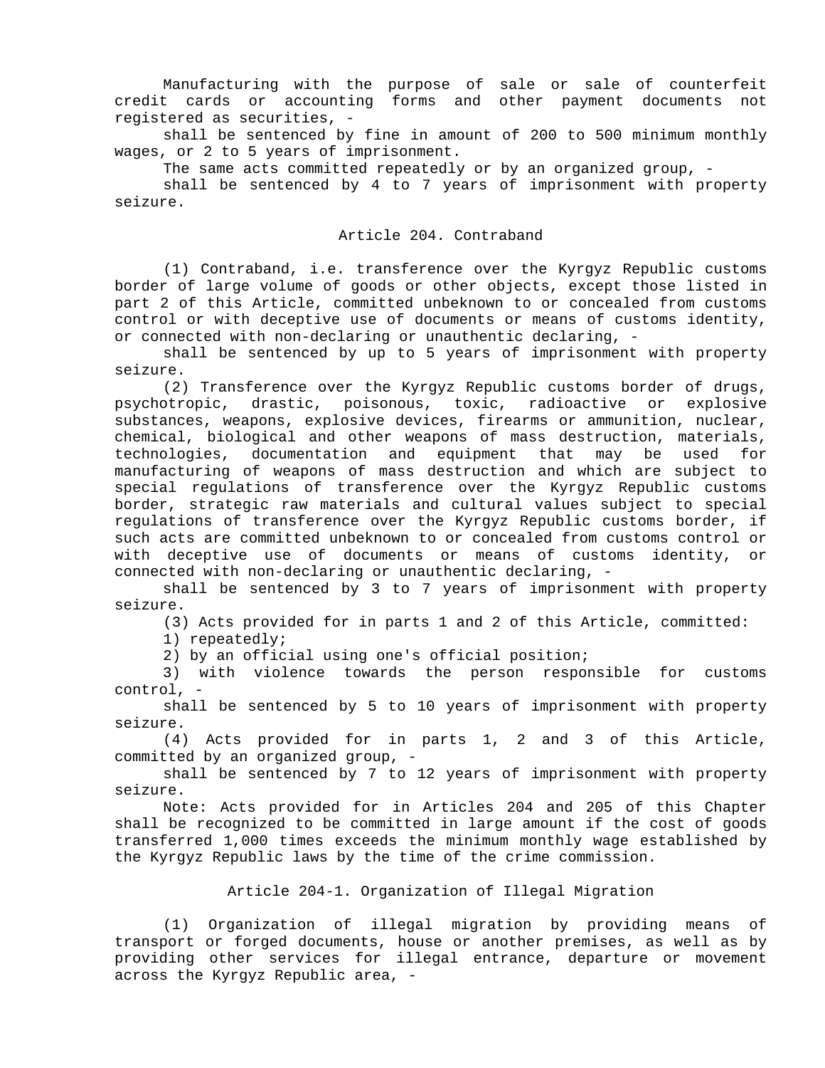Manufacturing with the purpose of sale or sale of counterfeit credit cards or accounting forms and other payment documents not registered as securities, -

shall be sentenced by fine in amount of 200 to 500 minimum monthly wages, or 2 to 5 years of imprisonment.

The same acts committed repeatedly or by an organized group, -

shall be sentenced by 4 to 7 years of imprisonment with property seizure.

## Article 204. Contraband

(1) Contraband, i.e. transference over the Kyrgyz Republic customs border of large volume of goods or other objects, except those listed in part 2 of this Article, committed unbeknown to or concealed from customs control or with deceptive use of documents or means of customs identity, or connected with non-declaring or unauthentic declaring, -

shall be sentenced by up to 5 years of imprisonment with property seizure.

(2) Transference over the Kyrgyz Republic customs border of drugs, psychotropic, drastic, poisonous, toxic, radioactive or explosive substances, weapons, explosive devices, firearms or ammunition, nuclear, chemical, biological and other weapons of mass destruction, materials, technologies, documentation and equipment that may be used for manufacturing of weapons of mass destruction and which are subject to special regulations of transference over the Kyrgyz Republic customs border, strategic raw materials and cultural values subject to special regulations of transference over the Kyrgyz Republic customs border, if such acts are committed unbeknown to or concealed from customs control or with deceptive use of documents or means of customs identity, or connected with non-declaring or unauthentic declaring, -

shall be sentenced by 3 to 7 years of imprisonment with property seizure.

(3) Acts provided for in parts 1 and 2 of this Article, committed:

1) repeatedly;

2) by an official using one's official position;

3) with violence towards the person responsible for customs control, -

shall be sentenced by 5 to 10 years of imprisonment with property seizure.

(4) Acts provided for in parts 1, 2 and 3 of this Article, committed by an organized group, -

shall be sentenced by 7 to 12 years of imprisonment with property seizure.

Note: Acts provided for in Articles 204 and 205 of this Chapter shall be recognized to be committed in large amount if the cost of goods transferred 1,000 times exceeds the minimum monthly wage established by the Kyrgyz Republic laws by the time of the crime commission.

## Article 204-1. Organization of Illegal Migration

(1) Organization of illegal migration by providing means of transport or forged documents, house or another premises, as well as by providing other services for illegal entrance, departure or movement across the Kyrgyz Republic area, -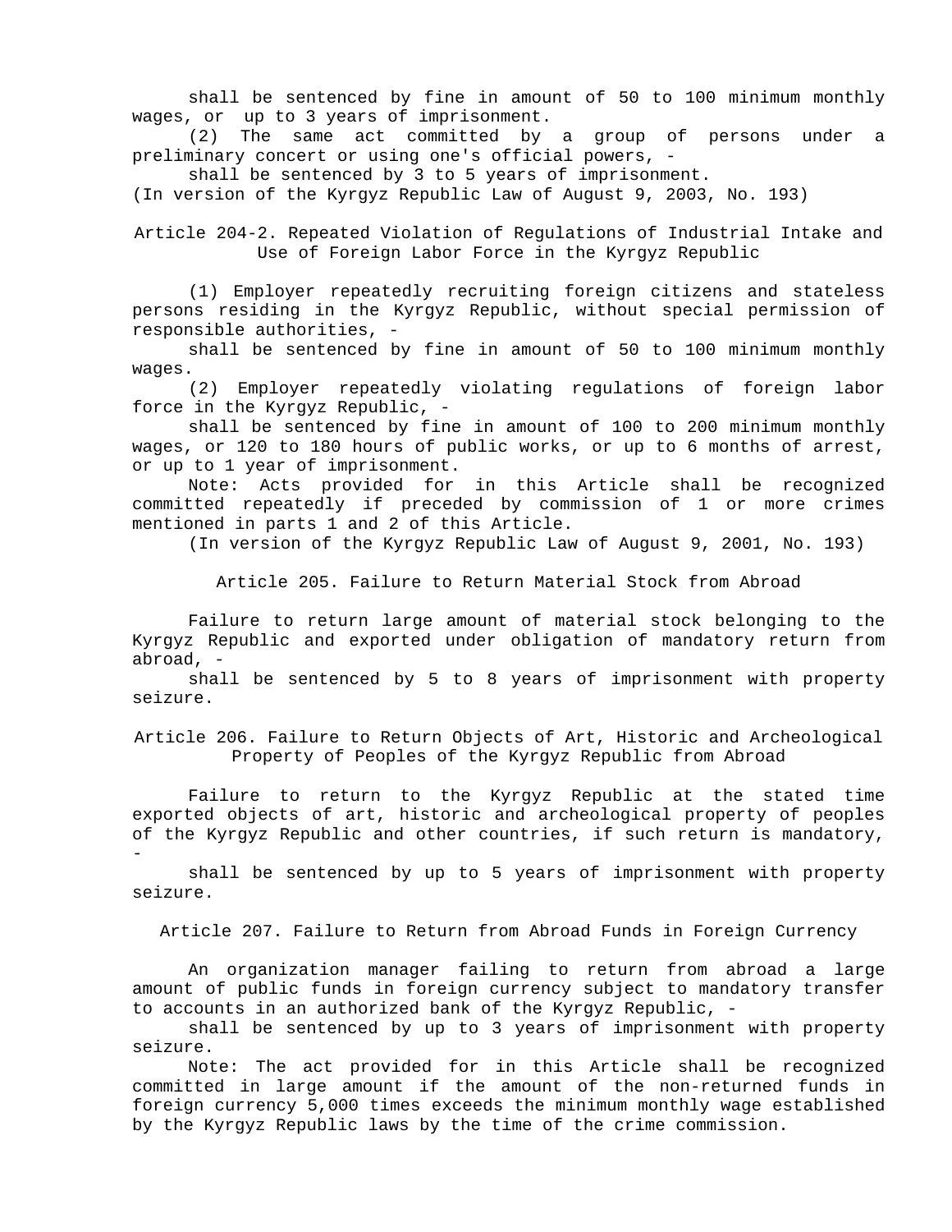shall be sentenced by fine in amount of 50 to 100 minimum monthly wages, or up to 3 years of imprisonment.

(2) The same act committed by a group of persons under a preliminary concert or using one's official powers, -

shall be sentenced by 3 to 5 years of imprisonment.

(In version of the Kyrgyz Republic Law of August 9, 2003, No. 193)

### Article 204-2. Repeated Violation of Regulations of Industrial Intake and Use of Foreign Labor Force in the Kyrgyz Republic

(1) Employer repeatedly recruiting foreign citizens and stateless persons residing in the Kyrgyz Republic, without special permission of responsible authorities, -

shall be sentenced by fine in amount of 50 to 100 minimum monthly wages.

(2) Employer repeatedly violating regulations of foreign labor force in the Kyrgyz Republic, -

shall be sentenced by fine in amount of 100 to 200 minimum monthly wages, or 120 to 180 hours of public works, or up to 6 months of arrest, or up to 1 year of imprisonment.

Note: Acts provided for in this Article shall be recognized committed repeatedly if preceded by commission of 1 or more crimes mentioned in parts 1 and 2 of this Article.

(In version of the Kyrgyz Republic Law of August 9, 2001, No. 193)

### Article 205. Failure to Return Material Stock from Abroad

Failure to return large amount of material stock belonging to the Kyrgyz Republic and exported under obligation of mandatory return from abroad, -

shall be sentenced by 5 to 8 years of imprisonment with property seizure.

### Article 206. Failure to Return Objects of Art, Historic and Archeological Property of Peoples of the Kyrgyz Republic from Abroad

Failure to return to the Kyrgyz Republic at the stated time exported objects of art, historic and archeological property of peoples of the Kyrgyz Republic and other countries, if such return is mandatory, -

shall be sentenced by up to 5 years of imprisonment with property seizure.

### Article 207. Failure to Return from Abroad Funds in Foreign Currency

An organization manager failing to return from abroad a large amount of public funds in foreign currency subject to mandatory transfer to accounts in an authorized bank of the Kyrgyz Republic, -

shall be sentenced by up to 3 years of imprisonment with property seizure.

Note: The act provided for in this Article shall be recognized committed in large amount if the amount of the non-returned funds in foreign currency 5,000 times exceeds the minimum monthly wage established by the Kyrgyz Republic laws by the time of the crime commission.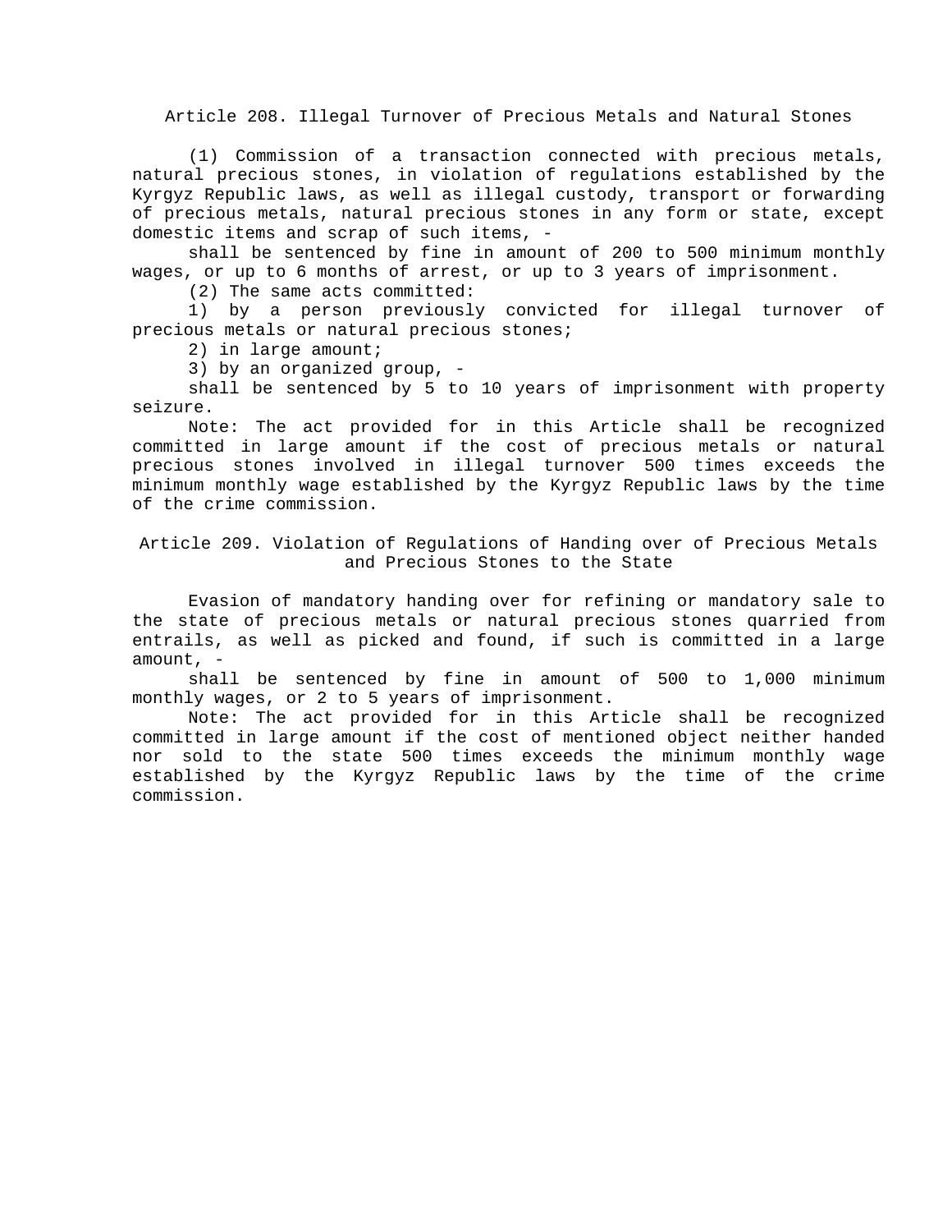## Article 208. Illegal Turnover of Precious Metals and Natural Stones

(1) Commission of a transaction connected with precious metals, natural precious stones, in violation of regulations established by the Kyrgyz Republic laws, as well as illegal custody, transport or forwarding of precious metals, natural precious stones in any form or state, except domestic items and scrap of such items, -

shall be sentenced by fine in amount of 200 to 500 minimum monthly wages, or up to 6 months of arrest, or up to 3 years of imprisonment.

(2) The same acts committed:

1) by a person previously convicted for illegal turnover of precious metals or natural precious stones;

2) in large amount;

3) by an organized group, -

shall be sentenced by 5 to 10 years of imprisonment with property seizure.

Note: The act provided for in this Article shall be recognized committed in large amount if the cost of precious metals or natural precious stones involved in illegal turnover 500 times exceeds the minimum monthly wage established by the Kyrgyz Republic laws by the time of the crime commission.

## Article 209. Violation of Regulations of Handing over of Precious Metals and Precious Stones to the State

Evasion of mandatory handing over for refining or mandatory sale to the state of precious metals or natural precious stones quarried from entrails, as well as picked and found, if such is committed in a large amount, -

shall be sentenced by fine in amount of 500 to 1,000 minimum monthly wages, or 2 to 5 years of imprisonment.

Note: The act provided for in this Article shall be recognized committed in large amount if the cost of mentioned object neither handed nor sold to the state 500 times exceeds the minimum monthly wage established by the Kyrgyz Republic laws by the time of the crime commission.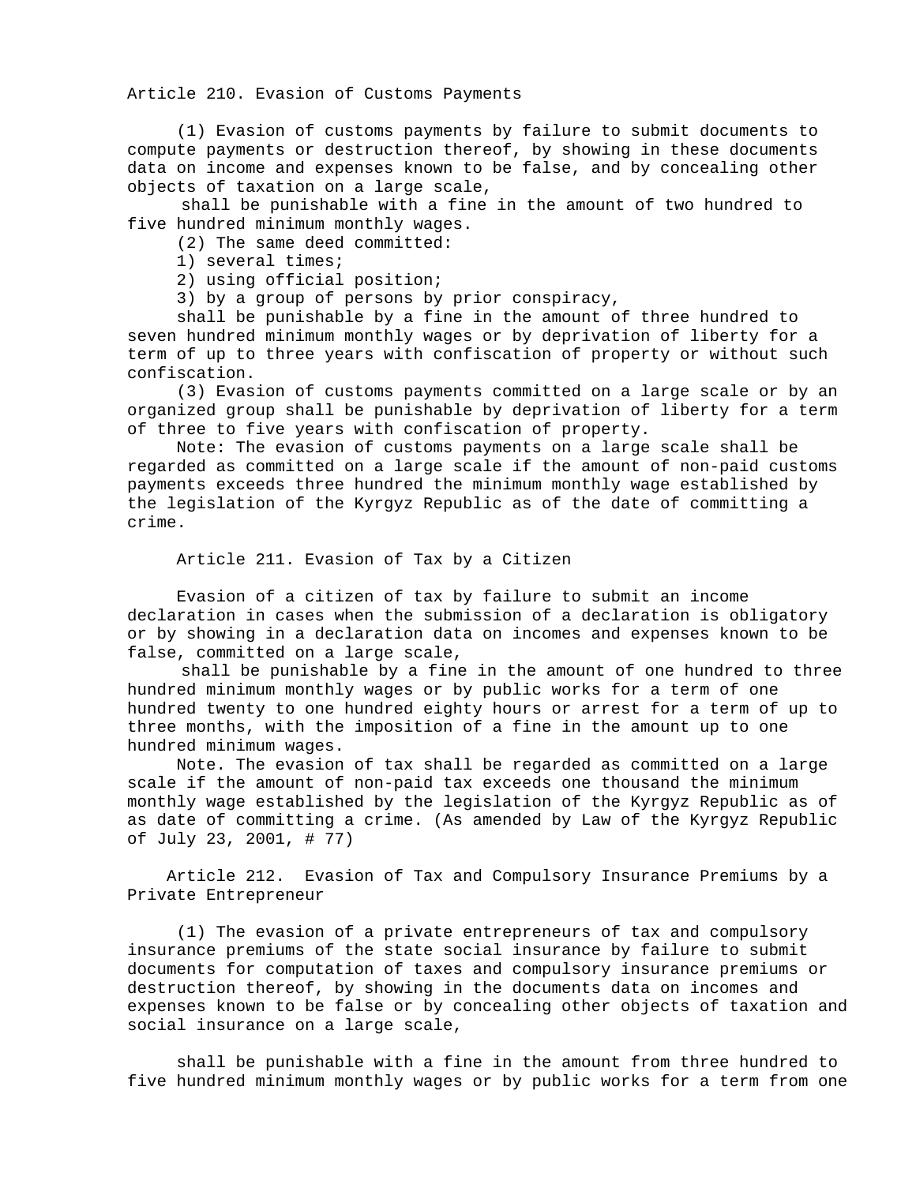### Article 210. Evasion of Customs Payments

(1) Evasion of customs payments by failure to submit documents to compute payments or destruction thereof, by showing in these documents data on income and expenses known to be false, and by concealing other objects of taxation on a large scale,

shall be punishable with a fine in the amount of two hundred to five hundred minimum monthly wages.

(2) The same deed committed:

1) several times;

2) using official position;

3) by a group of persons by prior conspiracy,

shall be punishable by a fine in the amount of three hundred to seven hundred minimum monthly wages or by deprivation of liberty for a term of up to three years with confiscation of property or without such confiscation.

(3) Evasion of customs payments committed on a large scale or by an organized group shall be punishable by deprivation of liberty for a term of three to five years with confiscation of property.

Note: The evasion of customs payments on a large scale shall be regarded as committed on a large scale if the amount of non-paid customs payments exceeds three hundred the minimum monthly wage established by the legislation of the Kyrgyz Republic as of the date of committing a crime.

### Article 211. Evasion of Tax by a Citizen

Evasion of a citizen of tax by failure to submit an income declaration in cases when the submission of a declaration is obligatory or by showing in a declaration data on incomes and expenses known to be false, committed on a large scale,

shall be punishable by a fine in the amount of one hundred to three hundred minimum monthly wages or by public works for a term of one hundred twenty to one hundred eighty hours or arrest for a term of up to three months, with the imposition of a fine in the amount up to one hundred minimum wages.

Note. The evasion of tax shall be regarded as committed on a large scale if the amount of non-paid tax exceeds one thousand the minimum monthly wage established by the legislation of the Kyrgyz Republic as of as date of committing a crime. (As amended by Law of the Kyrgyz Republic of July 23, 2001, # 77)

### Article 212. Evasion of Tax and Compulsory Insurance Premiums by a Private Entrepreneur

(1) The evasion of a private entrepreneurs of tax and compulsory insurance premiums of the state social insurance by failure to submit documents for computation of taxes and compulsory insurance premiums or destruction thereof, by showing in the documents data on incomes and expenses known to be false or by concealing other objects of taxation and social insurance on a large scale,

shall be punishable with a fine in the amount from three hundred to five hundred minimum monthly wages or by public works for a term from one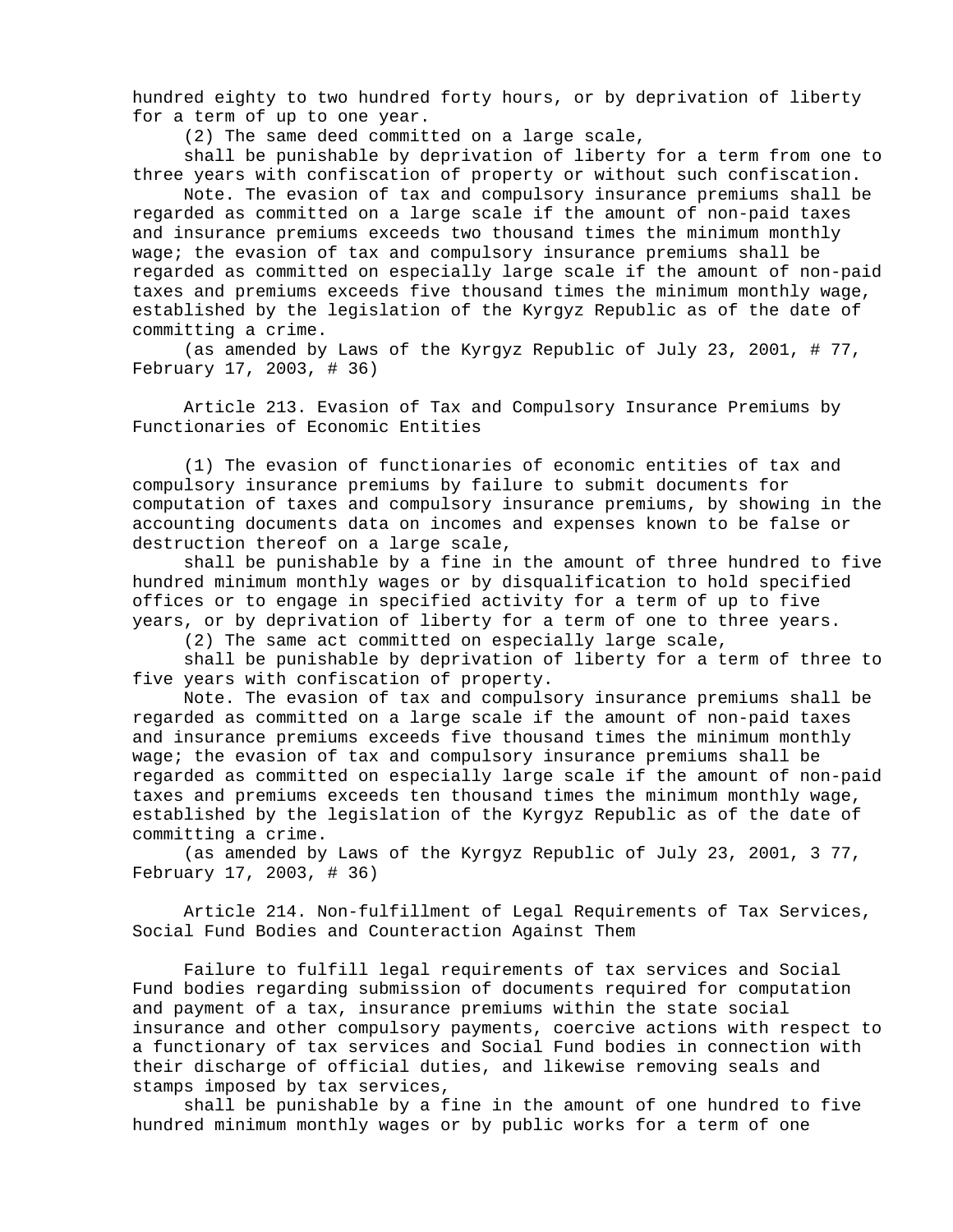hundred eighty to two hundred forty hours, or by deprivation of liberty for a term of up to one year.

(2) The same deed committed on a large scale,

shall be punishable by deprivation of liberty for a term from one to three years with confiscation of property or without such confiscation.

Note. The evasion of tax and compulsory insurance premiums shall be regarded as committed on a large scale if the amount of non-paid taxes and insurance premiums exceeds two thousand times the minimum monthly wage; the evasion of tax and compulsory insurance premiums shall be regarded as committed on especially large scale if the amount of non-paid taxes and premiums exceeds five thousand times the minimum monthly wage, established by the legislation of the Kyrgyz Republic as of the date of committing a crime.

(as amended by Laws of the Kyrgyz Republic of July 23, 2001, # 77, February 17, 2003, # 36)

### Article 213. Evasion of Tax and Compulsory Insurance Premiums by Functionaries of Economic Entities

(1) The evasion of functionaries of economic entities of tax and compulsory insurance premiums by failure to submit documents for computation of taxes and compulsory insurance premiums, by showing in the accounting documents data on incomes and expenses known to be false or destruction thereof on a large scale,

shall be punishable by a fine in the amount of three hundred to five hundred minimum monthly wages or by disqualification to hold specified offices or to engage in specified activity for a term of up to five years, or by deprivation of liberty for a term of one to three years.

(2) The same act committed on especially large scale,

shall be punishable by deprivation of liberty for a term of three to five years with confiscation of property.

Note. The evasion of tax and compulsory insurance premiums shall be regarded as committed on a large scale if the amount of non-paid taxes and insurance premiums exceeds five thousand times the minimum monthly wage; the evasion of tax and compulsory insurance premiums shall be regarded as committed on especially large scale if the amount of non-paid taxes and premiums exceeds ten thousand times the minimum monthly wage, established by the legislation of the Kyrgyz Republic as of the date of committing a crime.

(as amended by Laws of the Kyrgyz Republic of July 23, 2001, 3 77, February 17, 2003, # 36)

### Article 214. Non-fulfillment of Legal Requirements of Tax Services, Social Fund Bodies and Counteraction Against Them

Failure to fulfill legal requirements of tax services and Social Fund bodies regarding submission of documents required for computation and payment of a tax, insurance premiums within the state social insurance and other compulsory payments, coercive actions with respect to a functionary of tax services and Social Fund bodies in connection with their discharge of official duties, and likewise removing seals and stamps imposed by tax services,

shall be punishable by a fine in the amount of one hundred to five hundred minimum monthly wages or by public works for a term of one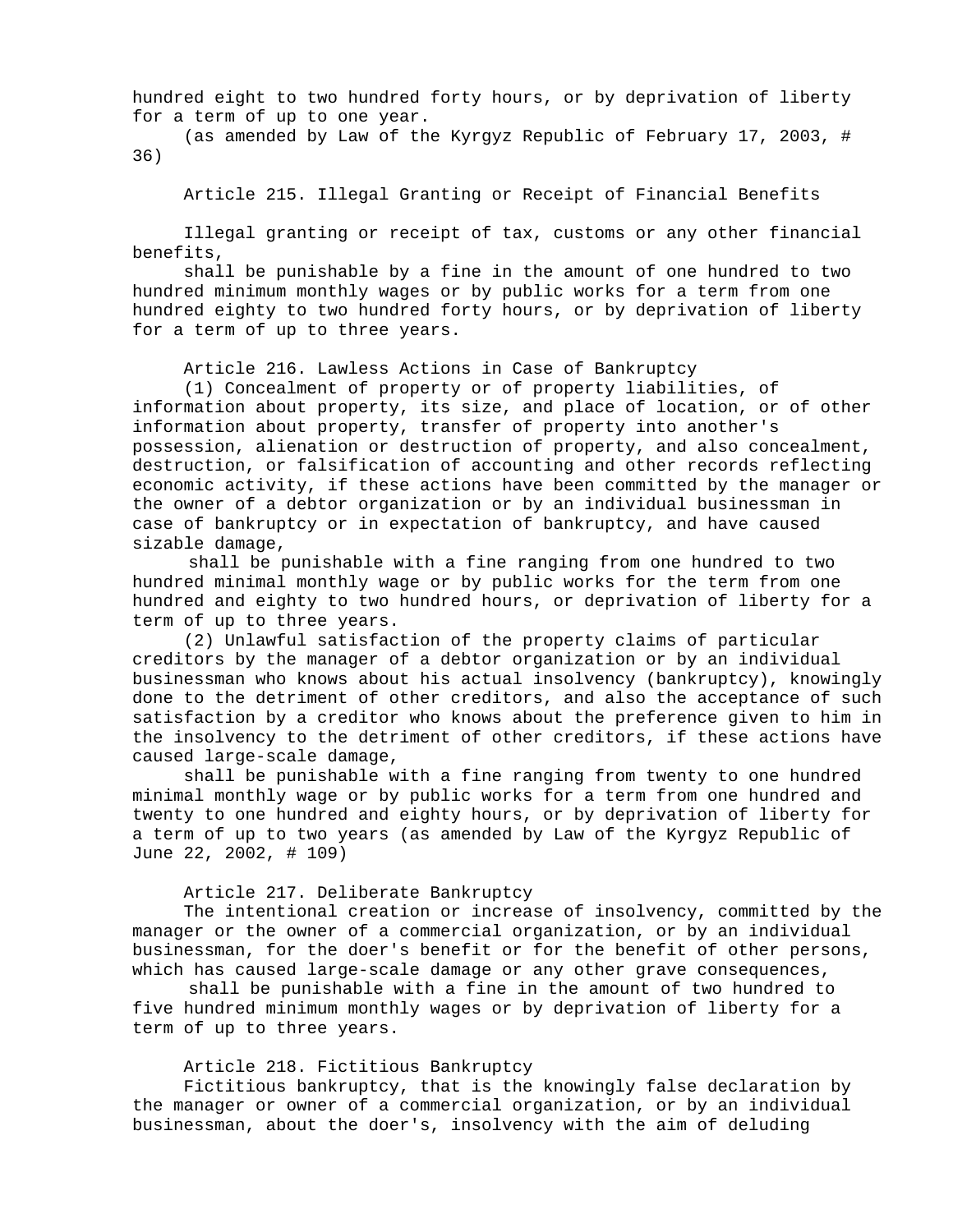hundred eight to two hundred forty hours, or by deprivation of liberty for a term of up to one year.

(as amended by Law of the Kyrgyz Republic of February 17, 2003, # 36)

### Article 215. Illegal Granting or Receipt of Financial Benefits

Illegal granting or receipt of tax, customs or any other financial benefits,

shall be punishable by a fine in the amount of one hundred to two hundred minimum monthly wages or by public works for a term from one hundred eighty to two hundred forty hours, or by deprivation of liberty for a term of up to three years.

### Article 216. Lawless Actions in Case of Bankruptcy

(1) Concealment of property or of property liabilities, of information about property, its size, and place of location, or of other information about property, transfer of property into another's possession, alienation or destruction of property, and also concealment, destruction, or falsification of accounting and other records reflecting economic activity, if these actions have been committed by the manager or the owner of a debtor organization or by an individual businessman in case of bankruptcy or in expectation of bankruptcy, and have caused sizable damage,

shall be punishable with a fine ranging from one hundred to two hundred minimal monthly wage or by public works for the term from one hundred and eighty to two hundred hours, or deprivation of liberty for a term of up to three years.

(2) Unlawful satisfaction of the property claims of particular creditors by the manager of a debtor organization or by an individual businessman who knows about his actual insolvency (bankruptcy), knowingly done to the detriment of other creditors, and also the acceptance of such satisfaction by a creditor who knows about the preference given to him in the insolvency to the detriment of other creditors, if these actions have caused large-scale damage,

shall be punishable with a fine ranging from twenty to one hundred minimal monthly wage or by public works for a term from one hundred and twenty to one hundred and eighty hours, or by deprivation of liberty for a term of up to two years (as amended by Law of the Kyrgyz Republic of June 22, 2002, # 109)

### Article 217. Deliberate Bankruptcy

The intentional creation or increase of insolvency, committed by the manager or the owner of a commercial organization, or by an individual businessman, for the doer's benefit or for the benefit of other persons, which has caused large-scale damage or any other grave consequences,

shall be punishable with a fine in the amount of two hundred to five hundred minimum monthly wages or by deprivation of liberty for a term of up to three years.

### Article 218. Fictitious Bankruptcy

Fictitious bankruptcy, that is the knowingly false declaration by the manager or owner of a commercial organization, or by an individual businessman, about the doer's, insolvency with the aim of deluding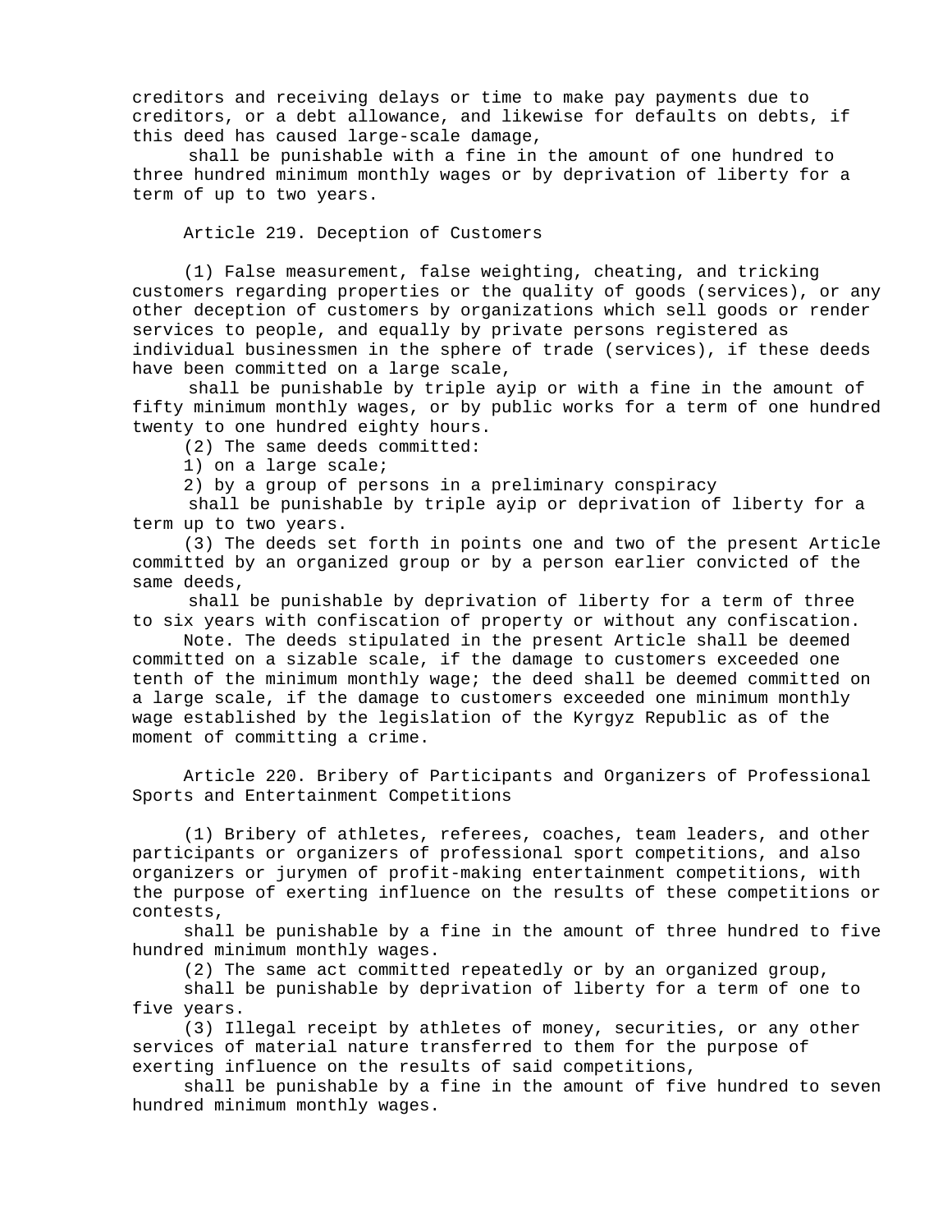creditors and receiving delays or time to make pay payments due to creditors, or a debt allowance, and likewise for defaults on debts, if this deed has caused large-scale damage,

shall be punishable with a fine in the amount of one hundred to three hundred minimum monthly wages or by deprivation of liberty for a term of up to two years.

### Article 219. Deception of Customers

(1) False measurement, false weighting, cheating, and tricking customers regarding properties or the quality of goods (services), or any other deception of customers by organizations which sell goods or render services to people, and equally by private persons registered as individual businessmen in the sphere of trade (services), if these deeds have been committed on a large scale,

shall be punishable by triple ayip or with a fine in the amount of fifty minimum monthly wages, or by public works for a term of one hundred twenty to one hundred eighty hours.

(2) The same deeds committed:

1) on a large scale;

2) by a group of persons in a preliminary conspiracy

shall be punishable by triple ayip or deprivation of liberty for a term up to two years.

(3) The deeds set forth in points one and two of the present Article committed by an organized group or by a person earlier convicted of the same deeds,

shall be punishable by deprivation of liberty for a term of three to six years with confiscation of property or without any confiscation.

Note. The deeds stipulated in the present Article shall be deemed committed on a sizable scale, if the damage to customers exceeded one tenth of the minimum monthly wage; the deed shall be deemed committed on a large scale, if the damage to customers exceeded one minimum monthly wage established by the legislation of the Kyrgyz Republic as of the moment of committing a crime.

### Article 220. Bribery of Participants and Organizers of Professional Sports and Entertainment Competitions

(1) Bribery of athletes, referees, coaches, team leaders, and other participants or organizers of professional sport competitions, and also organizers or jurymen of profit-making entertainment competitions, with the purpose of exerting influence on the results of these competitions or contests,

shall be punishable by a fine in the amount of three hundred to five hundred minimum monthly wages.

(2) The same act committed repeatedly or by an organized group,

shall be punishable by deprivation of liberty for a term of one to five years.

(3) Illegal receipt by athletes of money, securities, or any other services of material nature transferred to them for the purpose of exerting influence on the results of said competitions,

shall be punishable by a fine in the amount of five hundred to seven hundred minimum monthly wages.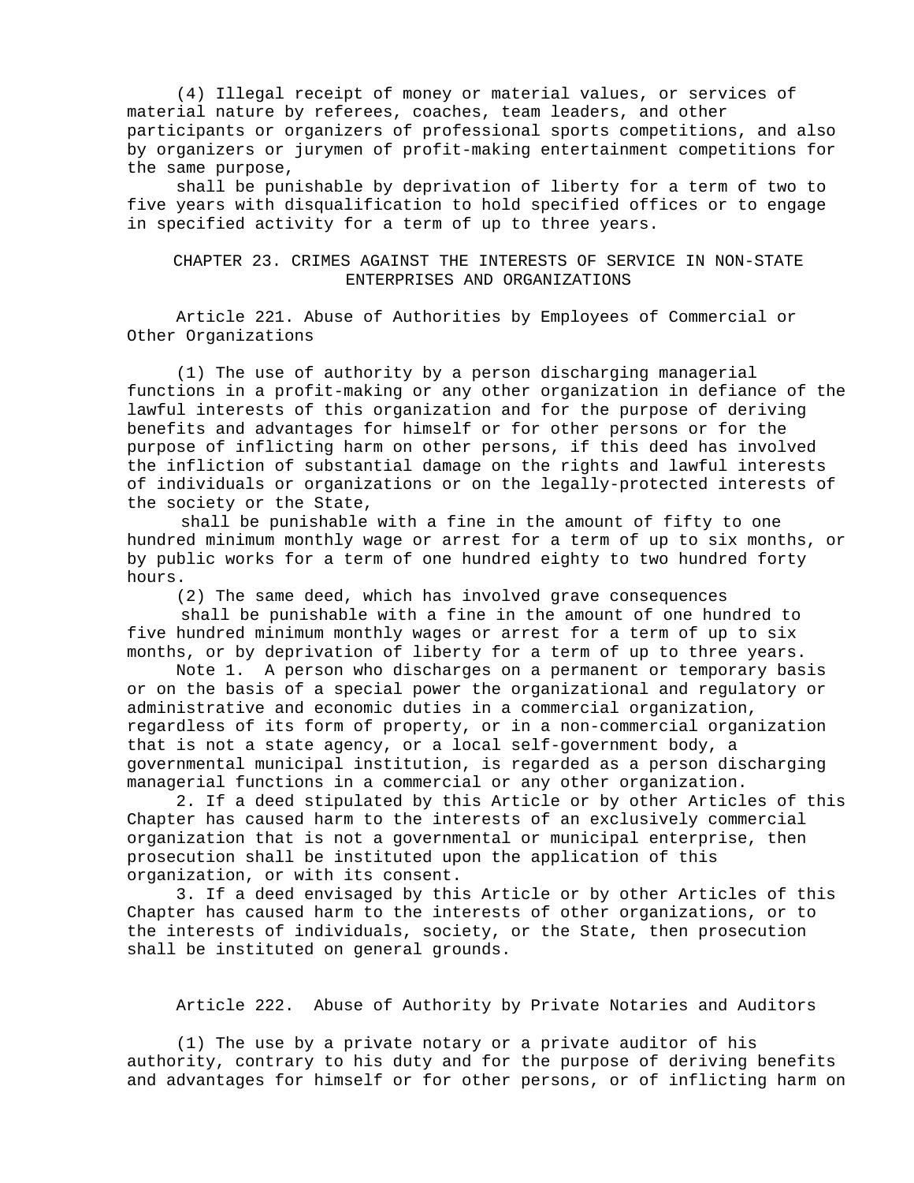(4) Illegal receipt of money or material values, or services of material nature by referees, coaches, team leaders, and other participants or organizers of professional sports competitions, and also by organizers or jurymen of profit-making entertainment competitions for the same purpose,

shall be punishable by deprivation of liberty for a term of two to five years with disqualification to hold specified offices or to engage in specified activity for a term of up to three years.

## CHAPTER 23. CRIMES AGAINST THE INTERESTS OF SERVICE IN NON-STATE ENTERPRISES AND ORGANIZATIONS

### Article 221. Abuse of Authorities by Employees of Commercial or Other Organizations

(1) The use of authority by a person discharging managerial functions in a profit-making or any other organization in defiance of the lawful interests of this organization and for the purpose of deriving benefits and advantages for himself or for other persons or for the purpose of inflicting harm on other persons, if this deed has involved the infliction of substantial damage on the rights and lawful interests of individuals or organizations or on the legally-protected interests of the society or the State,

shall be punishable with a fine in the amount of fifty to one hundred minimum monthly wage or arrest for a term of up to six months, or by public works for a term of one hundred eighty to two hundred forty hours.

(2) The same deed, which has involved grave consequences

shall be punishable with a fine in the amount of one hundred to five hundred minimum monthly wages or arrest for a term of up to six months, or by deprivation of liberty for a term of up to three years.

Note 1. A person who discharges on a permanent or temporary basis or on the basis of a special power the organizational and regulatory or administrative and economic duties in a commercial organization, regardless of its form of property, or in a non-commercial organization that is not a state agency, or a local self-government body, a governmental municipal institution, is regarded as a person discharging managerial functions in a commercial or any other organization.

2. If a deed stipulated by this Article or by other Articles of this Chapter has caused harm to the interests of an exclusively commercial organization that is not a governmental or municipal enterprise, then prosecution shall be instituted upon the application of this organization, or with its consent.

3. If a deed envisaged by this Article or by other Articles of this Chapter has caused harm to the interests of other organizations, or to the interests of individuals, society, or the State, then prosecution shall be instituted on general grounds.

### Article 222. Abuse of Authority by Private Notaries and Auditors

(1) The use by a private notary or a private auditor of his authority, contrary to his duty and for the purpose of deriving benefits and advantages for himself or for other persons, or of inflicting harm on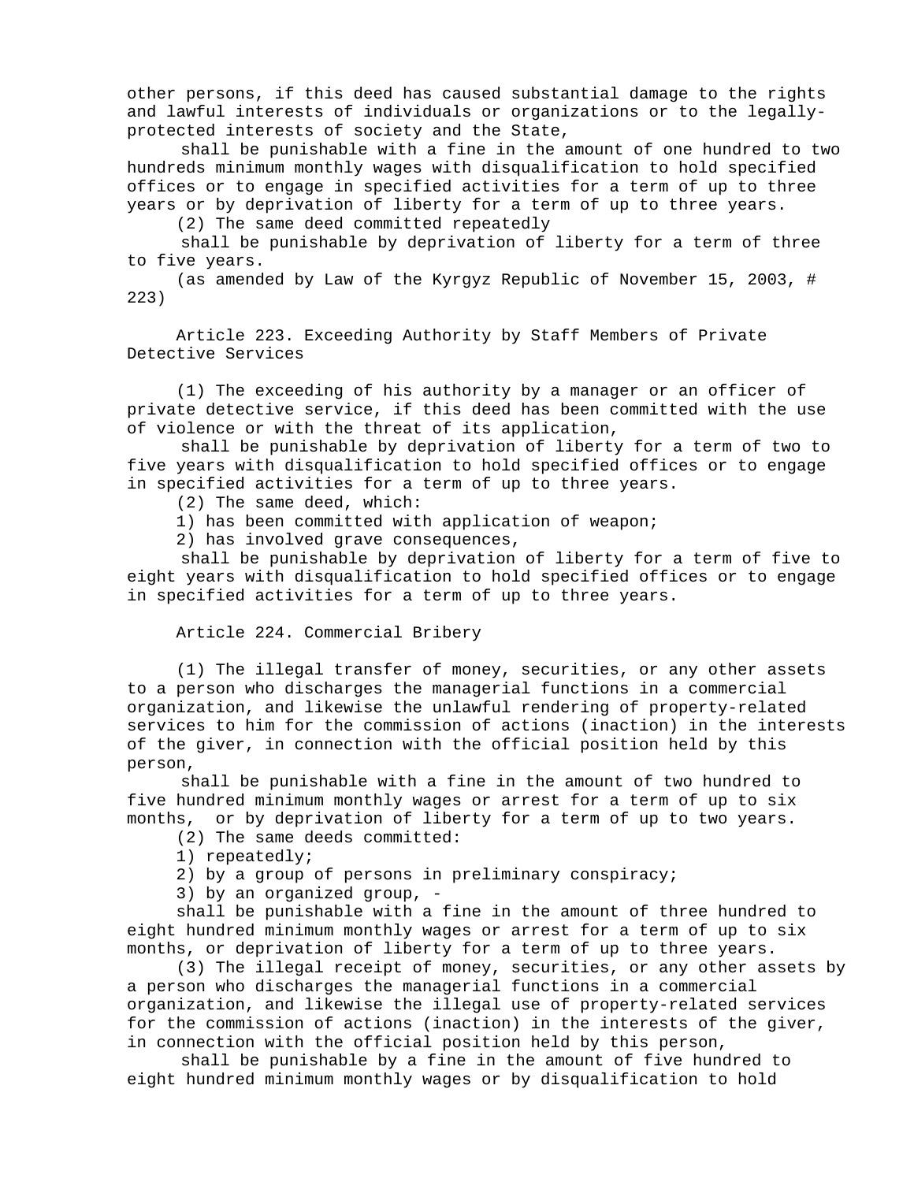other persons, if this deed has caused substantial damage to the rights and lawful interests of individuals or organizations or to the legally-protected interests of society and the State,

shall be punishable with a fine in the amount of one hundred to two hundreds minimum monthly wages with disqualification to hold specified offices or to engage in specified activities for a term of up to three years or by deprivation of liberty for a term of up to three years.

(2) The same deed committed repeatedly

shall be punishable by deprivation of liberty for a term of three to five years.

(as amended by Law of the Kyrgyz Republic of November 15, 2003, # 223)

### Article 223. Exceeding Authority by Staff Members of Private Detective Services

(1) The exceeding of his authority by a manager or an officer of private detective service, if this deed has been committed with the use of violence or with the threat of its application,

shall be punishable by deprivation of liberty for a term of two to five years with disqualification to hold specified offices or to engage in specified activities for a term of up to three years.

(2) The same deed, which:

1) has been committed with application of weapon;

2) has involved grave consequences,

shall be punishable by deprivation of liberty for a term of five to eight years with disqualification to hold specified offices or to engage in specified activities for a term of up to three years.

### Article 224. Commercial Bribery

(1) The illegal transfer of money, securities, or any other assets to a person who discharges the managerial functions in a commercial organization, and likewise the unlawful rendering of property-related services to him for the commission of actions (inaction) in the interests of the giver, in connection with the official position held by this person,

shall be punishable with a fine in the amount of two hundred to five hundred minimum monthly wages or arrest for a term of up to six months, or by deprivation of liberty for a term of up to two years.

(2) The same deeds committed:

1) repeatedly;

2) by a group of persons in preliminary conspiracy;

3) by an organized group, -

shall be punishable with a fine in the amount of three hundred to eight hundred minimum monthly wages or arrest for a term of up to six months, or deprivation of liberty for a term of up to three years.

(3) The illegal receipt of money, securities, or any other assets by a person who discharges the managerial functions in a commercial organization, and likewise the illegal use of property-related services for the commission of actions (inaction) in the interests of the giver, in connection with the official position held by this person,

shall be punishable by a fine in the amount of five hundred to eight hundred minimum monthly wages or by disqualification to hold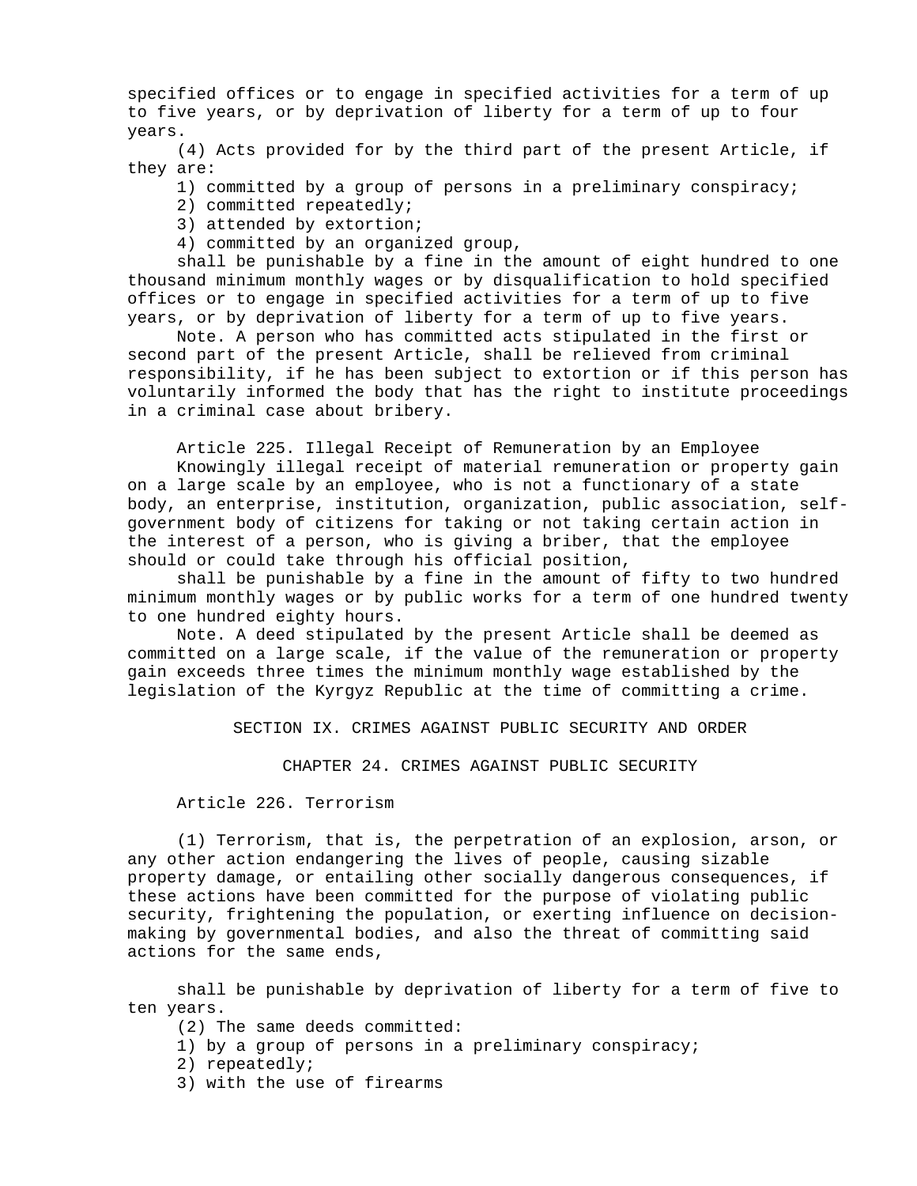specified offices or to engage in specified activities for a term of up to five years, or by deprivation of liberty for a term of up to four years.

(4) Acts provided for by the third part of the present Article, if they are:

1) committed by a group of persons in a preliminary conspiracy;

2) committed repeatedly;

3) attended by extortion;

4) committed by an organized group,

shall be punishable by a fine in the amount of eight hundred to one thousand minimum monthly wages or by disqualification to hold specified offices or to engage in specified activities for a term of up to five years, or by deprivation of liberty for a term of up to five years.

Note. A person who has committed acts stipulated in the first or second part of the present Article, shall be relieved from criminal responsibility, if he has been subject to extortion or if this person has voluntarily informed the body that has the right to institute proceedings in a criminal case about bribery.

### Article 225. Illegal Receipt of Remuneration by an Employee

Knowingly illegal receipt of material remuneration or property gain on a large scale by an employee, who is not a functionary of a state body, an enterprise, institution, organization, public association, self-government body of citizens for taking or not taking certain action in the interest of a person, who is giving a briber, that the employee should or could take through his official position,

shall be punishable by a fine in the amount of fifty to two hundred minimum monthly wages or by public works for a term of one hundred twenty to one hundred eighty hours.

Note. A deed stipulated by the present Article shall be deemed as committed on a large scale, if the value of the remuneration or property gain exceeds three times the minimum monthly wage established by the legislation of the Kyrgyz Republic at the time of committing a crime.

# SECTION IX. CRIMES AGAINST PUBLIC SECURITY AND ORDER

## CHAPTER 24. CRIMES AGAINST PUBLIC SECURITY

### Article 226. Terrorism

(1) Terrorism, that is, the perpetration of an explosion, arson, or any other action endangering the lives of people, causing sizable property damage, or entailing other socially dangerous consequences, if these actions have been committed for the purpose of violating public security, frightening the population, or exerting influence on decision-making by governmental bodies, and also the threat of committing said actions for the same ends,

shall be punishable by deprivation of liberty for a term of five to ten years.

(2) The same deeds committed:

1) by a group of persons in a preliminary conspiracy;

2) repeatedly;

3) with the use of firearms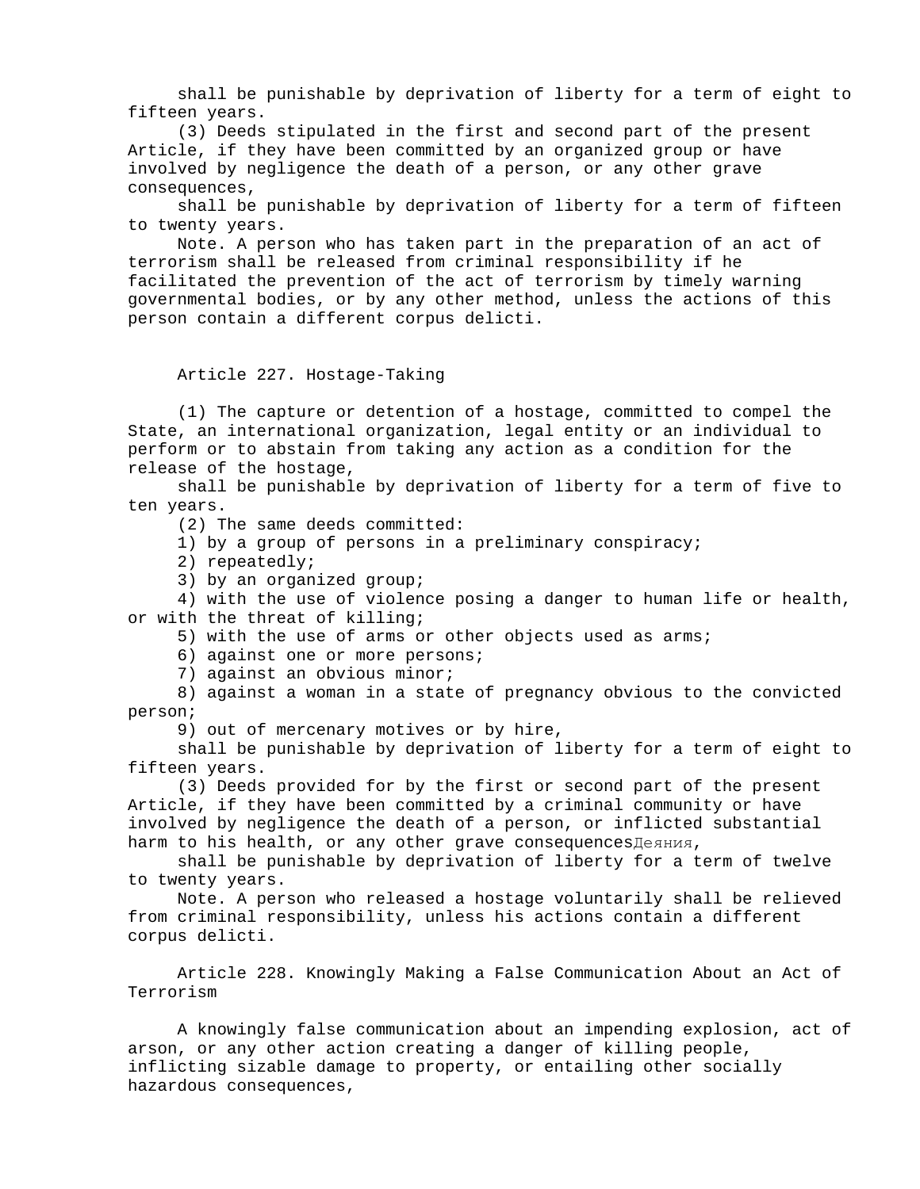shall be punishable by deprivation of liberty for a term of eight to fifteen years.

(3) Deeds stipulated in the first and second part of the present Article, if they have been committed by an organized group or have involved by negligence the death of a person, or any other grave consequences,

shall be punishable by deprivation of liberty for a term of fifteen to twenty years.

Note. A person who has taken part in the preparation of an act of terrorism shall be released from criminal responsibility if he facilitated the prevention of the act of terrorism by timely warning governmental bodies, or by any other method, unless the actions of this person contain a different corpus delicti.

## Article 227. Hostage-Taking

(1) The capture or detention of a hostage, committed to compel the State, an international organization, legal entity or an individual to perform or to abstain from taking any action as a condition for the release of the hostage,

shall be punishable by deprivation of liberty for a term of five to ten years.

(2) The same deeds committed:

1) by a group of persons in a preliminary conspiracy;
2) repeatedly;
3) by an organized group;
4) with the use of violence posing a danger to human life or health, or with the threat of killing;
5) with the use of arms or other objects used as arms;
6) against one or more persons;
7) against an obvious minor;
8) against a woman in a state of pregnancy obvious to the convicted person;
9) out of mercenary motives or by hire,

shall be punishable by deprivation of liberty for a term of eight to fifteen years.

(3) Deeds provided for by the first or second part of the present Article, if they have been committed by a criminal community or have involved by negligence the death of a person, or inflicted substantial harm to his health, or any other grave consequencesДеяния,

shall be punishable by deprivation of liberty for a term of twelve to twenty years.

Note. A person who released a hostage voluntarily shall be relieved from criminal responsibility, unless his actions contain a different corpus delicti.

## Article 228. Knowingly Making a False Communication About an Act of Terrorism

A knowingly false communication about an impending explosion, act of arson, or any other action creating a danger of killing people, inflicting sizable damage to property, or entailing other socially hazardous consequences,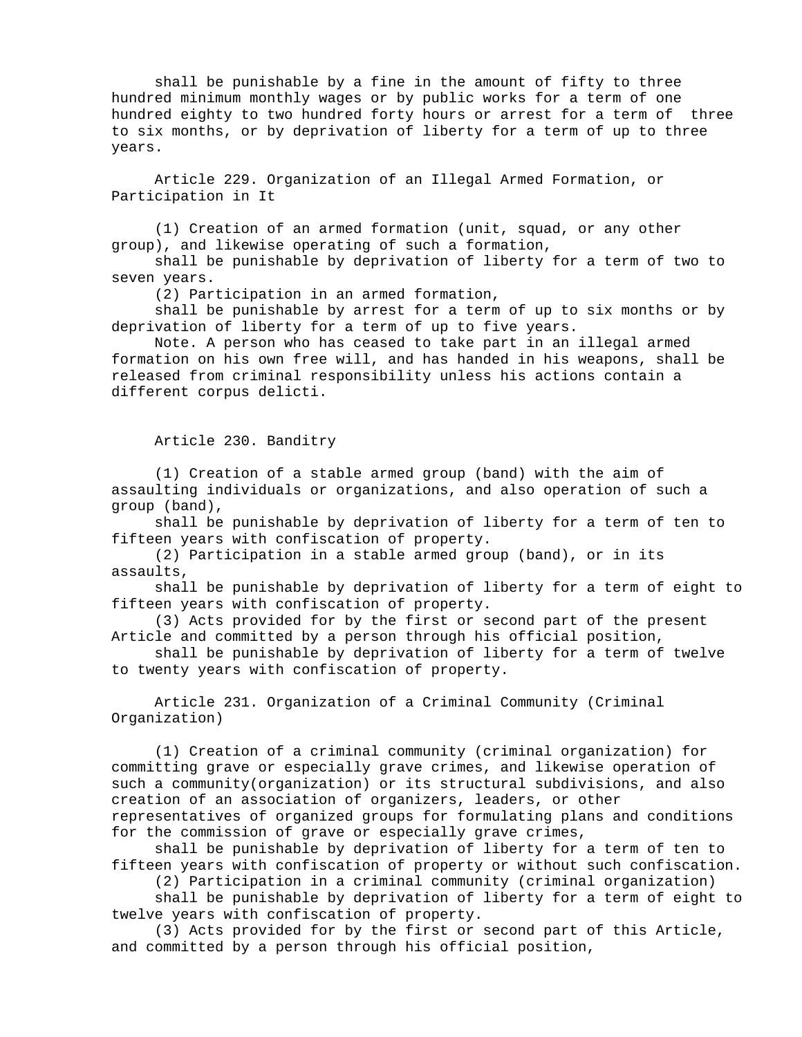shall be punishable by a fine in the amount of fifty to three hundred minimum monthly wages or by public works for a term of one hundred eighty to two hundred forty hours or arrest for a term of three to six months, or by deprivation of liberty for a term of up to three years.

### Article 229. Organization of an Illegal Armed Formation, or Participation in It

(1) Creation of an armed formation (unit, squad, or any other group), and likewise operating of such a formation,

shall be punishable by deprivation of liberty for a term of two to seven years.

(2) Participation in an armed formation,

shall be punishable by arrest for a term of up to six months or by deprivation of liberty for a term of up to five years.

Note. A person who has ceased to take part in an illegal armed formation on his own free will, and has handed in his weapons, shall be released from criminal responsibility unless his actions contain a different corpus delicti.

### Article 230. Banditry

(1) Creation of a stable armed group (band) with the aim of assaulting individuals or organizations, and also operation of such a group (band),

shall be punishable by deprivation of liberty for a term of ten to fifteen years with confiscation of property.

(2) Participation in a stable armed group (band), or in its assaults,

shall be punishable by deprivation of liberty for a term of eight to fifteen years with confiscation of property.

(3) Acts provided for by the first or second part of the present Article and committed by a person through his official position,

shall be punishable by deprivation of liberty for a term of twelve to twenty years with confiscation of property.

### Article 231. Organization of a Criminal Community (Criminal Organization)

(1) Creation of a criminal community (criminal organization) for committing grave or especially grave crimes, and likewise operation of such a community(organization) or its structural subdivisions, and also creation of an association of organizers, leaders, or other representatives of organized groups for formulating plans and conditions for the commission of grave or especially grave crimes,

shall be punishable by deprivation of liberty for a term of ten to fifteen years with confiscation of property or without such confiscation.

(2) Participation in a criminal community (criminal organization)

shall be punishable by deprivation of liberty for a term of eight to twelve years with confiscation of property.

(3) Acts provided for by the first or second part of this Article, and committed by a person through his official position,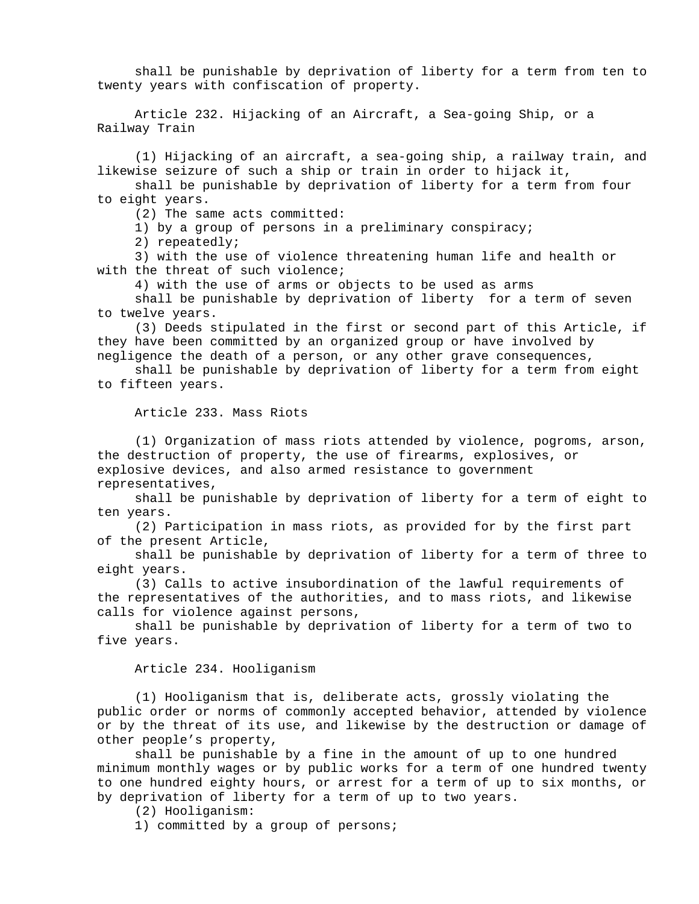shall be punishable by deprivation of liberty for a term from ten to twenty years with confiscation of property.

Article 232. Hijacking of an Aircraft, a Sea-going Ship, or a Railway Train

(1) Hijacking of an aircraft, a sea-going ship, a railway train, and likewise seizure of such a ship or train in order to hijack it,

shall be punishable by deprivation of liberty for a term from four to eight years.

(2) The same acts committed:

1) by a group of persons in a preliminary conspiracy;

2) repeatedly;

3) with the use of violence threatening human life and health or with the threat of such violence;

4) with the use of arms or objects to be used as arms

shall be punishable by deprivation of liberty for a term of seven to twelve years.

(3) Deeds stipulated in the first or second part of this Article, if they have been committed by an organized group or have involved by negligence the death of a person, or any other grave consequences,

shall be punishable by deprivation of liberty for a term from eight to fifteen years.

Article 233. Mass Riots

(1) Organization of mass riots attended by violence, pogroms, arson, the destruction of property, the use of firearms, explosives, or explosive devices, and also armed resistance to government representatives,

shall be punishable by deprivation of liberty for a term of eight to ten years.

(2) Participation in mass riots, as provided for by the first part of the present Article,

shall be punishable by deprivation of liberty for a term of three to eight years.

(3) Calls to active insubordination of the lawful requirements of the representatives of the authorities, and to mass riots, and likewise calls for violence against persons,

shall be punishable by deprivation of liberty for a term of two to five years.

Article 234. Hooliganism

(1) Hooliganism that is, deliberate acts, grossly violating the public order or norms of commonly accepted behavior, attended by violence or by the threat of its use, and likewise by the destruction or damage of other people's property,

shall be punishable by a fine in the amount of up to one hundred minimum monthly wages or by public works for a term of one hundred twenty to one hundred eighty hours, or arrest for a term of up to six months, or by deprivation of liberty for a term of up to two years.

(2) Hooliganism:

1) committed by a group of persons;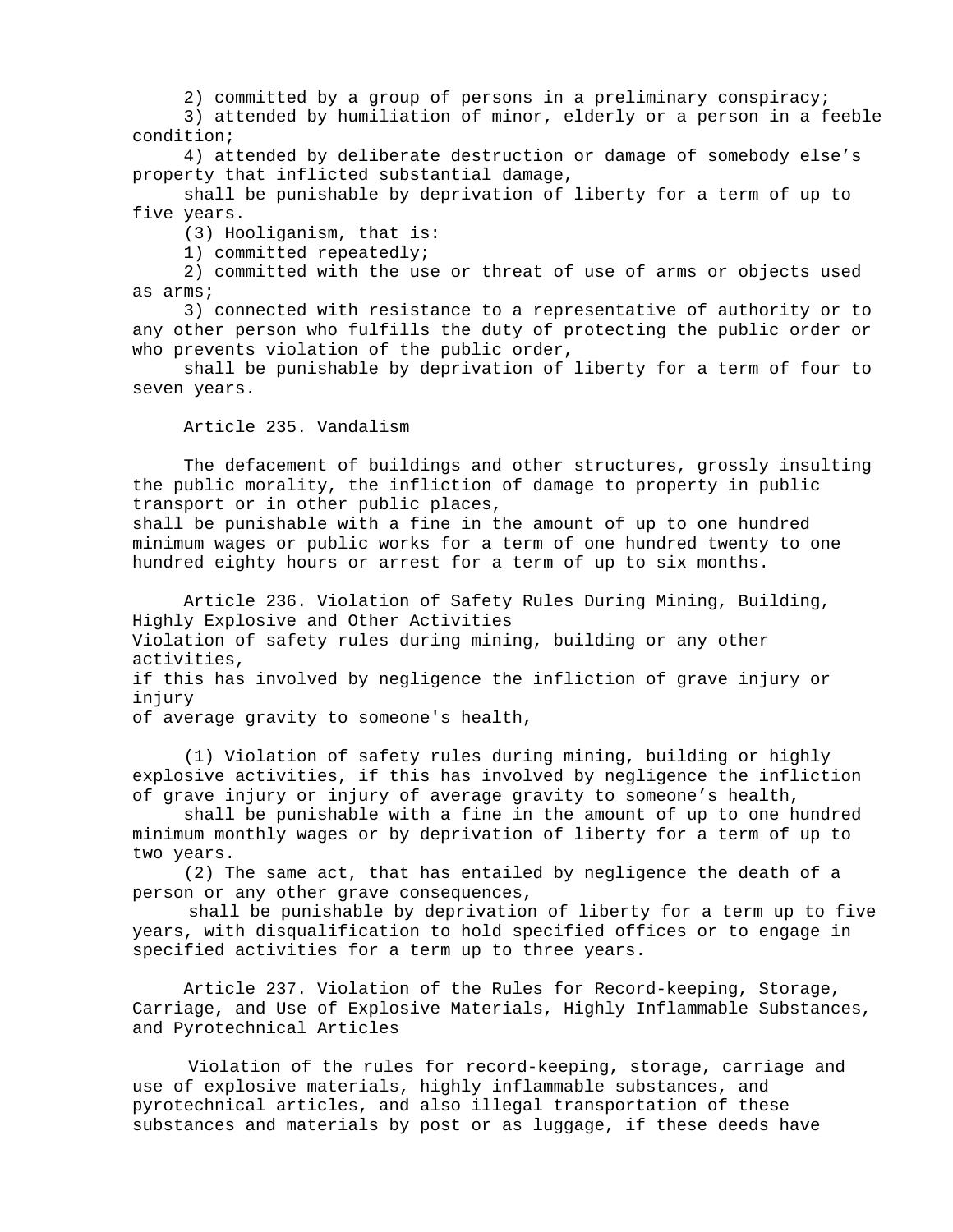2) committed by a group of persons in a preliminary conspiracy;

3) attended by humiliation of minor, elderly or a person in a feeble condition;

4) attended by deliberate destruction or damage of somebody else's property that inflicted substantial damage,

shall be punishable by deprivation of liberty for a term of up to five years.

(3) Hooliganism, that is:

1) committed repeatedly;

2) committed with the use or threat of use of arms or objects used as arms;

3) connected with resistance to a representative of authority or to any other person who fulfills the duty of protecting the public order or who prevents violation of the public order,

shall be punishable by deprivation of liberty for a term of four to seven years.

## Article 235. Vandalism

The defacement of buildings and other structures, grossly insulting the public morality, the infliction of damage to property in public transport or in other public places,
shall be punishable with a fine in the amount of up to one hundred minimum wages or public works for a term of one hundred twenty to one hundred eighty hours or arrest for a term of up to six months.

## Article 236. Violation of Safety Rules During Mining, Building, Highly Explosive and Other Activities

Violation of safety rules during mining, building or any other activities,
if this has involved by negligence the infliction of grave injury or injury
of average gravity to someone's health,

(1) Violation of safety rules during mining, building or highly explosive activities, if this has involved by negligence the infliction of grave injury or injury of average gravity to someone's health,

shall be punishable with a fine in the amount of up to one hundred minimum monthly wages or by deprivation of liberty for a term of up to two years.

(2) The same act, that has entailed by negligence the death of a person or any other grave consequences,

shall be punishable by deprivation of liberty for a term up to five years, with disqualification to hold specified offices or to engage in specified activities for a term up to three years.

## Article 237. Violation of the Rules for Record-keeping, Storage, Carriage, and Use of Explosive Materials, Highly Inflammable Substances, and Pyrotechnical Articles

Violation of the rules for record-keeping, storage, carriage and use of explosive materials, highly inflammable substances, and pyrotechnical articles, and also illegal transportation of these substances and materials by post or as luggage, if these deeds have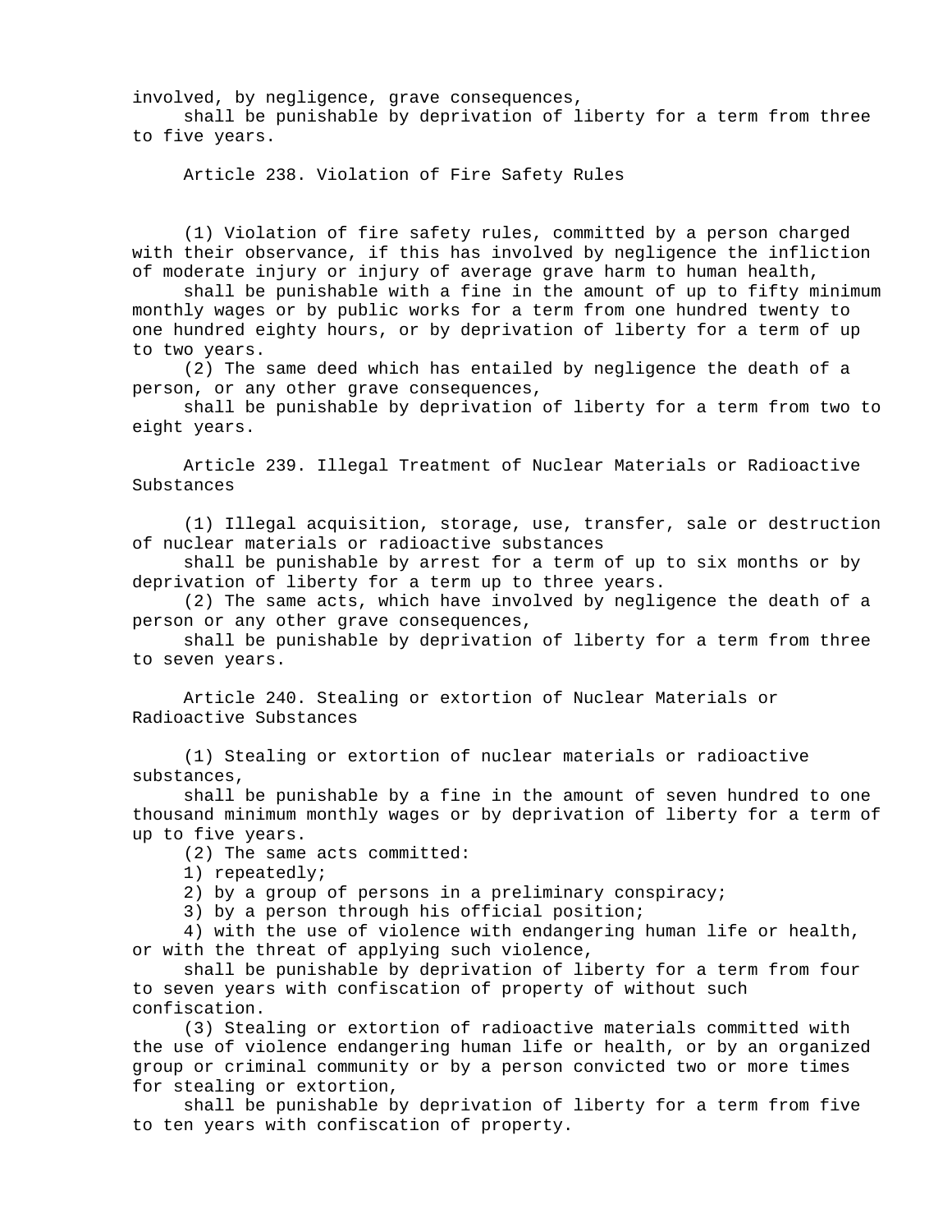involved, by negligence, grave consequences,

shall be punishable by deprivation of liberty for a term from three to five years.

### Article 238. Violation of Fire Safety Rules

(1) Violation of fire safety rules, committed by a person charged with their observance, if this has involved by negligence the infliction of moderate injury or injury of average grave harm to human health,

shall be punishable with a fine in the amount of up to fifty minimum monthly wages or by public works for a term from one hundred twenty to one hundred eighty hours, or by deprivation of liberty for a term of up to two years.

(2) The same deed which has entailed by negligence the death of a person, or any other grave consequences,

shall be punishable by deprivation of liberty for a term from two to eight years.

### Article 239. Illegal Treatment of Nuclear Materials or Radioactive Substances

(1) Illegal acquisition, storage, use, transfer, sale or destruction of nuclear materials or radioactive substances

shall be punishable by arrest for a term of up to six months or by deprivation of liberty for a term up to three years.

(2) The same acts, which have involved by negligence the death of a person or any other grave consequences,

shall be punishable by deprivation of liberty for a term from three to seven years.

### Article 240. Stealing or extortion of Nuclear Materials or Radioactive Substances

(1) Stealing or extortion of nuclear materials or radioactive substances,

shall be punishable by a fine in the amount of seven hundred to one thousand minimum monthly wages or by deprivation of liberty for a term of up to five years.

(2) The same acts committed:

1) repeatedly;

2) by a group of persons in a preliminary conspiracy;

3) by a person through his official position;

4) with the use of violence with endangering human life or health, or with the threat of applying such violence,

shall be punishable by deprivation of liberty for a term from four to seven years with confiscation of property of without such confiscation.

(3) Stealing or extortion of radioactive materials committed with the use of violence endangering human life or health, or by an organized group or criminal community or by a person convicted two or more times for stealing or extortion,

shall be punishable by deprivation of liberty for a term from five to ten years with confiscation of property.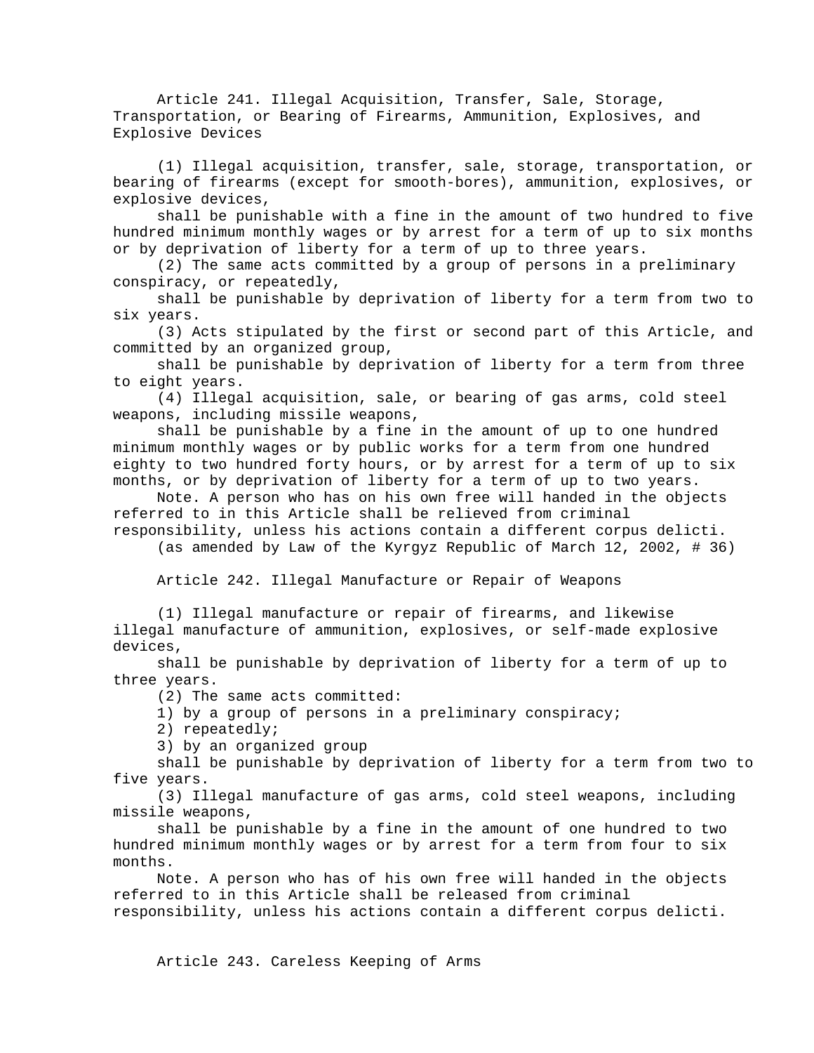### Article 241. Illegal Acquisition, Transfer, Sale, Storage, Transportation, or Bearing of Firearms, Ammunition, Explosives, and Explosive Devices

(1) Illegal acquisition, transfer, sale, storage, transportation, or bearing of firearms (except for smooth-bores), ammunition, explosives, or explosive devices,

shall be punishable with a fine in the amount of two hundred to five hundred minimum monthly wages or by arrest for a term of up to six months or by deprivation of liberty for a term of up to three years.

(2) The same acts committed by a group of persons in a preliminary conspiracy, or repeatedly,

shall be punishable by deprivation of liberty for a term from two to six years.

(3) Acts stipulated by the first or second part of this Article, and committed by an organized group,

shall be punishable by deprivation of liberty for a term from three to eight years.

(4) Illegal acquisition, sale, or bearing of gas arms, cold steel weapons, including missile weapons,

shall be punishable by a fine in the amount of up to one hundred minimum monthly wages or by public works for a term from one hundred eighty to two hundred forty hours, or by arrest for a term of up to six months, or by deprivation of liberty for a term of up to two years.

Note. A person who has on his own free will handed in the objects referred to in this Article shall be relieved from criminal responsibility, unless his actions contain a different corpus delicti.

(as amended by Law of the Kyrgyz Republic of March 12, 2002, # 36)

### Article 242. Illegal Manufacture or Repair of Weapons

(1) Illegal manufacture or repair of firearms, and likewise illegal manufacture of ammunition, explosives, or self-made explosive devices,

shall be punishable by deprivation of liberty for a term of up to three years.

(2) The same acts committed:

1) by a group of persons in a preliminary conspiracy;

2) repeatedly;

3) by an organized group

shall be punishable by deprivation of liberty for a term from two to five years.

(3) Illegal manufacture of gas arms, cold steel weapons, including missile weapons,

shall be punishable by a fine in the amount of one hundred to two hundred minimum monthly wages or by arrest for a term from four to six months.

Note. A person who has of his own free will handed in the objects referred to in this Article shall be released from criminal responsibility, unless his actions contain a different corpus delicti.

### Article 243. Careless Keeping of Arms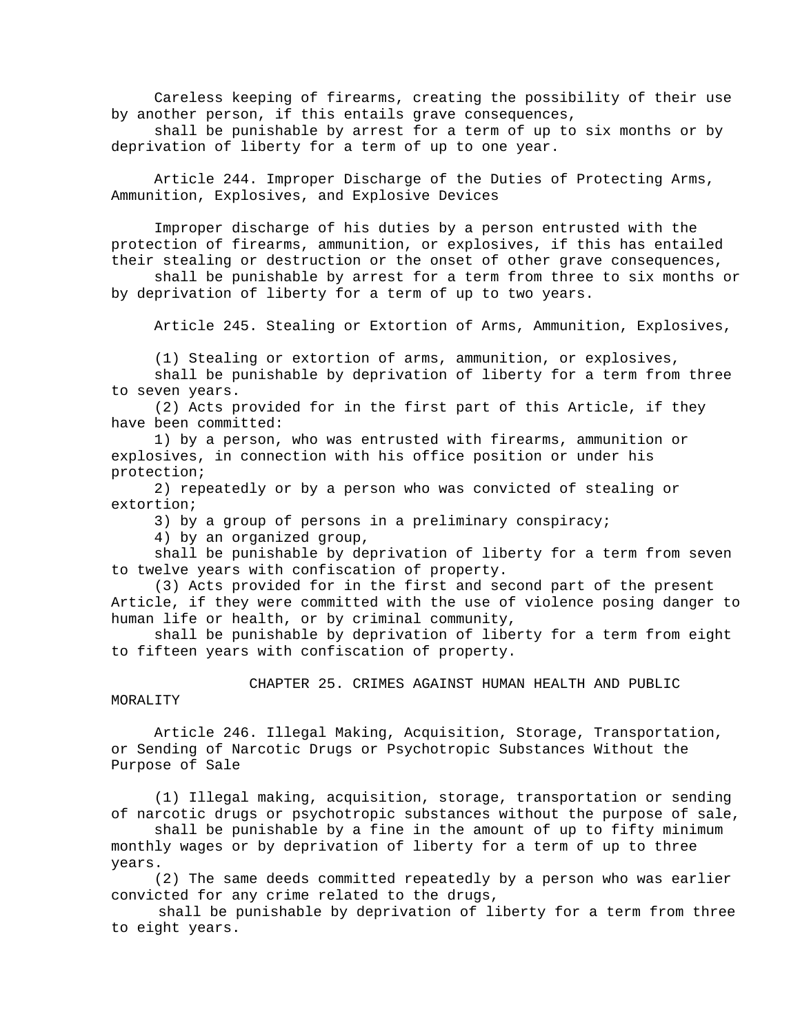Careless keeping of firearms, creating the possibility of their use by another person, if this entails grave consequences,

shall be punishable by arrest for a term of up to six months or by deprivation of liberty for a term of up to one year.

### Article 244. Improper Discharge of the Duties of Protecting Arms, Ammunition, Explosives, and Explosive Devices

Improper discharge of his duties by a person entrusted with the protection of firearms, ammunition, or explosives, if this has entailed their stealing or destruction or the onset of other grave consequences,

shall be punishable by arrest for a term from three to six months or by deprivation of liberty for a term of up to two years.

### Article 245. Stealing or Extortion of Arms, Ammunition, Explosives,

(1) Stealing or extortion of arms, ammunition, or explosives,

shall be punishable by deprivation of liberty for a term from three to seven years.

(2) Acts provided for in the first part of this Article, if they have been committed:

1) by a person, who was entrusted with firearms, ammunition or explosives, in connection with his office position or under his protection;

2) repeatedly or by a person who was convicted of stealing or extortion;

3) by a group of persons in a preliminary conspiracy;

4) by an organized group,

shall be punishable by deprivation of liberty for a term from seven to twelve years with confiscation of property.

(3) Acts provided for in the first and second part of the present Article, if they were committed with the use of violence posing danger to human life or health, or by criminal community,

shall be punishable by deprivation of liberty for a term from eight to fifteen years with confiscation of property.

## CHAPTER 25. CRIMES AGAINST HUMAN HEALTH AND PUBLIC MORALITY

### Article 246. Illegal Making, Acquisition, Storage, Transportation, or Sending of Narcotic Drugs or Psychotropic Substances Without the Purpose of Sale

(1) Illegal making, acquisition, storage, transportation or sending of narcotic drugs or psychotropic substances without the purpose of sale,

shall be punishable by a fine in the amount of up to fifty minimum monthly wages or by deprivation of liberty for a term of up to three years.

(2) The same deeds committed repeatedly by a person who was earlier convicted for any crime related to the drugs,

shall be punishable by deprivation of liberty for a term from three to eight years.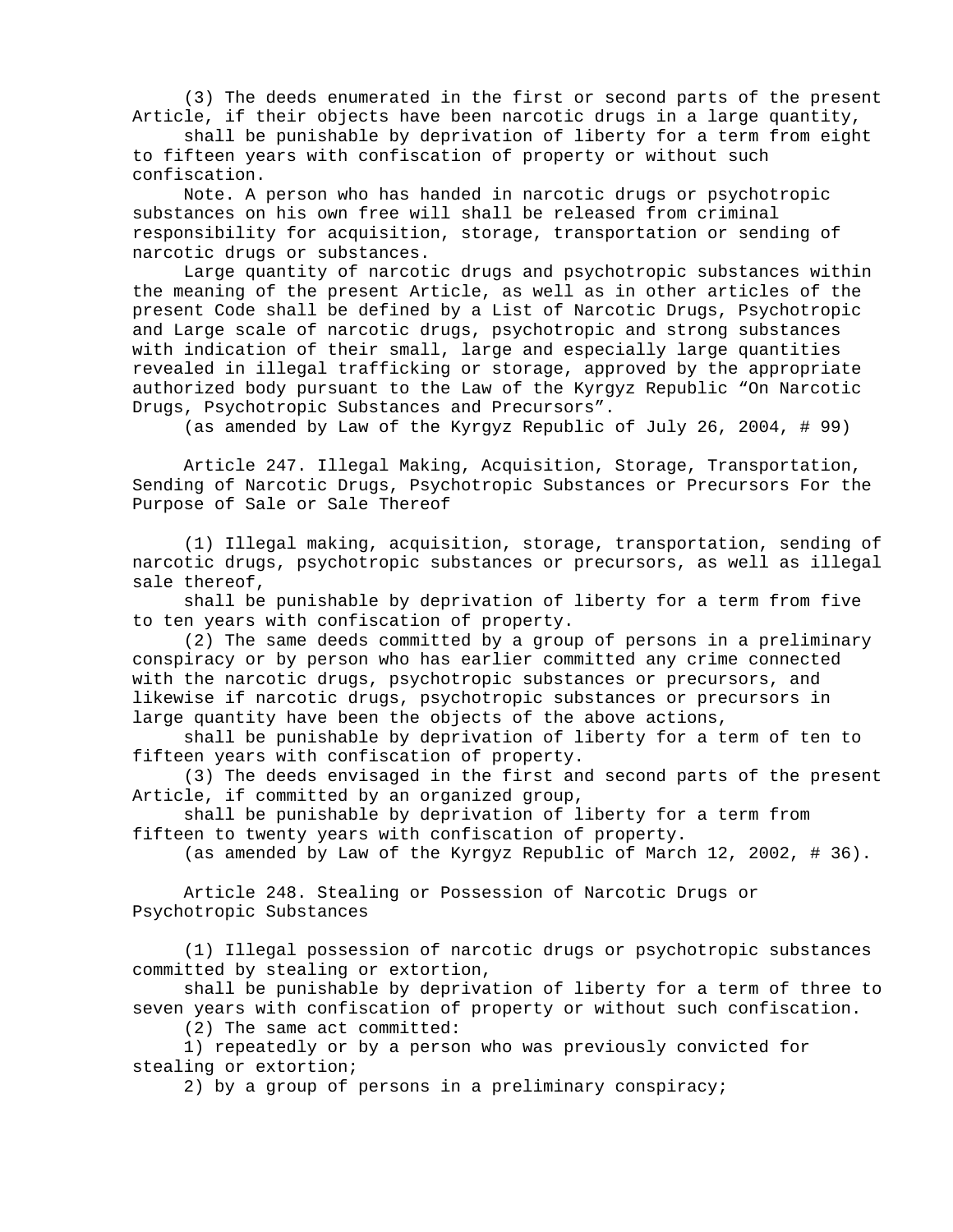(3) The deeds enumerated in the first or second parts of the present Article, if their objects have been narcotic drugs in a large quantity,

shall be punishable by deprivation of liberty for a term from eight to fifteen years with confiscation of property or without such confiscation.

Note. A person who has handed in narcotic drugs or psychotropic substances on his own free will shall be released from criminal responsibility for acquisition, storage, transportation or sending of narcotic drugs or substances.

Large quantity of narcotic drugs and psychotropic substances within the meaning of the present Article, as well as in other articles of the present Code shall be defined by a List of Narcotic Drugs, Psychotropic and Large scale of narcotic drugs, psychotropic and strong substances with indication of their small, large and especially large quantities revealed in illegal trafficking or storage, approved by the appropriate authorized body pursuant to the Law of the Kyrgyz Republic “On Narcotic Drugs, Psychotropic Substances and Precursors”.

(as amended by Law of the Kyrgyz Republic of July 26, 2004, # 99)

### Article 247. Illegal Making, Acquisition, Storage, Transportation, Sending of Narcotic Drugs, Psychotropic Substances or Precursors For the Purpose of Sale or Sale Thereof

(1) Illegal making, acquisition, storage, transportation, sending of narcotic drugs, psychotropic substances or precursors, as well as illegal sale thereof,

shall be punishable by deprivation of liberty for a term from five to ten years with confiscation of property.

(2) The same deeds committed by a group of persons in a preliminary conspiracy or by person who has earlier committed any crime connected with the narcotic drugs, psychotropic substances or precursors, and likewise if narcotic drugs, psychotropic substances or precursors in large quantity have been the objects of the above actions,

shall be punishable by deprivation of liberty for a term of ten to fifteen years with confiscation of property.

(3) The deeds envisaged in the first and second parts of the present Article, if committed by an organized group,

shall be punishable by deprivation of liberty for a term from fifteen to twenty years with confiscation of property.

(as amended by Law of the Kyrgyz Republic of March 12, 2002, # 36).

### Article 248. Stealing or Possession of Narcotic Drugs or Psychotropic Substances

(1) Illegal possession of narcotic drugs or psychotropic substances committed by stealing or extortion,

shall be punishable by deprivation of liberty for a term of three to seven years with confiscation of property or without such confiscation.

(2) The same act committed:

1) repeatedly or by a person who was previously convicted for stealing or extortion;

2) by a group of persons in a preliminary conspiracy;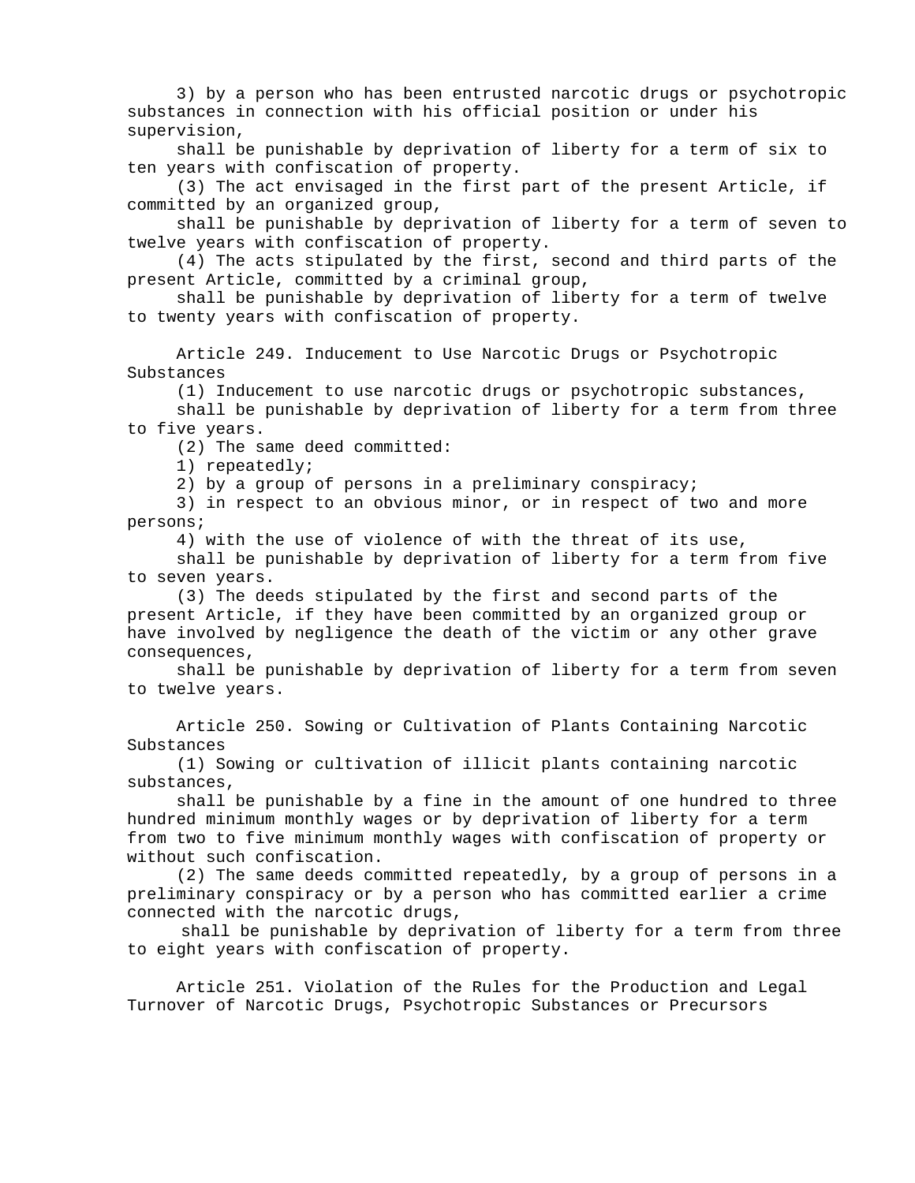3) by a person who has been entrusted narcotic drugs or psychotropic substances in connection with his official position or under his supervision,

shall be punishable by deprivation of liberty for a term of six to ten years with confiscation of property.

(3) The act envisaged in the first part of the present Article, if committed by an organized group,

shall be punishable by deprivation of liberty for a term of seven to twelve years with confiscation of property.

(4) The acts stipulated by the first, second and third parts of the present Article, committed by a criminal group,

shall be punishable by deprivation of liberty for a term of twelve to twenty years with confiscation of property.

## Article 249. Inducement to Use Narcotic Drugs or Psychotropic Substances

(1) Inducement to use narcotic drugs or psychotropic substances,

shall be punishable by deprivation of liberty for a term from three to five years.

(2) The same deed committed:

1) repeatedly;

2) by a group of persons in a preliminary conspiracy;

3) in respect to an obvious minor, or in respect of two and more persons;

4) with the use of violence of with the threat of its use,

shall be punishable by deprivation of liberty for a term from five to seven years.

(3) The deeds stipulated by the first and second parts of the present Article, if they have been committed by an organized group or have involved by negligence the death of the victim or any other grave consequences,

shall be punishable by deprivation of liberty for a term from seven to twelve years.

## Article 250. Sowing or Cultivation of Plants Containing Narcotic Substances

(1) Sowing or cultivation of illicit plants containing narcotic substances,

shall be punishable by a fine in the amount of one hundred to three hundred minimum monthly wages or by deprivation of liberty for a term from two to five minimum monthly wages with confiscation of property or without such confiscation.

(2) The same deeds committed repeatedly, by a group of persons in a preliminary conspiracy or by a person who has committed earlier a crime connected with the narcotic drugs,

shall be punishable by deprivation of liberty for a term from three to eight years with confiscation of property.

## Article 251. Violation of the Rules for the Production and Legal Turnover of Narcotic Drugs, Psychotropic Substances or Precursors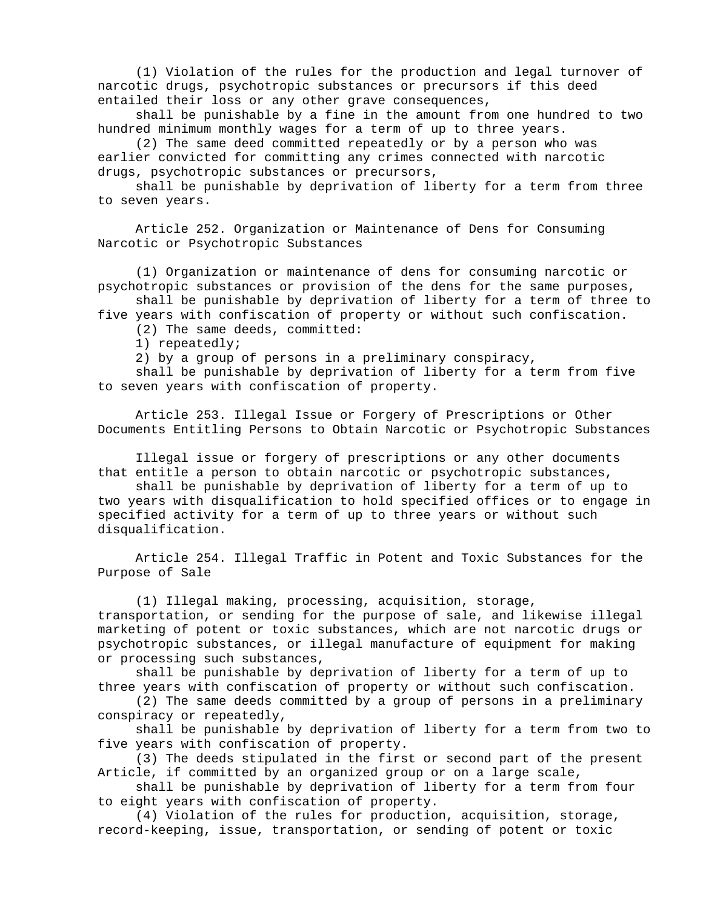(1) Violation of the rules for the production and legal turnover of narcotic drugs, psychotropic substances or precursors if this deed entailed their loss or any other grave consequences,

shall be punishable by a fine in the amount from one hundred to two hundred minimum monthly wages for a term of up to three years.

(2) The same deed committed repeatedly or by a person who was earlier convicted for committing any crimes connected with narcotic drugs, psychotropic substances or precursors,

shall be punishable by deprivation of liberty for a term from three to seven years.

### Article 252. Organization or Maintenance of Dens for Consuming Narcotic or Psychotropic Substances

(1) Organization or maintenance of dens for consuming narcotic or psychotropic substances or provision of the dens for the same purposes,

shall be punishable by deprivation of liberty for a term of three to five years with confiscation of property or without such confiscation.

(2) The same deeds, committed:

1) repeatedly;

2) by a group of persons in a preliminary conspiracy,

shall be punishable by deprivation of liberty for a term from five to seven years with confiscation of property.

### Article 253. Illegal Issue or Forgery of Prescriptions or Other Documents Entitling Persons to Obtain Narcotic or Psychotropic Substances

Illegal issue or forgery of prescriptions or any other documents that entitle a person to obtain narcotic or psychotropic substances,

shall be punishable by deprivation of liberty for a term of up to two years with disqualification to hold specified offices or to engage in specified activity for a term of up to three years or without such disqualification.

### Article 254. Illegal Traffic in Potent and Toxic Substances for the Purpose of Sale

(1) Illegal making, processing, acquisition, storage, transportation, or sending for the purpose of sale, and likewise illegal marketing of potent or toxic substances, which are not narcotic drugs or psychotropic substances, or illegal manufacture of equipment for making or processing such substances,

shall be punishable by deprivation of liberty for a term of up to three years with confiscation of property or without such confiscation.

(2) The same deeds committed by a group of persons in a preliminary conspiracy or repeatedly,

shall be punishable by deprivation of liberty for a term from two to five years with confiscation of property.

(3) The deeds stipulated in the first or second part of the present Article, if committed by an organized group or on a large scale,

shall be punishable by deprivation of liberty for a term from four to eight years with confiscation of property.

(4) Violation of the rules for production, acquisition, storage, record-keeping, issue, transportation, or sending of potent or toxic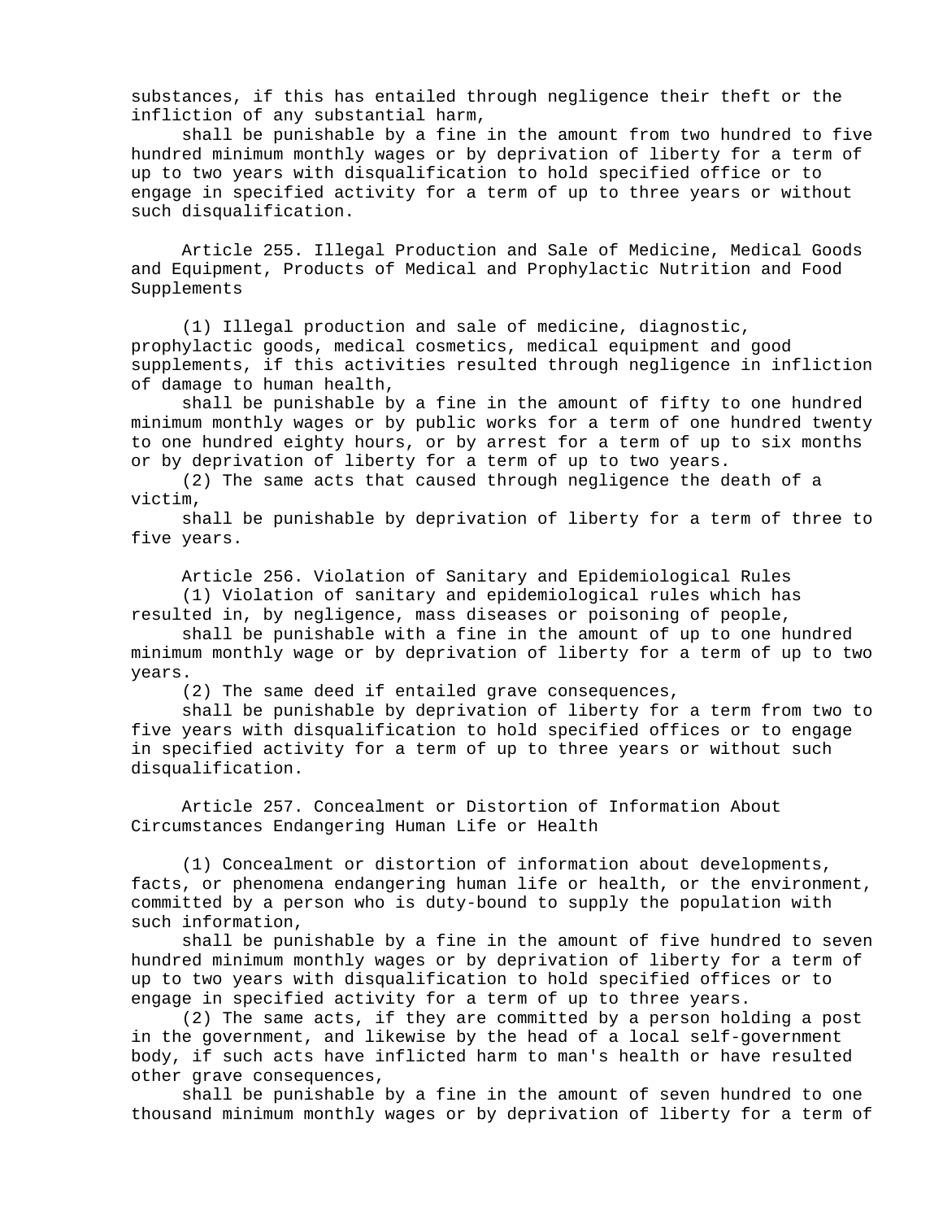substances, if this has entailed through negligence their theft or the infliction of any substantial harm,

shall be punishable by a fine in the amount from two hundred to five hundred minimum monthly wages or by deprivation of liberty for a term of up to two years with disqualification to hold specified office or to engage in specified activity for a term of up to three years or without such disqualification.

Article 255. Illegal Production and Sale of Medicine, Medical Goods and Equipment, Products of Medical and Prophylactic Nutrition and Food Supplements

(1) Illegal production and sale of medicine, diagnostic, prophylactic goods, medical cosmetics, medical equipment and good supplements, if this activities resulted through negligence in infliction of damage to human health,

shall be punishable by a fine in the amount of fifty to one hundred minimum monthly wages or by public works for a term of one hundred twenty to one hundred eighty hours, or by arrest for a term of up to six months or by deprivation of liberty for a term of up to two years.

(2) The same acts that caused through negligence the death of a victim,

shall be punishable by deprivation of liberty for a term of three to five years.

Article 256. Violation of Sanitary and Epidemiological Rules

(1) Violation of sanitary and epidemiological rules which has resulted in, by negligence, mass diseases or poisoning of people,

shall be punishable with a fine in the amount of up to one hundred minimum monthly wage or by deprivation of liberty for a term of up to two years.

(2) The same deed if entailed grave consequences,

shall be punishable by deprivation of liberty for a term from two to five years with disqualification to hold specified offices or to engage in specified activity for a term of up to three years or without such disqualification.

Article 257. Concealment or Distortion of Information About Circumstances Endangering Human Life or Health

(1) Concealment or distortion of information about developments, facts, or phenomena endangering human life or health, or the environment, committed by a person who is duty-bound to supply the population with such information,

shall be punishable by a fine in the amount of five hundred to seven hundred minimum monthly wages or by deprivation of liberty for a term of up to two years with disqualification to hold specified offices or to engage in specified activity for a term of up to three years.

(2) The same acts, if they are committed by a person holding a post in the government, and likewise by the head of a local self-government body, if such acts have inflicted harm to man's health or have resulted other grave consequences,

shall be punishable by a fine in the amount of seven hundred to one thousand minimum monthly wages or by deprivation of liberty for a term of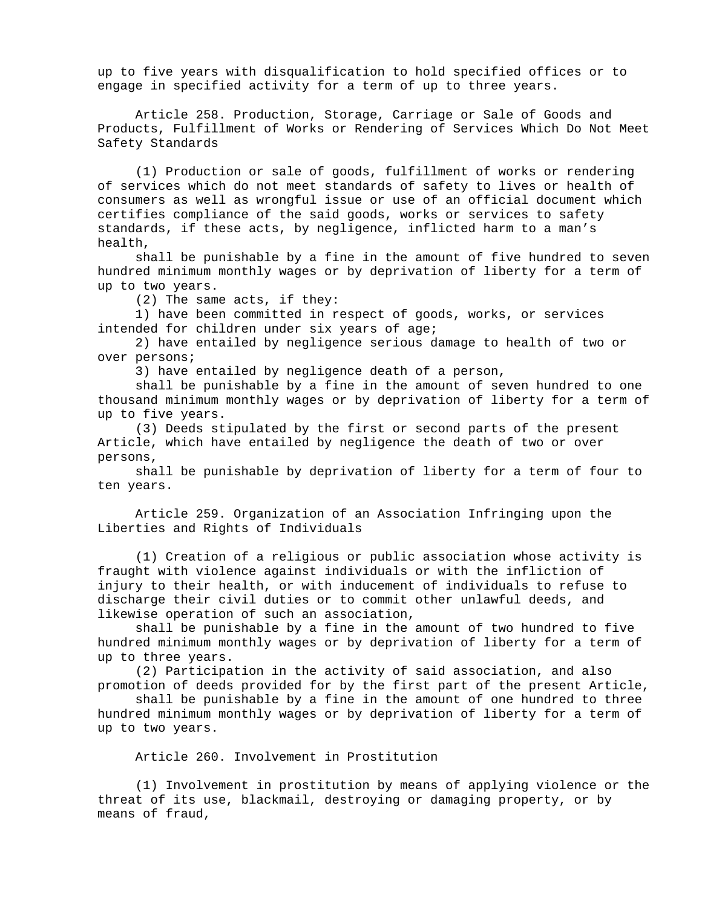up to five years with disqualification to hold specified offices or to engage in specified activity for a term of up to three years.

Article 258. Production, Storage, Carriage or Sale of Goods and Products, Fulfillment of Works or Rendering of Services Which Do Not Meet Safety Standards

(1) Production or sale of goods, fulfillment of works or rendering of services which do not meet standards of safety to lives or health of consumers as well as wrongful issue or use of an official document which certifies compliance of the said goods, works or services to safety standards, if these acts, by negligence, inflicted harm to a man's health,

shall be punishable by a fine in the amount of five hundred to seven hundred minimum monthly wages or by deprivation of liberty for a term of up to two years.

(2) The same acts, if they:

1) have been committed in respect of goods, works, or services intended for children under six years of age;

2) have entailed by negligence serious damage to health of two or over persons;

3) have entailed by negligence death of a person,

shall be punishable by a fine in the amount of seven hundred to one thousand minimum monthly wages or by deprivation of liberty for a term of up to five years.

(3) Deeds stipulated by the first or second parts of the present Article, which have entailed by negligence the death of two or over persons,

shall be punishable by deprivation of liberty for a term of four to ten years.

Article 259. Organization of an Association Infringing upon the Liberties and Rights of Individuals

(1) Creation of a religious or public association whose activity is fraught with violence against individuals or with the infliction of injury to their health, or with inducement of individuals to refuse to discharge their civil duties or to commit other unlawful deeds, and likewise operation of such an association,

shall be punishable by a fine in the amount of two hundred to five hundred minimum monthly wages or by deprivation of liberty for a term of up to three years.

(2) Participation in the activity of said association, and also promotion of deeds provided for by the first part of the present Article,

shall be punishable by a fine in the amount of one hundred to three hundred minimum monthly wages or by deprivation of liberty for a term of up to two years.

Article 260. Involvement in Prostitution

(1) Involvement in prostitution by means of applying violence or the threat of its use, blackmail, destroying or damaging property, or by means of fraud,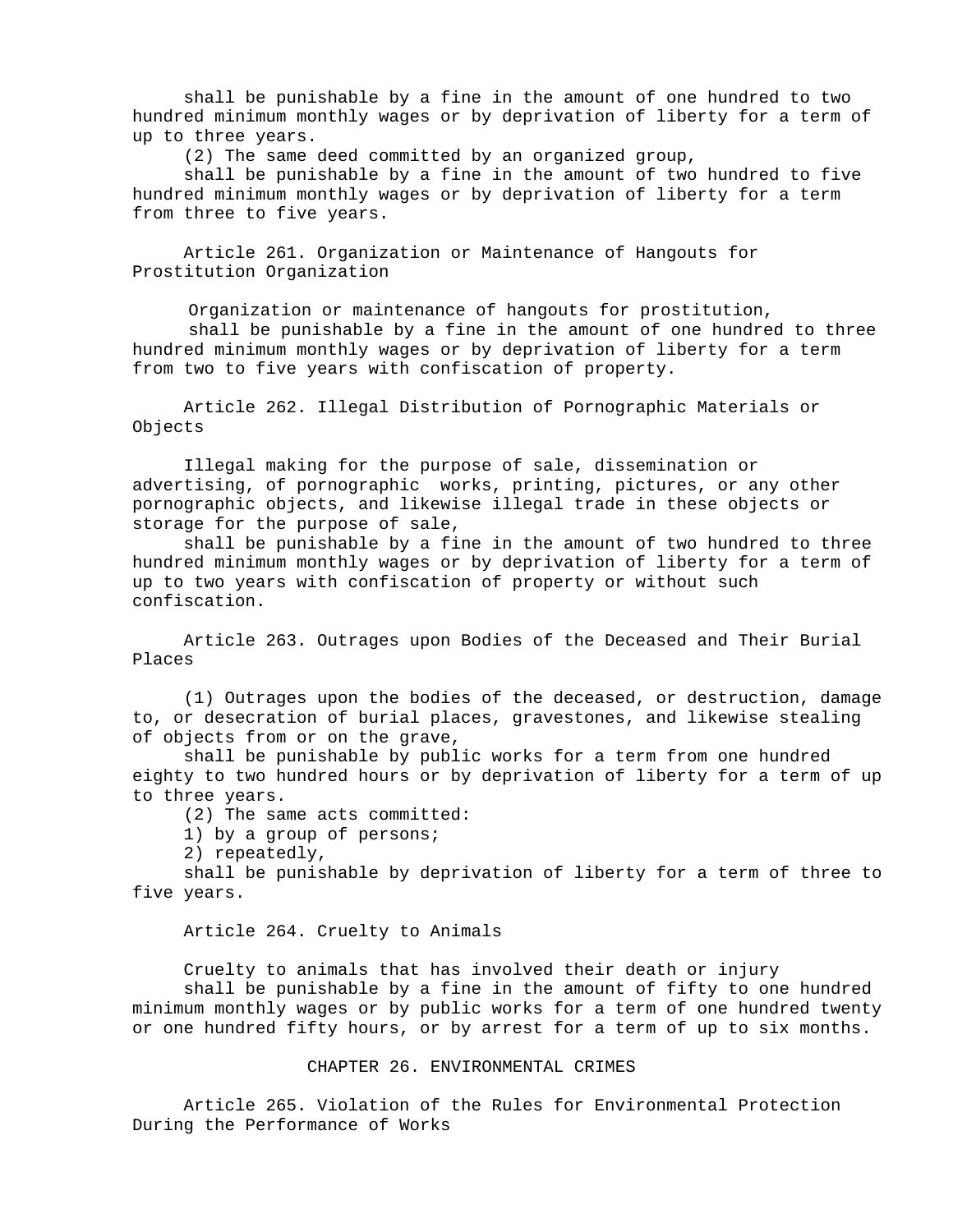shall be punishable by a fine in the amount of one hundred to two hundred minimum monthly wages or by deprivation of liberty for a term of up to three years.

(2) The same deed committed by an organized group,

shall be punishable by a fine in the amount of two hundred to five hundred minimum monthly wages or by deprivation of liberty for a term from three to five years.

### Article 261. Organization or Maintenance of Hangouts for Prostitution Organization

Organization or maintenance of hangouts for prostitution,

shall be punishable by a fine in the amount of one hundred to three hundred minimum monthly wages or by deprivation of liberty for a term from two to five years with confiscation of property.

### Article 262. Illegal Distribution of Pornographic Materials or Objects

Illegal making for the purpose of sale, dissemination or advertising, of pornographic works, printing, pictures, or any other pornographic objects, and likewise illegal trade in these objects or storage for the purpose of sale,

shall be punishable by a fine in the amount of two hundred to three hundred minimum monthly wages or by deprivation of liberty for a term of up to two years with confiscation of property or without such confiscation.

### Article 263. Outrages upon Bodies of the Deceased and Their Burial Places

(1) Outrages upon the bodies of the deceased, or destruction, damage to, or desecration of burial places, gravestones, and likewise stealing of objects from or on the grave,

shall be punishable by public works for a term from one hundred eighty to two hundred hours or by deprivation of liberty for a term of up to three years.

(2) The same acts committed:

1) by a group of persons;

2) repeatedly,

shall be punishable by deprivation of liberty for a term of three to five years.

### Article 264. Cruelty to Animals

Cruelty to animals that has involved their death or injury

shall be punishable by a fine in the amount of fifty to one hundred minimum monthly wages or by public works for a term of one hundred twenty or one hundred fifty hours, or by arrest for a term of up to six months.

## CHAPTER 26. ENVIRONMENTAL CRIMES

### Article 265. Violation of the Rules for Environmental Protection During the Performance of Works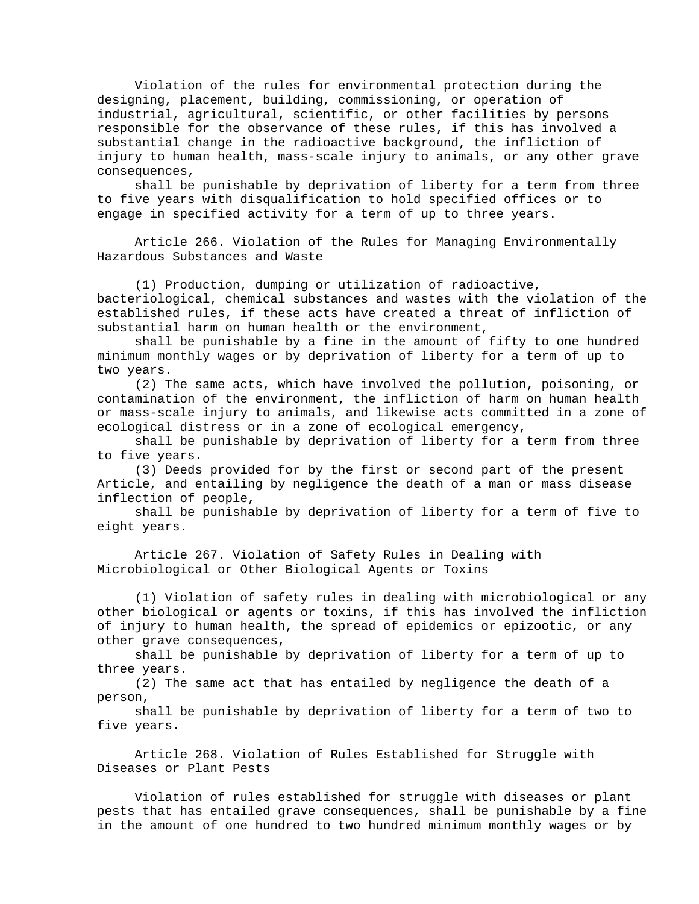Violation of the rules for environmental protection during the designing, placement, building, commissioning, or operation of industrial, agricultural, scientific, or other facilities by persons responsible for the observance of these rules, if this has involved a substantial change in the radioactive background, the infliction of injury to human health, mass-scale injury to animals, or any other grave consequences,

shall be punishable by deprivation of liberty for a term from three to five years with disqualification to hold specified offices or to engage in specified activity for a term of up to three years.

### Article 266. Violation of the Rules for Managing Environmentally Hazardous Substances and Waste

(1) Production, dumping or utilization of radioactive, bacteriological, chemical substances and wastes with the violation of the established rules, if these acts have created a threat of infliction of substantial harm on human health or the environment,

shall be punishable by a fine in the amount of fifty to one hundred minimum monthly wages or by deprivation of liberty for a term of up to two years.

(2) The same acts, which have involved the pollution, poisoning, or contamination of the environment, the infliction of harm on human health or mass-scale injury to animals, and likewise acts committed in a zone of ecological distress or in a zone of ecological emergency,

shall be punishable by deprivation of liberty for a term from three to five years.

(3) Deeds provided for by the first or second part of the present Article, and entailing by negligence the death of a man or mass disease inflection of people,

shall be punishable by deprivation of liberty for a term of five to eight years.

### Article 267. Violation of Safety Rules in Dealing with Microbiological or Other Biological Agents or Toxins

(1) Violation of safety rules in dealing with microbiological or any other biological or agents or toxins, if this has involved the infliction of injury to human health, the spread of epidemics or epizootic, or any other grave consequences,

shall be punishable by deprivation of liberty for a term of up to three years.

(2) The same act that has entailed by negligence the death of a person,

shall be punishable by deprivation of liberty for a term of two to five years.

### Article 268. Violation of Rules Established for Struggle with Diseases or Plant Pests

Violation of rules established for struggle with diseases or plant pests that has entailed grave consequences, shall be punishable by a fine in the amount of one hundred to two hundred minimum monthly wages or by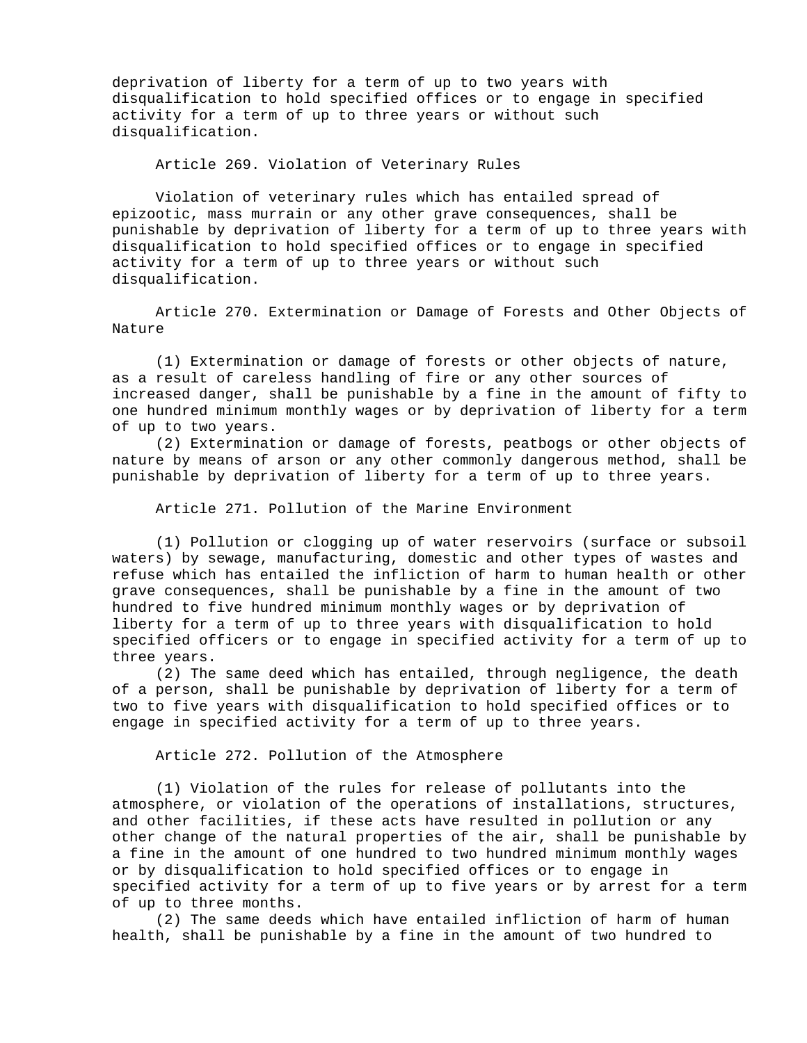deprivation of liberty for a term of up to two years with disqualification to hold specified offices or to engage in specified activity for a term of up to three years or without such disqualification.

### Article 269. Violation of Veterinary Rules

Violation of veterinary rules which has entailed spread of epizootic, mass murrain or any other grave consequences, shall be punishable by deprivation of liberty for a term of up to three years with disqualification to hold specified offices or to engage in specified activity for a term of up to three years or without such disqualification.

### Article 270. Extermination or Damage of Forests and Other Objects of Nature

(1) Extermination or damage of forests or other objects of nature, as a result of careless handling of fire or any other sources of increased danger, shall be punishable by a fine in the amount of fifty to one hundred minimum monthly wages or by deprivation of liberty for a term of up to two years.

(2) Extermination or damage of forests, peatbogs or other objects of nature by means of arson or any other commonly dangerous method, shall be punishable by deprivation of liberty for a term of up to three years.

### Article 271. Pollution of the Marine Environment

(1) Pollution or clogging up of water reservoirs (surface or subsoil waters) by sewage, manufacturing, domestic and other types of wastes and refuse which has entailed the infliction of harm to human health or other grave consequences, shall be punishable by a fine in the amount of two hundred to five hundred minimum monthly wages or by deprivation of liberty for a term of up to three years with disqualification to hold specified officers or to engage in specified activity for a term of up to three years.

(2) The same deed which has entailed, through negligence, the death of a person, shall be punishable by deprivation of liberty for a term of two to five years with disqualification to hold specified offices or to engage in specified activity for a term of up to three years.

### Article 272. Pollution of the Atmosphere

(1) Violation of the rules for release of pollutants into the atmosphere, or violation of the operations of installations, structures, and other facilities, if these acts have resulted in pollution or any other change of the natural properties of the air, shall be punishable by a fine in the amount of one hundred to two hundred minimum monthly wages or by disqualification to hold specified offices or to engage in specified activity for a term of up to five years or by arrest for a term of up to three months.

(2) The same deeds which have entailed infliction of harm of human health, shall be punishable by a fine in the amount of two hundred to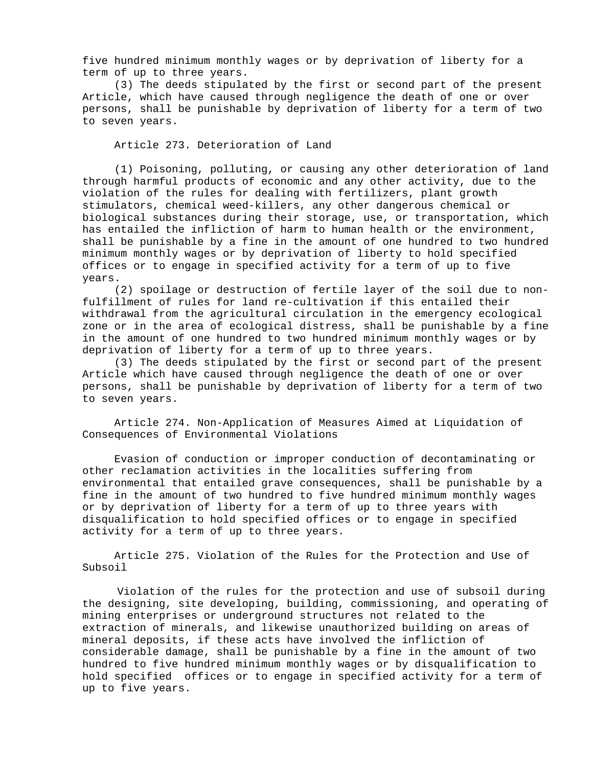five hundred minimum monthly wages or by deprivation of liberty for a term of up to three years.

(3) The deeds stipulated by the first or second part of the present Article, which have caused through negligence the death of one or over persons, shall be punishable by deprivation of liberty for a term of two to seven years.

### Article 273. Deterioration of Land

(1) Poisoning, polluting, or causing any other deterioration of land through harmful products of economic and any other activity, due to the violation of the rules for dealing with fertilizers, plant growth stimulators, chemical weed-killers, any other dangerous chemical or biological substances during their storage, use, or transportation, which has entailed the infliction of harm to human health or the environment, shall be punishable by a fine in the amount of one hundred to two hundred minimum monthly wages or by deprivation of liberty to hold specified offices or to engage in specified activity for a term of up to five years.

(2) spoilage or destruction of fertile layer of the soil due to non-fulfillment of rules for land re-cultivation if this entailed their withdrawal from the agricultural circulation in the emergency ecological zone or in the area of ecological distress, shall be punishable by a fine in the amount of one hundred to two hundred minimum monthly wages or by deprivation of liberty for a term of up to three years.

(3) The deeds stipulated by the first or second part of the present Article which have caused through negligence the death of one or over persons, shall be punishable by deprivation of liberty for a term of two to seven years.

### Article 274. Non-Application of Measures Aimed at Liquidation of Consequences of Environmental Violations

Evasion of conduction or improper conduction of decontaminating or other reclamation activities in the localities suffering from environmental that entailed grave consequences, shall be punishable by a fine in the amount of two hundred to five hundred minimum monthly wages or by deprivation of liberty for a term of up to three years with disqualification to hold specified offices or to engage in specified activity for a term of up to three years.

### Article 275. Violation of the Rules for the Protection and Use of Subsoil

Violation of the rules for the protection and use of subsoil during the designing, site developing, building, commissioning, and operating of mining enterprises or underground structures not related to the extraction of minerals, and likewise unauthorized building on areas of mineral deposits, if these acts have involved the infliction of considerable damage, shall be punishable by a fine in the amount of two hundred to five hundred minimum monthly wages or by disqualification to hold specified offices or to engage in specified activity for a term of up to five years.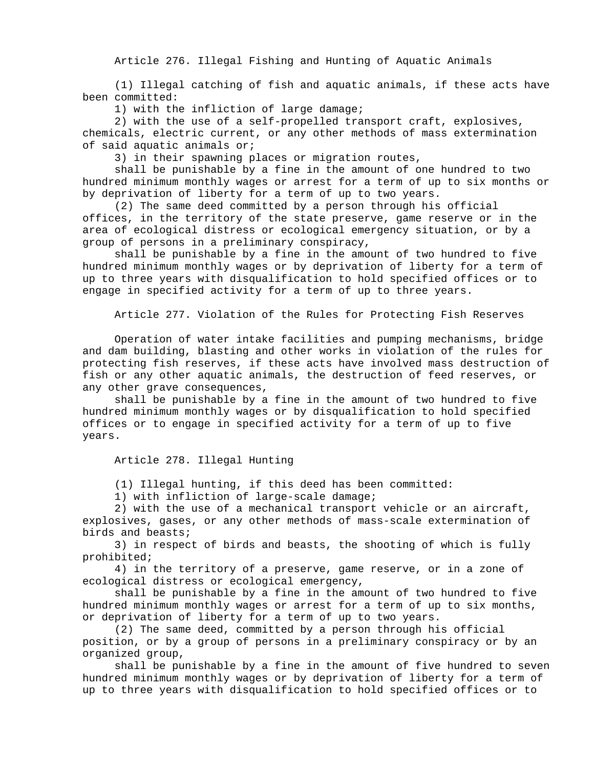## Article 276. Illegal Fishing and Hunting of Aquatic Animals

(1) Illegal catching of fish and aquatic animals, if these acts have been committed:

1) with the infliction of large damage;

2) with the use of a self-propelled transport craft, explosives, chemicals, electric current, or any other methods of mass extermination of said aquatic animals or;

3) in their spawning places or migration routes,

shall be punishable by a fine in the amount of one hundred to two hundred minimum monthly wages or arrest for a term of up to six months or by deprivation of liberty for a term of up to two years.

(2) The same deed committed by a person through his official offices, in the territory of the state preserve, game reserve or in the area of ecological distress or ecological emergency situation, or by a group of persons in a preliminary conspiracy,

shall be punishable by a fine in the amount of two hundred to five hundred minimum monthly wages or by deprivation of liberty for a term of up to three years with disqualification to hold specified offices or to engage in specified activity for a term of up to three years.

## Article 277. Violation of the Rules for Protecting Fish Reserves

Operation of water intake facilities and pumping mechanisms, bridge and dam building, blasting and other works in violation of the rules for protecting fish reserves, if these acts have involved mass destruction of fish or any other aquatic animals, the destruction of feed reserves, or any other grave consequences,

shall be punishable by a fine in the amount of two hundred to five hundred minimum monthly wages or by disqualification to hold specified offices or to engage in specified activity for a term of up to five years.

## Article 278. Illegal Hunting

(1) Illegal hunting, if this deed has been committed:

1) with infliction of large-scale damage;

2) with the use of a mechanical transport vehicle or an aircraft, explosives, gases, or any other methods of mass-scale extermination of birds and beasts;

3) in respect of birds and beasts, the shooting of which is fully prohibited;

4) in the territory of a preserve, game reserve, or in a zone of ecological distress or ecological emergency,

shall be punishable by a fine in the amount of two hundred to five hundred minimum monthly wages or arrest for a term of up to six months, or deprivation of liberty for a term of up to two years.

(2) The same deed, committed by a person through his official position, or by a group of persons in a preliminary conspiracy or by an organized group,

shall be punishable by a fine in the amount of five hundred to seven hundred minimum monthly wages or by deprivation of liberty for a term of up to three years with disqualification to hold specified offices or to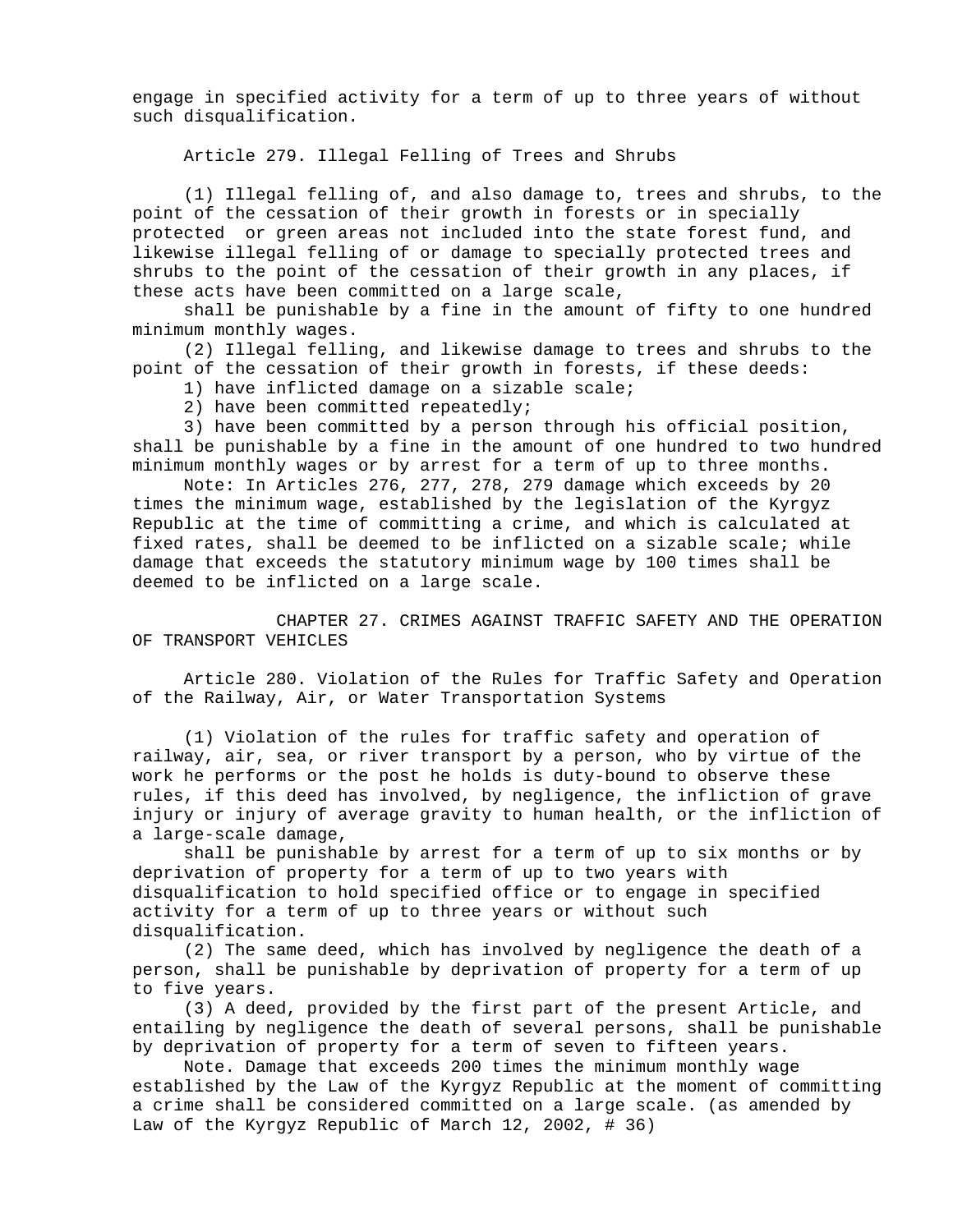engage in specified activity for a term of up to three years of without such disqualification.

### Article 279. Illegal Felling of Trees and Shrubs

(1) Illegal felling of, and also damage to, trees and shrubs, to the point of the cessation of their growth in forests or in specially protected or green areas not included into the state forest fund, and likewise illegal felling of or damage to specially protected trees and shrubs to the point of the cessation of their growth in any places, if these acts have been committed on a large scale,

shall be punishable by a fine in the amount of fifty to one hundred minimum monthly wages.

(2) Illegal felling, and likewise damage to trees and shrubs to the point of the cessation of their growth in forests, if these deeds:

1) have inflicted damage on a sizable scale;

2) have been committed repeatedly;

3) have been committed by a person through his official position, shall be punishable by a fine in the amount of one hundred to two hundred minimum monthly wages or by arrest for a term of up to three months.

Note: In Articles 276, 277, 278, 279 damage which exceeds by 20 times the minimum wage, established by the legislation of the Kyrgyz Republic at the time of committing a crime, and which is calculated at fixed rates, shall be deemed to be inflicted on a sizable scale; while damage that exceeds the statutory minimum wage by 100 times shall be deemed to be inflicted on a large scale.

## CHAPTER 27. CRIMES AGAINST TRAFFIC SAFETY AND THE OPERATION OF TRANSPORT VEHICLES

### Article 280. Violation of the Rules for Traffic Safety and Operation of the Railway, Air, or Water Transportation Systems

(1) Violation of the rules for traffic safety and operation of railway, air, sea, or river transport by a person, who by virtue of the work he performs or the post he holds is duty-bound to observe these rules, if this deed has involved, by negligence, the infliction of grave injury or injury of average gravity to human health, or the infliction of a large-scale damage,

shall be punishable by arrest for a term of up to six months or by deprivation of property for a term of up to two years with disqualification to hold specified office or to engage in specified activity for a term of up to three years or without such disqualification.

(2) The same deed, which has involved by negligence the death of a person, shall be punishable by deprivation of property for a term of up to five years.

(3) A deed, provided by the first part of the present Article, and entailing by negligence the death of several persons, shall be punishable by deprivation of property for a term of seven to fifteen years.

Note. Damage that exceeds 200 times the minimum monthly wage established by the Law of the Kyrgyz Republic at the moment of committing a crime shall be considered committed on a large scale. (as amended by Law of the Kyrgyz Republic of March 12, 2002, # 36)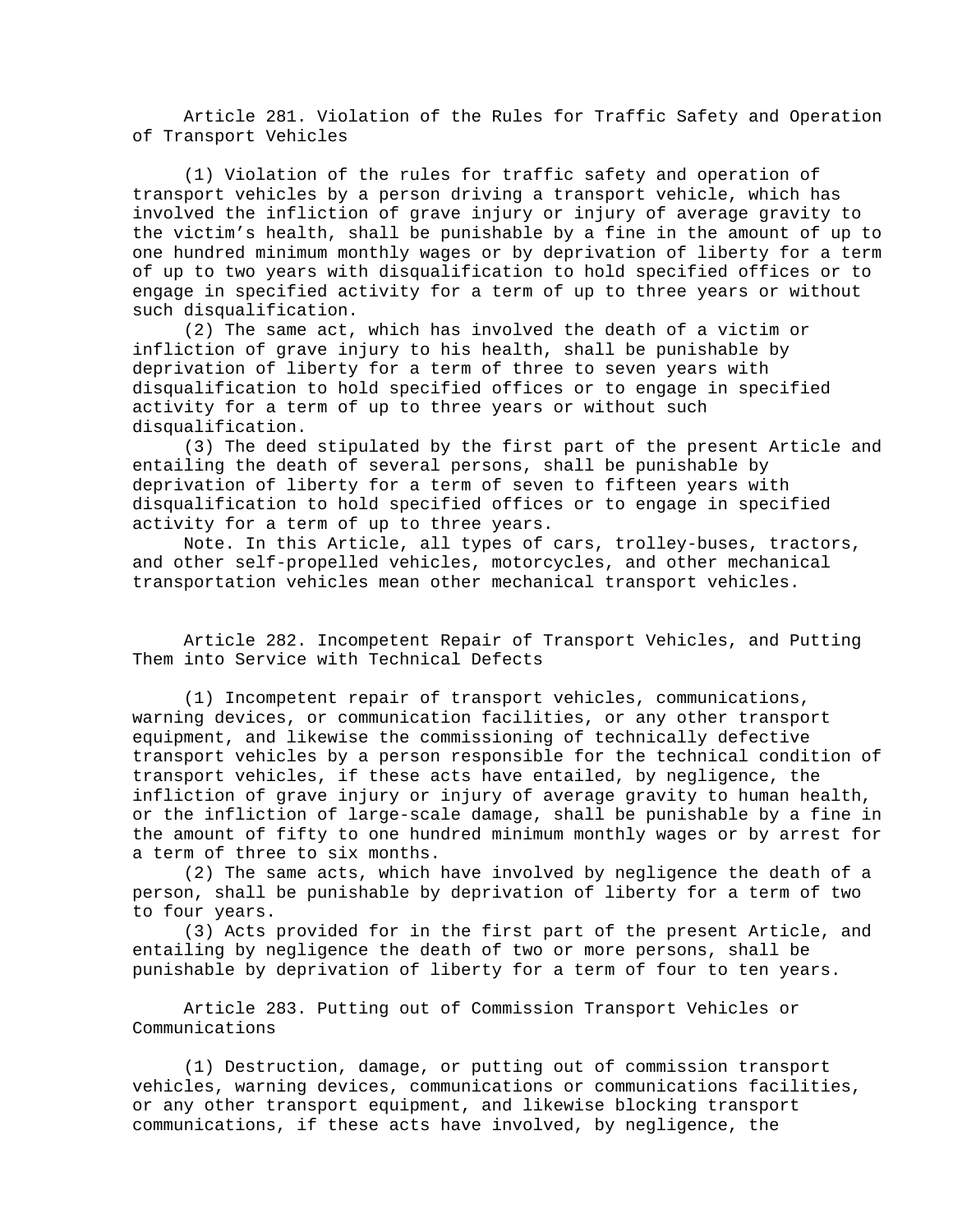Article 281. Violation of the Rules for Traffic Safety and Operation of Transport Vehicles

(1) Violation of the rules for traffic safety and operation of transport vehicles by a person driving a transport vehicle, which has involved the infliction of grave injury or injury of average gravity to the victim's health, shall be punishable by a fine in the amount of up to one hundred minimum monthly wages or by deprivation of liberty for a term of up to two years with disqualification to hold specified offices or to engage in specified activity for a term of up to three years or without such disqualification.

(2) The same act, which has involved the death of a victim or infliction of grave injury to his health, shall be punishable by deprivation of liberty for a term of three to seven years with disqualification to hold specified offices or to engage in specified activity for a term of up to three years or without such disqualification.

(3) The deed stipulated by the first part of the present Article and entailing the death of several persons, shall be punishable by deprivation of liberty for a term of seven to fifteen years with disqualification to hold specified offices or to engage in specified activity for a term of up to three years.

Note. In this Article, all types of cars, trolley-buses, tractors, and other self-propelled vehicles, motorcycles, and other mechanical transportation vehicles mean other mechanical transport vehicles.

Article 282. Incompetent Repair of Transport Vehicles, and Putting Them into Service with Technical Defects

(1) Incompetent repair of transport vehicles, communications, warning devices, or communication facilities, or any other transport equipment, and likewise the commissioning of technically defective transport vehicles by a person responsible for the technical condition of transport vehicles, if these acts have entailed, by negligence, the infliction of grave injury or injury of average gravity to human health, or the infliction of large-scale damage, shall be punishable by a fine in the amount of fifty to one hundred minimum monthly wages or by arrest for a term of three to six months.

(2) The same acts, which have involved by negligence the death of a person, shall be punishable by deprivation of liberty for a term of two to four years.

(3) Acts provided for in the first part of the present Article, and entailing by negligence the death of two or more persons, shall be punishable by deprivation of liberty for a term of four to ten years.

Article 283. Putting out of Commission Transport Vehicles or Communications

(1) Destruction, damage, or putting out of commission transport vehicles, warning devices, communications or communications facilities, or any other transport equipment, and likewise blocking transport communications, if these acts have involved, by negligence, the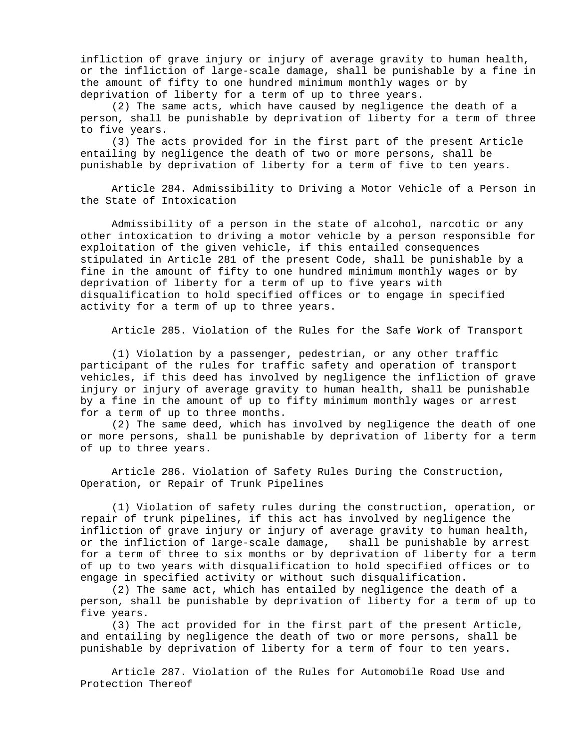infliction of grave injury or injury of average gravity to human health, or the infliction of large-scale damage, shall be punishable by a fine in the amount of fifty to one hundred minimum monthly wages or by deprivation of liberty for a term of up to three years.

(2) The same acts, which have caused by negligence the death of a person, shall be punishable by deprivation of liberty for a term of three to five years.

(3) The acts provided for in the first part of the present Article entailing by negligence the death of two or more persons, shall be punishable by deprivation of liberty for a term of five to ten years.

### Article 284. Admissibility to Driving a Motor Vehicle of a Person in the State of Intoxication

Admissibility of a person in the state of alcohol, narcotic or any other intoxication to driving a motor vehicle by a person responsible for exploitation of the given vehicle, if this entailed consequences stipulated in Article 281 of the present Code, shall be punishable by a fine in the amount of fifty to one hundred minimum monthly wages or by deprivation of liberty for a term of up to five years with disqualification to hold specified offices or to engage in specified activity for a term of up to three years.

### Article 285. Violation of the Rules for the Safe Work of Transport

(1) Violation by a passenger, pedestrian, or any other traffic participant of the rules for traffic safety and operation of transport vehicles, if this deed has involved by negligence the infliction of grave injury or injury of average gravity to human health, shall be punishable by a fine in the amount of up to fifty minimum monthly wages or arrest for a term of up to three months.

(2) The same deed, which has involved by negligence the death of one or more persons, shall be punishable by deprivation of liberty for a term of up to three years.

### Article 286. Violation of Safety Rules During the Construction, Operation, or Repair of Trunk Pipelines

(1) Violation of safety rules during the construction, operation, or repair of trunk pipelines, if this act has involved by negligence the infliction of grave injury or injury of average gravity to human health, or the infliction of large-scale damage, shall be punishable by arrest for a term of three to six months or by deprivation of liberty for a term of up to two years with disqualification to hold specified offices or to engage in specified activity or without such disqualification.

(2) The same act, which has entailed by negligence the death of a person, shall be punishable by deprivation of liberty for a term of up to five years.

(3) The act provided for in the first part of the present Article, and entailing by negligence the death of two or more persons, shall be punishable by deprivation of liberty for a term of four to ten years.

### Article 287. Violation of the Rules for Automobile Road Use and Protection Thereof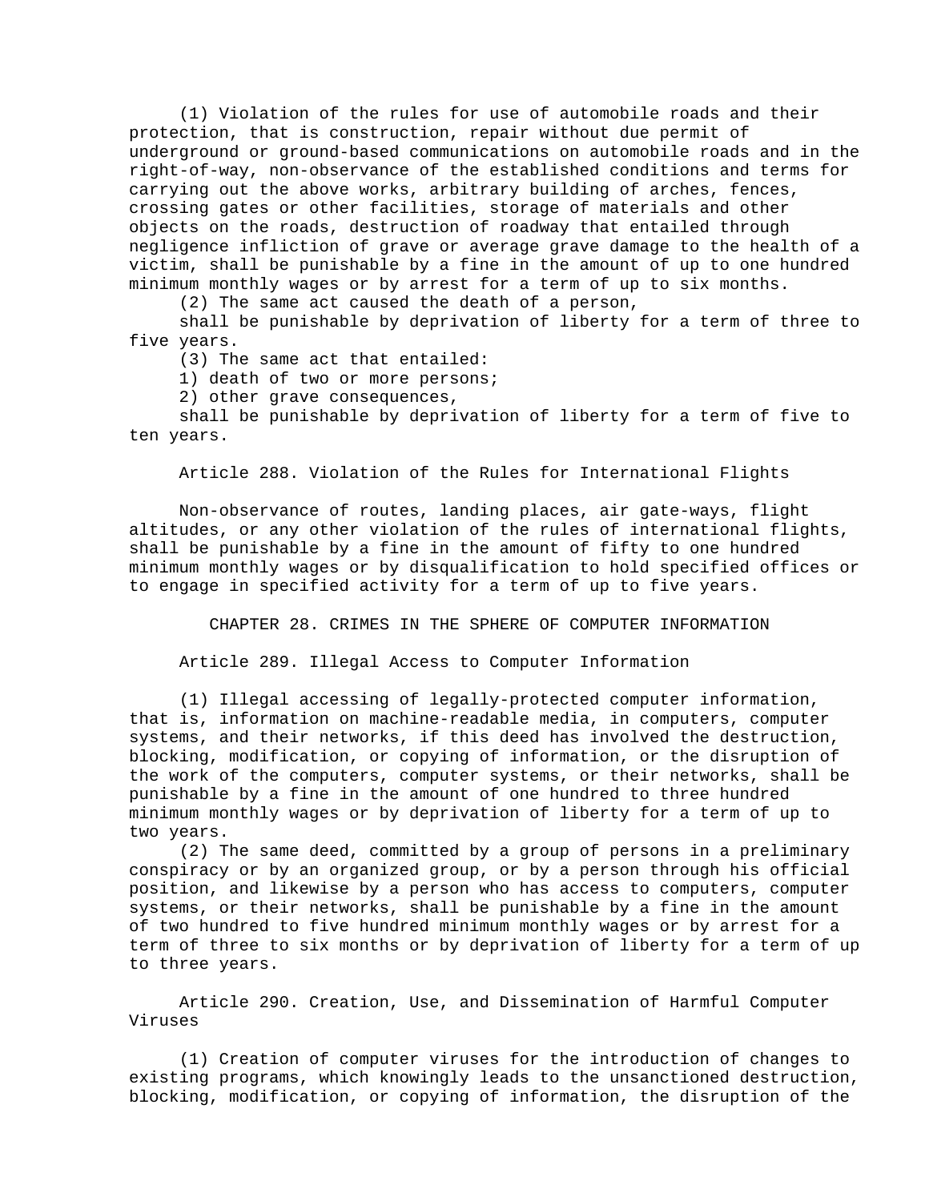(1) Violation of the rules for use of automobile roads and their protection, that is construction, repair without due permit of underground or ground-based communications on automobile roads and in the right-of-way, non-observance of the established conditions and terms for carrying out the above works, arbitrary building of arches, fences, crossing gates or other facilities, storage of materials and other objects on the roads, destruction of roadway that entailed through negligence infliction of grave or average grave damage to the health of a victim, shall be punishable by a fine in the amount of up to one hundred minimum monthly wages or by arrest for a term of up to six months.

(2) The same act caused the death of a person,

shall be punishable by deprivation of liberty for a term of three to five years.

(3) The same act that entailed:

1) death of two or more persons;

2) other grave consequences,

shall be punishable by deprivation of liberty for a term of five to ten years.

### Article 288. Violation of the Rules for International Flights

Non-observance of routes, landing places, air gate-ways, flight altitudes, or any other violation of the rules of international flights, shall be punishable by a fine in the amount of fifty to one hundred minimum monthly wages or by disqualification to hold specified offices or to engage in specified activity for a term of up to five years.

## CHAPTER 28. CRIMES IN THE SPHERE OF COMPUTER INFORMATION

### Article 289. Illegal Access to Computer Information

(1) Illegal accessing of legally-protected computer information, that is, information on machine-readable media, in computers, computer systems, and their networks, if this deed has involved the destruction, blocking, modification, or copying of information, or the disruption of the work of the computers, computer systems, or their networks, shall be punishable by a fine in the amount of one hundred to three hundred minimum monthly wages or by deprivation of liberty for a term of up to two years.

(2) The same deed, committed by a group of persons in a preliminary conspiracy or by an organized group, or by a person through his official position, and likewise by a person who has access to computers, computer systems, or their networks, shall be punishable by a fine in the amount of two hundred to five hundred minimum monthly wages or by arrest for a term of three to six months or by deprivation of liberty for a term of up to three years.

### Article 290. Creation, Use, and Dissemination of Harmful Computer Viruses

(1) Creation of computer viruses for the introduction of changes to existing programs, which knowingly leads to the unsanctioned destruction, blocking, modification, or copying of information, the disruption of the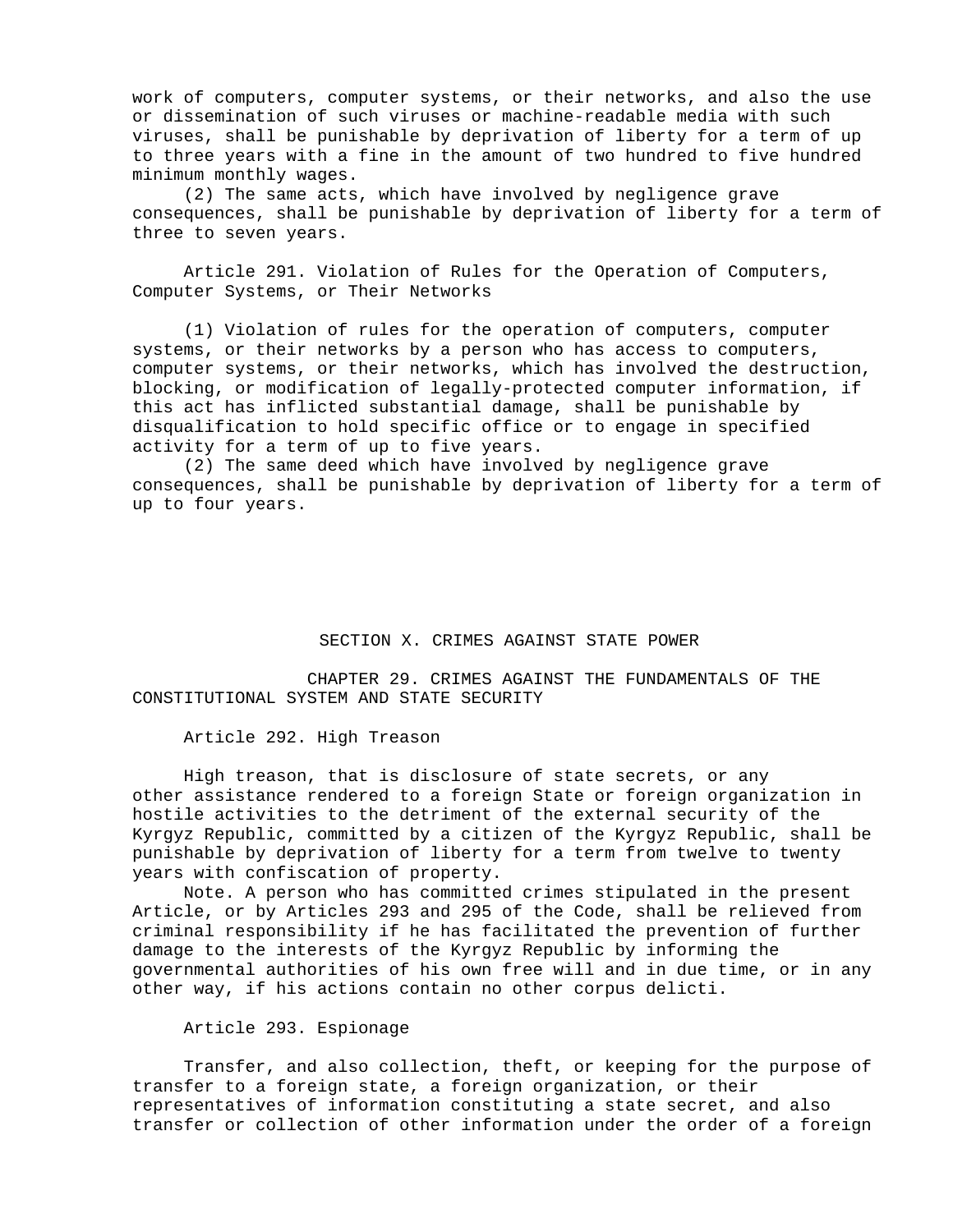work of computers, computer systems, or their networks, and also the use or dissemination of such viruses or machine-readable media with such viruses, shall be punishable by deprivation of liberty for a term of up to three years with a fine in the amount of two hundred to five hundred minimum monthly wages.

(2) The same acts, which have involved by negligence grave consequences, shall be punishable by deprivation of liberty for a term of three to seven years.

Article 291. Violation of Rules for the Operation of Computers, Computer Systems, or Their Networks

(1) Violation of rules for the operation of computers, computer systems, or their networks by a person who has access to computers, computer systems, or their networks, which has involved the destruction, blocking, or modification of legally-protected computer information, if this act has inflicted substantial damage, shall be punishable by disqualification to hold specific office or to engage in specified activity for a term of up to five years.

(2) The same deed which have involved by negligence grave consequences, shall be punishable by deprivation of liberty for a term of up to four years.

## SECTION X. CRIMES AGAINST STATE POWER

### CHAPTER 29. CRIMES AGAINST THE FUNDAMENTALS OF THE CONSTITUTIONAL SYSTEM AND STATE SECURITY

Article 292. High Treason

High treason, that is disclosure of state secrets, or any other assistance rendered to a foreign State or foreign organization in hostile activities to the detriment of the external security of the Kyrgyz Republic, committed by a citizen of the Kyrgyz Republic, shall be punishable by deprivation of liberty for a term from twelve to twenty years with confiscation of property.

Note. A person who has committed crimes stipulated in the present Article, or by Articles 293 and 295 of the Code, shall be relieved from criminal responsibility if he has facilitated the prevention of further damage to the interests of the Kyrgyz Republic by informing the governmental authorities of his own free will and in due time, or in any other way, if his actions contain no other corpus delicti.

Article 293. Espionage

Transfer, and also collection, theft, or keeping for the purpose of transfer to a foreign state, a foreign organization, or their representatives of information constituting a state secret, and also transfer or collection of other information under the order of a foreign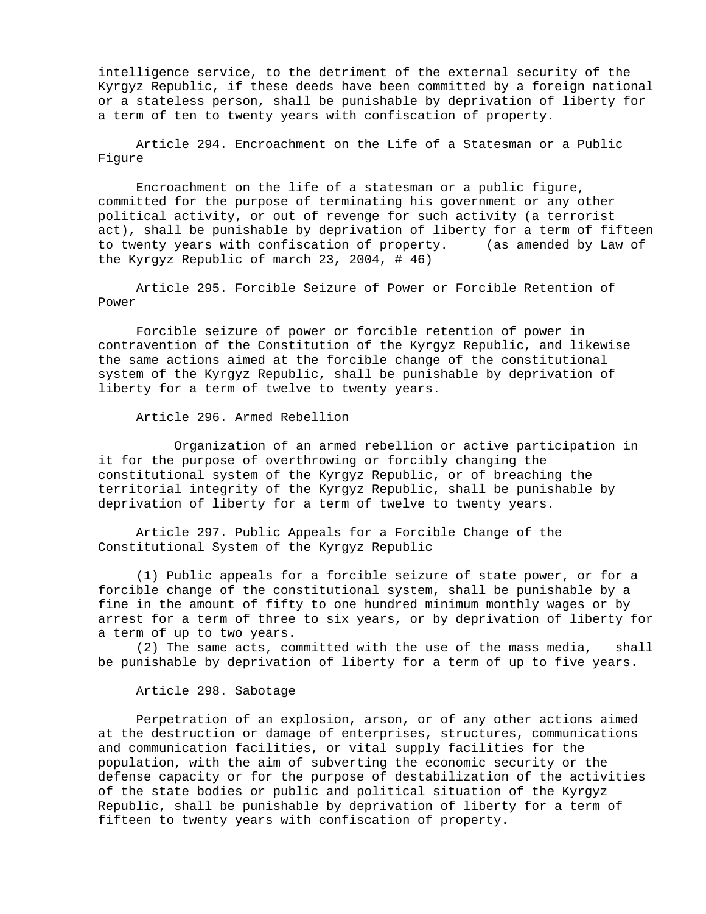intelligence service, to the detriment of the external security of the Kyrgyz Republic, if these deeds have been committed by a foreign national or a stateless person, shall be punishable by deprivation of liberty for a term of ten to twenty years with confiscation of property.

Article 294. Encroachment on the Life of a Statesman or a Public Figure

Encroachment on the life of a statesman or a public figure, committed for the purpose of terminating his government or any other political activity, or out of revenge for such activity (a terrorist act), shall be punishable by deprivation of liberty for a term of fifteen to twenty years with confiscation of property. (as amended by Law of the Kyrgyz Republic of march 23, 2004, # 46)

Article 295. Forcible Seizure of Power or Forcible Retention of Power

Forcible seizure of power or forcible retention of power in contravention of the Constitution of the Kyrgyz Republic, and likewise the same actions aimed at the forcible change of the constitutional system of the Kyrgyz Republic, shall be punishable by deprivation of liberty for a term of twelve to twenty years.

Article 296. Armed Rebellion

Organization of an armed rebellion or active participation in it for the purpose of overthrowing or forcibly changing the constitutional system of the Kyrgyz Republic, or of breaching the territorial integrity of the Kyrgyz Republic, shall be punishable by deprivation of liberty for a term of twelve to twenty years.

Article 297. Public Appeals for a Forcible Change of the Constitutional System of the Kyrgyz Republic

(1) Public appeals for a forcible seizure of state power, or for a forcible change of the constitutional system, shall be punishable by a fine in the amount of fifty to one hundred minimum monthly wages or by arrest for a term of three to six years, or by deprivation of liberty for a term of up to two years.
(2) The same acts, committed with the use of the mass media, shall be punishable by deprivation of liberty for a term of up to five years.

Article 298. Sabotage

Perpetration of an explosion, arson, or of any other actions aimed at the destruction or damage of enterprises, structures, communications and communication facilities, or vital supply facilities for the population, with the aim of subverting the economic security or the defense capacity or for the purpose of destabilization of the activities of the state bodies or public and political situation of the Kyrgyz Republic, shall be punishable by deprivation of liberty for a term of fifteen to twenty years with confiscation of property.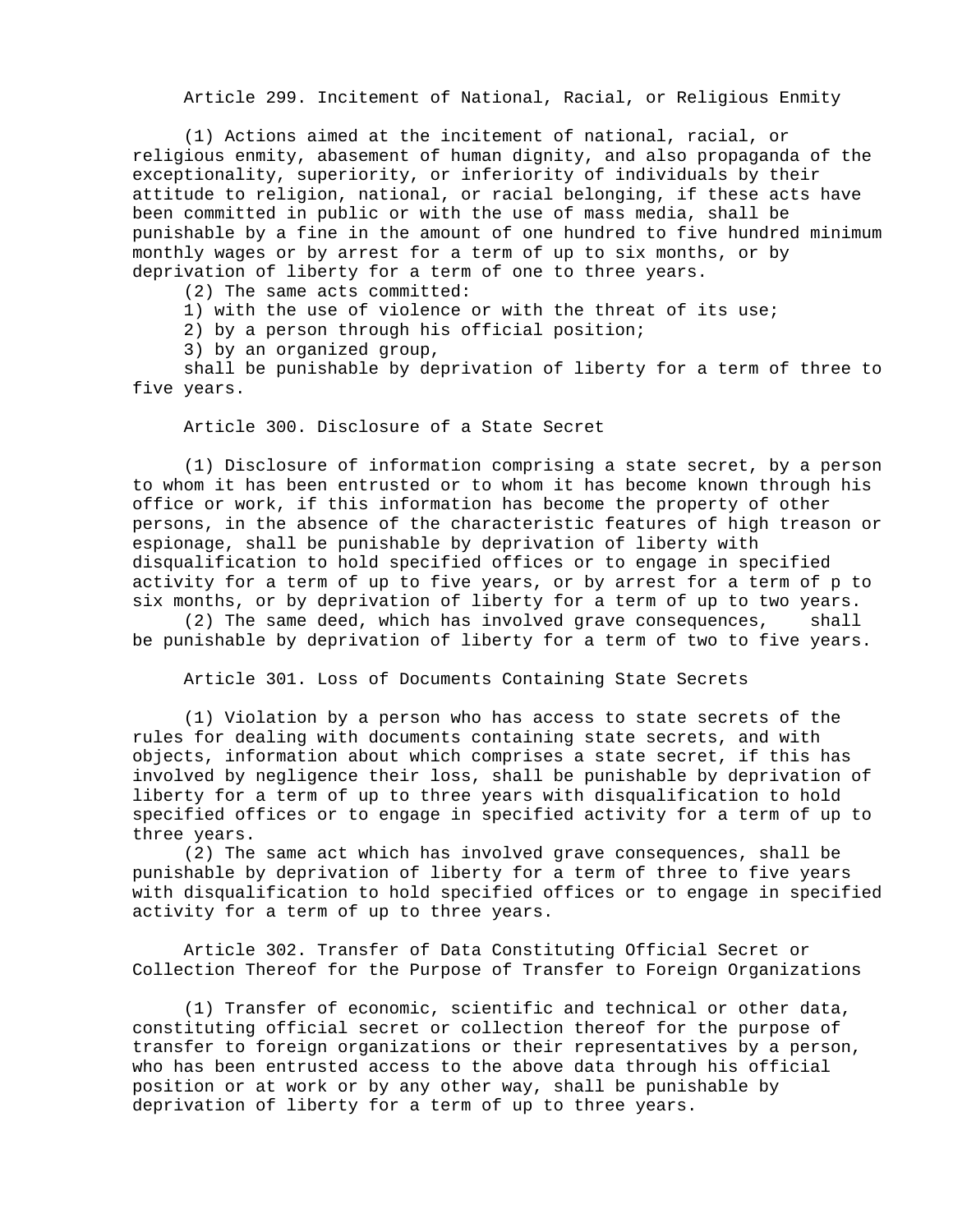## Article 299. Incitement of National, Racial, or Religious Enmity

(1) Actions aimed at the incitement of national, racial, or religious enmity, abasement of human dignity, and also propaganda of the exceptionality, superiority, or inferiority of individuals by their attitude to religion, national, or racial belonging, if these acts have been committed in public or with the use of mass media, shall be punishable by a fine in the amount of one hundred to five hundred minimum monthly wages or by arrest for a term of up to six months, or by deprivation of liberty for a term of one to three years.

(2) The same acts committed:

1) with the use of violence or with the threat of its use;

2) by a person through his official position;

3) by an organized group,

shall be punishable by deprivation of liberty for a term of three to five years.

## Article 300. Disclosure of a State Secret

(1) Disclosure of information comprising a state secret, by a person to whom it has been entrusted or to whom it has become known through his office or work, if this information has become the property of other persons, in the absence of the characteristic features of high treason or espionage, shall be punishable by deprivation of liberty with disqualification to hold specified offices or to engage in specified activity for a term of up to five years, or by arrest for a term of p to six months, or by deprivation of liberty for a term of up to two years.

(2) The same deed, which has involved grave consequences, shall be punishable by deprivation of liberty for a term of two to five years.

## Article 301. Loss of Documents Containing State Secrets

(1) Violation by a person who has access to state secrets of the rules for dealing with documents containing state secrets, and with objects, information about which comprises a state secret, if this has involved by negligence their loss, shall be punishable by deprivation of liberty for a term of up to three years with disqualification to hold specified offices or to engage in specified activity for a term of up to three years.

(2) The same act which has involved grave consequences, shall be punishable by deprivation of liberty for a term of three to five years with disqualification to hold specified offices or to engage in specified activity for a term of up to three years.

## Article 302. Transfer of Data Constituting Official Secret or Collection Thereof for the Purpose of Transfer to Foreign Organizations

(1) Transfer of economic, scientific and technical or other data, constituting official secret or collection thereof for the purpose of transfer to foreign organizations or their representatives by a person, who has been entrusted access to the above data through his official position or at work or by any other way, shall be punishable by deprivation of liberty for a term of up to three years.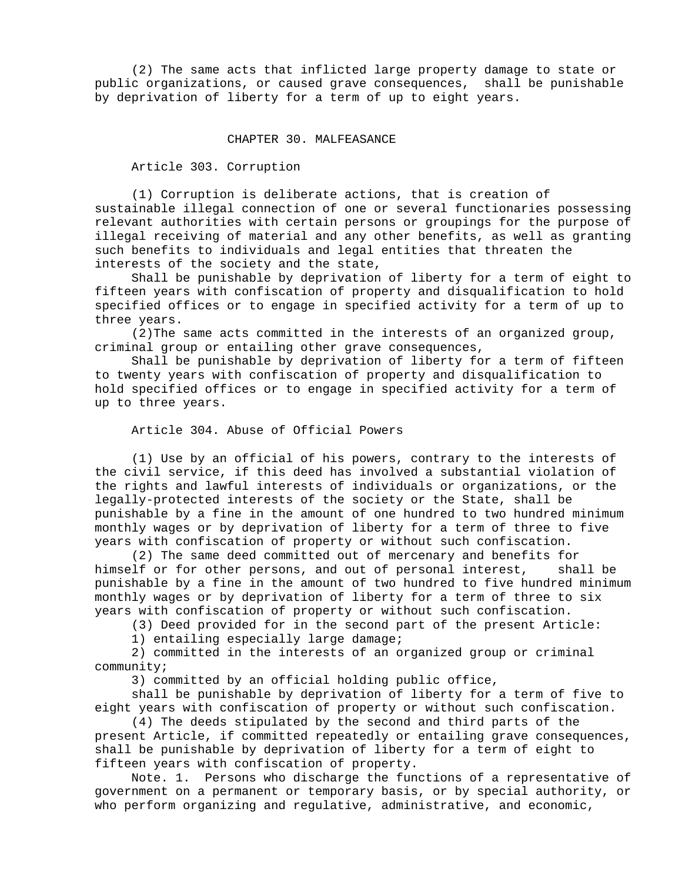(2) The same acts that inflicted large property damage to state or public organizations, or caused grave consequences, shall be punishable by deprivation of liberty for a term of up to eight years.

## CHAPTER 30. MALFEASANCE

### Article 303. Corruption

(1) Corruption is deliberate actions, that is creation of sustainable illegal connection of one or several functionaries possessing relevant authorities with certain persons or groupings for the purpose of illegal receiving of material and any other benefits, as well as granting such benefits to individuals and legal entities that threaten the interests of the society and the state,

Shall be punishable by deprivation of liberty for a term of eight to fifteen years with confiscation of property and disqualification to hold specified offices or to engage in specified activity for a term of up to three years.

(2)The same acts committed in the interests of an organized group, criminal group or entailing other grave consequences,

Shall be punishable by deprivation of liberty for a term of fifteen to twenty years with confiscation of property and disqualification to hold specified offices or to engage in specified activity for a term of up to three years.

### Article 304. Abuse of Official Powers

(1) Use by an official of his powers, contrary to the interests of the civil service, if this deed has involved a substantial violation of the rights and lawful interests of individuals or organizations, or the legally-protected interests of the society or the State, shall be punishable by a fine in the amount of one hundred to two hundred minimum monthly wages or by deprivation of liberty for a term of three to five years with confiscation of property or without such confiscation.

(2) The same deed committed out of mercenary and benefits for himself or for other persons, and out of personal interest, shall be punishable by a fine in the amount of two hundred to five hundred minimum monthly wages or by deprivation of liberty for a term of three to six years with confiscation of property or without such confiscation.

(3) Deed provided for in the second part of the present Article:

1) entailing especially large damage;

2) committed in the interests of an organized group or criminal community;

3) committed by an official holding public office,

shall be punishable by deprivation of liberty for a term of five to eight years with confiscation of property or without such confiscation.

(4) The deeds stipulated by the second and third parts of the present Article, if committed repeatedly or entailing grave consequences, shall be punishable by deprivation of liberty for a term of eight to fifteen years with confiscation of property.

Note. 1. Persons who discharge the functions of a representative of government on a permanent or temporary basis, or by special authority, or who perform organizing and regulative, administrative, and economic,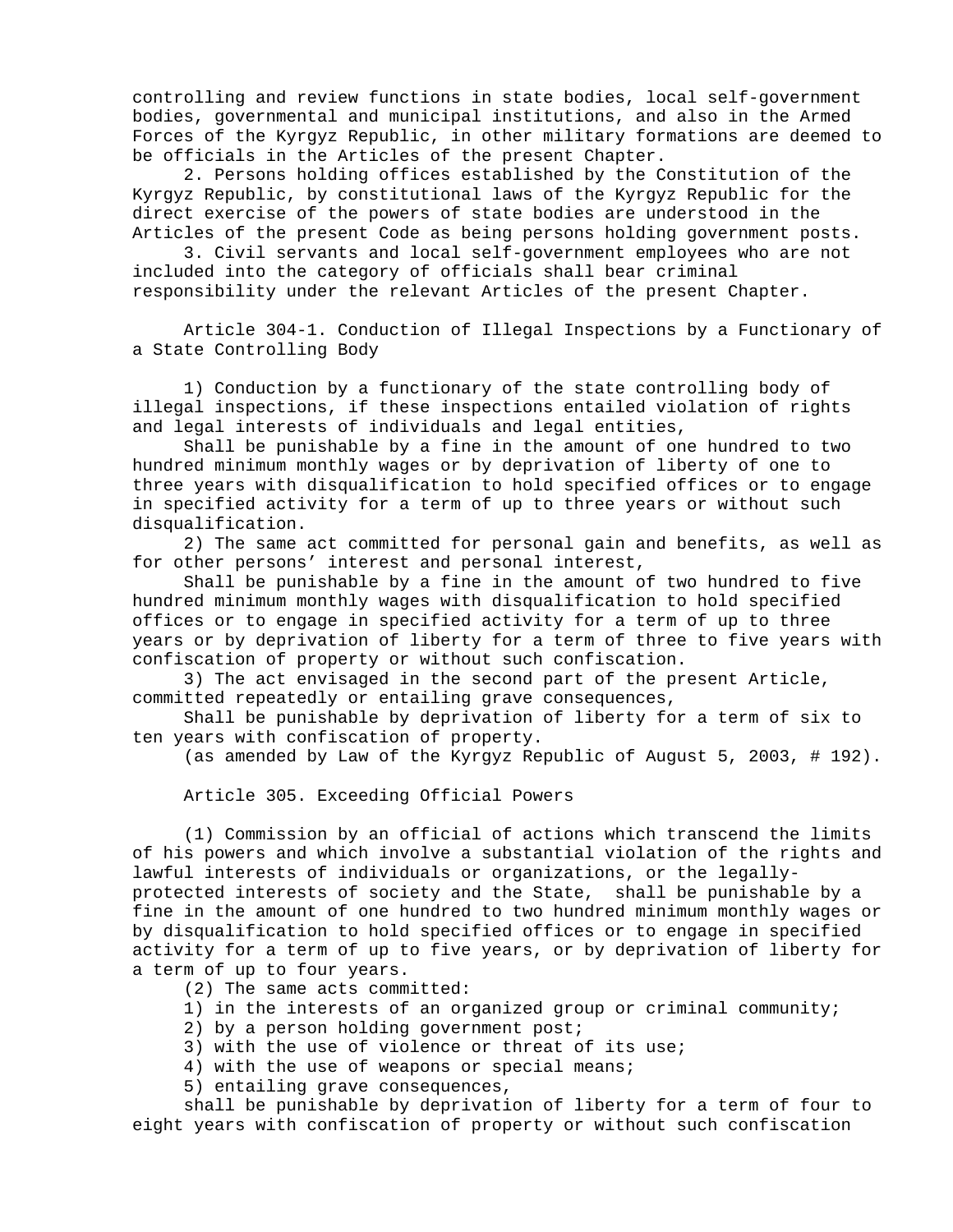controlling and review functions in state bodies, local self-government bodies, governmental and municipal institutions, and also in the Armed Forces of the Kyrgyz Republic, in other military formations are deemed to be officials in the Articles of the present Chapter.

2. Persons holding offices established by the Constitution of the Kyrgyz Republic, by constitutional laws of the Kyrgyz Republic for the direct exercise of the powers of state bodies are understood in the Articles of the present Code as being persons holding government posts.

3. Civil servants and local self-government employees who are not included into the category of officials shall bear criminal responsibility under the relevant Articles of the present Chapter.

### Article 304-1. Conduction of Illegal Inspections by a Functionary of a State Controlling Body

1) Conduction by a functionary of the state controlling body of illegal inspections, if these inspections entailed violation of rights and legal interests of individuals and legal entities,

Shall be punishable by a fine in the amount of one hundred to two hundred minimum monthly wages or by deprivation of liberty of one to three years with disqualification to hold specified offices or to engage in specified activity for a term of up to three years or without such disqualification.

2) The same act committed for personal gain and benefits, as well as for other persons' interest and personal interest,

Shall be punishable by a fine in the amount of two hundred to five hundred minimum monthly wages with disqualification to hold specified offices or to engage in specified activity for a term of up to three years or by deprivation of liberty for a term of three to five years with confiscation of property or without such confiscation.

3) The act envisaged in the second part of the present Article, committed repeatedly or entailing grave consequences,

Shall be punishable by deprivation of liberty for a term of six to ten years with confiscation of property.

(as amended by Law of the Kyrgyz Republic of August 5, 2003, # 192).

### Article 305. Exceeding Official Powers

(1) Commission by an official of actions which transcend the limits of his powers and which involve a substantial violation of the rights and lawful interests of individuals or organizations, or the legally-protected interests of society and the State, shall be punishable by a fine in the amount of one hundred to two hundred minimum monthly wages or by disqualification to hold specified offices or to engage in specified activity for a term of up to five years, or by deprivation of liberty for a term of up to four years.

(2) The same acts committed:

1) in the interests of an organized group or criminal community;

2) by a person holding government post;

3) with the use of violence or threat of its use;

4) with the use of weapons or special means;

5) entailing grave consequences,

shall be punishable by deprivation of liberty for a term of four to eight years with confiscation of property or without such confiscation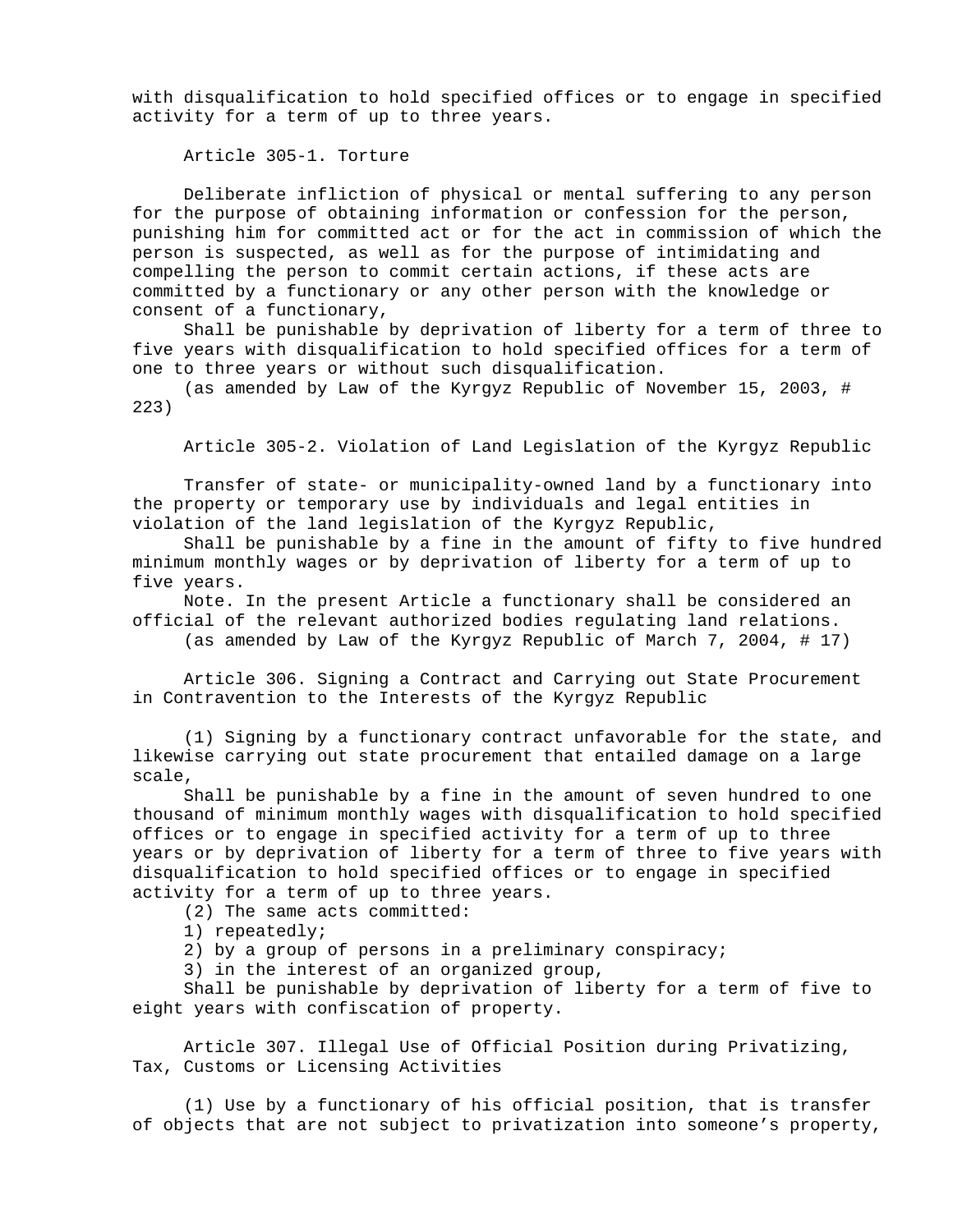with disqualification to hold specified offices or to engage in specified activity for a term of up to three years.

### Article 305-1. Torture

Deliberate infliction of physical or mental suffering to any person for the purpose of obtaining information or confession for the person, punishing him for committed act or for the act in commission of which the person is suspected, as well as for the purpose of intimidating and compelling the person to commit certain actions, if these acts are committed by a functionary or any other person with the knowledge or consent of a functionary,

Shall be punishable by deprivation of liberty for a term of three to five years with disqualification to hold specified offices for a term of one to three years or without such disqualification.

(as amended by Law of the Kyrgyz Republic of November 15, 2003, # 223)

### Article 305-2. Violation of Land Legislation of the Kyrgyz Republic

Transfer of state- or municipality-owned land by a functionary into the property or temporary use by individuals and legal entities in violation of the land legislation of the Kyrgyz Republic,

Shall be punishable by a fine in the amount of fifty to five hundred minimum monthly wages or by deprivation of liberty for a term of up to five years.

Note. In the present Article a functionary shall be considered an official of the relevant authorized bodies regulating land relations.

(as amended by Law of the Kyrgyz Republic of March 7, 2004, # 17)

### Article 306. Signing a Contract and Carrying out State Procurement in Contravention to the Interests of the Kyrgyz Republic

(1) Signing by a functionary contract unfavorable for the state, and likewise carrying out state procurement that entailed damage on a large scale,

Shall be punishable by a fine in the amount of seven hundred to one thousand of minimum monthly wages with disqualification to hold specified offices or to engage in specified activity for a term of up to three years or by deprivation of liberty for a term of three to five years with disqualification to hold specified offices or to engage in specified activity for a term of up to three years.

(2) The same acts committed:

1) repeatedly;

2) by a group of persons in a preliminary conspiracy;

3) in the interest of an organized group,

Shall be punishable by deprivation of liberty for a term of five to eight years with confiscation of property.

### Article 307. Illegal Use of Official Position during Privatizing, Tax, Customs or Licensing Activities

(1) Use by a functionary of his official position, that is transfer of objects that are not subject to privatization into someone's property,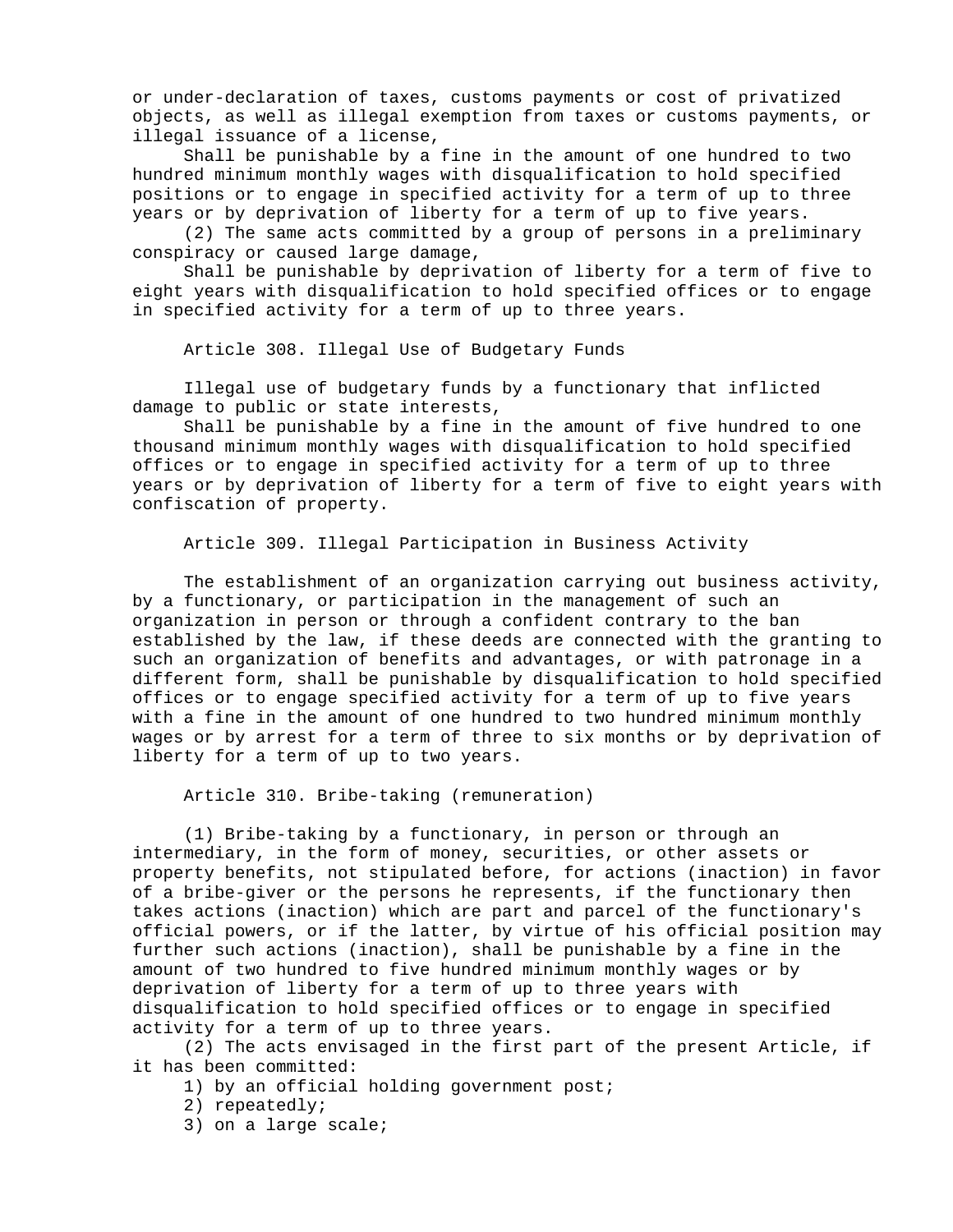or under-declaration of taxes, customs payments or cost of privatized objects, as well as illegal exemption from taxes or customs payments, or illegal issuance of a license,

Shall be punishable by a fine in the amount of one hundred to two hundred minimum monthly wages with disqualification to hold specified positions or to engage in specified activity for a term of up to three years or by deprivation of liberty for a term of up to five years.

(2) The same acts committed by a group of persons in a preliminary conspiracy or caused large damage,

Shall be punishable by deprivation of liberty for a term of five to eight years with disqualification to hold specified offices or to engage in specified activity for a term of up to three years.

### Article 308. Illegal Use of Budgetary Funds

Illegal use of budgetary funds by a functionary that inflicted damage to public or state interests,

Shall be punishable by a fine in the amount of five hundred to one thousand minimum monthly wages with disqualification to hold specified offices or to engage in specified activity for a term of up to three years or by deprivation of liberty for a term of five to eight years with confiscation of property.

### Article 309. Illegal Participation in Business Activity

The establishment of an organization carrying out business activity, by a functionary, or participation in the management of such an organization in person or through a confident contrary to the ban established by the law, if these deeds are connected with the granting to such an organization of benefits and advantages, or with patronage in a different form, shall be punishable by disqualification to hold specified offices or to engage specified activity for a term of up to five years with a fine in the amount of one hundred to two hundred minimum monthly wages or by arrest for a term of three to six months or by deprivation of liberty for a term of up to two years.

### Article 310. Bribe-taking (remuneration)

(1) Bribe-taking by a functionary, in person or through an intermediary, in the form of money, securities, or other assets or property benefits, not stipulated before, for actions (inaction) in favor of a bribe-giver or the persons he represents, if the functionary then takes actions (inaction) which are part and parcel of the functionary's official powers, or if the latter, by virtue of his official position may further such actions (inaction), shall be punishable by a fine in the amount of two hundred to five hundred minimum monthly wages or by deprivation of liberty for a term of up to three years with disqualification to hold specified offices or to engage in specified activity for a term of up to three years.

(2) The acts envisaged in the first part of the present Article, if it has been committed:

1) by an official holding government post;
2) repeatedly;
3) on a large scale;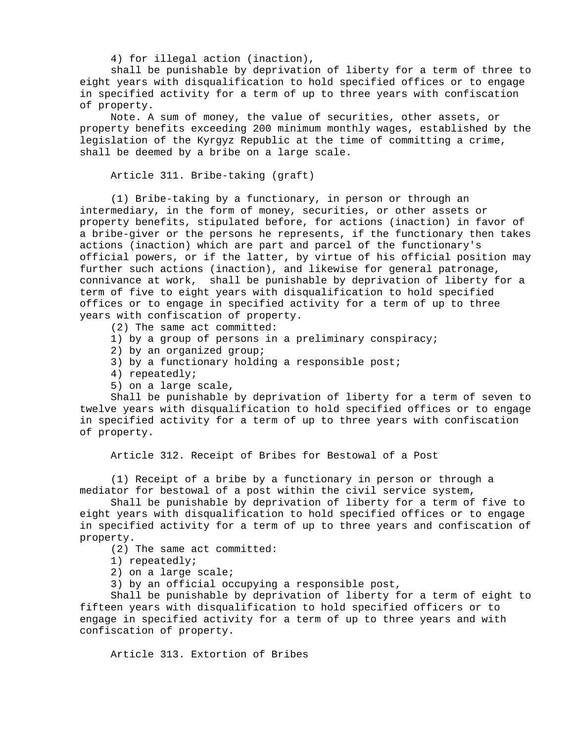4) for illegal action (inaction),

shall be punishable by deprivation of liberty for a term of three to eight years with disqualification to hold specified offices or to engage in specified activity for a term of up to three years with confiscation of property.

Note. A sum of money, the value of securities, other assets, or property benefits exceeding 200 minimum monthly wages, established by the legislation of the Kyrgyz Republic at the time of committing a crime, shall be deemed by a bribe on a large scale.

### Article 311. Bribe-taking (graft)

(1) Bribe-taking by a functionary, in person or through an intermediary, in the form of money, securities, or other assets or property benefits, stipulated before, for actions (inaction) in favor of a bribe-giver or the persons he represents, if the functionary then takes actions (inaction) which are part and parcel of the functionary's official powers, or if the latter, by virtue of his official position may further such actions (inaction), and likewise for general patronage, connivance at work, shall be punishable by deprivation of liberty for a term of five to eight years with disqualification to hold specified offices or to engage in specified activity for a term of up to three years with confiscation of property.

(2) The same act committed:

1) by a group of persons in a preliminary conspiracy;

2) by an organized group;

3) by a functionary holding a responsible post;

4) repeatedly;

5) on a large scale,

Shall be punishable by deprivation of liberty for a term of seven to twelve years with disqualification to hold specified offices or to engage in specified activity for a term of up to three years with confiscation of property.

### Article 312. Receipt of Bribes for Bestowal of a Post

(1) Receipt of a bribe by a functionary in person or through a mediator for bestowal of a post within the civil service system,

Shall be punishable by deprivation of liberty for a term of five to eight years with disqualification to hold specified offices or to engage in specified activity for a term of up to three years and confiscation of property.

(2) The same act committed:

1) repeatedly;

2) on a large scale;

3) by an official occupying a responsible post,

Shall be punishable by deprivation of liberty for a term of eight to fifteen years with disqualification to hold specified officers or to engage in specified activity for a term of up to three years and with confiscation of property.

### Article 313. Extortion of Bribes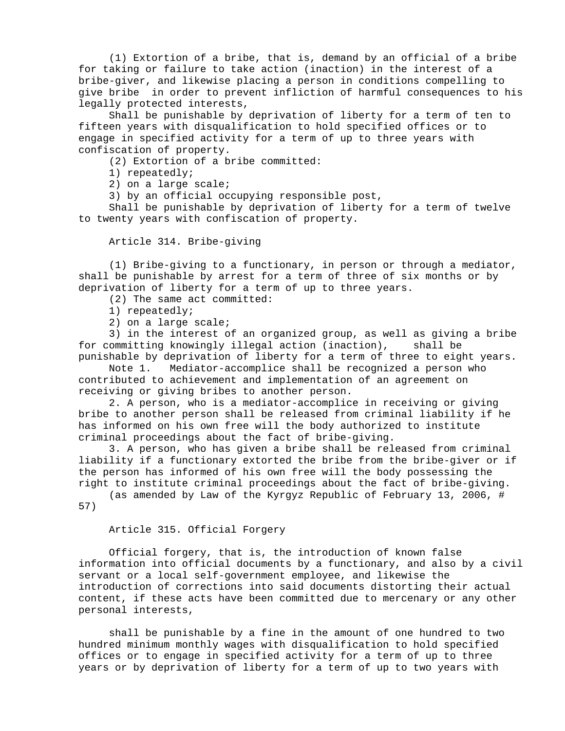(1) Extortion of a bribe, that is, demand by an official of a bribe for taking or failure to take action (inaction) in the interest of a bribe-giver, and likewise placing a person in conditions compelling to give bribe in order to prevent infliction of harmful consequences to his legally protected interests,

Shall be punishable by deprivation of liberty for a term of ten to fifteen years with disqualification to hold specified offices or to engage in specified activity for a term of up to three years with confiscation of property.

(2) Extortion of a bribe committed:

1) repeatedly;

2) on a large scale;

3) by an official occupying responsible post,

Shall be punishable by deprivation of liberty for a term of twelve to twenty years with confiscation of property.

## Article 314. Bribe-giving

(1) Bribe-giving to a functionary, in person or through a mediator, shall be punishable by arrest for a term of three of six months or by deprivation of liberty for a term of up to three years.

(2) The same act committed:

1) repeatedly;

2) on a large scale;

3) in the interest of an organized group, as well as giving a bribe for committing knowingly illegal action (inaction), shall be punishable by deprivation of liberty for a term of three to eight years.

Note 1. Mediator-accomplice shall be recognized a person who contributed to achievement and implementation of an agreement on receiving or giving bribes to another person.

2. A person, who is a mediator-accomplice in receiving or giving bribe to another person shall be released from criminal liability if he has informed on his own free will the body authorized to institute criminal proceedings about the fact of bribe-giving.

3. A person, who has given a bribe shall be released from criminal liability if a functionary extorted the bribe from the bribe-giver or if the person has informed of his own free will the body possessing the right to institute criminal proceedings about the fact of bribe-giving.

(as amended by Law of the Kyrgyz Republic of February 13, 2006, # 57)

## Article 315. Official Forgery

Official forgery, that is, the introduction of known false information into official documents by a functionary, and also by a civil servant or a local self-government employee, and likewise the introduction of corrections into said documents distorting their actual content, if these acts have been committed due to mercenary or any other personal interests,

shall be punishable by a fine in the amount of one hundred to two hundred minimum monthly wages with disqualification to hold specified offices or to engage in specified activity for a term of up to three years or by deprivation of liberty for a term of up to two years with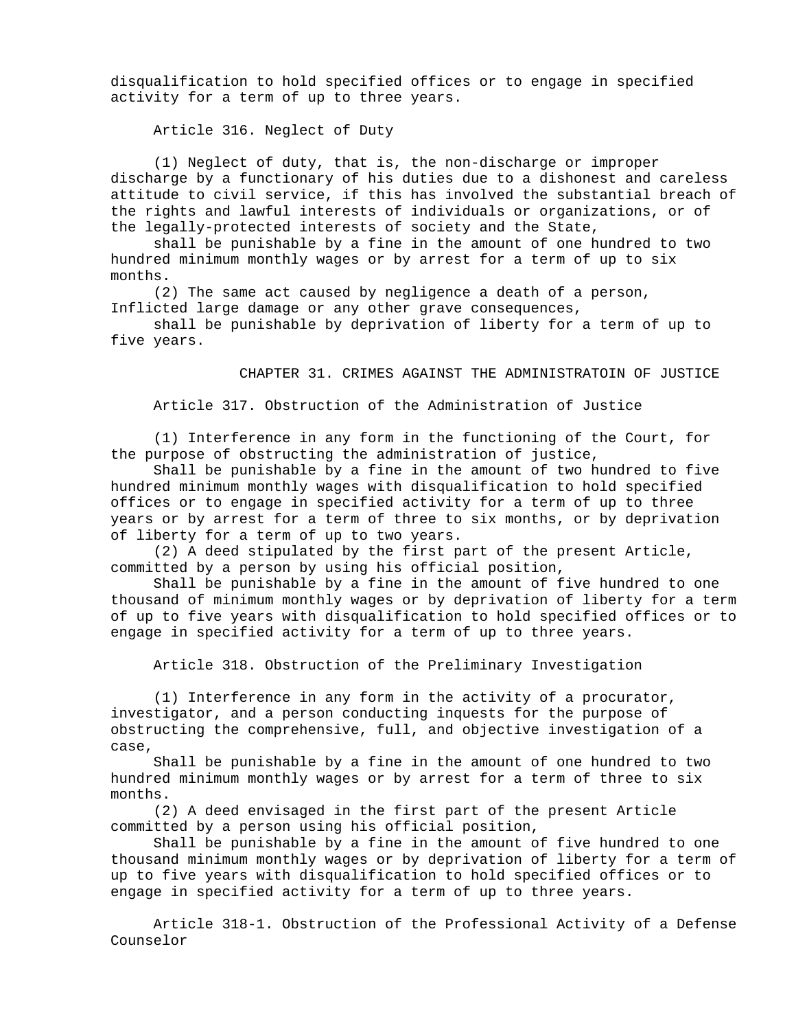disqualification to hold specified offices or to engage in specified activity for a term of up to three years.

### Article 316. Neglect of Duty

(1) Neglect of duty, that is, the non-discharge or improper discharge by a functionary of his duties due to a dishonest and careless attitude to civil service, if this has involved the substantial breach of the rights and lawful interests of individuals or organizations, or of the legally-protected interests of society and the State,

shall be punishable by a fine in the amount of one hundred to two hundred minimum monthly wages or by arrest for a term of up to six months.

(2) The same act caused by negligence a death of a person, Inflicted large damage or any other grave consequences,

shall be punishable by deprivation of liberty for a term of up to five years.

## CHAPTER 31. CRIMES AGAINST THE ADMINISTRATOIN OF JUSTICE

### Article 317. Obstruction of the Administration of Justice

(1) Interference in any form in the functioning of the Court, for the purpose of obstructing the administration of justice,

Shall be punishable by a fine in the amount of two hundred to five hundred minimum monthly wages with disqualification to hold specified offices or to engage in specified activity for a term of up to three years or by arrest for a term of three to six months, or by deprivation of liberty for a term of up to two years.

(2) A deed stipulated by the first part of the present Article, committed by a person by using his official position,

Shall be punishable by a fine in the amount of five hundred to one thousand of minimum monthly wages or by deprivation of liberty for a term of up to five years with disqualification to hold specified offices or to engage in specified activity for a term of up to three years.

### Article 318. Obstruction of the Preliminary Investigation

(1) Interference in any form in the activity of a procurator, investigator, and a person conducting inquests for the purpose of obstructing the comprehensive, full, and objective investigation of a case,

Shall be punishable by a fine in the amount of one hundred to two hundred minimum monthly wages or by arrest for a term of three to six months.

(2) A deed envisaged in the first part of the present Article committed by a person using his official position,

Shall be punishable by a fine in the amount of five hundred to one thousand minimum monthly wages or by deprivation of liberty for a term of up to five years with disqualification to hold specified offices or to engage in specified activity for a term of up to three years.

### Article 318-1. Obstruction of the Professional Activity of a Defense Counselor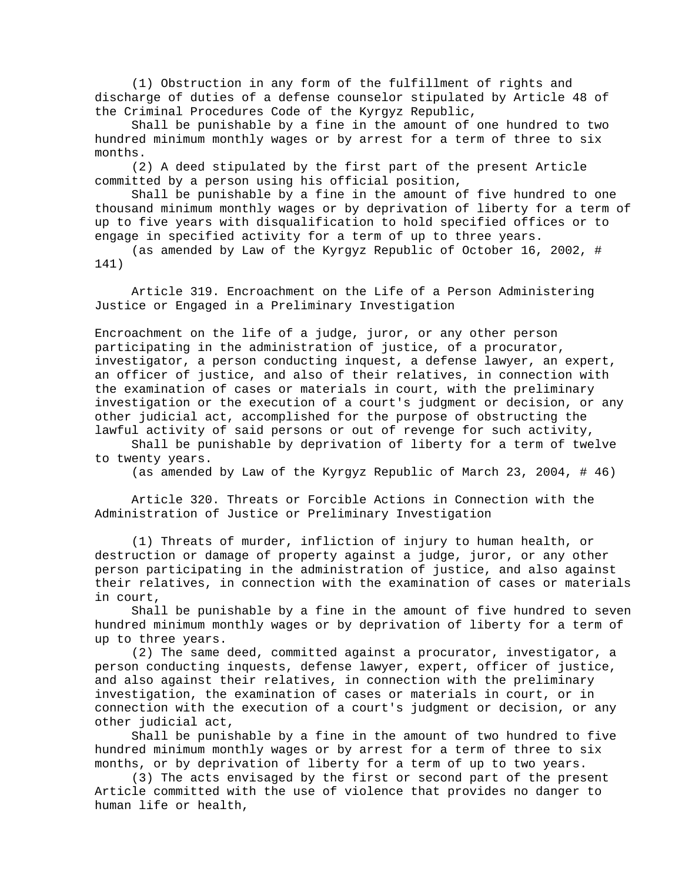(1) Obstruction in any form of the fulfillment of rights and discharge of duties of a defense counselor stipulated by Article 48 of the Criminal Procedures Code of the Kyrgyz Republic,

Shall be punishable by a fine in the amount of one hundred to two hundred minimum monthly wages or by arrest for a term of three to six months.

(2) A deed stipulated by the first part of the present Article committed by a person using his official position,

Shall be punishable by a fine in the amount of five hundred to one thousand minimum monthly wages or by deprivation of liberty for a term of up to five years with disqualification to hold specified offices or to engage in specified activity for a term of up to three years.

(as amended by Law of the Kyrgyz Republic of October 16, 2002, # 141)

### Article 319. Encroachment on the Life of a Person Administering Justice or Engaged in a Preliminary Investigation

Encroachment on the life of a judge, juror, or any other person participating in the administration of justice, of a procurator, investigator, a person conducting inquest, a defense lawyer, an expert, an officer of justice, and also of their relatives, in connection with the examination of cases or materials in court, with the preliminary investigation or the execution of a court's judgment or decision, or any other judicial act, accomplished for the purpose of obstructing the lawful activity of said persons or out of revenge for such activity,

Shall be punishable by deprivation of liberty for a term of twelve to twenty years.

(as amended by Law of the Kyrgyz Republic of March 23, 2004, # 46)

### Article 320. Threats or Forcible Actions in Connection with the Administration of Justice or Preliminary Investigation

(1) Threats of murder, infliction of injury to human health, or destruction or damage of property against a judge, juror, or any other person participating in the administration of justice, and also against their relatives, in connection with the examination of cases or materials in court,

Shall be punishable by a fine in the amount of five hundred to seven hundred minimum monthly wages or by deprivation of liberty for a term of up to three years.

(2) The same deed, committed against a procurator, investigator, a person conducting inquests, defense lawyer, expert, officer of justice, and also against their relatives, in connection with the preliminary investigation, the examination of cases or materials in court, or in connection with the execution of a court's judgment or decision, or any other judicial act,

Shall be punishable by a fine in the amount of two hundred to five hundred minimum monthly wages or by arrest for a term of three to six months, or by deprivation of liberty for a term of up to two years.

(3) The acts envisaged by the first or second part of the present Article committed with the use of violence that provides no danger to human life or health,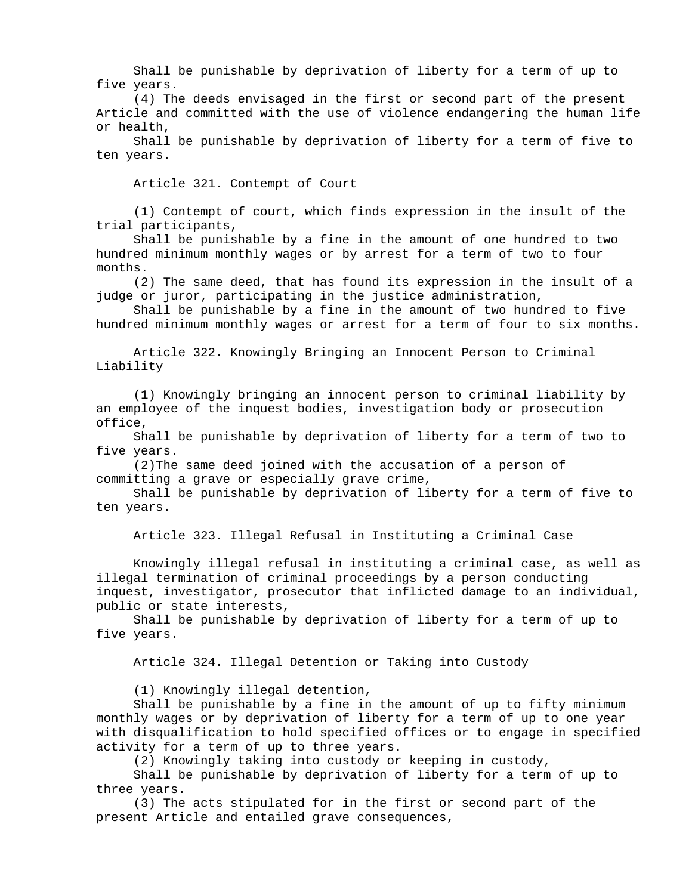Shall be punishable by deprivation of liberty for a term of up to five years.

(4) The deeds envisaged in the first or second part of the present Article and committed with the use of violence endangering the human life or health,

Shall be punishable by deprivation of liberty for a term of five to ten years.

### Article 321. Contempt of Court

(1) Contempt of court, which finds expression in the insult of the trial participants,

Shall be punishable by a fine in the amount of one hundred to two hundred minimum monthly wages or by arrest for a term of two to four months.

(2) The same deed, that has found its expression in the insult of a judge or juror, participating in the justice administration,

Shall be punishable by a fine in the amount of two hundred to five hundred minimum monthly wages or arrest for a term of four to six months.

### Article 322. Knowingly Bringing an Innocent Person to Criminal Liability

(1) Knowingly bringing an innocent person to criminal liability by an employee of the inquest bodies, investigation body or prosecution office,

Shall be punishable by deprivation of liberty for a term of two to five years.

(2)The same deed joined with the accusation of a person of committing a grave or especially grave crime,

Shall be punishable by deprivation of liberty for a term of five to ten years.

### Article 323. Illegal Refusal in Instituting a Criminal Case

Knowingly illegal refusal in instituting a criminal case, as well as illegal termination of criminal proceedings by a person conducting inquest, investigator, prosecutor that inflicted damage to an individual, public or state interests,

Shall be punishable by deprivation of liberty for a term of up to five years.

### Article 324. Illegal Detention or Taking into Custody

(1) Knowingly illegal detention,

Shall be punishable by a fine in the amount of up to fifty minimum monthly wages or by deprivation of liberty for a term of up to one year with disqualification to hold specified offices or to engage in specified activity for a term of up to three years.

(2) Knowingly taking into custody or keeping in custody,

Shall be punishable by deprivation of liberty for a term of up to three years.

(3) The acts stipulated for in the first or second part of the present Article and entailed grave consequences,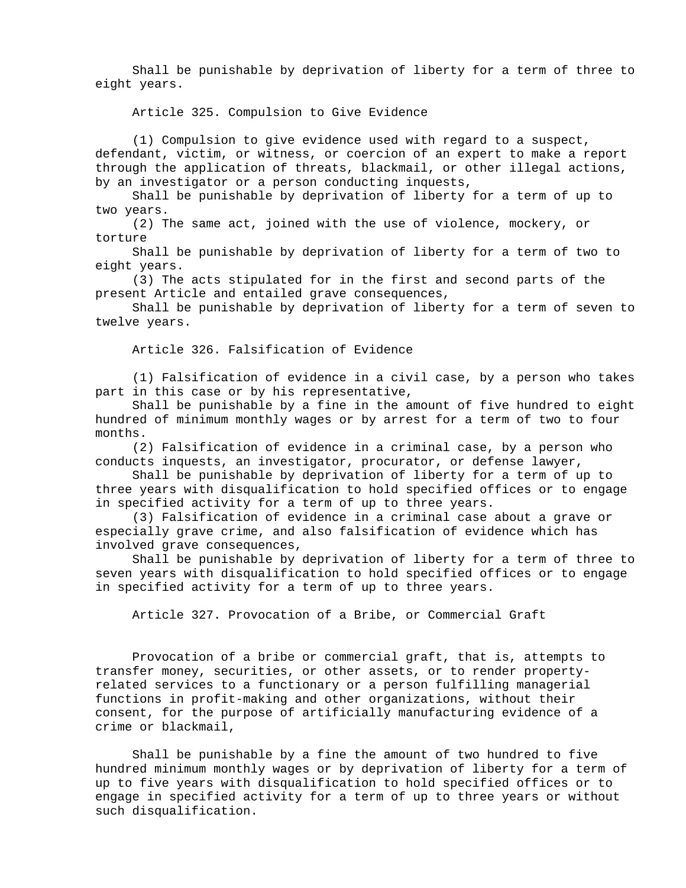Shall be punishable by deprivation of liberty for a term of three to eight years.

### Article 325. Compulsion to Give Evidence

(1) Compulsion to give evidence used with regard to a suspect, defendant, victim, or witness, or coercion of an expert to make a report through the application of threats, blackmail, or other illegal actions, by an investigator or a person conducting inquests,

Shall be punishable by deprivation of liberty for a term of up to two years.

(2) The same act, joined with the use of violence, mockery, or torture

Shall be punishable by deprivation of liberty for a term of two to eight years.

(3) The acts stipulated for in the first and second parts of the present Article and entailed grave consequences,

Shall be punishable by deprivation of liberty for a term of seven to twelve years.

### Article 326. Falsification of Evidence

(1) Falsification of evidence in a civil case, by a person who takes part in this case or by his representative,

Shall be punishable by a fine in the amount of five hundred to eight hundred of minimum monthly wages or by arrest for a term of two to four months.

(2) Falsification of evidence in a criminal case, by a person who conducts inquests, an investigator, procurator, or defense lawyer,

Shall be punishable by deprivation of liberty for a term of up to three years with disqualification to hold specified offices or to engage in specified activity for a term of up to three years.

(3) Falsification of evidence in a criminal case about a grave or especially grave crime, and also falsification of evidence which has involved grave consequences,

Shall be punishable by deprivation of liberty for a term of three to seven years with disqualification to hold specified offices or to engage in specified activity for a term of up to three years.

### Article 327. Provocation of a Bribe, or Commercial Graft

Provocation of a bribe or commercial graft, that is, attempts to transfer money, securities, or other assets, or to render property-related services to a functionary or a person fulfilling managerial functions in profit-making and other organizations, without their consent, for the purpose of artificially manufacturing evidence of a crime or blackmail,

Shall be punishable by a fine the amount of two hundred to five hundred minimum monthly wages or by deprivation of liberty for a term of up to five years with disqualification to hold specified offices or to engage in specified activity for a term of up to three years or without such disqualification.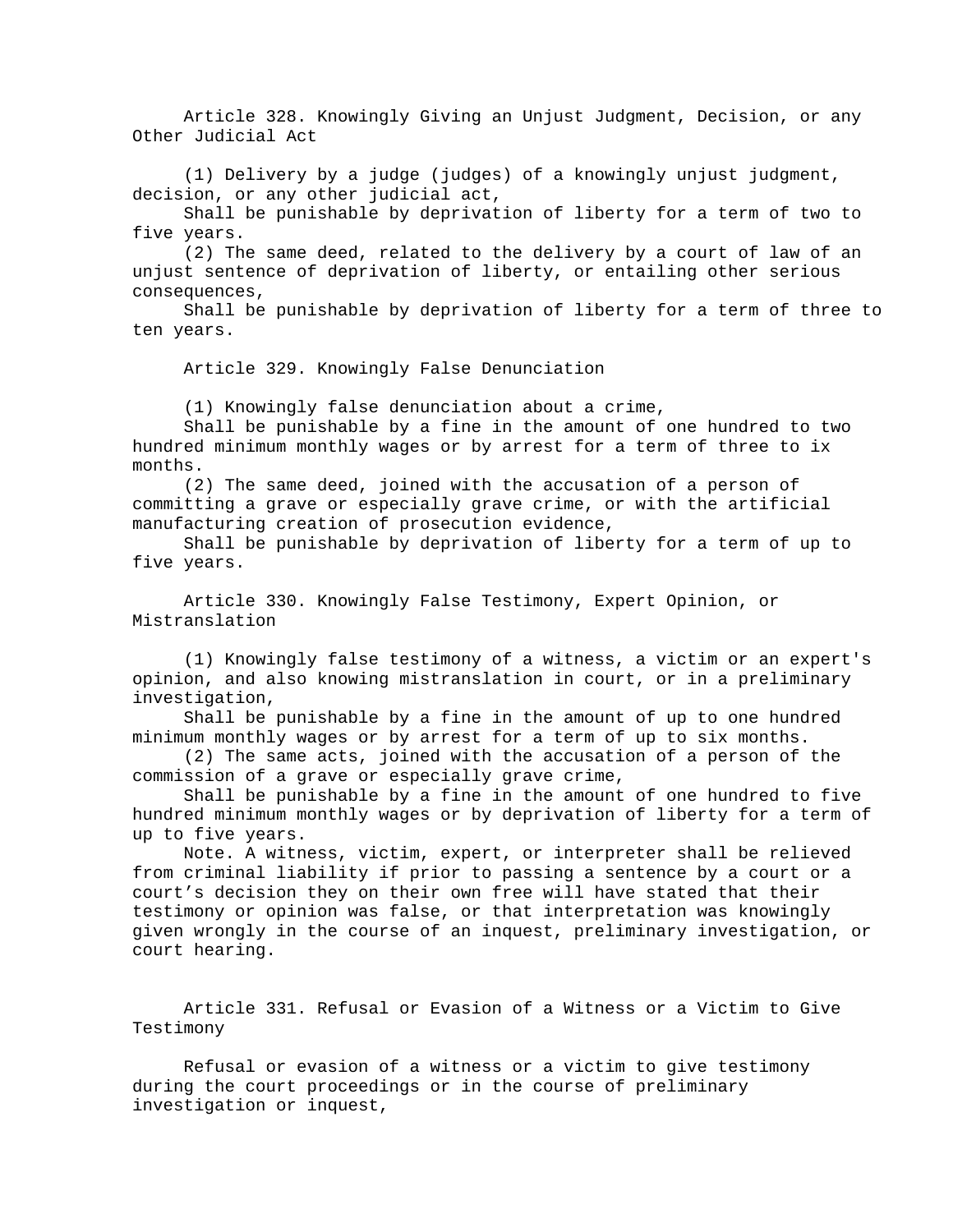### Article 328. Knowingly Giving an Unjust Judgment, Decision, or any Other Judicial Act

(1) Delivery by a judge (judges) of a knowingly unjust judgment, decision, or any other judicial act,

Shall be punishable by deprivation of liberty for a term of two to five years.

(2) The same deed, related to the delivery by a court of law of an unjust sentence of deprivation of liberty, or entailing other serious consequences,

Shall be punishable by deprivation of liberty for a term of three to ten years.

### Article 329. Knowingly False Denunciation

(1) Knowingly false denunciation about a crime,

Shall be punishable by a fine in the amount of one hundred to two hundred minimum monthly wages or by arrest for a term of three to ix months.

(2) The same deed, joined with the accusation of a person of committing a grave or especially grave crime, or with the artificial manufacturing creation of prosecution evidence,

Shall be punishable by deprivation of liberty for a term of up to five years.

### Article 330. Knowingly False Testimony, Expert Opinion, or Mistranslation

(1) Knowingly false testimony of a witness, a victim or an expert's opinion, and also knowing mistranslation in court, or in a preliminary investigation,

Shall be punishable by a fine in the amount of up to one hundred minimum monthly wages or by arrest for a term of up to six months.

(2) The same acts, joined with the accusation of a person of the commission of a grave or especially grave crime,

Shall be punishable by a fine in the amount of one hundred to five hundred minimum monthly wages or by deprivation of liberty for a term of up to five years.

Note. A witness, victim, expert, or interpreter shall be relieved from criminal liability if prior to passing a sentence by a court or a court's decision they on their own free will have stated that their testimony or opinion was false, or that interpretation was knowingly given wrongly in the course of an inquest, preliminary investigation, or court hearing.

### Article 331. Refusal or Evasion of a Witness or a Victim to Give Testimony

Refusal or evasion of a witness or a victim to give testimony during the court proceedings or in the course of preliminary investigation or inquest,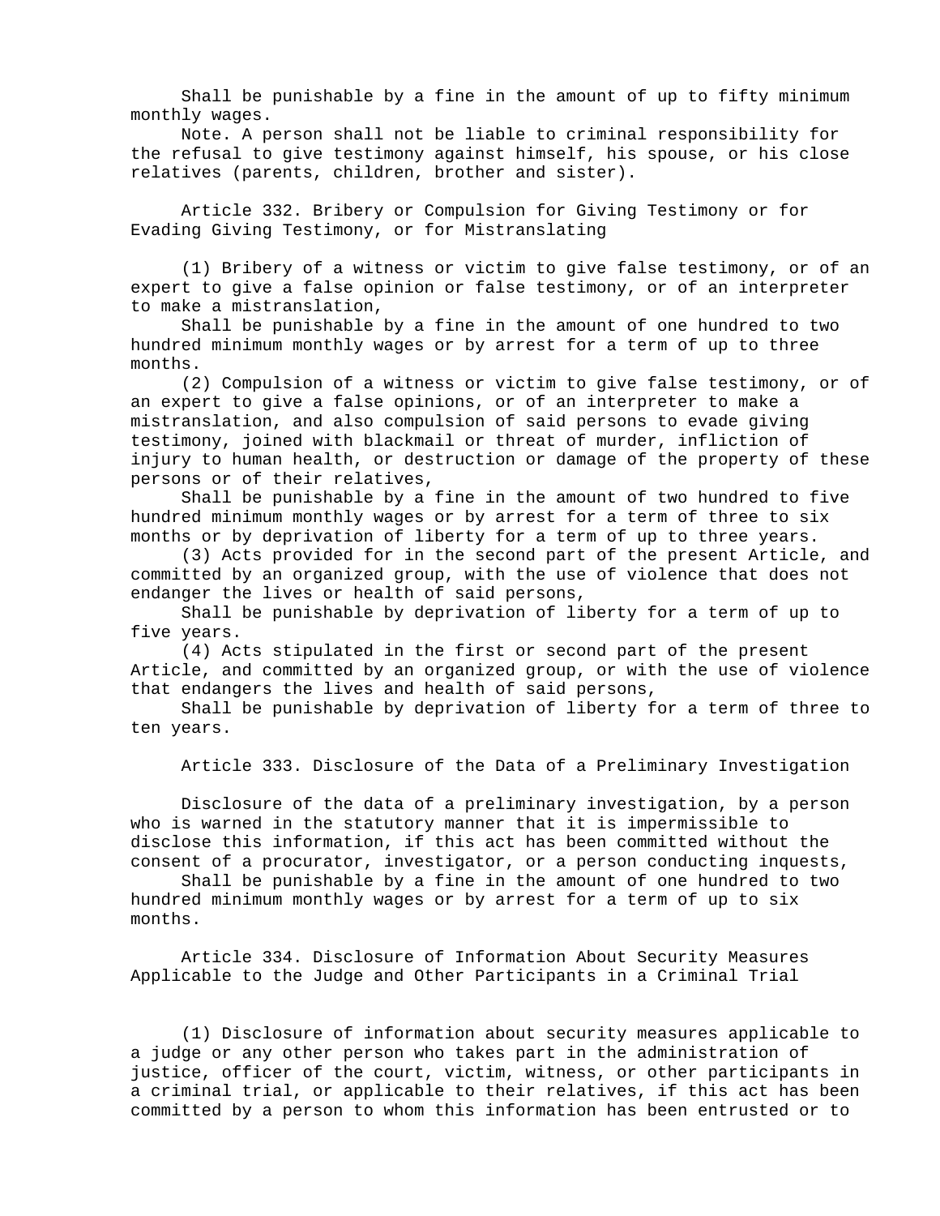Shall be punishable by a fine in the amount of up to fifty minimum monthly wages.

Note. A person shall not be liable to criminal responsibility for the refusal to give testimony against himself, his spouse, or his close relatives (parents, children, brother and sister).

### Article 332. Bribery or Compulsion for Giving Testimony or for Evading Giving Testimony, or for Mistranslating

(1) Bribery of a witness or victim to give false testimony, or of an expert to give a false opinion or false testimony, or of an interpreter to make a mistranslation,

Shall be punishable by a fine in the amount of one hundred to two hundred minimum monthly wages or by arrest for a term of up to three months.

(2) Compulsion of a witness or victim to give false testimony, or of an expert to give a false opinions, or of an interpreter to make a mistranslation, and also compulsion of said persons to evade giving testimony, joined with blackmail or threat of murder, infliction of injury to human health, or destruction or damage of the property of these persons or of their relatives,

Shall be punishable by a fine in the amount of two hundred to five hundred minimum monthly wages or by arrest for a term of three to six months or by deprivation of liberty for a term of up to three years.

(3) Acts provided for in the second part of the present Article, and committed by an organized group, with the use of violence that does not endanger the lives or health of said persons,

Shall be punishable by deprivation of liberty for a term of up to five years.

(4) Acts stipulated in the first or second part of the present Article, and committed by an organized group, or with the use of violence that endangers the lives and health of said persons,

Shall be punishable by deprivation of liberty for a term of three to ten years.

### Article 333. Disclosure of the Data of a Preliminary Investigation

Disclosure of the data of a preliminary investigation, by a person who is warned in the statutory manner that it is impermissible to disclose this information, if this act has been committed without the consent of a procurator, investigator, or a person conducting inquests,

Shall be punishable by a fine in the amount of one hundred to two hundred minimum monthly wages or by arrest for a term of up to six months.

### Article 334. Disclosure of Information About Security Measures Applicable to the Judge and Other Participants in a Criminal Trial

(1) Disclosure of information about security measures applicable to a judge or any other person who takes part in the administration of justice, officer of the court, victim, witness, or other participants in a criminal trial, or applicable to their relatives, if this act has been committed by a person to whom this information has been entrusted or to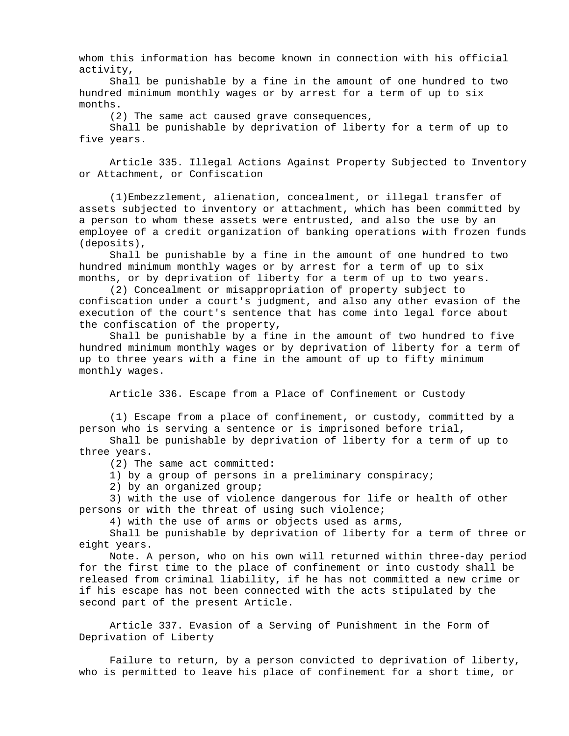whom this information has become known in connection with his official activity,

Shall be punishable by a fine in the amount of one hundred to two hundred minimum monthly wages or by arrest for a term of up to six months.

(2) The same act caused grave consequences,

Shall be punishable by deprivation of liberty for a term of up to five years.

### Article 335. Illegal Actions Against Property Subjected to Inventory or Attachment, or Confiscation

(1)Embezzlement, alienation, concealment, or illegal transfer of assets subjected to inventory or attachment, which has been committed by a person to whom these assets were entrusted, and also the use by an employee of a credit organization of banking operations with frozen funds (deposits),

Shall be punishable by a fine in the amount of one hundred to two hundred minimum monthly wages or by arrest for a term of up to six months, or by deprivation of liberty for a term of up to two years.

(2) Concealment or misappropriation of property subject to confiscation under a court's judgment, and also any other evasion of the execution of the court's sentence that has come into legal force about the confiscation of the property,

Shall be punishable by a fine in the amount of two hundred to five hundred minimum monthly wages or by deprivation of liberty for a term of up to three years with a fine in the amount of up to fifty minimum monthly wages.

### Article 336. Escape from a Place of Confinement or Custody

(1) Escape from a place of confinement, or custody, committed by a person who is serving a sentence or is imprisoned before trial,

Shall be punishable by deprivation of liberty for a term of up to three years.

(2) The same act committed:

1) by a group of persons in a preliminary conspiracy;

2) by an organized group;

3) with the use of violence dangerous for life or health of other persons or with the threat of using such violence;

4) with the use of arms or objects used as arms,

Shall be punishable by deprivation of liberty for a term of three or eight years.

Note. A person, who on his own will returned within three-day period for the first time to the place of confinement or into custody shall be released from criminal liability, if he has not committed a new crime or if his escape has not been connected with the acts stipulated by the second part of the present Article.

### Article 337. Evasion of a Serving of Punishment in the Form of Deprivation of Liberty

Failure to return, by a person convicted to deprivation of liberty, who is permitted to leave his place of confinement for a short time, or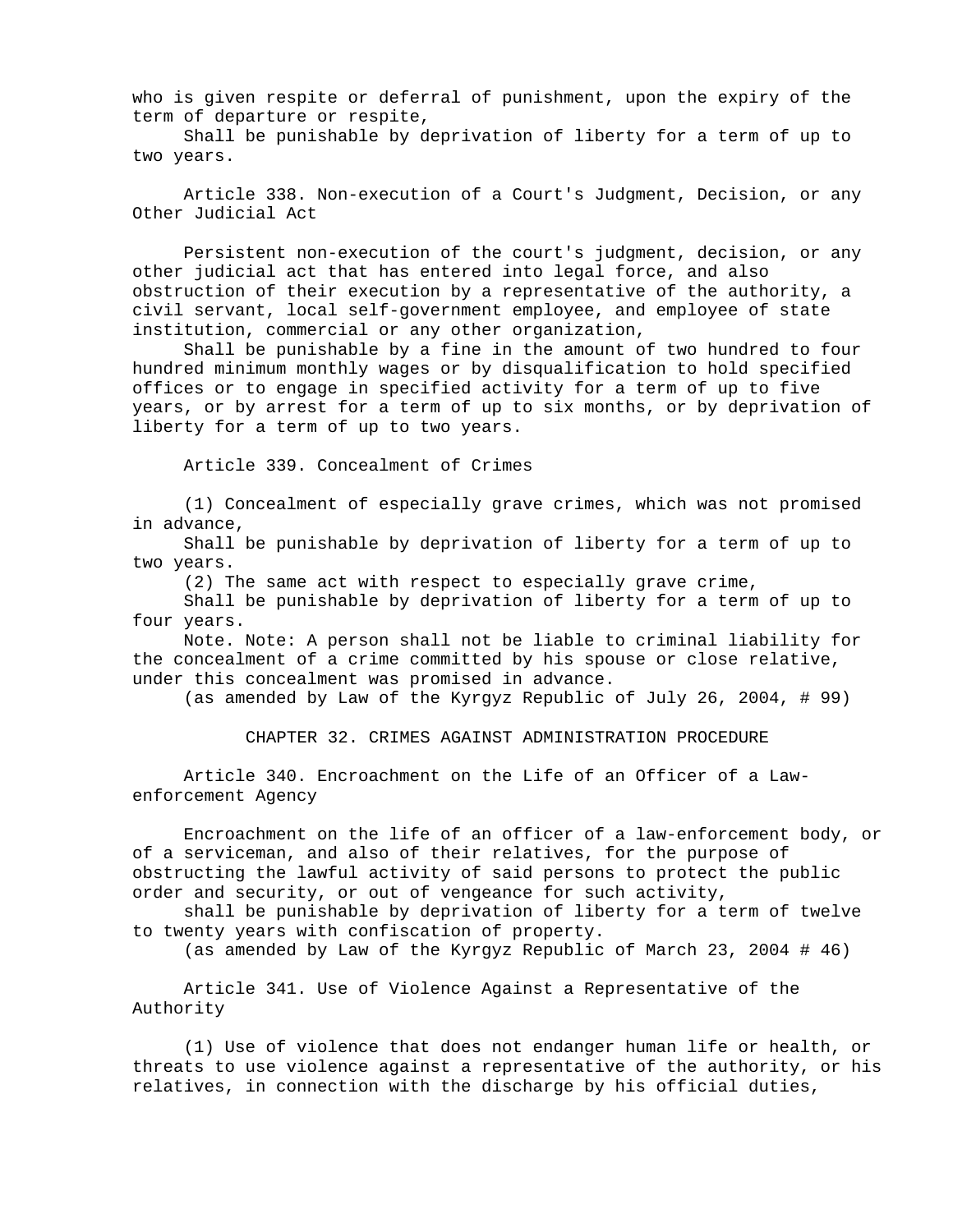who is given respite or deferral of punishment, upon the expiry of the term of departure or respite,

Shall be punishable by deprivation of liberty for a term of up to two years.

Article 338. Non-execution of a Court's Judgment, Decision, or any Other Judicial Act

Persistent non-execution of the court's judgment, decision, or any other judicial act that has entered into legal force, and also obstruction of their execution by a representative of the authority, a civil servant, local self-government employee, and employee of state institution, commercial or any other organization,

Shall be punishable by a fine in the amount of two hundred to four hundred minimum monthly wages or by disqualification to hold specified offices or to engage in specified activity for a term of up to five years, or by arrest for a term of up to six months, or by deprivation of liberty for a term of up to two years.

Article 339. Concealment of Crimes

(1) Concealment of especially grave crimes, which was not promised in advance,

Shall be punishable by deprivation of liberty for a term of up to two years.

(2) The same act with respect to especially grave crime,

Shall be punishable by deprivation of liberty for a term of up to four years.

Note. Note: A person shall not be liable to criminal liability for the concealment of a crime committed by his spouse or close relative, under this concealment was promised in advance.

(as amended by Law of the Kyrgyz Republic of July 26, 2004, # 99)

CHAPTER 32. CRIMES AGAINST ADMINISTRATION PROCEDURE

Article 340. Encroachment on the Life of an Officer of a Law-enforcement Agency

Encroachment on the life of an officer of a law-enforcement body, or of a serviceman, and also of their relatives, for the purpose of obstructing the lawful activity of said persons to protect the public order and security, or out of vengeance for such activity,

shall be punishable by deprivation of liberty for a term of twelve to twenty years with confiscation of property.

(as amended by Law of the Kyrgyz Republic of March 23, 2004 # 46)

Article 341. Use of Violence Against a Representative of the Authority

(1) Use of violence that does not endanger human life or health, or threats to use violence against a representative of the authority, or his relatives, in connection with the discharge by his official duties,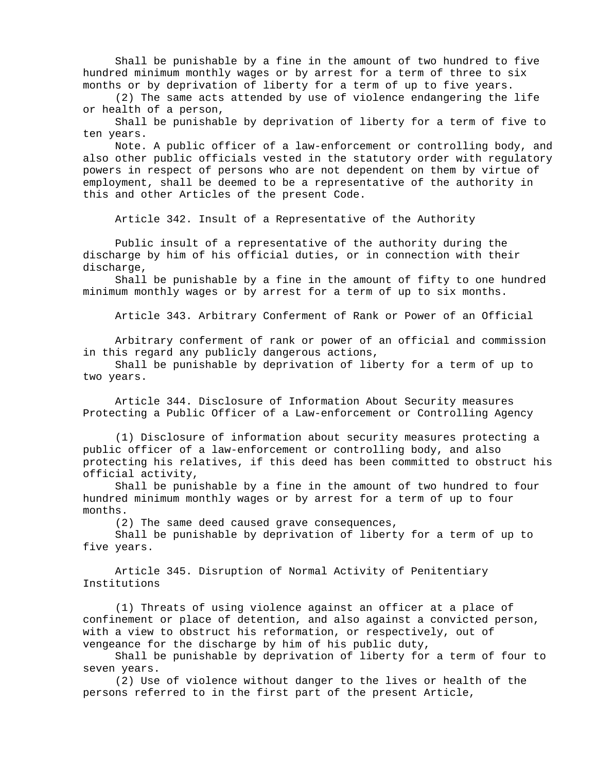Shall be punishable by a fine in the amount of two hundred to five hundred minimum monthly wages or by arrest for a term of three to six months or by deprivation of liberty for a term of up to five years.

(2) The same acts attended by use of violence endangering the life or health of a person,

Shall be punishable by deprivation of liberty for a term of five to ten years.

Note. A public officer of a law-enforcement or controlling body, and also other public officials vested in the statutory order with regulatory powers in respect of persons who are not dependent on them by virtue of employment, shall be deemed to be a representative of the authority in this and other Articles of the present Code.

### Article 342. Insult of a Representative of the Authority

Public insult of a representative of the authority during the discharge by him of his official duties, or in connection with their discharge,

Shall be punishable by a fine in the amount of fifty to one hundred minimum monthly wages or by arrest for a term of up to six months.

### Article 343. Arbitrary Conferment of Rank or Power of an Official

Arbitrary conferment of rank or power of an official and commission in this regard any publicly dangerous actions,

Shall be punishable by deprivation of liberty for a term of up to two years.

### Article 344. Disclosure of Information About Security measures Protecting a Public Officer of a Law-enforcement or Controlling Agency

(1) Disclosure of information about security measures protecting a public officer of a law-enforcement or controlling body, and also protecting his relatives, if this deed has been committed to obstruct his official activity,

Shall be punishable by a fine in the amount of two hundred to four hundred minimum monthly wages or by arrest for a term of up to four months.

(2) The same deed caused grave consequences,

Shall be punishable by deprivation of liberty for a term of up to five years.

### Article 345. Disruption of Normal Activity of Penitentiary Institutions

(1) Threats of using violence against an officer at a place of confinement or place of detention, and also against a convicted person, with a view to obstruct his reformation, or respectively, out of vengeance for the discharge by him of his public duty,

Shall be punishable by deprivation of liberty for a term of four to seven years.

(2) Use of violence without danger to the lives or health of the persons referred to in the first part of the present Article,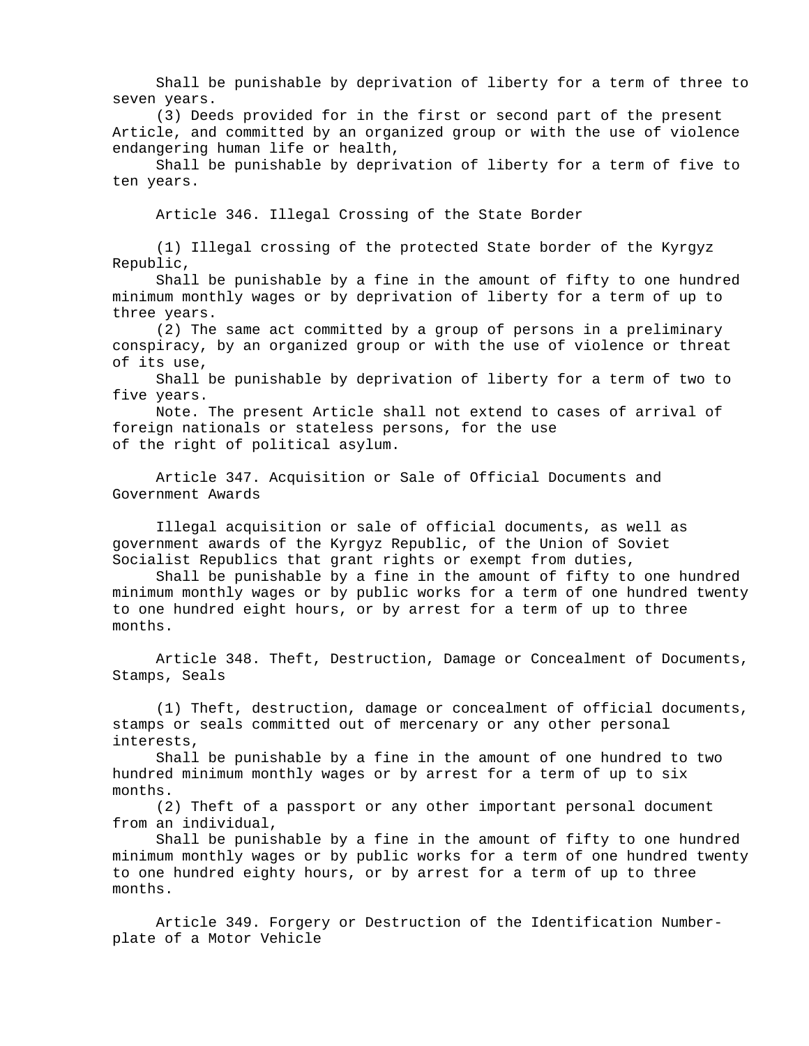Shall be punishable by deprivation of liberty for a term of three to seven years.

(3) Deeds provided for in the first or second part of the present Article, and committed by an organized group or with the use of violence endangering human life or health,

Shall be punishable by deprivation of liberty for a term of five to ten years.

### Article 346. Illegal Crossing of the State Border

(1) Illegal crossing of the protected State border of the Kyrgyz Republic,

Shall be punishable by a fine in the amount of fifty to one hundred minimum monthly wages or by deprivation of liberty for a term of up to three years.

(2) The same act committed by a group of persons in a preliminary conspiracy, by an organized group or with the use of violence or threat of its use,

Shall be punishable by deprivation of liberty for a term of two to five years.

Note. The present Article shall not extend to cases of arrival of foreign nationals or stateless persons, for the use of the right of political asylum.

### Article 347. Acquisition or Sale of Official Documents and Government Awards

Illegal acquisition or sale of official documents, as well as government awards of the Kyrgyz Republic, of the Union of Soviet Socialist Republics that grant rights or exempt from duties,

Shall be punishable by a fine in the amount of fifty to one hundred minimum monthly wages or by public works for a term of one hundred twenty to one hundred eight hours, or by arrest for a term of up to three months.

### Article 348. Theft, Destruction, Damage or Concealment of Documents, Stamps, Seals

(1) Theft, destruction, damage or concealment of official documents, stamps or seals committed out of mercenary or any other personal interests,

Shall be punishable by a fine in the amount of one hundred to two hundred minimum monthly wages or by arrest for a term of up to six months.

(2) Theft of a passport or any other important personal document from an individual,

Shall be punishable by a fine in the amount of fifty to one hundred minimum monthly wages or by public works for a term of one hundred twenty to one hundred eighty hours, or by arrest for a term of up to three months.

### Article 349. Forgery or Destruction of the Identification Number-plate of a Motor Vehicle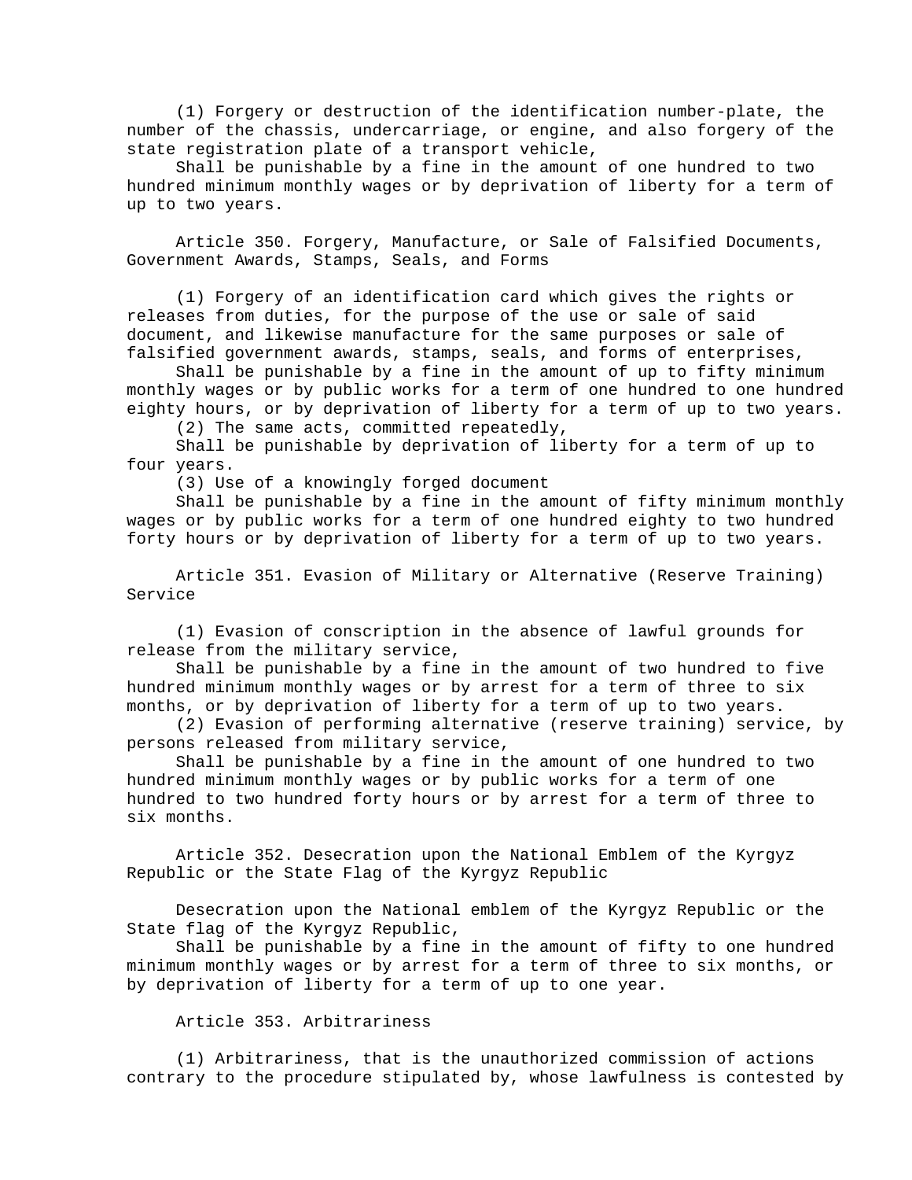(1) Forgery or destruction of the identification number-plate, the number of the chassis, undercarriage, or engine, and also forgery of the state registration plate of a transport vehicle,

Shall be punishable by a fine in the amount of one hundred to two hundred minimum monthly wages or by deprivation of liberty for a term of up to two years.

Article 350. Forgery, Manufacture, or Sale of Falsified Documents, Government Awards, Stamps, Seals, and Forms

(1) Forgery of an identification card which gives the rights or releases from duties, for the purpose of the use or sale of said document, and likewise manufacture for the same purposes or sale of falsified government awards, stamps, seals, and forms of enterprises,

Shall be punishable by a fine in the amount of up to fifty minimum monthly wages or by public works for a term of one hundred to one hundred eighty hours, or by deprivation of liberty for a term of up to two years.

(2) The same acts, committed repeatedly,

Shall be punishable by deprivation of liberty for a term of up to four years.

(3) Use of a knowingly forged document

Shall be punishable by a fine in the amount of fifty minimum monthly wages or by public works for a term of one hundred eighty to two hundred forty hours or by deprivation of liberty for a term of up to two years.

Article 351. Evasion of Military or Alternative (Reserve Training) Service

(1) Evasion of conscription in the absence of lawful grounds for release from the military service,

Shall be punishable by a fine in the amount of two hundred to five hundred minimum monthly wages or by arrest for a term of three to six months, or by deprivation of liberty for a term of up to two years.

(2) Evasion of performing alternative (reserve training) service, by persons released from military service,

Shall be punishable by a fine in the amount of one hundred to two hundred minimum monthly wages or by public works for a term of one hundred to two hundred forty hours or by arrest for a term of three to six months.

Article 352. Desecration upon the National Emblem of the Kyrgyz Republic or the State Flag of the Kyrgyz Republic

Desecration upon the National emblem of the Kyrgyz Republic or the State flag of the Kyrgyz Republic,

Shall be punishable by a fine in the amount of fifty to one hundred minimum monthly wages or by arrest for a term of three to six months, or by deprivation of liberty for a term of up to one year.

Article 353. Arbitrariness

(1) Arbitrariness, that is the unauthorized commission of actions contrary to the procedure stipulated by, whose lawfulness is contested by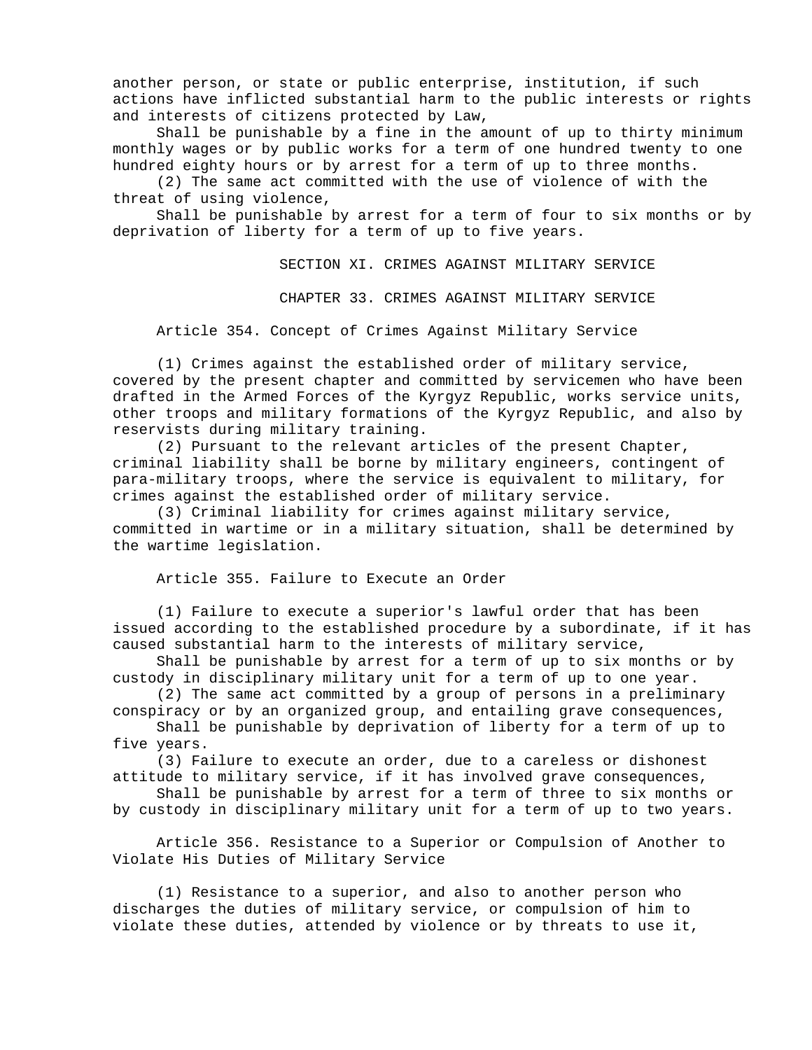another person, or state or public enterprise, institution, if such actions have inflicted substantial harm to the public interests or rights and interests of citizens protected by Law,

Shall be punishable by a fine in the amount of up to thirty minimum monthly wages or by public works for a term of one hundred twenty to one hundred eighty hours or by arrest for a term of up to three months.

(2) The same act committed with the use of violence of with the threat of using violence,

Shall be punishable by arrest for a term of four to six months or by deprivation of liberty for a term of up to five years.

# SECTION XI. CRIMES AGAINST MILITARY SERVICE

## CHAPTER 33. CRIMES AGAINST MILITARY SERVICE

### Article 354. Concept of Crimes Against Military Service

(1) Crimes against the established order of military service, covered by the present chapter and committed by servicemen who have been drafted in the Armed Forces of the Kyrgyz Republic, works service units, other troops and military formations of the Kyrgyz Republic, and also by reservists during military training.

(2) Pursuant to the relevant articles of the present Chapter, criminal liability shall be borne by military engineers, contingent of para-military troops, where the service is equivalent to military, for crimes against the established order of military service.

(3) Criminal liability for crimes against military service, committed in wartime or in a military situation, shall be determined by the wartime legislation.

### Article 355. Failure to Execute an Order

(1) Failure to execute a superior's lawful order that has been issued according to the established procedure by a subordinate, if it has caused substantial harm to the interests of military service,

Shall be punishable by arrest for a term of up to six months or by custody in disciplinary military unit for a term of up to one year.

(2) The same act committed by a group of persons in a preliminary conspiracy or by an organized group, and entailing grave consequences,

Shall be punishable by deprivation of liberty for a term of up to five years.

(3) Failure to execute an order, due to a careless or dishonest attitude to military service, if it has involved grave consequences,

Shall be punishable by arrest for a term of three to six months or by custody in disciplinary military unit for a term of up to two years.

### Article 356. Resistance to a Superior or Compulsion of Another to Violate His Duties of Military Service

(1) Resistance to a superior, and also to another person who discharges the duties of military service, or compulsion of him to violate these duties, attended by violence or by threats to use it,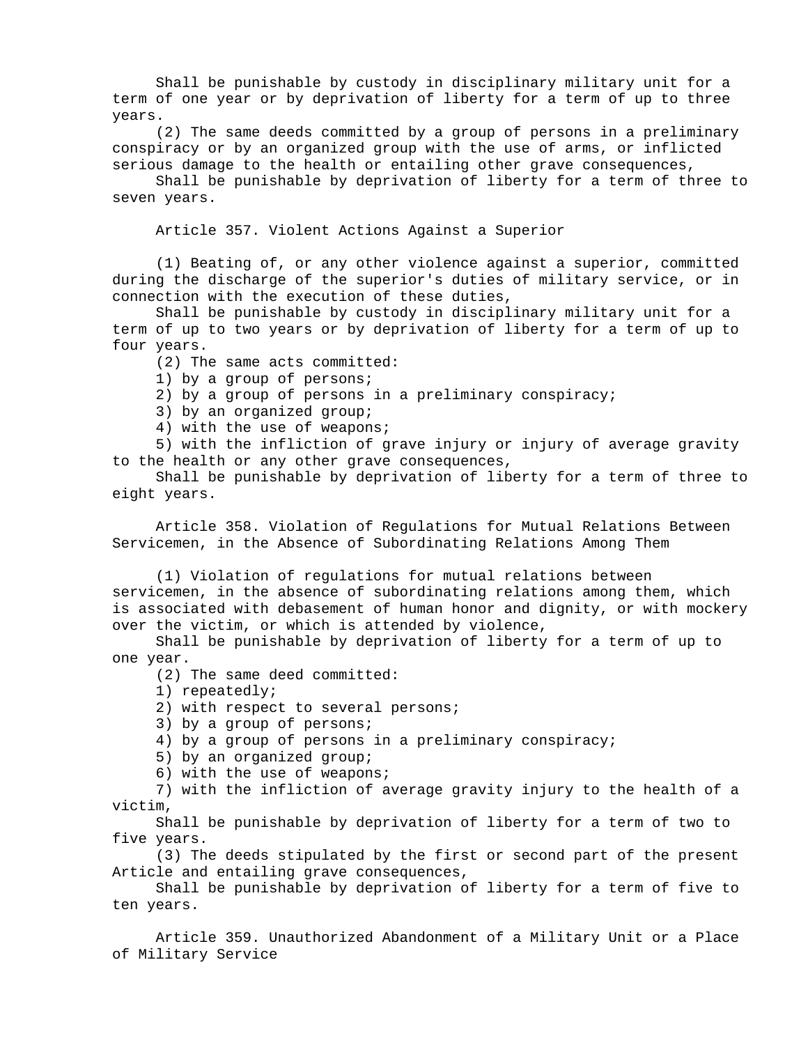Shall be punishable by custody in disciplinary military unit for a term of one year or by deprivation of liberty for a term of up to three years.

(2) The same deeds committed by a group of persons in a preliminary conspiracy or by an organized group with the use of arms, or inflicted serious damage to the health or entailing other grave consequences,

Shall be punishable by deprivation of liberty for a term of three to seven years.

### Article 357. Violent Actions Against a Superior

(1) Beating of, or any other violence against a superior, committed during the discharge of the superior's duties of military service, or in connection with the execution of these duties,

Shall be punishable by custody in disciplinary military unit for a term of up to two years or by deprivation of liberty for a term of up to four years.

(2) The same acts committed:

1) by a group of persons;

2) by a group of persons in a preliminary conspiracy;

3) by an organized group;

4) with the use of weapons;

5) with the infliction of grave injury or injury of average gravity to the health or any other grave consequences,

Shall be punishable by deprivation of liberty for a term of three to eight years.

### Article 358. Violation of Regulations for Mutual Relations Between Servicemen, in the Absence of Subordinating Relations Among Them

(1) Violation of regulations for mutual relations between servicemen, in the absence of subordinating relations among them, which is associated with debasement of human honor and dignity, or with mockery over the victim, or which is attended by violence,

Shall be punishable by deprivation of liberty for a term of up to one year.

(2) The same deed committed:

1) repeatedly;

2) with respect to several persons;

3) by a group of persons;

4) by a group of persons in a preliminary conspiracy;

5) by an organized group;

6) with the use of weapons;

7) with the infliction of average gravity injury to the health of a victim,

Shall be punishable by deprivation of liberty for a term of two to five years.

(3) The deeds stipulated by the first or second part of the present Article and entailing grave consequences,

Shall be punishable by deprivation of liberty for a term of five to ten years.

### Article 359. Unauthorized Abandonment of a Military Unit or a Place of Military Service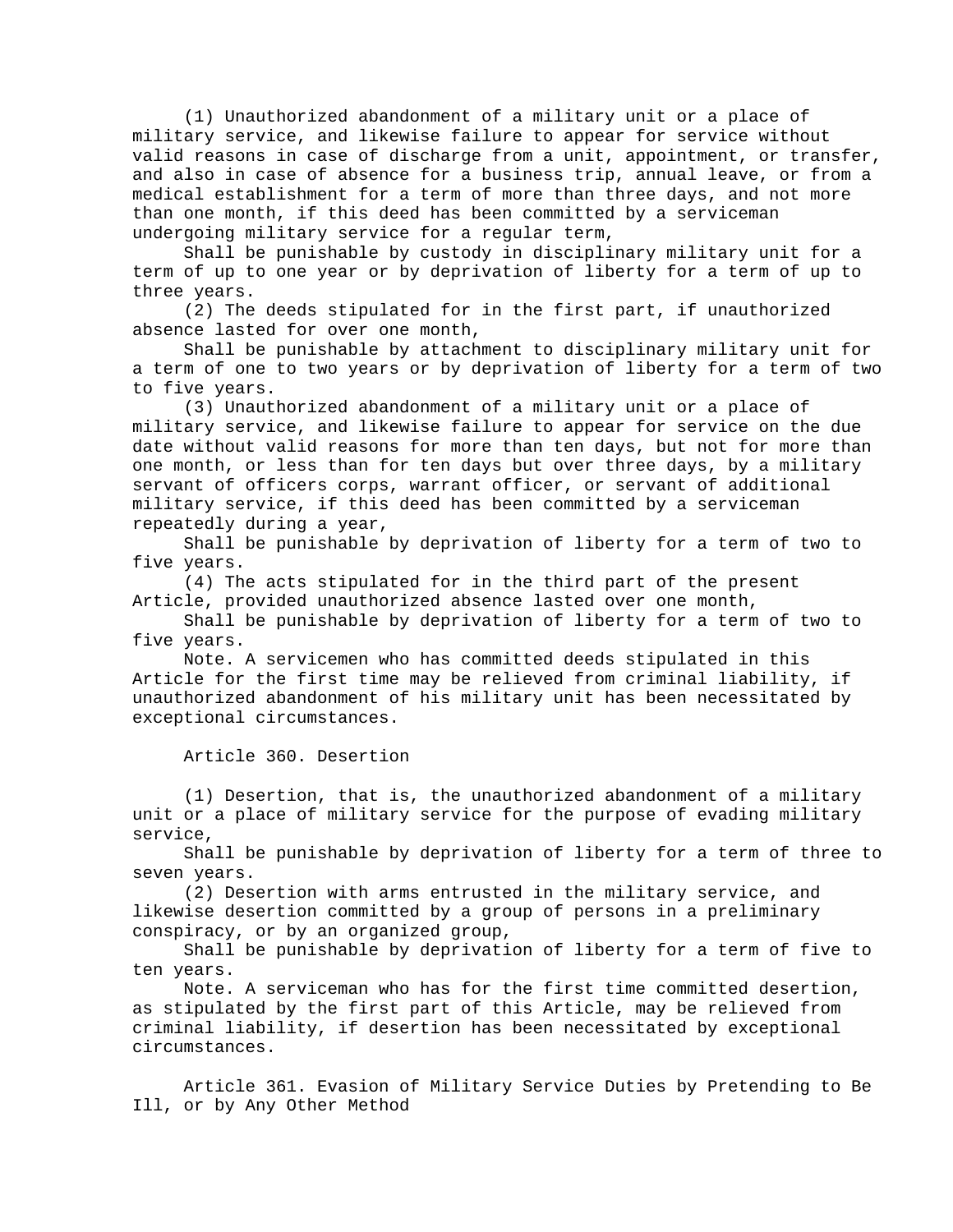(1) Unauthorized abandonment of a military unit or a place of military service, and likewise failure to appear for service without valid reasons in case of discharge from a unit, appointment, or transfer, and also in case of absence for a business trip, annual leave, or from a medical establishment for a term of more than three days, and not more than one month, if this deed has been committed by a serviceman undergoing military service for a regular term,

Shall be punishable by custody in disciplinary military unit for a term of up to one year or by deprivation of liberty for a term of up to three years.

(2) The deeds stipulated for in the first part, if unauthorized absence lasted for over one month,

Shall be punishable by attachment to disciplinary military unit for a term of one to two years or by deprivation of liberty for a term of two to five years.

(3) Unauthorized abandonment of a military unit or a place of military service, and likewise failure to appear for service on the due date without valid reasons for more than ten days, but not for more than one month, or less than for ten days but over three days, by a military servant of officers corps, warrant officer, or servant of additional military service, if this deed has been committed by a serviceman repeatedly during a year,

Shall be punishable by deprivation of liberty for a term of two to five years.

(4) The acts stipulated for in the third part of the present Article, provided unauthorized absence lasted over one month,

Shall be punishable by deprivation of liberty for a term of two to five years.

Note. A servicemen who has committed deeds stipulated in this Article for the first time may be relieved from criminal liability, if unauthorized abandonment of his military unit has been necessitated by exceptional circumstances.

Article 360. Desertion

(1) Desertion, that is, the unauthorized abandonment of a military unit or a place of military service for the purpose of evading military service,

Shall be punishable by deprivation of liberty for a term of three to seven years.

(2) Desertion with arms entrusted in the military service, and likewise desertion committed by a group of persons in a preliminary conspiracy, or by an organized group,

Shall be punishable by deprivation of liberty for a term of five to ten years.

Note. A serviceman who has for the first time committed desertion, as stipulated by the first part of this Article, may be relieved from criminal liability, if desertion has been necessitated by exceptional circumstances.

Article 361. Evasion of Military Service Duties by Pretending to Be Ill, or by Any Other Method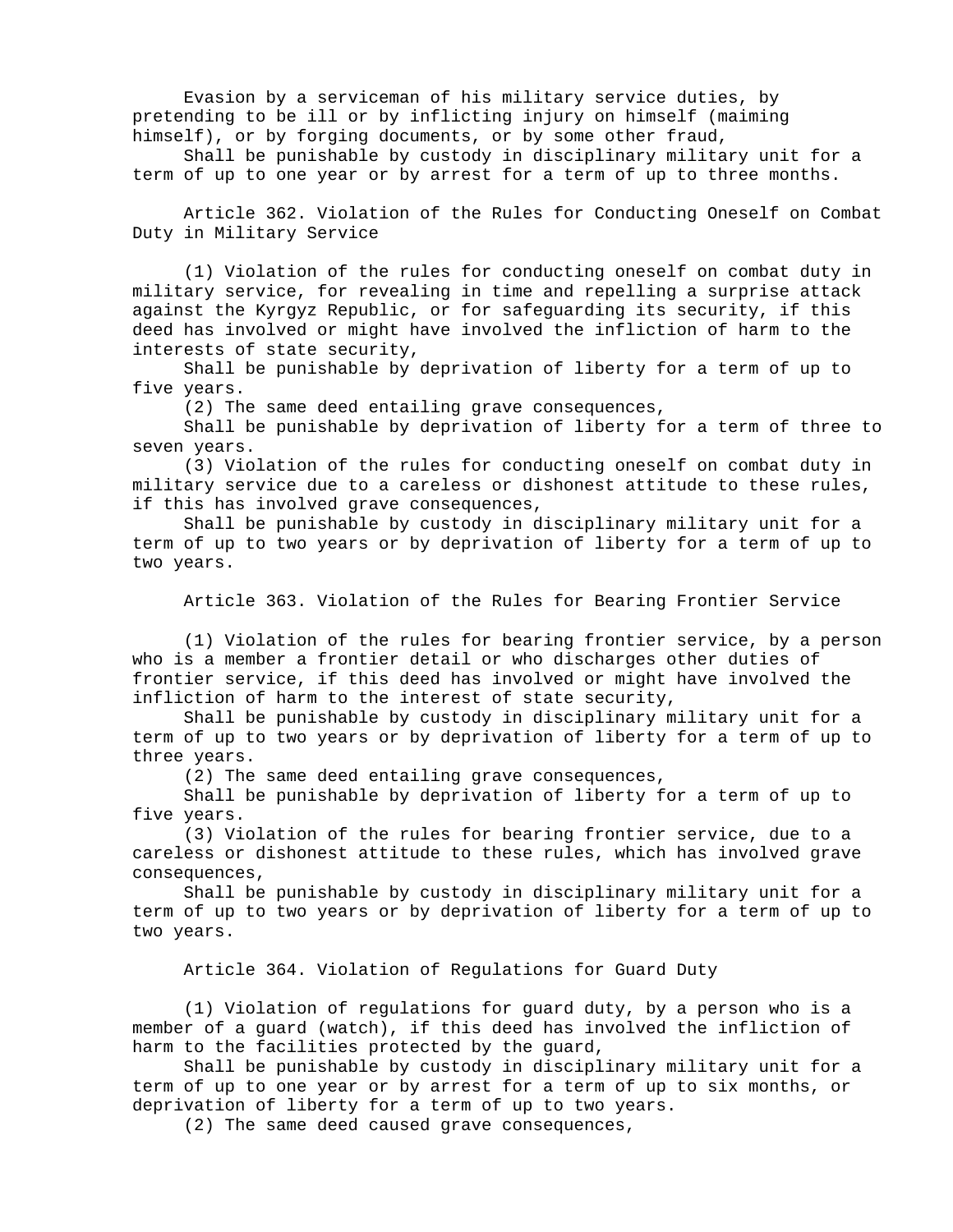Evasion by a serviceman of his military service duties, by pretending to be ill or by inflicting injury on himself (maiming himself), or by forging documents, or by some other fraud,

Shall be punishable by custody in disciplinary military unit for a term of up to one year or by arrest for a term of up to three months.

Article 362. Violation of the Rules for Conducting Oneself on Combat Duty in Military Service

(1) Violation of the rules for conducting oneself on combat duty in military service, for revealing in time and repelling a surprise attack against the Kyrgyz Republic, or for safeguarding its security, if this deed has involved or might have involved the infliction of harm to the interests of state security,

Shall be punishable by deprivation of liberty for a term of up to five years.

(2) The same deed entailing grave consequences,

Shall be punishable by deprivation of liberty for a term of three to seven years.

(3) Violation of the rules for conducting oneself on combat duty in military service due to a careless or dishonest attitude to these rules, if this has involved grave consequences,

Shall be punishable by custody in disciplinary military unit for a term of up to two years or by deprivation of liberty for a term of up to two years.

Article 363. Violation of the Rules for Bearing Frontier Service

(1) Violation of the rules for bearing frontier service, by a person who is a member a frontier detail or who discharges other duties of frontier service, if this deed has involved or might have involved the infliction of harm to the interest of state security,

Shall be punishable by custody in disciplinary military unit for a term of up to two years or by deprivation of liberty for a term of up to three years.

(2) The same deed entailing grave consequences,

Shall be punishable by deprivation of liberty for a term of up to five years.

(3) Violation of the rules for bearing frontier service, due to a careless or dishonest attitude to these rules, which has involved grave consequences,

Shall be punishable by custody in disciplinary military unit for a term of up to two years or by deprivation of liberty for a term of up to two years.

Article 364. Violation of Regulations for Guard Duty

(1) Violation of regulations for guard duty, by a person who is a member of a guard (watch), if this deed has involved the infliction of harm to the facilities protected by the guard,

Shall be punishable by custody in disciplinary military unit for a term of up to one year or by arrest for a term of up to six months, or deprivation of liberty for a term of up to two years.

(2) The same deed caused grave consequences,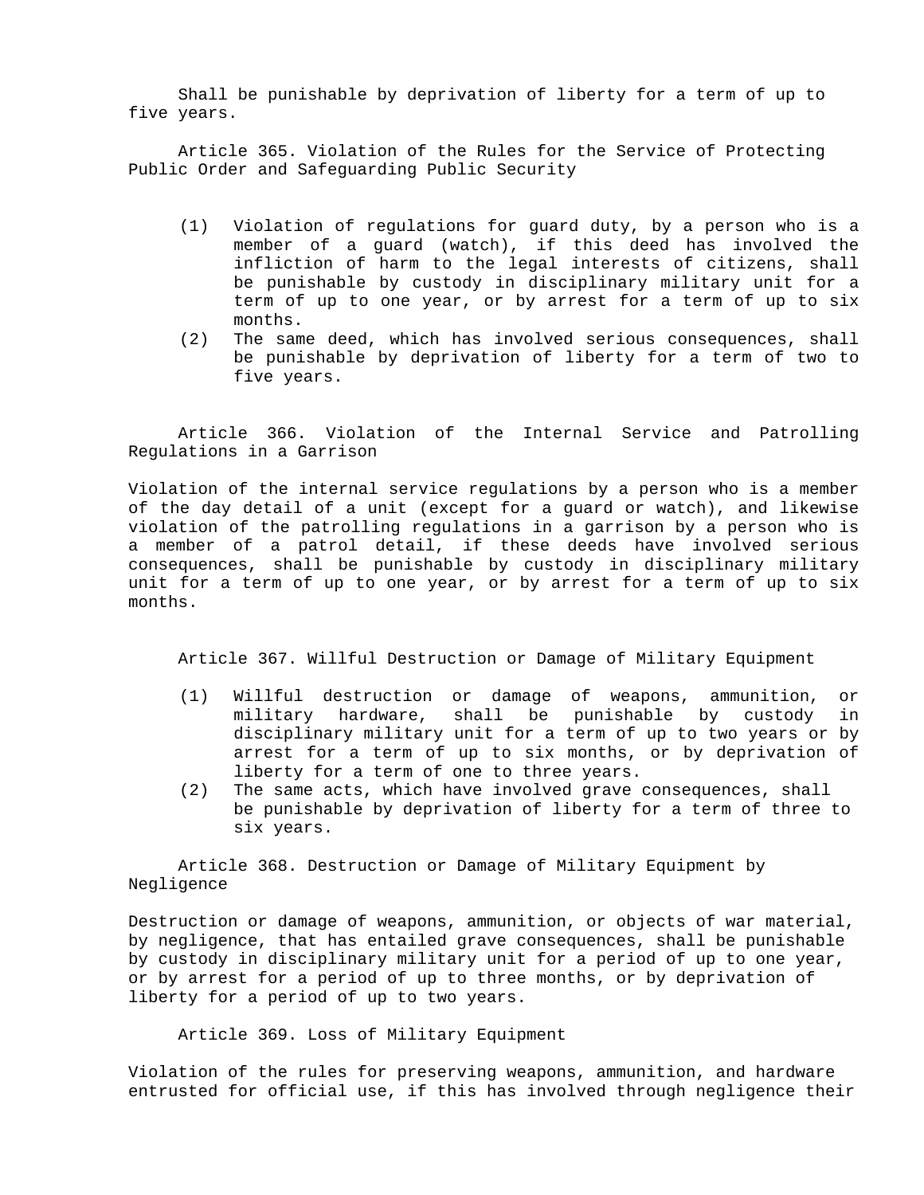Shall be punishable by deprivation of liberty for a term of up to five years.

Article 365. Violation of the Rules for the Service of Protecting Public Order and Safeguarding Public Security

(1) Violation of regulations for guard duty, by a person who is a member of a guard (watch), if this deed has involved the infliction of harm to the legal interests of citizens, shall be punishable by custody in disciplinary military unit for a term of up to one year, or by arrest for a term of up to six months.
(2) The same deed, which has involved serious consequences, shall be punishable by deprivation of liberty for a term of two to five years.

Article 366. Violation of the Internal Service and Patrolling Regulations in a Garrison

Violation of the internal service regulations by a person who is a member of the day detail of a unit (except for a guard or watch), and likewise violation of the patrolling regulations in a garrison by a person who is a member of a patrol detail, if these deeds have involved serious consequences, shall be punishable by custody in disciplinary military unit for a term of up to one year, or by arrest for a term of up to six months.

Article 367. Willful Destruction or Damage of Military Equipment

(1) Willful destruction or damage of weapons, ammunition, or military hardware, shall be punishable by custody in disciplinary military unit for a term of up to two years or by arrest for a term of up to six months, or by deprivation of liberty for a term of one to three years.
(2) The same acts, which have involved grave consequences, shall be punishable by deprivation of liberty for a term of three to six years.

Article 368. Destruction or Damage of Military Equipment by Negligence

Destruction or damage of weapons, ammunition, or objects of war material, by negligence, that has entailed grave consequences, shall be punishable by custody in disciplinary military unit for a period of up to one year, or by arrest for a period of up to three months, or by deprivation of liberty for a period of up to two years.

Article 369. Loss of Military Equipment

Violation of the rules for preserving weapons, ammunition, and hardware entrusted for official use, if this has involved through negligence their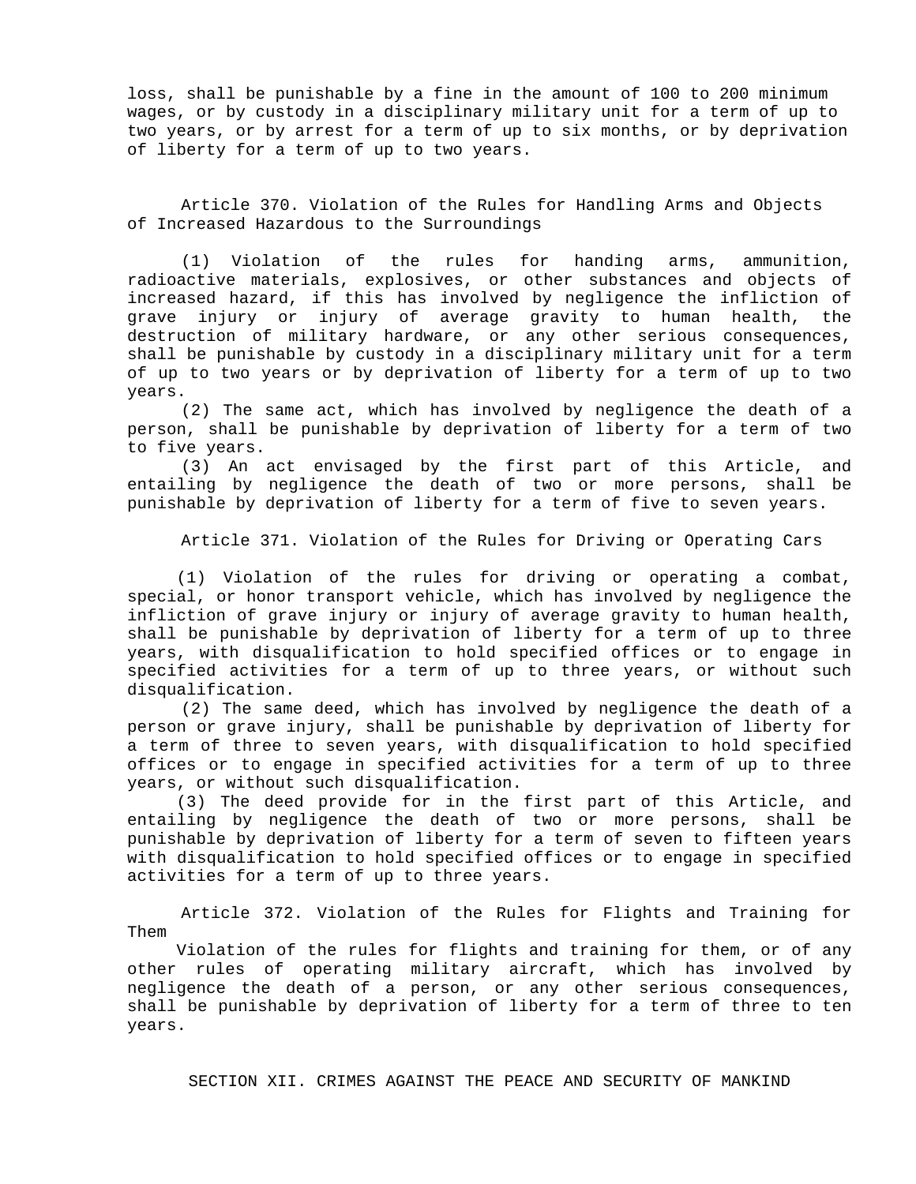loss, shall be punishable by a fine in the amount of 100 to 200 minimum wages, or by custody in a disciplinary military unit for a term of up to two years, or by arrest for a term of up to six months, or by deprivation of liberty for a term of up to two years.

### Article 370. Violation of the Rules for Handling Arms and Objects of Increased Hazardous to the Surroundings

(1) Violation of the rules for handing arms, ammunition, radioactive materials, explosives, or other substances and objects of increased hazard, if this has involved by negligence the infliction of grave injury or injury of average gravity to human health, the destruction of military hardware, or any other serious consequences, shall be punishable by custody in a disciplinary military unit for a term of up to two years or by deprivation of liberty for a term of up to two years.

(2) The same act, which has involved by negligence the death of a person, shall be punishable by deprivation of liberty for a term of two to five years.

(3) An act envisaged by the first part of this Article, and entailing by negligence the death of two or more persons, shall be punishable by deprivation of liberty for a term of five to seven years.

### Article 371. Violation of the Rules for Driving or Operating Cars

(1) Violation of the rules for driving or operating a combat, special, or honor transport vehicle, which has involved by negligence the infliction of grave injury or injury of average gravity to human health, shall be punishable by deprivation of liberty for a term of up to three years, with disqualification to hold specified offices or to engage in specified activities for a term of up to three years, or without such disqualification.

(2) The same deed, which has involved by negligence the death of a person or grave injury, shall be punishable by deprivation of liberty for a term of three to seven years, with disqualification to hold specified offices or to engage in specified activities for a term of up to three years, or without such disqualification.

(3) The deed provide for in the first part of this Article, and entailing by negligence the death of two or more persons, shall be punishable by deprivation of liberty for a term of seven to fifteen years with disqualification to hold specified offices or to engage in specified activities for a term of up to three years.

### Article 372. Violation of the Rules for Flights and Training for Them

Violation of the rules for flights and training for them, or of any other rules of operating military aircraft, which has involved by negligence the death of a person, or any other serious consequences, shall be punishable by deprivation of liberty for a term of three to ten years.

## SECTION XII. CRIMES AGAINST THE PEACE AND SECURITY OF MANKIND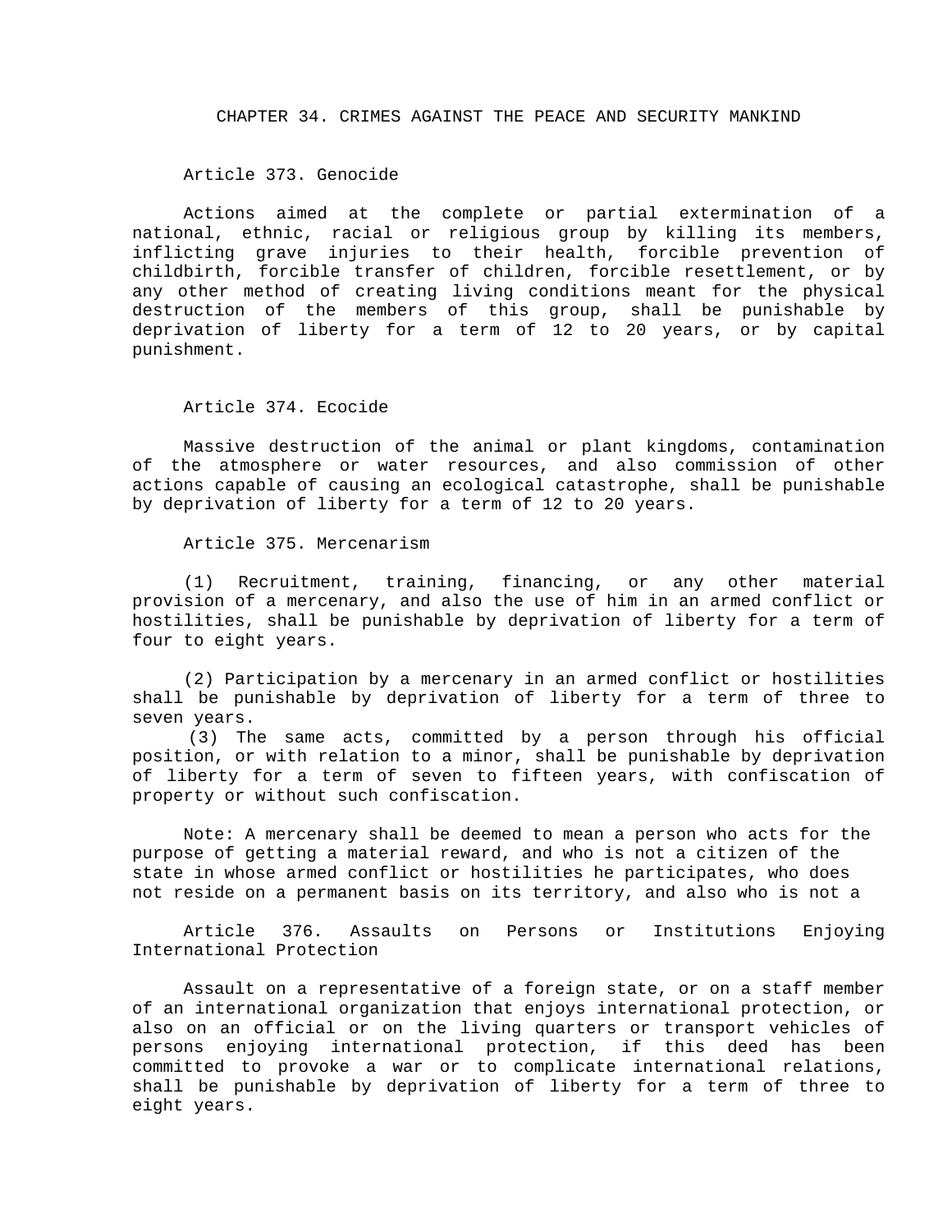## CHAPTER 34. CRIMES AGAINST THE PEACE AND SECURITY MANKIND

### Article 373. Genocide

Actions aimed at the complete or partial extermination of a national, ethnic, racial or religious group by killing its members, inflicting grave injuries to their health, forcible prevention of childbirth, forcible transfer of children, forcible resettlement, or by any other method of creating living conditions meant for the physical destruction of the members of this group, shall be punishable by deprivation of liberty for a term of 12 to 20 years, or by capital punishment.

### Article 374. Ecocide

Massive destruction of the animal or plant kingdoms, contamination of the atmosphere or water resources, and also commission of other actions capable of causing an ecological catastrophe, shall be punishable by deprivation of liberty for a term of 12 to 20 years.

### Article 375. Mercenarism

(1) Recruitment, training, financing, or any other material provision of a mercenary, and also the use of him in an armed conflict or hostilities, shall be punishable by deprivation of liberty for a term of four to eight years.

(2) Participation by a mercenary in an armed conflict or hostilities shall be punishable by deprivation of liberty for a term of three to seven years.

(3) The same acts, committed by a person through his official position, or with relation to a minor, shall be punishable by deprivation of liberty for a term of seven to fifteen years, with confiscation of property or without such confiscation.

Note: A mercenary shall be deemed to mean a person who acts for the purpose of getting a material reward, and who is not a citizen of the state in whose armed conflict or hostilities he participates, who does not reside on a permanent basis on its territory, and also who is not a

### Article 376. Assaults on Persons or Institutions Enjoying International Protection

Assault on a representative of a foreign state, or on a staff member of an international organization that enjoys international protection, or also on an official or on the living quarters or transport vehicles of persons enjoying international protection, if this deed has been committed to provoke a war or to complicate international relations, shall be punishable by deprivation of liberty for a term of three to eight years.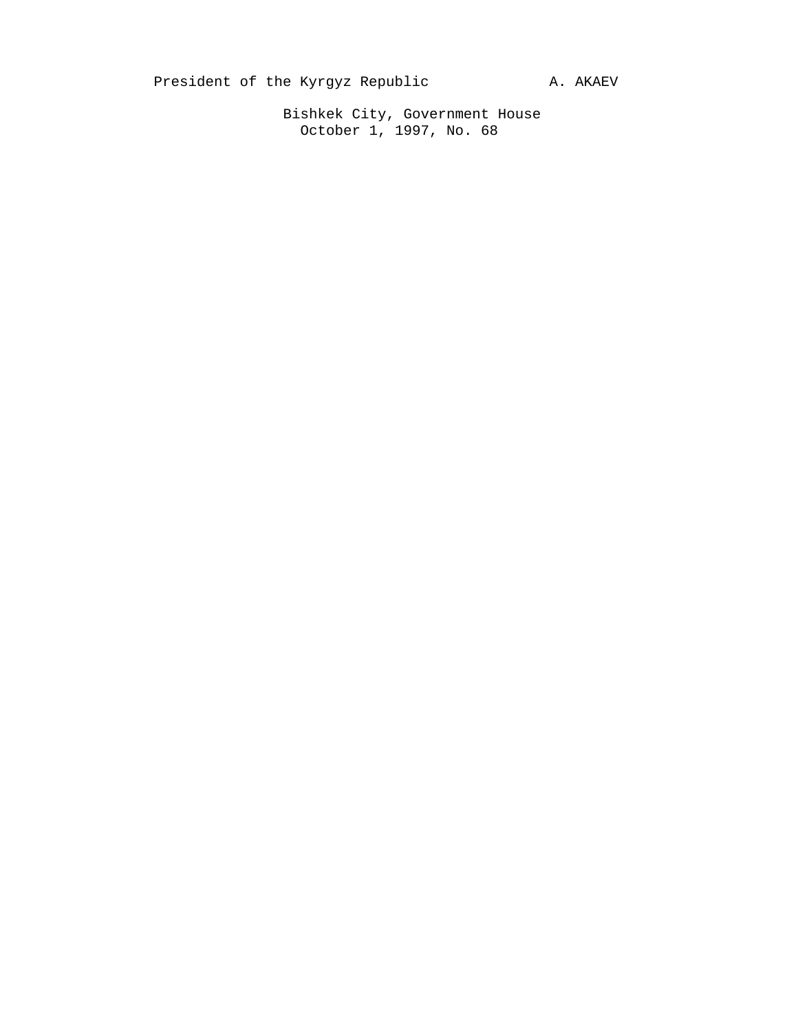President of the Kyrgyz Republic A. AKAEV

Bishkek City, Government House
October 1, 1997, No. 68